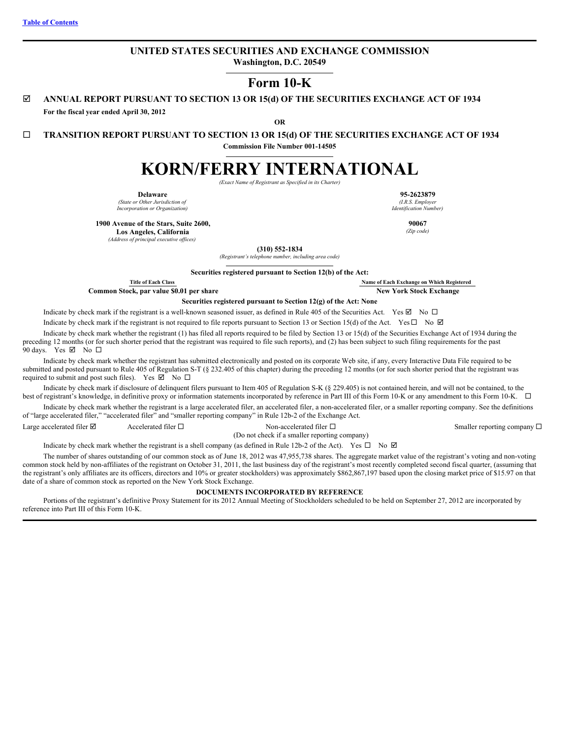Table of Contents

# UNITED STATES SECURITIES AND EXCHANGE COMMISSION

**Washington, D.C. 20549**

# Form 10-K

☑ **ANNUAL REPORT PURSUANT TO SECTION 13 OR 15(d) OF THE SECURITIES EXCHANGE ACT OF 1934**

**For the fiscal year ended April 30, 2012**

**OR**

☐ **TRANSITION REPORT PURSUANT TO SECTION 13 OR 15(d) OF THE SECURITIES EXCHANGE ACT OF 1934**

**Commission File Number 001-14505**

# KORN/FERRY INTERNATIONAL

*(Exact Name of Registrant as Specified in its Charter)*

| | |
|---|---|
| **Delaware** | **95-2623879** |
| *(State or Other Jurisdiction of Incorporation or Organization)* | *(I.R.S. Employer Identification Number)* |
| **1900 Avenue of the Stars, Suite 2600, Los Angeles, California** | **90067** |
| *(Address of principal executive offices)* | *(Zip code)* |

**(310) 552-1834**

*(Registrant's telephone number, including area code)*

**Securities registered pursuant to Section 12(b) of the Act:**

| Title of Each Class | Name of Each Exchange on Which Registered |
|---|---|
| **Common Stock, par value $0.01 per share** | **New York Stock Exchange** |

**Securities registered pursuant to Section 12(g) of the Act: None**

Indicate by check mark if the registrant is a well-known seasoned issuer, as defined in Rule 405 of the Securities Act. Yes ☑ No ☐

Indicate by check mark if the registrant is not required to file reports pursuant to Section 13 or Section 15(d) of the Act. Yes ☐ No ☑

Indicate by check mark whether the registrant (1) has filed all reports required to be filed by Section 13 or 15(d) of the Securities Exchange Act of 1934 during the preceding 12 months (or for such shorter period that the registrant was required to file such reports), and (2) has been subject to such filing requirements for the past 90 days. Yes ☑ No ☐

Indicate by check mark whether the registrant has submitted electronically and posted on its corporate Web site, if any, every Interactive Data File required to be submitted and posted pursuant to Rule 405 of Regulation S-T (§ 232.405 of this chapter) during the preceding 12 months (or for such shorter period that the registrant was required to submit and post such files). Yes ☑ No ☐

Indicate by check mark if disclosure of delinquent filers pursuant to Item 405 of Regulation S-K (§ 229.405) is not contained herein, and will not be contained, to the best of registrant's knowledge, in definitive proxy or information statements incorporated by reference in Part III of this Form 10-K or any amendment to this Form 10-K. ☐

Indicate by check mark whether the registrant is a large accelerated filer, an accelerated filer, a non-accelerated filer, or a smaller reporting company. See the definitions of "large accelerated filer," "accelerated filer" and "smaller reporting company" in Rule 12b-2 of the Exchange Act.

Large accelerated filer ☑ Accelerated filer ☐ Non-accelerated filer ☐ (Do not check if a smaller reporting company) Smaller reporting company ☐

Indicate by check mark whether the registrant is a shell company (as defined in Rule 12b-2 of the Act). Yes ☐ No ☑

The number of shares outstanding of our common stock as of June 18, 2012 was 47,955,738 shares. The aggregate market value of the registrant's voting and non-voting common stock held by non-affiliates of the registrant on October 31, 2011, the last business day of the registrant's most recently completed second fiscal quarter, (assuming that the registrant's only affiliates are its officers, directors and 10% or greater stockholders) was approximately $862,867,197 based upon the closing market price of $15.97 on that date of a share of common stock as reported on the New York Stock Exchange.

**DOCUMENTS INCORPORATED BY REFERENCE**

Portions of the registrant's definitive Proxy Statement for its 2012 Annual Meeting of Stockholders scheduled to be held on September 27, 2012 are incorporated by reference into Part III of this Form 10-K.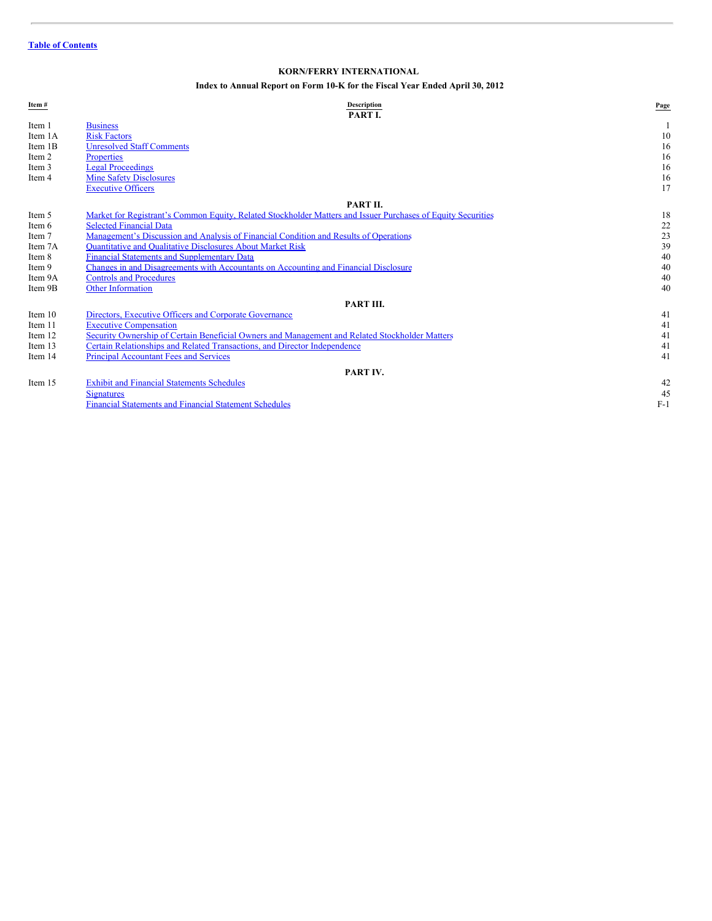[Table of Contents](#)

# KORN/FERRY INTERNATIONAL

## Index to Annual Report on Form 10-K for the Fiscal Year Ended April 30, 2012

| Item # | Description | Page |
|---|---|---|
| | **PART I.** | |
| Item 1 | Business | 1 |
| Item 1A | Risk Factors | 10 |
| Item 1B | Unresolved Staff Comments | 16 |
| Item 2 | Properties | 16 |
| Item 3 | Legal Proceedings | 16 |
| Item 4 | Mine Safety Disclosures | 16 |
| | Executive Officers | 17 |
| | **PART II.** | |
| Item 5 | Market for Registrant's Common Equity, Related Stockholder Matters and Issuer Purchases of Equity Securities | 18 |
| Item 6 | Selected Financial Data | 22 |
| Item 7 | Management's Discussion and Analysis of Financial Condition and Results of Operations | 23 |
| Item 7A | Quantitative and Qualitative Disclosures About Market Risk | 39 |
| Item 8 | Financial Statements and Supplementary Data | 40 |
| Item 9 | Changes in and Disagreements with Accountants on Accounting and Financial Disclosure | 40 |
| Item 9A | Controls and Procedures | 40 |
| Item 9B | Other Information | 40 |
| | **PART III.** | |
| Item 10 | Directors, Executive Officers and Corporate Governance | 41 |
| Item 11 | Executive Compensation | 41 |
| Item 12 | Security Ownership of Certain Beneficial Owners and Management and Related Stockholder Matters | 41 |
| Item 13 | Certain Relationships and Related Transactions, and Director Independence | 41 |
| Item 14 | Principal Accountant Fees and Services | 41 |
| | **PART IV.** | |
| Item 15 | Exhibit and Financial Statements Schedules | 42 |
| | Signatures | 45 |
| | Financial Statements and Financial Statement Schedules | F-1 |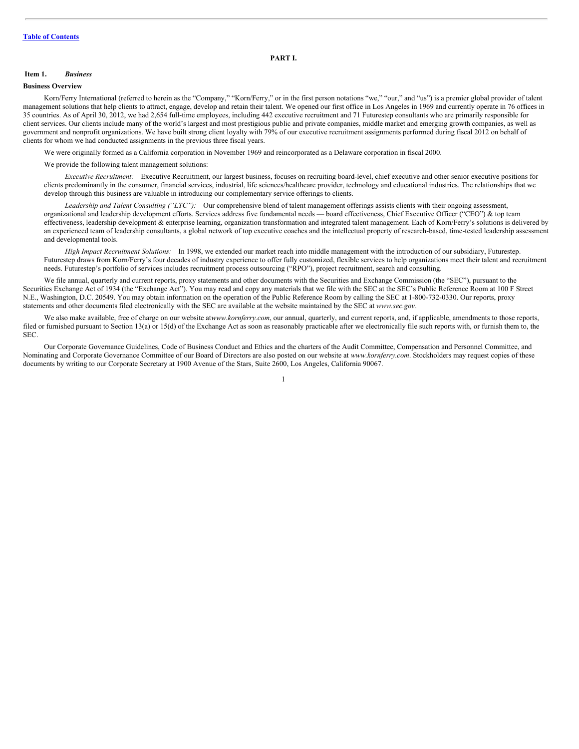## PART I.

### Item 1. *Business*

**Business Overview**

Korn/Ferry International (referred to herein as the "Company," "Korn/Ferry," or in the first person notations "we," "our," and "us") is a premier global provider of talent management solutions that help clients to attract, engage, develop and retain their talent. We opened our first office in Los Angeles in 1969 and currently operate in 76 offices in 35 countries. As of April 30, 2012, we had 2,654 full-time employees, including 442 executive recruitment and 71 Futurestep consultants who are primarily responsible for client services. Our clients include many of the world's largest and most prestigious public and private companies, middle market and emerging growth companies, as well as government and nonprofit organizations. We have built strong client loyalty with 79% of our executive recruitment assignments performed during fiscal 2012 on behalf of clients for whom we had conducted assignments in the previous three fiscal years.

We were originally formed as a California corporation in November 1969 and reincorporated as a Delaware corporation in fiscal 2000.

We provide the following talent management solutions:

*Executive Recruitment:* Executive Recruitment, our largest business, focuses on recruiting board-level, chief executive and other senior executive positions for clients predominantly in the consumer, financial services, industrial, life sciences/healthcare provider, technology and educational industries. The relationships that we develop through this business are valuable in introducing our complementary service offerings to clients.

*Leadership and Talent Consulting ("LTC"):* Our comprehensive blend of talent management offerings assists clients with their ongoing assessment, organizational and leadership development efforts. Services address five fundamental needs — board effectiveness, Chief Executive Officer ("CEO") & top team effectiveness, leadership development & enterprise learning, organization transformation and integrated talent management. Each of Korn/Ferry's solutions is delivered by an experienced team of leadership consultants, a global network of top executive coaches and the intellectual property of research-based, time-tested leadership assessment and developmental tools.

*High Impact Recruitment Solutions:* In 1998, we extended our market reach into middle management with the introduction of our subsidiary, Futurestep. Futurestep draws from Korn/Ferry's four decades of industry experience to offer fully customized, flexible services to help organizations meet their talent and recruitment needs. Futurestep's portfolio of services includes recruitment process outsourcing ("RPO"), project recruitment, search and consulting.

We file annual, quarterly and current reports, proxy statements and other documents with the Securities and Exchange Commission (the "SEC"), pursuant to the Securities Exchange Act of 1934 (the "Exchange Act"). You may read and copy any materials that we file with the SEC at the SEC's Public Reference Room at 100 F Street N.E., Washington, D.C. 20549. You may obtain information on the operation of the Public Reference Room by calling the SEC at 1-800-732-0330. Our reports, proxy statements and other documents filed electronically with the SEC are available at the website maintained by the SEC at *www.sec.gov*.

We also make available, free of charge on our website at*www.kornferry.com*, our annual, quarterly, and current reports, and, if applicable, amendments to those reports, filed or furnished pursuant to Section 13(a) or 15(d) of the Exchange Act as soon as reasonably practicable after we electronically file such reports with, or furnish them to, the SEC.

Our Corporate Governance Guidelines, Code of Business Conduct and Ethics and the charters of the Audit Committee, Compensation and Personnel Committee, and Nominating and Corporate Governance Committee of our Board of Directors are also posted on our website at *www.kornferry.com*. Stockholders may request copies of these documents by writing to our Corporate Secretary at 1900 Avenue of the Stars, Suite 2600, Los Angeles, California 90067.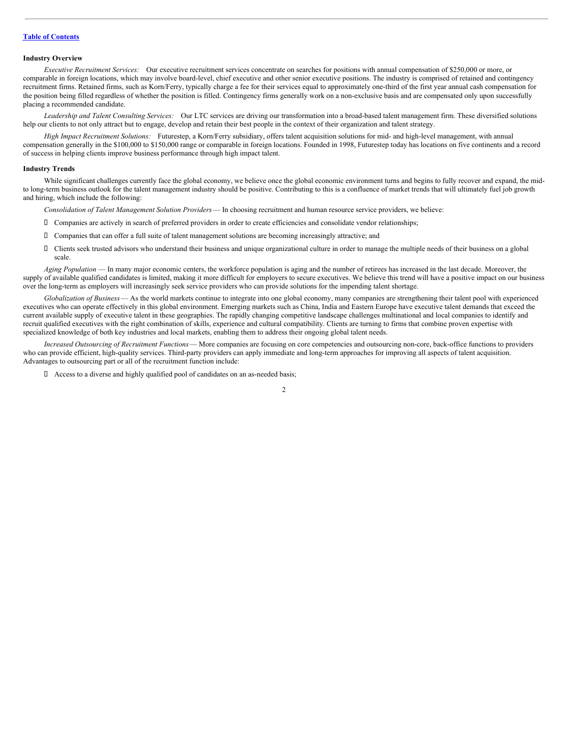### Industry Overview

*Executive Recruitment Services:* Our executive recruitment services concentrate on searches for positions with annual compensation of $250,000 or more, or comparable in foreign locations, which may involve board-level, chief executive and other senior executive positions. The industry is comprised of retained and contingency recruitment firms. Retained firms, such as Korn/Ferry, typically charge a fee for their services equal to approximately one-third of the first year annual cash compensation for the position being filled regardless of whether the position is filled. Contingency firms generally work on a non-exclusive basis and are compensated only upon successfully placing a recommended candidate.

*Leadership and Talent Consulting Services:* Our LTC services are driving our transformation into a broad-based talent management firm. These diversified solutions help our clients to not only attract but to engage, develop and retain their best people in the context of their organization and talent strategy.

*High Impact Recruitment Solutions:* Futurestep, a Korn/Ferry subsidiary, offers talent acquisition solutions for mid- and high-level management, with annual compensation generally in the $100,000 to $150,000 range or comparable in foreign locations. Founded in 1998, Futurestep today has locations on five continents and a record of success in helping clients improve business performance through high impact talent.

### Industry Trends

While significant challenges currently face the global economy, we believe once the global economic environment turns and begins to fully recover and expand, the mid- to long-term business outlook for the talent management industry should be positive. Contributing to this is a confluence of market trends that will ultimately fuel job growth and hiring, which include the following:

*Consolidation of Talent Management Solution Providers* — In choosing recruitment and human resource service providers, we believe:

- Companies are actively in search of preferred providers in order to create efficiencies and consolidate vendor relationships;
- Companies that can offer a full suite of talent management solutions are becoming increasingly attractive; and
- Clients seek trusted advisors who understand their business and unique organizational culture in order to manage the multiple needs of their business on a global scale.

*Aging Population* — In many major economic centers, the workforce population is aging and the number of retirees has increased in the last decade. Moreover, the supply of available qualified candidates is limited, making it more difficult for employers to secure executives. We believe this trend will have a positive impact on our business over the long-term as employers will increasingly seek service providers who can provide solutions for the impending talent shortage.

*Globalization of Business* — As the world markets continue to integrate into one global economy, many companies are strengthening their talent pool with experienced executives who can operate effectively in this global environment. Emerging markets such as China, India and Eastern Europe have executive talent demands that exceed the current available supply of executive talent in these geographies. The rapidly changing competitive landscape challenges multinational and local companies to identify and recruit qualified executives with the right combination of skills, experience and cultural compatibility. Clients are turning to firms that combine proven expertise with specialized knowledge of both key industries and local markets, enabling them to address their ongoing global talent needs.

*Increased Outsourcing of Recruitment Functions* — More companies are focusing on core competencies and outsourcing non-core, back-office functions to providers who can provide efficient, high-quality services. Third-party providers can apply immediate and long-term approaches for improving all aspects of talent acquisition. Advantages to outsourcing part or all of the recruitment function include:

- Access to a diverse and highly qualified pool of candidates on an as-needed basis;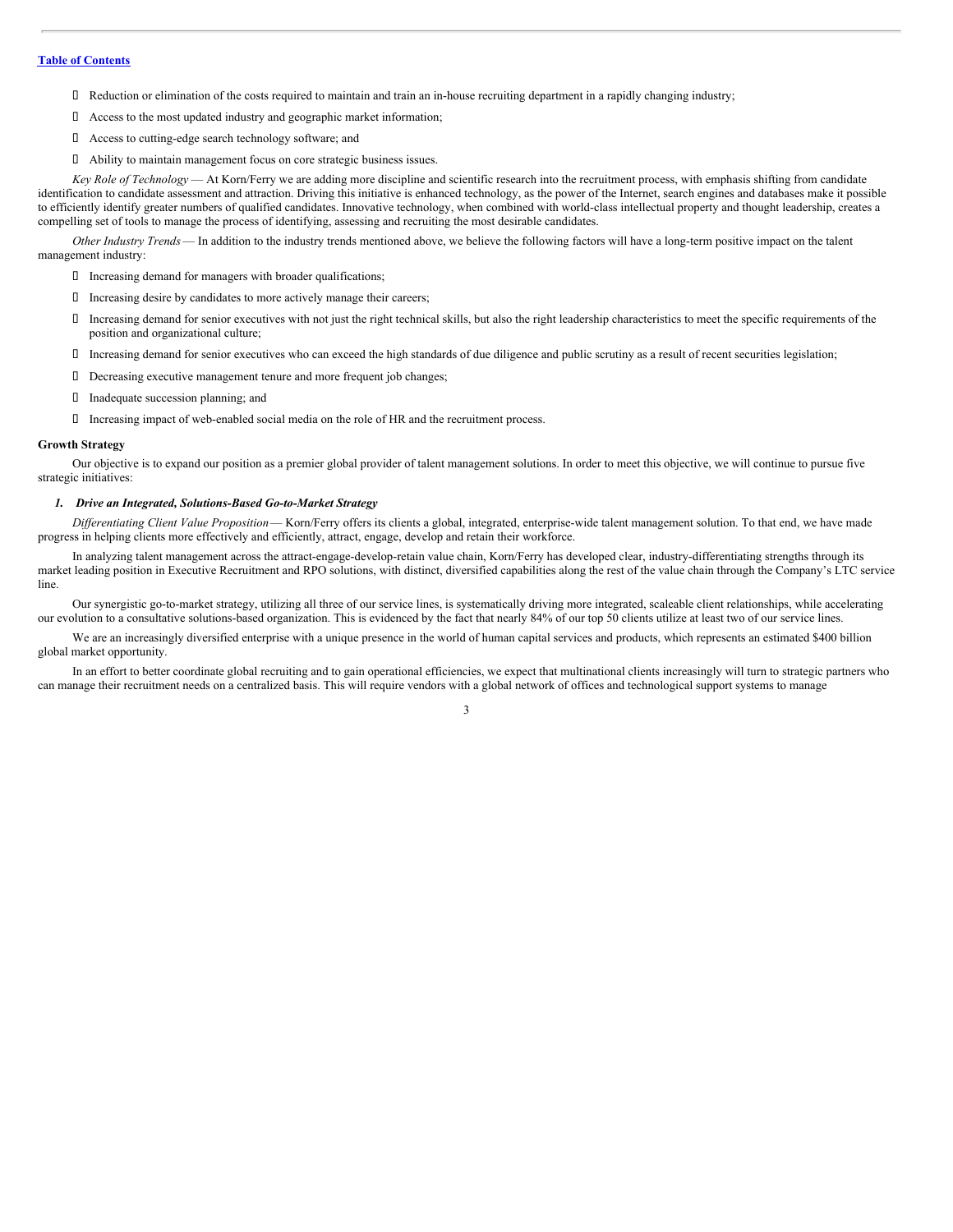- Reduction or elimination of the costs required to maintain and train an in-house recruiting department in a rapidly changing industry;
- Access to the most updated industry and geographic market information;
- Access to cutting-edge search technology software; and
- Ability to maintain management focus on core strategic business issues.

*Key Role of Technology* — At Korn/Ferry we are adding more discipline and scientific research into the recruitment process, with emphasis shifting from candidate identification to candidate assessment and attraction. Driving this initiative is enhanced technology, as the power of the Internet, search engines and databases make it possible to efficiently identify greater numbers of qualified candidates. Innovative technology, when combined with world-class intellectual property and thought leadership, creates a compelling set of tools to manage the process of identifying, assessing and recruiting the most desirable candidates.

*Other Industry Trends* — In addition to the industry trends mentioned above, we believe the following factors will have a long-term positive impact on the talent management industry:

- Increasing demand for managers with broader qualifications;
- Increasing desire by candidates to more actively manage their careers;
- Increasing demand for senior executives with not just the right technical skills, but also the right leadership characteristics to meet the specific requirements of the position and organizational culture;
- Increasing demand for senior executives who can exceed the high standards of due diligence and public scrutiny as a result of recent securities legislation;
- Decreasing executive management tenure and more frequent job changes;
- Inadequate succession planning; and
- Increasing impact of web-enabled social media on the role of HR and the recruitment process.

**Growth Strategy**

Our objective is to expand our position as a premier global provider of talent management solutions. In order to meet this objective, we will continue to pursue five strategic initiatives:

***1. Drive an Integrated, Solutions-Based Go-to-Market Strategy***

*Differentiating Client Value Proposition* — Korn/Ferry offers its clients a global, integrated, enterprise-wide talent management solution. To that end, we have made progress in helping clients more effectively and efficiently, attract, engage, develop and retain their workforce.

In analyzing talent management across the attract-engage-develop-retain value chain, Korn/Ferry has developed clear, industry-differentiating strengths through its market leading position in Executive Recruitment and RPO solutions, with distinct, diversified capabilities along the rest of the value chain through the Company's LTC service line.

Our synergistic go-to-market strategy, utilizing all three of our service lines, is systematically driving more integrated, scaleable client relationships, while accelerating our evolution to a consultative solutions-based organization. This is evidenced by the fact that nearly 84% of our top 50 clients utilize at least two of our service lines.

We are an increasingly diversified enterprise with a unique presence in the world of human capital services and products, which represents an estimated $400 billion global market opportunity.

In an effort to better coordinate global recruiting and to gain operational efficiencies, we expect that multinational clients increasingly will turn to strategic partners who can manage their recruitment needs on a centralized basis. This will require vendors with a global network of offices and technological support systems to manage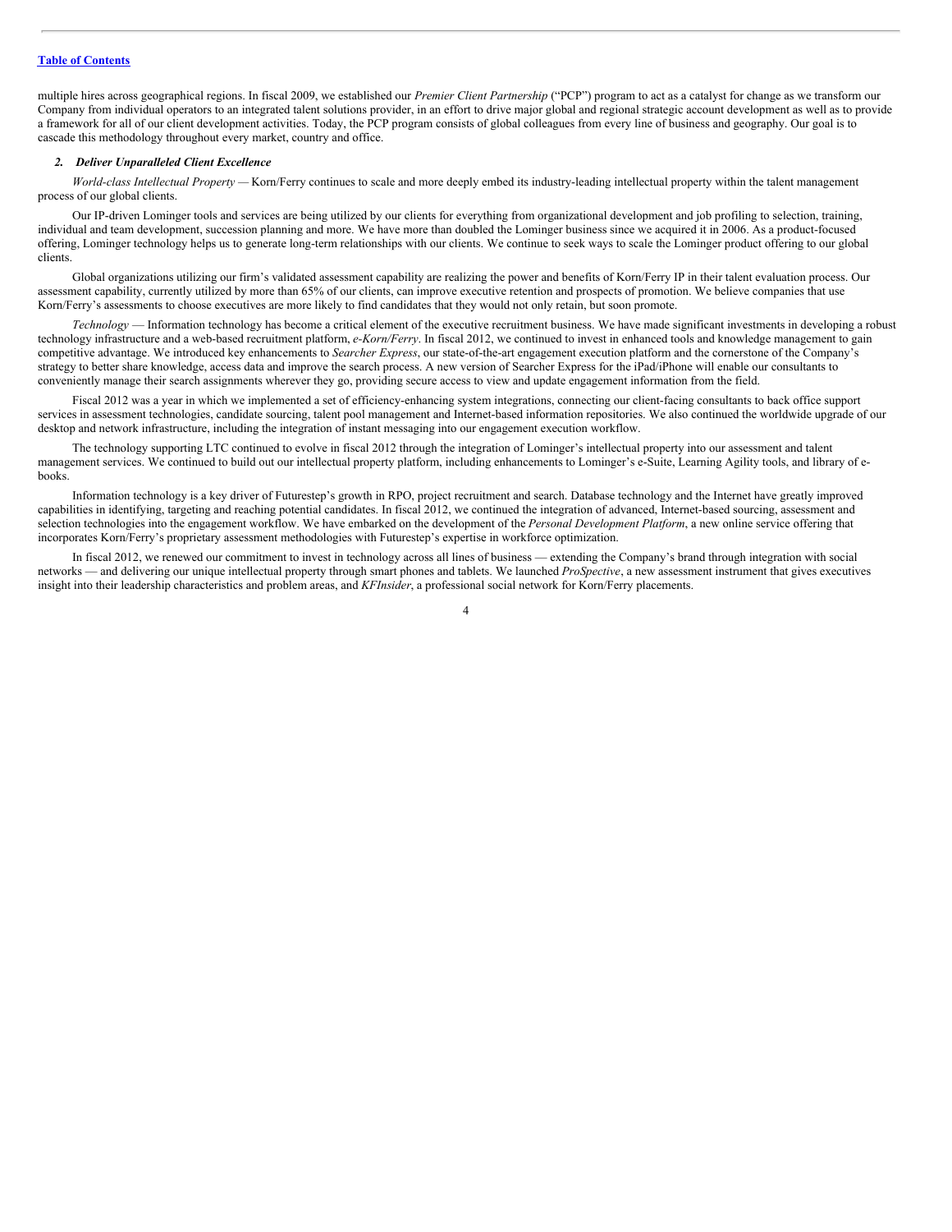multiple hires across geographical regions. In fiscal 2009, we established our *Premier Client Partnership* ("PCP") program to act as a catalyst for change as we transform our Company from individual operators to an integrated talent solutions provider, in an effort to drive major global and regional strategic account development as well as to provide a framework for all of our client development activities. Today, the PCP program consists of global colleagues from every line of business and geography. Our goal is to cascade this methodology throughout every market, country and office.

***2. Deliver Unparalleled Client Excellence***

*World-class Intellectual Property —* Korn/Ferry continues to scale and more deeply embed its industry-leading intellectual property within the talent management process of our global clients.

Our IP-driven Lominger tools and services are being utilized by our clients for everything from organizational development and job profiling to selection, training, individual and team development, succession planning and more. We have more than doubled the Lominger business since we acquired it in 2006. As a product-focused offering, Lominger technology helps us to generate long-term relationships with our clients. We continue to seek ways to scale the Lominger product offering to our global clients.

Global organizations utilizing our firm's validated assessment capability are realizing the power and benefits of Korn/Ferry IP in their talent evaluation process. Our assessment capability, currently utilized by more than 65% of our clients, can improve executive retention and prospects of promotion. We believe companies that use Korn/Ferry's assessments to choose executives are more likely to find candidates that they would not only retain, but soon promote.

*Technology* — Information technology has become a critical element of the executive recruitment business. We have made significant investments in developing a robust technology infrastructure and a web-based recruitment platform, *e-Korn/Ferry*. In fiscal 2012, we continued to invest in enhanced tools and knowledge management to gain competitive advantage. We introduced key enhancements to *Searcher Express*, our state-of-the-art engagement execution platform and the cornerstone of the Company's strategy to better share knowledge, access data and improve the search process. A new version of Searcher Express for the iPad/iPhone will enable our consultants to conveniently manage their search assignments wherever they go, providing secure access to view and update engagement information from the field.

Fiscal 2012 was a year in which we implemented a set of efficiency-enhancing system integrations, connecting our client-facing consultants to back office support services in assessment technologies, candidate sourcing, talent pool management and Internet-based information repositories. We also continued the worldwide upgrade of our desktop and network infrastructure, including the integration of instant messaging into our engagement execution workflow.

The technology supporting LTC continued to evolve in fiscal 2012 through the integration of Lominger's intellectual property into our assessment and talent management services. We continued to build out our intellectual property platform, including enhancements to Lominger's e-Suite, Learning Agility tools, and library of e-books.

Information technology is a key driver of Futurestep's growth in RPO, project recruitment and search. Database technology and the Internet have greatly improved capabilities in identifying, targeting and reaching potential candidates. In fiscal 2012, we continued the integration of advanced, Internet-based sourcing, assessment and selection technologies into the engagement workflow. We have embarked on the development of the *Personal Development Platform*, a new online service offering that incorporates Korn/Ferry's proprietary assessment methodologies with Futurestep's expertise in workforce optimization.

In fiscal 2012, we renewed our commitment to invest in technology across all lines of business — extending the Company's brand through integration with social networks — and delivering our unique intellectual property through smart phones and tablets. We launched *ProSpective*, a new assessment instrument that gives executives insight into their leadership characteristics and problem areas, and *KFInsider*, a professional social network for Korn/Ferry placements.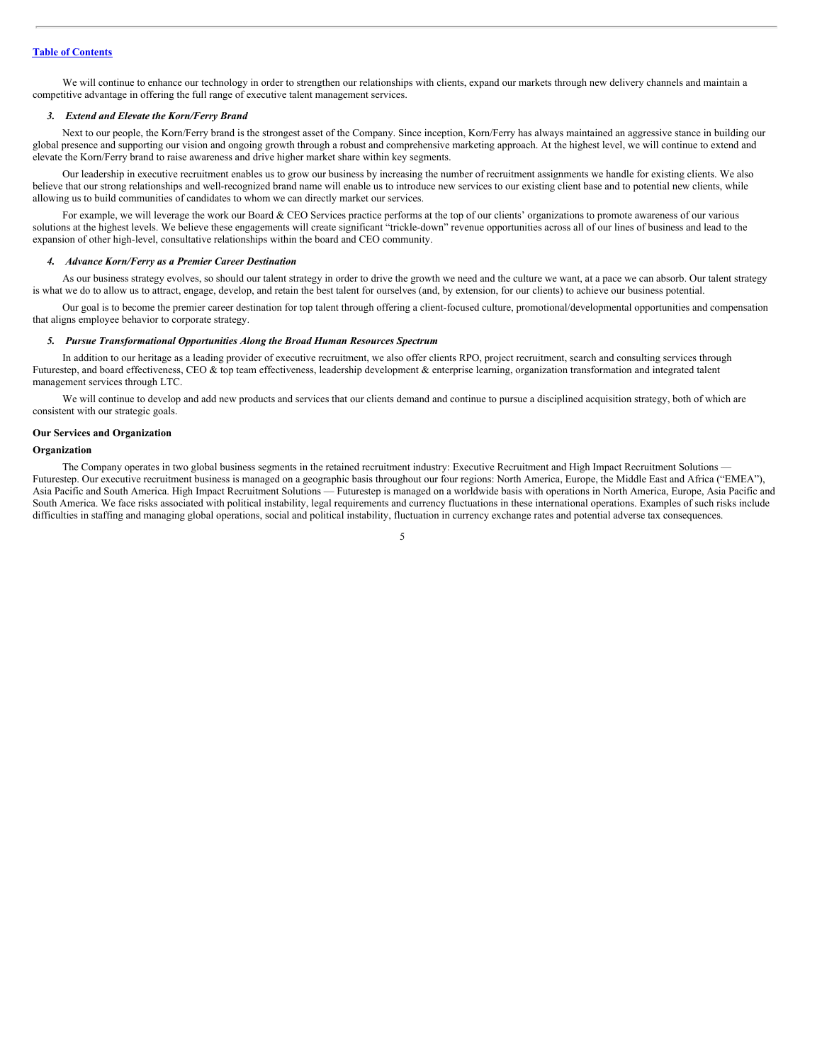We will continue to enhance our technology in order to strengthen our relationships with clients, expand our markets through new delivery channels and maintain a competitive advantage in offering the full range of executive talent management services.

***3. Extend and Elevate the Korn/Ferry Brand***

Next to our people, the Korn/Ferry brand is the strongest asset of the Company. Since inception, Korn/Ferry has always maintained an aggressive stance in building our global presence and supporting our vision and ongoing growth through a robust and comprehensive marketing approach. At the highest level, we will continue to extend and elevate the Korn/Ferry brand to raise awareness and drive higher market share within key segments.

Our leadership in executive recruitment enables us to grow our business by increasing the number of recruitment assignments we handle for existing clients. We also believe that our strong relationships and well-recognized brand name will enable us to introduce new services to our existing client base and to potential new clients, while allowing us to build communities of candidates to whom we can directly market our services.

For example, we will leverage the work our Board & CEO Services practice performs at the top of our clients' organizations to promote awareness of our various solutions at the highest levels. We believe these engagements will create significant "trickle-down" revenue opportunities across all of our lines of business and lead to the expansion of other high-level, consultative relationships within the board and CEO community.

***4. Advance Korn/Ferry as a Premier Career Destination***

As our business strategy evolves, so should our talent strategy in order to drive the growth we need and the culture we want, at a pace we can absorb. Our talent strategy is what we do to allow us to attract, engage, develop, and retain the best talent for ourselves (and, by extension, for our clients) to achieve our business potential.

Our goal is to become the premier career destination for top talent through offering a client-focused culture, promotional/developmental opportunities and compensation that aligns employee behavior to corporate strategy.

***5. Pursue Transformational Opportunities Along the Broad Human Resources Spectrum***

In addition to our heritage as a leading provider of executive recruitment, we also offer clients RPO, project recruitment, search and consulting services through Futurestep, and board effectiveness, CEO & top team effectiveness, leadership development & enterprise learning, organization transformation and integrated talent management services through LTC.

We will continue to develop and add new products and services that our clients demand and continue to pursue a disciplined acquisition strategy, both of which are consistent with our strategic goals.

**Our Services and Organization**

**Organization**

The Company operates in two global business segments in the retained recruitment industry: Executive Recruitment and High Impact Recruitment Solutions — Futurestep. Our executive recruitment business is managed on a geographic basis throughout our four regions: North America, Europe, the Middle East and Africa ("EMEA"), Asia Pacific and South America. High Impact Recruitment Solutions — Futurestep is managed on a worldwide basis with operations in North America, Europe, Asia Pacific and South America. We face risks associated with political instability, legal requirements and currency fluctuations in these international operations. Examples of such risks include difficulties in staffing and managing global operations, social and political instability, fluctuation in currency exchange rates and potential adverse tax consequences.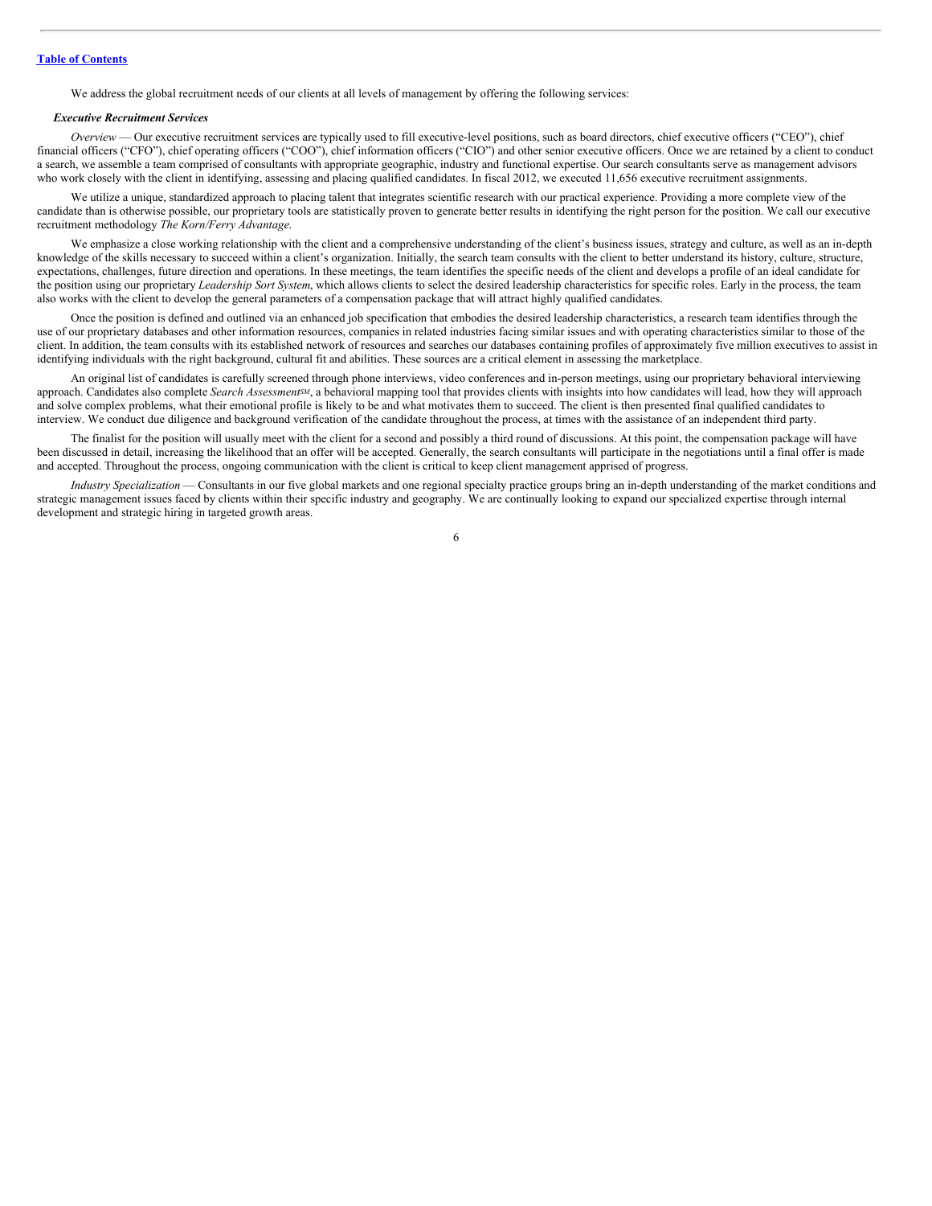We address the global recruitment needs of our clients at all levels of management by offering the following services:

***Executive Recruitment Services***

*Overview* — Our executive recruitment services are typically used to fill executive-level positions, such as board directors, chief executive officers ("CEO"), chief financial officers ("CFO"), chief operating officers ("COO"), chief information officers ("CIO") and other senior executive officers. Once we are retained by a client to conduct a search, we assemble a team comprised of consultants with appropriate geographic, industry and functional expertise. Our search consultants serve as management advisors who work closely with the client in identifying, assessing and placing qualified candidates. In fiscal 2012, we executed 11,656 executive recruitment assignments.

We utilize a unique, standardized approach to placing talent that integrates scientific research with our practical experience. Providing a more complete view of the candidate than is otherwise possible, our proprietary tools are statistically proven to generate better results in identifying the right person for the position. We call our executive recruitment methodology *The Korn/Ferry Advantage.*

We emphasize a close working relationship with the client and a comprehensive understanding of the client's business issues, strategy and culture, as well as an in-depth knowledge of the skills necessary to succeed within a client's organization. Initially, the search team consults with the client to better understand its history, culture, structure, expectations, challenges, future direction and operations. In these meetings, the team identifies the specific needs of the client and develops a profile of an ideal candidate for the position using our proprietary *Leadership Sort System*, which allows clients to select the desired leadership characteristics for specific roles. Early in the process, the team also works with the client to develop the general parameters of a compensation package that will attract highly qualified candidates.

Once the position is defined and outlined via an enhanced job specification that embodies the desired leadership characteristics, a research team identifies through the use of our proprietary databases and other information resources, companies in related industries facing similar issues and with operating characteristics similar to those of the client. In addition, the team consults with its established network of resources and searches our databases containing profiles of approximately five million executives to assist in identifying individuals with the right background, cultural fit and abilities. These sources are a critical element in assessing the marketplace.

An original list of candidates is carefully screened through phone interviews, video conferences and in-person meetings, using our proprietary behavioral interviewing approach. Candidates also complete *Search Assessment*SM, a behavioral mapping tool that provides clients with insights into how candidates will lead, how they will approach and solve complex problems, what their emotional profile is likely to be and what motivates them to succeed. The client is then presented final qualified candidates to interview. We conduct due diligence and background verification of the candidate throughout the process, at times with the assistance of an independent third party.

The finalist for the position will usually meet with the client for a second and possibly a third round of discussions. At this point, the compensation package will have been discussed in detail, increasing the likelihood that an offer will be accepted. Generally, the search consultants will participate in the negotiations until a final offer is made and accepted. Throughout the process, ongoing communication with the client is critical to keep client management apprised of progress.

*Industry Specialization* — Consultants in our five global markets and one regional specialty practice groups bring an in-depth understanding of the market conditions and strategic management issues faced by clients within their specific industry and geography. We are continually looking to expand our specialized expertise through internal development and strategic hiring in targeted growth areas.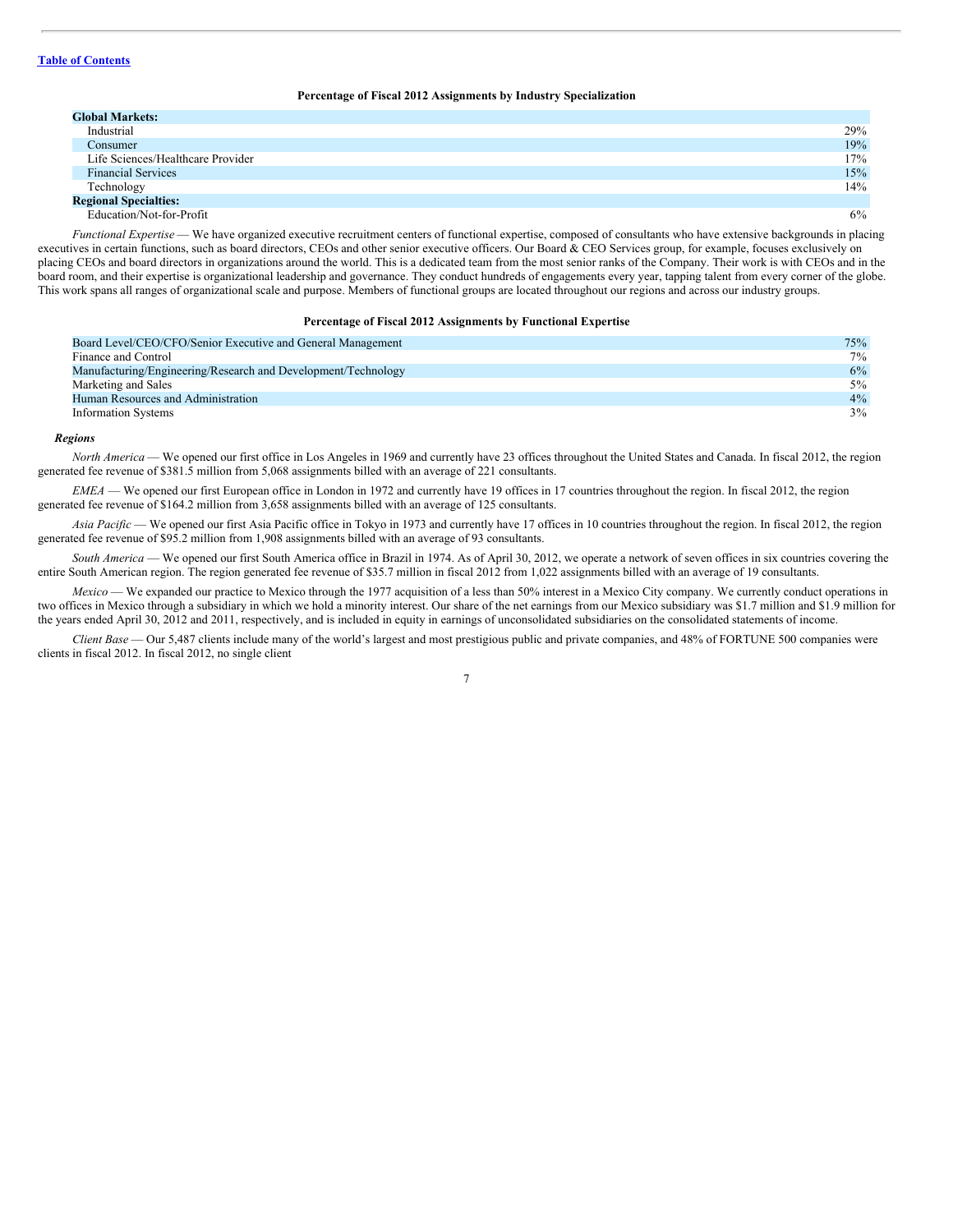[Table of Contents](#)

**Percentage of Fiscal 2012 Assignments by Industry Specialization**

| | |
|---|---|
| **Global Markets:** | |
| Industrial | 29% |
| Consumer | 19% |
| Life Sciences/Healthcare Provider | 17% |
| Financial Services | 15% |
| Technology | 14% |
| **Regional Specialties:** | |
| Education/Not-for-Profit | 6% |

*Functional Expertise* — We have organized executive recruitment centers of functional expertise, composed of consultants who have extensive backgrounds in placing executives in certain functions, such as board directors, CEOs and other senior executive officers. Our Board & CEO Services group, for example, focuses exclusively on placing CEOs and board directors in organizations around the world. This is a dedicated team from the most senior ranks of the Company. Their work is with CEOs and in the board room, and their expertise is organizational leadership and governance. They conduct hundreds of engagements every year, tapping talent from every corner of the globe. This work spans all ranges of organizational scale and purpose. Members of functional groups are located throughout our regions and across our industry groups.

**Percentage of Fiscal 2012 Assignments by Functional Expertise**

| | |
|---|---|
| Board Level/CEO/CFO/Senior Executive and General Management | 75% |
| Finance and Control | 7% |
| Manufacturing/Engineering/Research and Development/Technology | 6% |
| Marketing and Sales | 5% |
| Human Resources and Administration | 4% |
| Information Systems | 3% |

***Regions***

*North America* — We opened our first office in Los Angeles in 1969 and currently have 23 offices throughout the United States and Canada. In fiscal 2012, the region generated fee revenue of $381.5 million from 5,068 assignments billed with an average of 221 consultants.

*EMEA* — We opened our first European office in London in 1972 and currently have 19 offices in 17 countries throughout the region. In fiscal 2012, the region generated fee revenue of $164.2 million from 3,658 assignments billed with an average of 125 consultants.

*Asia Pacific* — We opened our first Asia Pacific office in Tokyo in 1973 and currently have 17 offices in 10 countries throughout the region. In fiscal 2012, the region generated fee revenue of $95.2 million from 1,908 assignments billed with an average of 93 consultants.

*South America* — We opened our first South America office in Brazil in 1974. As of April 30, 2012, we operate a network of seven offices in six countries covering the entire South American region. The region generated fee revenue of $35.7 million in fiscal 2012 from 1,022 assignments billed with an average of 19 consultants.

*Mexico* — We expanded our practice to Mexico through the 1977 acquisition of a less than 50% interest in a Mexico City company. We currently conduct operations in two offices in Mexico through a subsidiary in which we hold a minority interest. Our share of the net earnings from our Mexico subsidiary was $1.7 million and $1.9 million for the years ended April 30, 2012 and 2011, respectively, and is included in equity in earnings of unconsolidated subsidiaries on the consolidated statements of income.

*Client Base* — Our 5,487 clients include many of the world's largest and most prestigious public and private companies, and 48% of FORTUNE 500 companies were clients in fiscal 2012. In fiscal 2012, no single client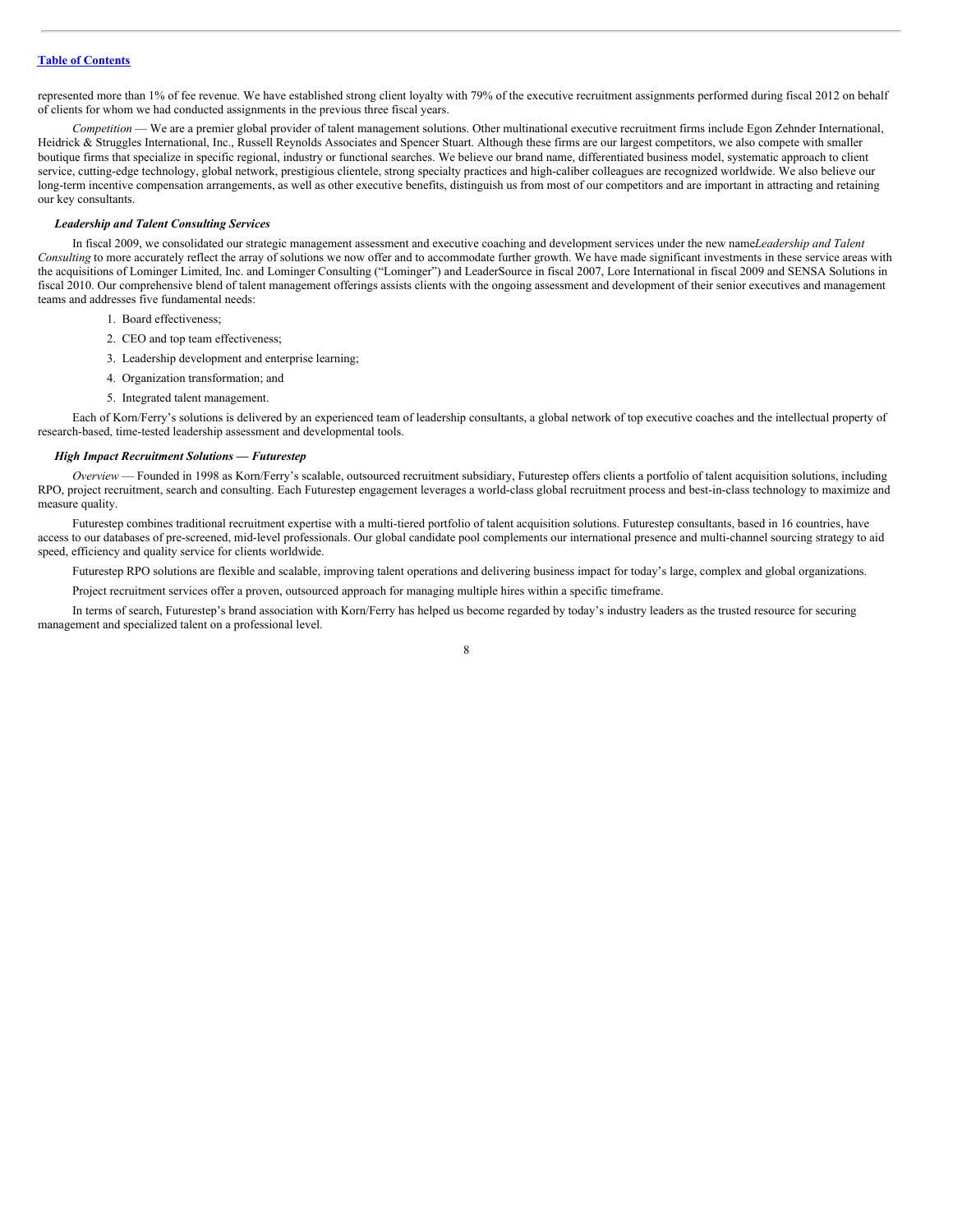represented more than 1% of fee revenue. We have established strong client loyalty with 79% of the executive recruitment assignments performed during fiscal 2012 on behalf of clients for whom we had conducted assignments in the previous three fiscal years.

*Competition* — We are a premier global provider of talent management solutions. Other multinational executive recruitment firms include Egon Zehnder International, Heidrick & Struggles International, Inc., Russell Reynolds Associates and Spencer Stuart. Although these firms are our largest competitors, we also compete with smaller boutique firms that specialize in specific regional, industry or functional searches. We believe our brand name, differentiated business model, systematic approach to client service, cutting-edge technology, global network, prestigious clientele, strong specialty practices and high-caliber colleagues are recognized worldwide. We also believe our long-term incentive compensation arrangements, as well as other executive benefits, distinguish us from most of our competitors and are important in attracting and retaining our key consultants.

***Leadership and Talent Consulting Services***

In fiscal 2009, we consolidated our strategic management assessment and executive coaching and development services under the new name *Leadership and Talent Consulting* to more accurately reflect the array of solutions we now offer and to accommodate further growth. We have made significant investments in these service areas with the acquisitions of Lominger Limited, Inc. and Lominger Consulting ("Lominger") and LeaderSource in fiscal 2007, Lore International in fiscal 2009 and SENSA Solutions in fiscal 2010. Our comprehensive blend of talent management offerings assists clients with the ongoing assessment and development of their senior executives and management teams and addresses five fundamental needs:

1. Board effectiveness;
2. CEO and top team effectiveness;
3. Leadership development and enterprise learning;
4. Organization transformation; and
5. Integrated talent management.

Each of Korn/Ferry's solutions is delivered by an experienced team of leadership consultants, a global network of top executive coaches and the intellectual property of research-based, time-tested leadership assessment and developmental tools.

***High Impact Recruitment Solutions — Futurestep***

*Overview* — Founded in 1998 as Korn/Ferry's scalable, outsourced recruitment subsidiary, Futurestep offers clients a portfolio of talent acquisition solutions, including RPO, project recruitment, search and consulting. Each Futurestep engagement leverages a world-class global recruitment process and best-in-class technology to maximize and measure quality.

Futurestep combines traditional recruitment expertise with a multi-tiered portfolio of talent acquisition solutions. Futurestep consultants, based in 16 countries, have access to our databases of pre-screened, mid-level professionals. Our global candidate pool complements our international presence and multi-channel sourcing strategy to aid speed, efficiency and quality service for clients worldwide.

Futurestep RPO solutions are flexible and scalable, improving talent operations and delivering business impact for today's large, complex and global organizations.

Project recruitment services offer a proven, outsourced approach for managing multiple hires within a specific timeframe.

In terms of search, Futurestep's brand association with Korn/Ferry has helped us become regarded by today's industry leaders as the trusted resource for securing management and specialized talent on a professional level.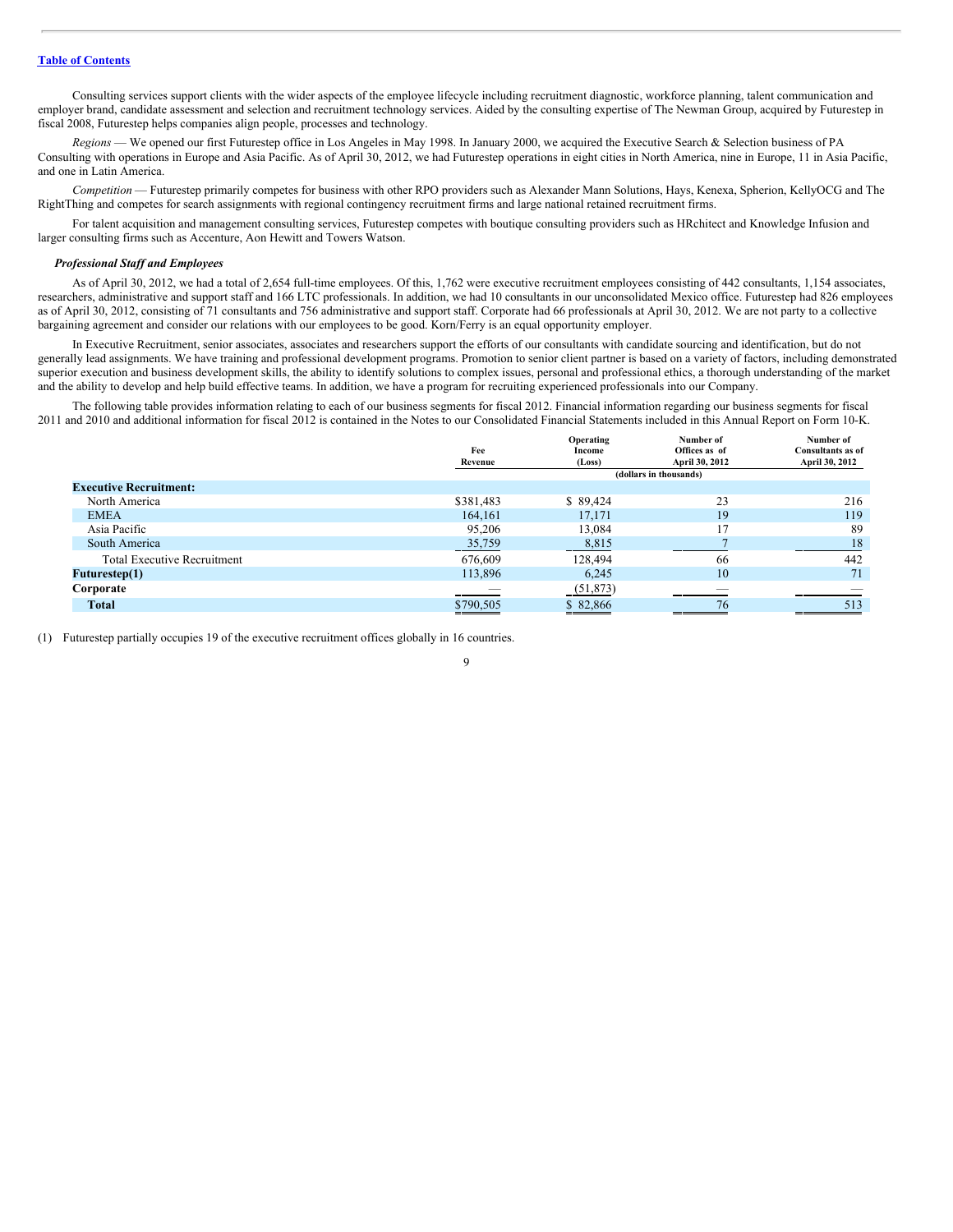Table of Contents

Consulting services support clients with the wider aspects of the employee lifecycle including recruitment diagnostic, workforce planning, talent communication and employer brand, candidate assessment and selection and recruitment technology services. Aided by the consulting expertise of The Newman Group, acquired by Futurestep in fiscal 2008, Futurestep helps companies align people, processes and technology.

*Regions* — We opened our first Futurestep office in Los Angeles in May 1998. In January 2000, we acquired the Executive Search & Selection business of PA Consulting with operations in Europe and Asia Pacific. As of April 30, 2012, we had Futurestep operations in eight cities in North America, nine in Europe, 11 in Asia Pacific, and one in Latin America.

*Competition* — Futurestep primarily competes for business with other RPO providers such as Alexander Mann Solutions, Hays, Kenexa, Spherion, KellyOCG and The RightThing and competes for search assignments with regional contingency recruitment firms and large national retained recruitment firms.

For talent acquisition and management consulting services, Futurestep competes with boutique consulting providers such as HRchitect and Knowledge Infusion and larger consulting firms such as Accenture, Aon Hewitt and Towers Watson.

***Professional Staff and Employees***

As of April 30, 2012, we had a total of 2,654 full-time employees. Of this, 1,762 were executive recruitment employees consisting of 442 consultants, 1,154 associates, researchers, administrative and support staff and 166 LTC professionals. In addition, we had 10 consultants in our unconsolidated Mexico office. Futurestep had 826 employees as of April 30, 2012, consisting of 71 consultants and 756 administrative and support staff. Corporate had 66 professionals at April 30, 2012. We are not party to a collective bargaining agreement and consider our relations with our employees to be good. Korn/Ferry is an equal opportunity employer.

In Executive Recruitment, senior associates, associates and researchers support the efforts of our consultants with candidate sourcing and identification, but do not generally lead assignments. We have training and professional development programs. Promotion to senior client partner is based on a variety of factors, including demonstrated superior execution and business development skills, the ability to identify solutions to complex issues, personal and professional ethics, a thorough understanding of the market and the ability to develop and help build effective teams. In addition, we have a program for recruiting experienced professionals into our Company.

The following table provides information relating to each of our business segments for fiscal 2012. Financial information regarding our business segments for fiscal 2011 and 2010 and additional information for fiscal 2012 is contained in the Notes to our Consolidated Financial Statements included in this Annual Report on Form 10-K.

| | Fee Revenue | Operating Income (Loss) | Number of Offices as of April 30, 2012 | Number of Consultants as of April 30, 2012 |
|---|---|---|---|---|
| | (dollars in thousands) | | | |
| **Executive Recruitment:** | | | | |
| North America | $381,483 | $ 89,424 | 23 | 216 |
| EMEA | 164,161 | 17,171 | 19 | 119 |
| Asia Pacific | 95,206 | 13,084 | 17 | 89 |
| South America | 35,759 | 8,815 | 7 | 18 |
| Total Executive Recruitment | 676,609 | 128,494 | 66 | 442 |
| **Futurestep(1)** | 113,896 | 6,245 | 10 | 71 |
| **Corporate** | — | (51,873) | — | — |
| **Total** | $790,505 | $ 82,866 | 76 | 513 |

(1) Futurestep partially occupies 19 of the executive recruitment offices globally in 16 countries.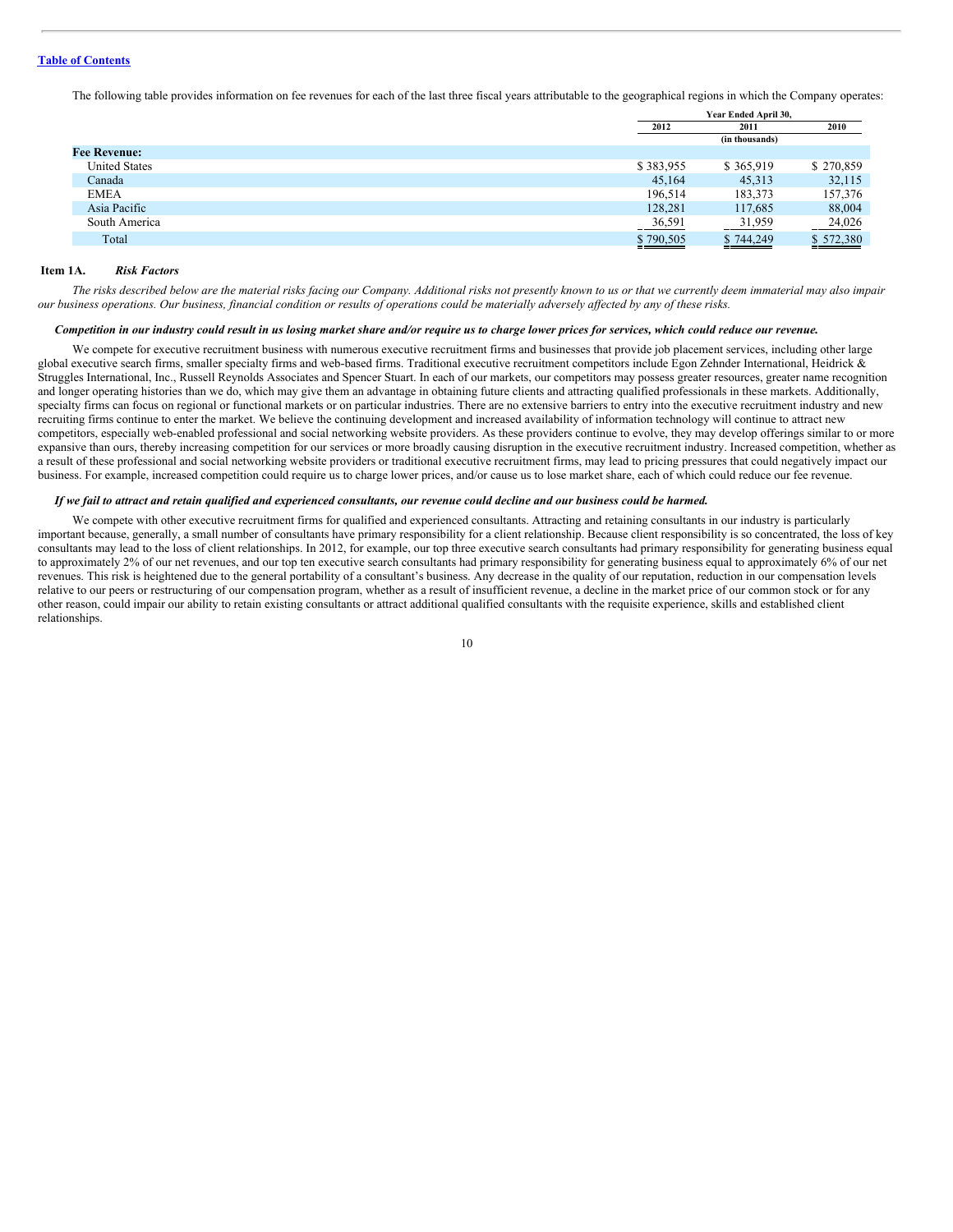The following table provides information on fee revenues for each of the last three fiscal years attributable to the geographical regions in which the Company operates:

| | Year Ended April 30, | | |
|---|---|---|---|
| | 2012 | 2011 | 2010 |
| | | (in thousands) | |
| **Fee Revenue:** | | | |
| United States | $ 383,955 | $ 365,919 | $ 270,859 |
| Canada | 45,164 | 45,313 | 32,115 |
| EMEA | 196,514 | 183,373 | 157,376 |
| Asia Pacific | 128,281 | 117,685 | 88,004 |
| South America | 36,591 | 31,959 | 24,026 |
| Total | $ 790,505 | $ 744,249 | $ 572,380 |

## Item 1A. *Risk Factors*

*The risks described below are the material risks facing our Company. Additional risks not presently known to us or that we currently deem immaterial may also impair our business operations. Our business, financial condition or results of operations could be materially adversely affected by any of these risks.*

***Competition in our industry could result in us losing market share and/or require us to charge lower prices for services, which could reduce our revenue.***

We compete for executive recruitment business with numerous executive recruitment firms and businesses that provide job placement services, including other large global executive search firms, smaller specialty firms and web-based firms. Traditional executive recruitment competitors include Egon Zehnder International, Heidrick & Struggles International, Inc., Russell Reynolds Associates and Spencer Stuart. In each of our markets, our competitors may possess greater resources, greater name recognition and longer operating histories than we do, which may give them an advantage in obtaining future clients and attracting qualified professionals in these markets. Additionally, specialty firms can focus on regional or functional markets or on particular industries. There are no extensive barriers to entry into the executive recruitment industry and new recruiting firms continue to enter the market. We believe the continuing development and increased availability of information technology will continue to attract new competitors, especially web-enabled professional and social networking website providers. As these providers continue to evolve, they may develop offerings similar to or more expansive than ours, thereby increasing competition for our services or more broadly causing disruption in the executive recruitment industry. Increased competition, whether as a result of these professional and social networking website providers or traditional executive recruitment firms, may lead to pricing pressures that could negatively impact our business. For example, increased competition could require us to charge lower prices, and/or cause us to lose market share, each of which could reduce our fee revenue.

***If we fail to attract and retain qualified and experienced consultants, our revenue could decline and our business could be harmed.***

We compete with other executive recruitment firms for qualified and experienced consultants. Attracting and retaining consultants in our industry is particularly important because, generally, a small number of consultants have primary responsibility for a client relationship. Because client responsibility is so concentrated, the loss of key consultants may lead to the loss of client relationships. In 2012, for example, our top three executive search consultants had primary responsibility for generating business equal to approximately 2% of our net revenues, and our top ten executive search consultants had primary responsibility for generating business equal to approximately 6% of our net revenues. This risk is heightened due to the general portability of a consultant's business. Any decrease in the quality of our reputation, reduction in our compensation levels relative to our peers or restructuring of our compensation program, whether as a result of insufficient revenue, a decline in the market price of our common stock or for any other reason, could impair our ability to retain existing consultants or attract additional qualified consultants with the requisite experience, skills and established client relationships.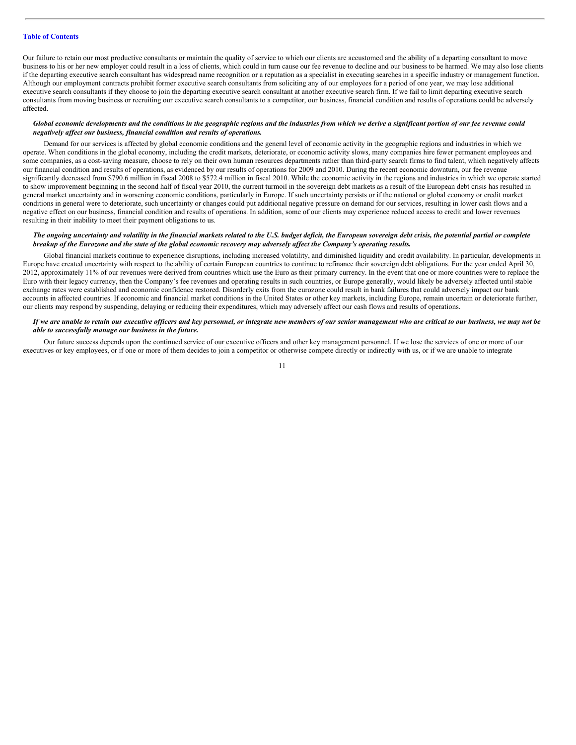Our failure to retain our most productive consultants or maintain the quality of service to which our clients are accustomed and the ability of a departing consultant to move business to his or her new employer could result in a loss of clients, which could in turn cause our fee revenue to decline and our business to be harmed. We may also lose clients if the departing executive search consultant has widespread name recognition or a reputation as a specialist in executing searches in a specific industry or management function. Although our employment contracts prohibit former executive search consultants from soliciting any of our employees for a period of one year, we may lose additional executive search consultants if they choose to join the departing executive search consultant at another executive search firm. If we fail to limit departing executive search consultants from moving business or recruiting our executive search consultants to a competitor, our business, financial condition and results of operations could be adversely affected.

***Global economic developments and the conditions in the geographic regions and the industries from which we derive a significant portion of our fee revenue could negatively affect our business, financial condition and results of operations.***

Demand for our services is affected by global economic conditions and the general level of economic activity in the geographic regions and industries in which we operate. When conditions in the global economy, including the credit markets, deteriorate, or economic activity slows, many companies hire fewer permanent employees and some companies, as a cost-saving measure, choose to rely on their own human resources departments rather than third-party search firms to find talent, which negatively affects our financial condition and results of operations, as evidenced by our results of operations for 2009 and 2010. During the recent economic downturn, our fee revenue significantly decreased from $790.6 million in fiscal 2008 to $572.4 million in fiscal 2010. While the economic activity in the regions and industries in which we operate started to show improvement beginning in the second half of fiscal year 2010, the current turmoil in the sovereign debt markets as a result of the European debt crisis has resulted in general market uncertainty and in worsening economic conditions, particularly in Europe. If such uncertainty persists or if the national or global economy or credit market conditions in general were to deteriorate, such uncertainty or changes could put additional negative pressure on demand for our services, resulting in lower cash flows and a negative effect on our business, financial condition and results of operations. In addition, some of our clients may experience reduced access to credit and lower revenues resulting in their inability to meet their payment obligations to us.

***The ongoing uncertainty and volatility in the financial markets related to the U.S. budget deficit, the European sovereign debt crisis, the potential partial or complete breakup of the Eurozone and the state of the global economic recovery may adversely affect the Company's operating results.***

Global financial markets continue to experience disruptions, including increased volatility, and diminished liquidity and credit availability. In particular, developments in Europe have created uncertainty with respect to the ability of certain European countries to continue to refinance their sovereign debt obligations. For the year ended April 30, 2012, approximately 11% of our revenues were derived from countries which use the Euro as their primary currency. In the event that one or more countries were to replace the Euro with their legacy currency, then the Company's fee revenues and operating results in such countries, or Europe generally, would likely be adversely affected until stable exchange rates were established and economic confidence restored. Disorderly exits from the eurozone could result in bank failures that could adversely impact our bank accounts in affected countries. If economic and financial market conditions in the United States or other key markets, including Europe, remain uncertain or deteriorate further, our clients may respond by suspending, delaying or reducing their expenditures, which may adversely affect our cash flows and results of operations.

***If we are unable to retain our executive officers and key personnel, or integrate new members of our senior management who are critical to our business, we may not be able to successfully manage our business in the future.***

Our future success depends upon the continued service of our executive officers and other key management personnel. If we lose the services of one or more of our executives or key employees, or if one or more of them decides to join a competitor or otherwise compete directly or indirectly with us, or if we are unable to integrate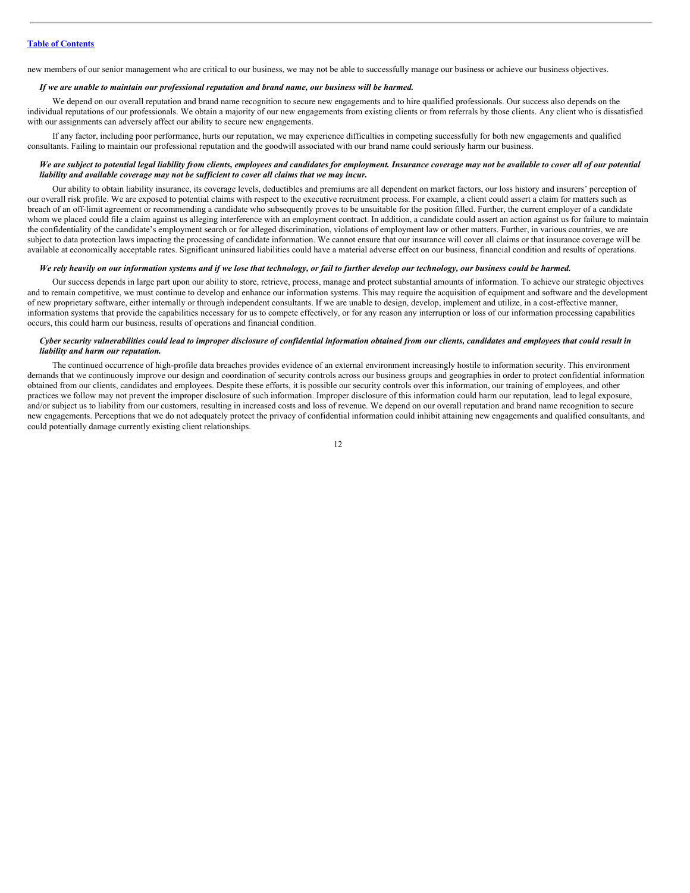new members of our senior management who are critical to our business, we may not be able to successfully manage our business or achieve our business objectives.

***If we are unable to maintain our professional reputation and brand name, our business will be harmed.***

We depend on our overall reputation and brand name recognition to secure new engagements and to hire qualified professionals. Our success also depends on the individual reputations of our professionals. We obtain a majority of our new engagements from existing clients or from referrals by those clients. Any client who is dissatisfied with our assignments can adversely affect our ability to secure new engagements.

If any factor, including poor performance, hurts our reputation, we may experience difficulties in competing successfully for both new engagements and qualified consultants. Failing to maintain our professional reputation and the goodwill associated with our brand name could seriously harm our business.

***We are subject to potential legal liability from clients, employees and candidates for employment. Insurance coverage may not be available to cover all of our potential liability and available coverage may not be sufficient to cover all claims that we may incur.***

Our ability to obtain liability insurance, its coverage levels, deductibles and premiums are all dependent on market factors, our loss history and insurers' perception of our overall risk profile. We are exposed to potential claims with respect to the executive recruitment process. For example, a client could assert a claim for matters such as breach of an off-limit agreement or recommending a candidate who subsequently proves to be unsuitable for the position filled. Further, the current employer of a candidate whom we placed could file a claim against us alleging interference with an employment contract. In addition, a candidate could assert an action against us for failure to maintain the confidentiality of the candidate's employment search or for alleged discrimination, violations of employment law or other matters. Further, in various countries, we are subject to data protection laws impacting the processing of candidate information. We cannot ensure that our insurance will cover all claims or that insurance coverage will be available at economically acceptable rates. Significant uninsured liabilities could have a material adverse effect on our business, financial condition and results of operations.

***We rely heavily on our information systems and if we lose that technology, or fail to further develop our technology, our business could be harmed.***

Our success depends in large part upon our ability to store, retrieve, process, manage and protect substantial amounts of information. To achieve our strategic objectives and to remain competitive, we must continue to develop and enhance our information systems. This may require the acquisition of equipment and software and the development of new proprietary software, either internally or through independent consultants. If we are unable to design, develop, implement and utilize, in a cost-effective manner, information systems that provide the capabilities necessary for us to compete effectively, or for any reason any interruption or loss of our information processing capabilities occurs, this could harm our business, results of operations and financial condition.

***Cyber security vulnerabilities could lead to improper disclosure of confidential information obtained from our clients, candidates and employees that could result in liability and harm our reputation.***

The continued occurrence of high-profile data breaches provides evidence of an external environment increasingly hostile to information security. This environment demands that we continuously improve our design and coordination of security controls across our business groups and geographies in order to protect confidential information obtained from our clients, candidates and employees. Despite these efforts, it is possible our security controls over this information, our training of employees, and other practices we follow may not prevent the improper disclosure of such information. Improper disclosure of this information could harm our reputation, lead to legal exposure, and/or subject us to liability from our customers, resulting in increased costs and loss of revenue. We depend on our overall reputation and brand name recognition to secure new engagements. Perceptions that we do not adequately protect the privacy of confidential information could inhibit attaining new engagements and qualified consultants, and could potentially damage currently existing client relationships.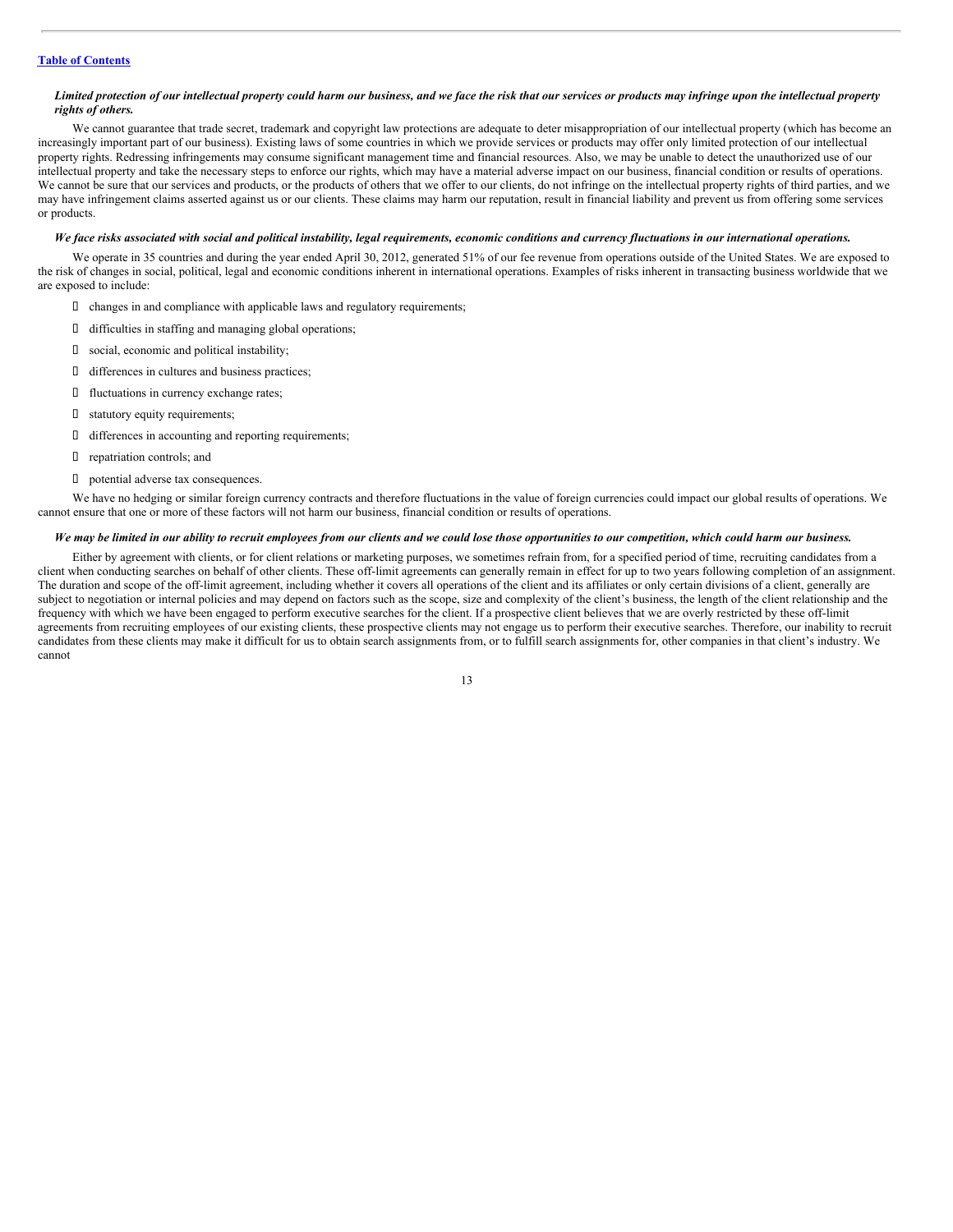*Limited protection of our intellectual property could harm our business, and we face the risk that our services or products may infringe upon the intellectual property rights of others.*

We cannot guarantee that trade secret, trademark and copyright law protections are adequate to deter misappropriation of our intellectual property (which has become an increasingly important part of our business). Existing laws of some countries in which we provide services or products may offer only limited protection of our intellectual property rights. Redressing infringements may consume significant management time and financial resources. Also, we may be unable to detect the unauthorized use of our intellectual property and take the necessary steps to enforce our rights, which may have a material adverse impact on our business, financial condition or results of operations. We cannot be sure that our services and products, or the products of others that we offer to our clients, do not infringe on the intellectual property rights of third parties, and we may have infringement claims asserted against us or our clients. These claims may harm our reputation, result in financial liability and prevent us from offering some services or products.

*We face risks associated with social and political instability, legal requirements, economic conditions and currency fluctuations in our international operations.*

We operate in 35 countries and during the year ended April 30, 2012, generated 51% of our fee revenue from operations outside of the United States. We are exposed to the risk of changes in social, political, legal and economic conditions inherent in international operations. Examples of risks inherent in transacting business worldwide that we are exposed to include:

- changes in and compliance with applicable laws and regulatory requirements;
- difficulties in staffing and managing global operations;
- social, economic and political instability;
- differences in cultures and business practices;
- fluctuations in currency exchange rates;
- statutory equity requirements;
- differences in accounting and reporting requirements;
- repatriation controls; and
- potential adverse tax consequences.

We have no hedging or similar foreign currency contracts and therefore fluctuations in the value of foreign currencies could impact our global results of operations. We cannot ensure that one or more of these factors will not harm our business, financial condition or results of operations.

*We may be limited in our ability to recruit employees from our clients and we could lose those opportunities to our competition, which could harm our business.*

Either by agreement with clients, or for client relations or marketing purposes, we sometimes refrain from, for a specified period of time, recruiting candidates from a client when conducting searches on behalf of other clients. These off-limit agreements can generally remain in effect for up to two years following completion of an assignment. The duration and scope of the off-limit agreement, including whether it covers all operations of the client and its affiliates or only certain divisions of a client, generally are subject to negotiation or internal policies and may depend on factors such as the scope, size and complexity of the client's business, the length of the client relationship and the frequency with which we have been engaged to perform executive searches for the client. If a prospective client believes that we are overly restricted by these off-limit agreements from recruiting employees of our existing clients, these prospective clients may not engage us to perform their executive searches. Therefore, our inability to recruit candidates from these clients may make it difficult for us to obtain search assignments from, or to fulfill search assignments for, other companies in that client's industry. We cannot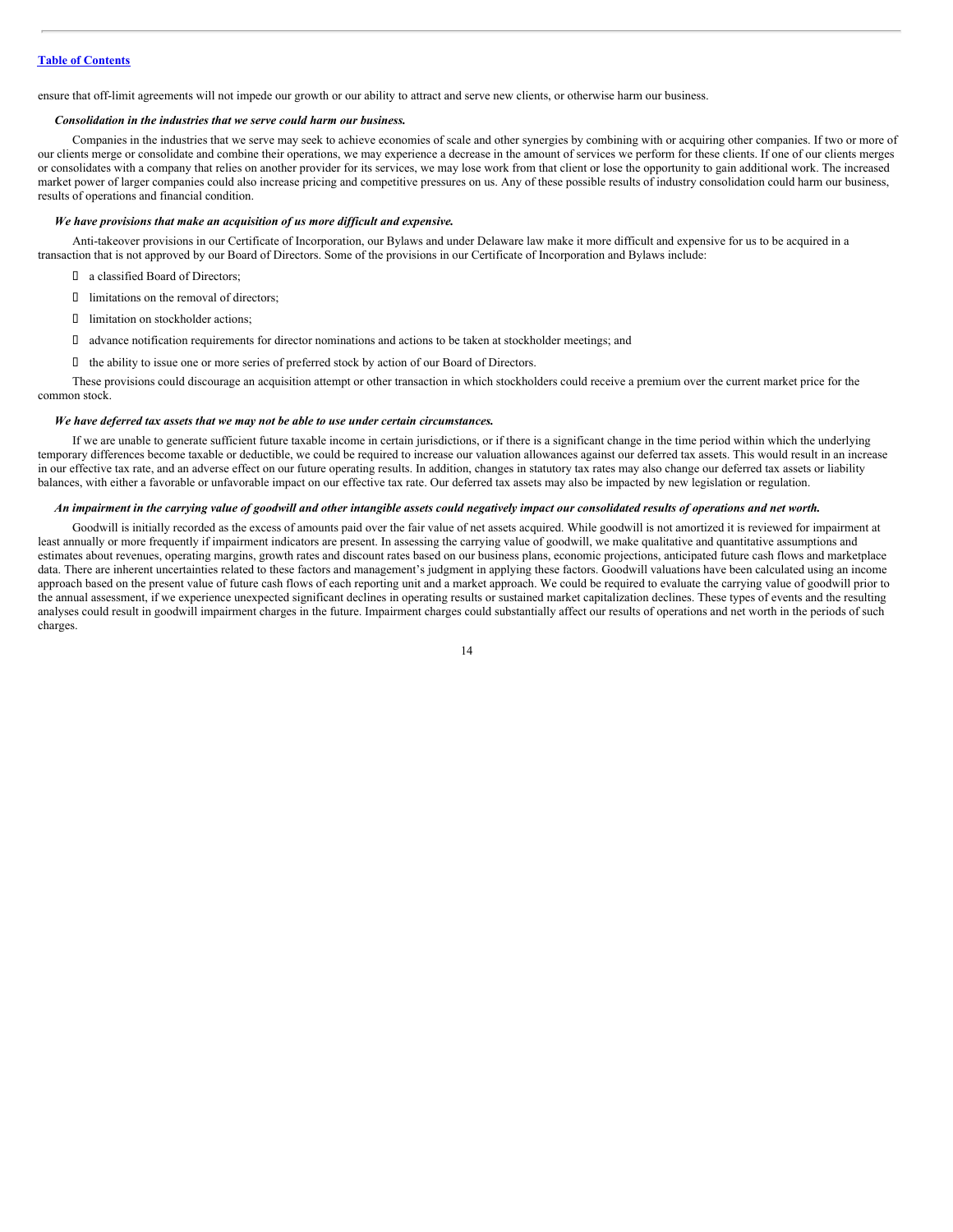ensure that off-limit agreements will not impede our growth or our ability to attract and serve new clients, or otherwise harm our business.

***Consolidation in the industries that we serve could harm our business.***

Companies in the industries that we serve may seek to achieve economies of scale and other synergies by combining with or acquiring other companies. If two or more of our clients merge or consolidate and combine their operations, we may experience a decrease in the amount of services we perform for these clients. If one of our clients merges or consolidates with a company that relies on another provider for its services, we may lose work from that client or lose the opportunity to gain additional work. The increased market power of larger companies could also increase pricing and competitive pressures on us. Any of these possible results of industry consolidation could harm our business, results of operations and financial condition.

***We have provisions that make an acquisition of us more difficult and expensive.***

Anti-takeover provisions in our Certificate of Incorporation, our Bylaws and under Delaware law make it more difficult and expensive for us to be acquired in a transaction that is not approved by our Board of Directors. Some of the provisions in our Certificate of Incorporation and Bylaws include:

- a classified Board of Directors;
- limitations on the removal of directors;
- limitation on stockholder actions;
- advance notification requirements for director nominations and actions to be taken at stockholder meetings; and
- the ability to issue one or more series of preferred stock by action of our Board of Directors.

These provisions could discourage an acquisition attempt or other transaction in which stockholders could receive a premium over the current market price for the common stock.

***We have deferred tax assets that we may not be able to use under certain circumstances.***

If we are unable to generate sufficient future taxable income in certain jurisdictions, or if there is a significant change in the time period within which the underlying temporary differences become taxable or deductible, we could be required to increase our valuation allowances against our deferred tax assets. This would result in an increase in our effective tax rate, and an adverse effect on our future operating results. In addition, changes in statutory tax rates may also change our deferred tax assets or liability balances, with either a favorable or unfavorable impact on our effective tax rate. Our deferred tax assets may also be impacted by new legislation or regulation.

***An impairment in the carrying value of goodwill and other intangible assets could negatively impact our consolidated results of operations and net worth.***

Goodwill is initially recorded as the excess of amounts paid over the fair value of net assets acquired. While goodwill is not amortized it is reviewed for impairment at least annually or more frequently if impairment indicators are present. In assessing the carrying value of goodwill, we make qualitative and quantitative assumptions and estimates about revenues, operating margins, growth rates and discount rates based on our business plans, economic projections, anticipated future cash flows and marketplace data. There are inherent uncertainties related to these factors and management's judgment in applying these factors. Goodwill valuations have been calculated using an income approach based on the present value of future cash flows of each reporting unit and a market approach. We could be required to evaluate the carrying value of goodwill prior to the annual assessment, if we experience unexpected significant declines in operating results or sustained market capitalization declines. These types of events and the resulting analyses could result in goodwill impairment charges in the future. Impairment charges could substantially affect our results of operations and net worth in the periods of such charges.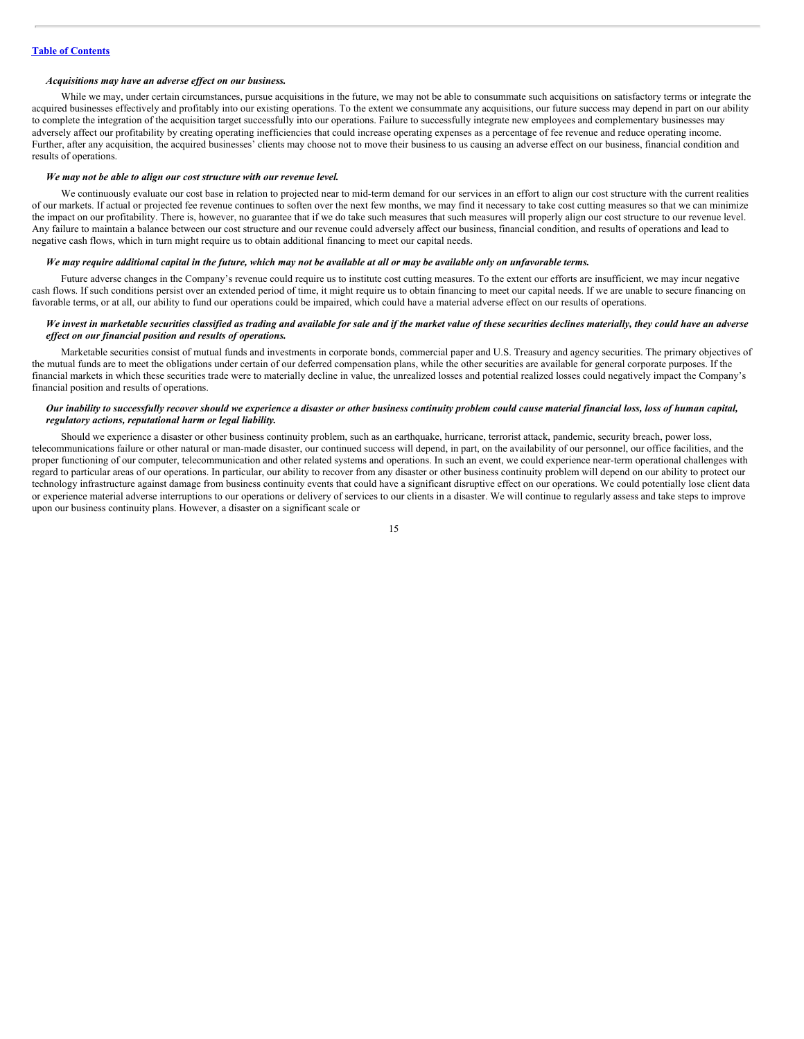*Acquisitions may have an adverse effect on our business.*

While we may, under certain circumstances, pursue acquisitions in the future, we may not be able to consummate such acquisitions on satisfactory terms or integrate the acquired businesses effectively and profitably into our existing operations. To the extent we consummate any acquisitions, our future success may depend in part on our ability to complete the integration of the acquisition target successfully into our operations. Failure to successfully integrate new employees and complementary businesses may adversely affect our profitability by creating operating inefficiencies that could increase operating expenses as a percentage of fee revenue and reduce operating income. Further, after any acquisition, the acquired businesses' clients may choose not to move their business to us causing an adverse effect on our business, financial condition and results of operations.

*We may not be able to align our cost structure with our revenue level.*

We continuously evaluate our cost base in relation to projected near to mid-term demand for our services in an effort to align our cost structure with the current realities of our markets. If actual or projected fee revenue continues to soften over the next few months, we may find it necessary to take cost cutting measures so that we can minimize the impact on our profitability. There is, however, no guarantee that if we do take such measures that such measures will properly align our cost structure to our revenue level. Any failure to maintain a balance between our cost structure and our revenue could adversely affect our business, financial condition, and results of operations and lead to negative cash flows, which in turn might require us to obtain additional financing to meet our capital needs.

*We may require additional capital in the future, which may not be available at all or may be available only on unfavorable terms.*

Future adverse changes in the Company's revenue could require us to institute cost cutting measures. To the extent our efforts are insufficient, we may incur negative cash flows. If such conditions persist over an extended period of time, it might require us to obtain financing to meet our capital needs. If we are unable to secure financing on favorable terms, or at all, our ability to fund our operations could be impaired, which could have a material adverse effect on our results of operations.

*We invest in marketable securities classified as trading and available for sale and if the market value of these securities declines materially, they could have an adverse effect on our financial position and results of operations.*

Marketable securities consist of mutual funds and investments in corporate bonds, commercial paper and U.S. Treasury and agency securities. The primary objectives of the mutual funds are to meet the obligations under certain of our deferred compensation plans, while the other securities are available for general corporate purposes. If the financial markets in which these securities trade were to materially decline in value, the unrealized losses and potential realized losses could negatively impact the Company's financial position and results of operations.

*Our inability to successfully recover should we experience a disaster or other business continuity problem could cause material financial loss, loss of human capital, regulatory actions, reputational harm or legal liability.*

Should we experience a disaster or other business continuity problem, such as an earthquake, hurricane, terrorist attack, pandemic, security breach, power loss, telecommunications failure or other natural or man-made disaster, our continued success will depend, in part, on the availability of our personnel, our office facilities, and the proper functioning of our computer, telecommunication and other related systems and operations. In such an event, we could experience near-term operational challenges with regard to particular areas of our operations. In particular, our ability to recover from any disaster or other business continuity problem will depend on our ability to protect our technology infrastructure against damage from business continuity events that could have a significant disruptive effect on our operations. We could potentially lose client data or experience material adverse interruptions to our operations or delivery of services to our clients in a disaster. We will continue to regularly assess and take steps to improve upon our business continuity plans. However, a disaster on a significant scale or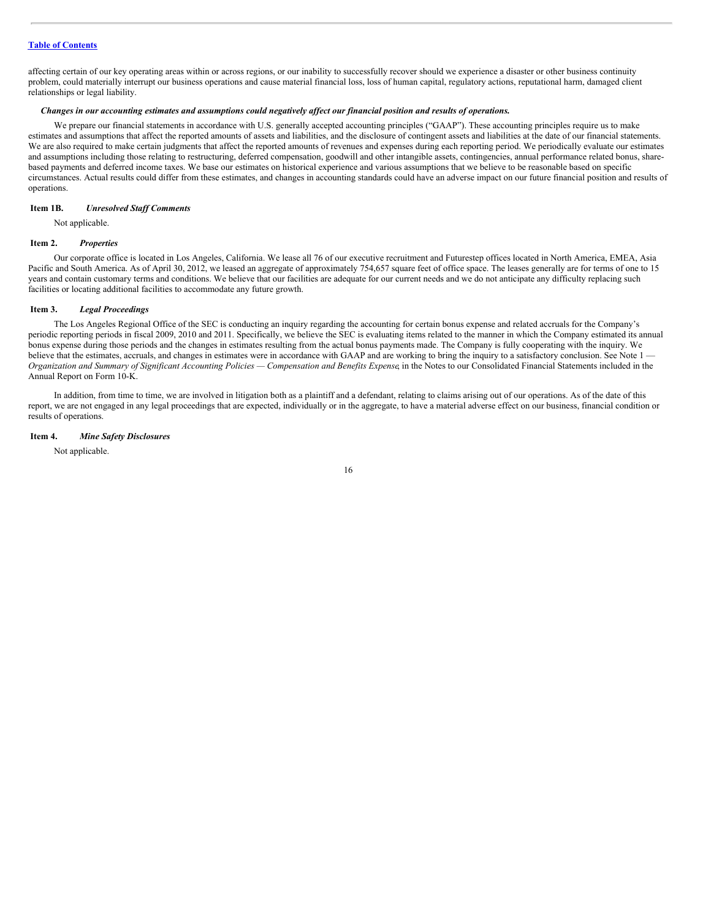affecting certain of our key operating areas within or across regions, or our inability to successfully recover should we experience a disaster or other business continuity problem, could materially interrupt our business operations and cause material financial loss, loss of human capital, regulatory actions, reputational harm, damaged client relationships or legal liability.

***Changes in our accounting estimates and assumptions could negatively affect our financial position and results of operations.***

We prepare our financial statements in accordance with U.S. generally accepted accounting principles ("GAAP"). These accounting principles require us to make estimates and assumptions that affect the reported amounts of assets and liabilities, and the disclosure of contingent assets and liabilities at the date of our financial statements. We are also required to make certain judgments that affect the reported amounts of revenues and expenses during each reporting period. We periodically evaluate our estimates and assumptions including those relating to restructuring, deferred compensation, goodwill and other intangible assets, contingencies, annual performance related bonus, share-based payments and deferred income taxes. We base our estimates on historical experience and various assumptions that we believe to be reasonable based on specific circumstances. Actual results could differ from these estimates, and changes in accounting standards could have an adverse impact on our future financial position and results of operations.

## Item 1B. *Unresolved Staff Comments*

Not applicable.

## Item 2. *Properties*

Our corporate office is located in Los Angeles, California. We lease all 76 of our executive recruitment and Futurestep offices located in North America, EMEA, Asia Pacific and South America. As of April 30, 2012, we leased an aggregate of approximately 754,657 square feet of office space. The leases generally are for terms of one to 15 years and contain customary terms and conditions. We believe that our facilities are adequate for our current needs and we do not anticipate any difficulty replacing such facilities or locating additional facilities to accommodate any future growth.

## Item 3. *Legal Proceedings*

The Los Angeles Regional Office of the SEC is conducting an inquiry regarding the accounting for certain bonus expense and related accruals for the Company's periodic reporting periods in fiscal 2009, 2010 and 2011. Specifically, we believe the SEC is evaluating items related to the manner in which the Company estimated its annual bonus expense during those periods and the changes in estimates resulting from the actual bonus payments made. The Company is fully cooperating with the inquiry. We believe that the estimates, accruals, and changes in estimates were in accordance with GAAP and are working to bring the inquiry to a satisfactory conclusion. See Note 1 — *Organization and Summary of Significant Accounting Policies — Compensation and Benefits Expense*, in the Notes to our Consolidated Financial Statements included in the Annual Report on Form 10-K.

In addition, from time to time, we are involved in litigation both as a plaintiff and a defendant, relating to claims arising out of our operations. As of the date of this report, we are not engaged in any legal proceedings that are expected, individually or in the aggregate, to have a material adverse effect on our business, financial condition or results of operations.

## Item 4. *Mine Safety Disclosures*

Not applicable.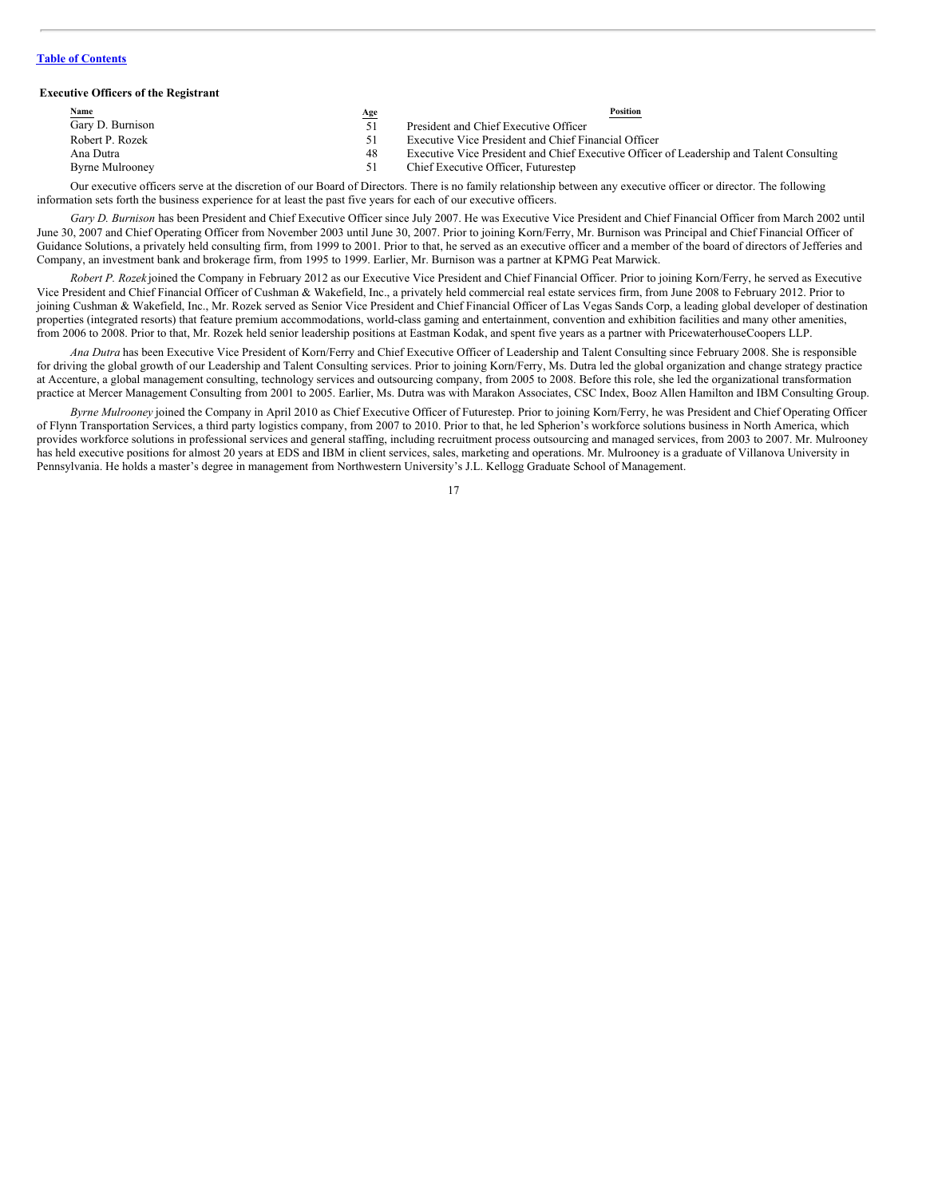[Table of Contents](#)

### Executive Officers of the Registrant

| Name | Age | Position |
|---|---|---|
| Gary D. Burnison | 51 | President and Chief Executive Officer |
| Robert P. Rozek | 51 | Executive Vice President and Chief Financial Officer |
| Ana Dutra | 48 | Executive Vice President and Chief Executive Officer of Leadership and Talent Consulting |
| Byrne Mulrooney | 51 | Chief Executive Officer, Futurestep |

Our executive officers serve at the discretion of our Board of Directors. There is no family relationship between any executive officer or director. The following information sets forth the business experience for at least the past five years for each of our executive officers.

*Gary D. Burnison* has been President and Chief Executive Officer since July 2007. He was Executive Vice President and Chief Financial Officer from March 2002 until June 30, 2007 and Chief Operating Officer from November 2003 until June 30, 2007. Prior to joining Korn/Ferry, Mr. Burnison was Principal and Chief Financial Officer of Guidance Solutions, a privately held consulting firm, from 1999 to 2001. Prior to that, he served as an executive officer and a member of the board of directors of Jefferies and Company, an investment bank and brokerage firm, from 1995 to 1999. Earlier, Mr. Burnison was a partner at KPMG Peat Marwick.

*Robert P. Rozek* joined the Company in February 2012 as our Executive Vice President and Chief Financial Officer. Prior to joining Korn/Ferry, he served as Executive Vice President and Chief Financial Officer of Cushman & Wakefield, Inc., a privately held commercial real estate services firm, from June 2008 to February 2012. Prior to joining Cushman & Wakefield, Inc., Mr. Rozek served as Senior Vice President and Chief Financial Officer of Las Vegas Sands Corp, a leading global developer of destination properties (integrated resorts) that feature premium accommodations, world-class gaming and entertainment, convention and exhibition facilities and many other amenities, from 2006 to 2008. Prior to that, Mr. Rozek held senior leadership positions at Eastman Kodak, and spent five years as a partner with PricewaterhouseCoopers LLP.

*Ana Dutra* has been Executive Vice President of Korn/Ferry and Chief Executive Officer of Leadership and Talent Consulting since February 2008. She is responsible for driving the global growth of our Leadership and Talent Consulting services. Prior to joining Korn/Ferry, Ms. Dutra led the global organization and change strategy practice at Accenture, a global management consulting, technology services and outsourcing company, from 2005 to 2008. Before this role, she led the organizational transformation practice at Mercer Management Consulting from 2001 to 2005. Earlier, Ms. Dutra was with Marakon Associates, CSC Index, Booz Allen Hamilton and IBM Consulting Group.

*Byrne Mulrooney* joined the Company in April 2010 as Chief Executive Officer of Futurestep. Prior to joining Korn/Ferry, he was President and Chief Operating Officer of Flynn Transportation Services, a third party logistics company, from 2007 to 2010. Prior to that, he led Spherion's workforce solutions business in North America, which provides workforce solutions in professional services and general staffing, including recruitment process outsourcing and managed services, from 2003 to 2007. Mr. Mulrooney has held executive positions for almost 20 years at EDS and IBM in client services, sales, marketing and operations. Mr. Mulrooney is a graduate of Villanova University in Pennsylvania. He holds a master's degree in management from Northwestern University's J.L. Kellogg Graduate School of Management.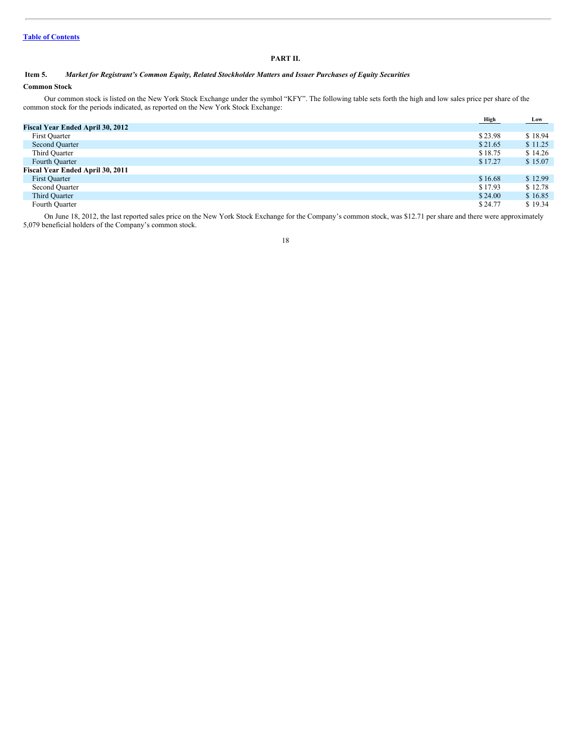[Table of Contents](#)

## PART II.

### Item 5. *Market for Registrant's Common Equity, Related Stockholder Matters and Issuer Purchases of Equity Securities*

**Common Stock**

Our common stock is listed on the New York Stock Exchange under the symbol "KFY". The following table sets forth the high and low sales price per share of the common stock for the periods indicated, as reported on the New York Stock Exchange:

| | High | Low |
|---|---|---|
| **Fiscal Year Ended April 30, 2012** | | |
| First Quarter | $ 23.98 | $ 18.94 |
| Second Quarter | $ 21.65 | $ 11.25 |
| Third Quarter | $ 18.75 | $ 14.26 |
| Fourth Quarter | $ 17.27 | $ 15.07 |
| **Fiscal Year Ended April 30, 2011** | | |
| First Quarter | $ 16.68 | $ 12.99 |
| Second Quarter | $ 17.93 | $ 12.78 |
| Third Quarter | $ 24.00 | $ 16.85 |
| Fourth Quarter | $ 24.77 | $ 19.34 |

On June 18, 2012, the last reported sales price on the New York Stock Exchange for the Company's common stock, was $12.71 per share and there were approximately 5,079 beneficial holders of the Company's common stock.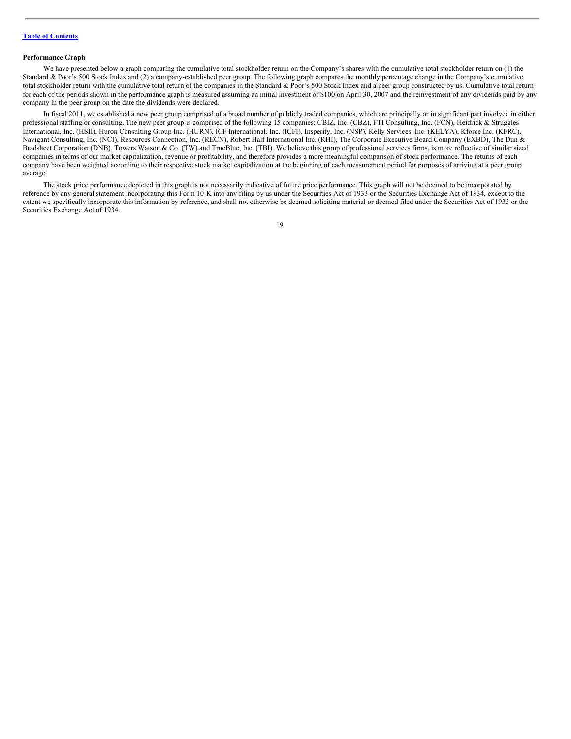### Performance Graph

We have presented below a graph comparing the cumulative total stockholder return on the Company's shares with the cumulative total stockholder return on (1) the Standard & Poor's 500 Stock Index and (2) a company-established peer group. The following graph compares the monthly percentage change in the Company's cumulative total stockholder return with the cumulative total return of the companies in the Standard & Poor's 500 Stock Index and a peer group constructed by us. Cumulative total return for each of the periods shown in the performance graph is measured assuming an initial investment of $100 on April 30, 2007 and the reinvestment of any dividends paid by any company in the peer group on the date the dividends were declared.

In fiscal 2011, we established a new peer group comprised of a broad number of publicly traded companies, which are principally or in significant part involved in either professional staffing or consulting. The new peer group is comprised of the following 15 companies: CBIZ, Inc. (CBZ), FTI Consulting, Inc. (FCN), Heidrick & Struggles International, Inc. (HSII), Huron Consulting Group Inc. (HURN), ICF International, Inc. (ICFI), Insperity, Inc. (NSP), Kelly Services, Inc. (KELYA), Kforce Inc. (KFRC), Navigant Consulting, Inc. (NCI), Resources Connection, Inc. (RECN), Robert Half International Inc. (RHI), The Corporate Executive Board Company (EXBD), The Dun & Bradsheet Corporation (DNB), Towers Watson & Co. (TW) and TrueBlue, Inc. (TBI). We believe this group of professional services firms, is more reflective of similar sized companies in terms of our market capitalization, revenue or profitability, and therefore provides a more meaningful comparison of stock performance. The returns of each company have been weighted according to their respective stock market capitalization at the beginning of each measurement period for purposes of arriving at a peer group average.

The stock price performance depicted in this graph is not necessarily indicative of future price performance. This graph will not be deemed to be incorporated by reference by any general statement incorporating this Form 10-K into any filing by us under the Securities Act of 1933 or the Securities Exchange Act of 1934, except to the extent we specifically incorporate this information by reference, and shall not otherwise be deemed soliciting material or deemed filed under the Securities Act of 1933 or the Securities Exchange Act of 1934.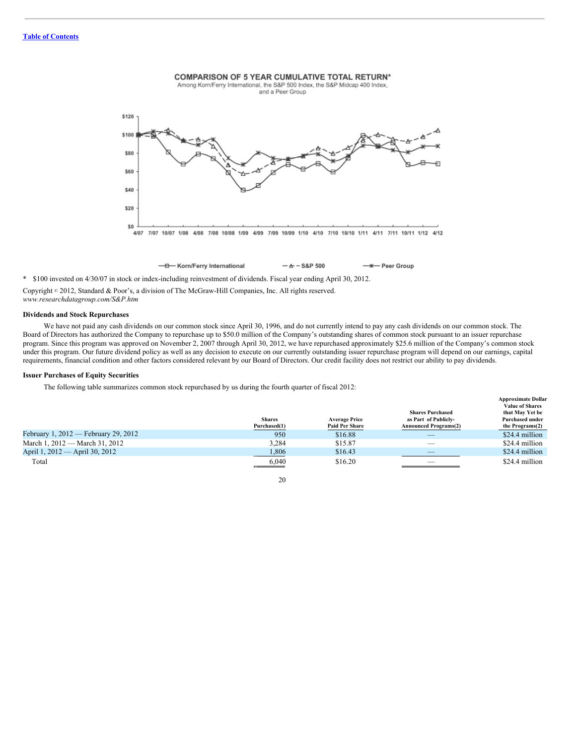Table of Contents

**COMPARISON OF 5 YEAR CUMULATIVE TOTAL RETURN***
Among Korn/Ferry International, the S&P 500 Index, the S&P Midcap 400 Index, and a Peer Group

\* $100 invested on 4/30/07 in stock or index-including reinvestment of dividends. Fiscal year ending April 30, 2012.

Copyright © 2012, Standard & Poor's, a division of The McGraw-Hill Companies, Inc. All rights reserved.
*www.researchdatagroup.com/S&P.htm*

### Dividends and Stock Repurchases

We have not paid any cash dividends on our common stock since April 30, 1996, and do not currently intend to pay any cash dividends on our common stock. The Board of Directors has authorized the Company to repurchase up to $50.0 million of the Company's outstanding shares of common stock pursuant to an issuer repurchase program. Since this program was approved on November 2, 2007 through April 30, 2012, we have repurchased approximately $25.6 million of the Company's common stock under this program. Our future dividend policy as well as any decision to execute on our currently outstanding issuer repurchase program will depend on our earnings, capital requirements, financial condition and other factors considered relevant by our Board of Directors. Our credit facility does not restrict our ability to pay dividends.

### Issuer Purchases of Equity Securities

The following table summarizes common stock repurchased by us during the fourth quarter of fiscal 2012:

| | Shares Purchased(1) | Average Price Paid Per Share | Shares Purchased as Part of Publicly-Announced Programs(2) | Approximate Dollar Value of Shares that May Yet be Purchased under the Programs(2) |
|---|---|---|---|---|
| February 1, 2012 — February 29, 2012 | 950 | $16.88 | — | $24.4 million |
| March 1, 2012 — March 31, 2012 | 3,284 | $15.87 | — | $24.4 million |
| April 1, 2012 — April 30, 2012 | 1,806 | $16.43 | — | $24.4 million |
| Total | 6,040 | $16.20 | — | $24.4 million |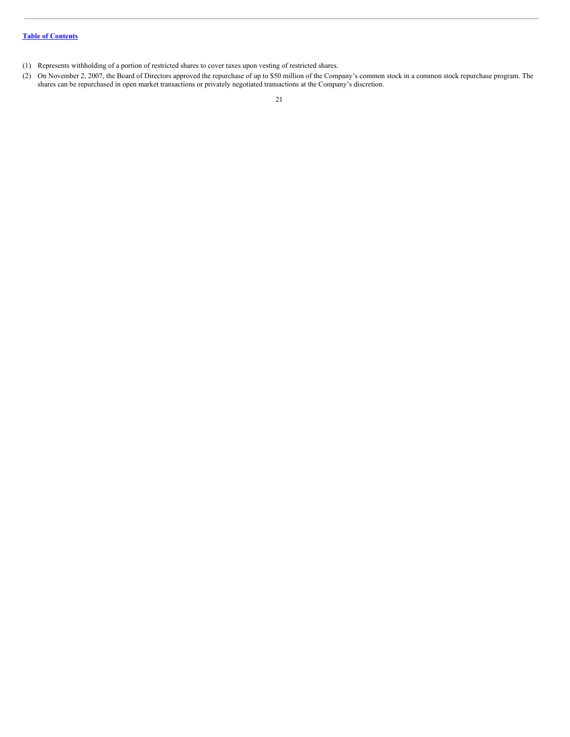(1) Represents withholding of a portion of restricted shares to cover taxes upon vesting of restricted shares.

(2) On November 2, 2007, the Board of Directors approved the repurchase of up to $50 million of the Company's common stock in a common stock repurchase program. The shares can be repurchased in open market transactions or privately negotiated transactions at the Company's discretion.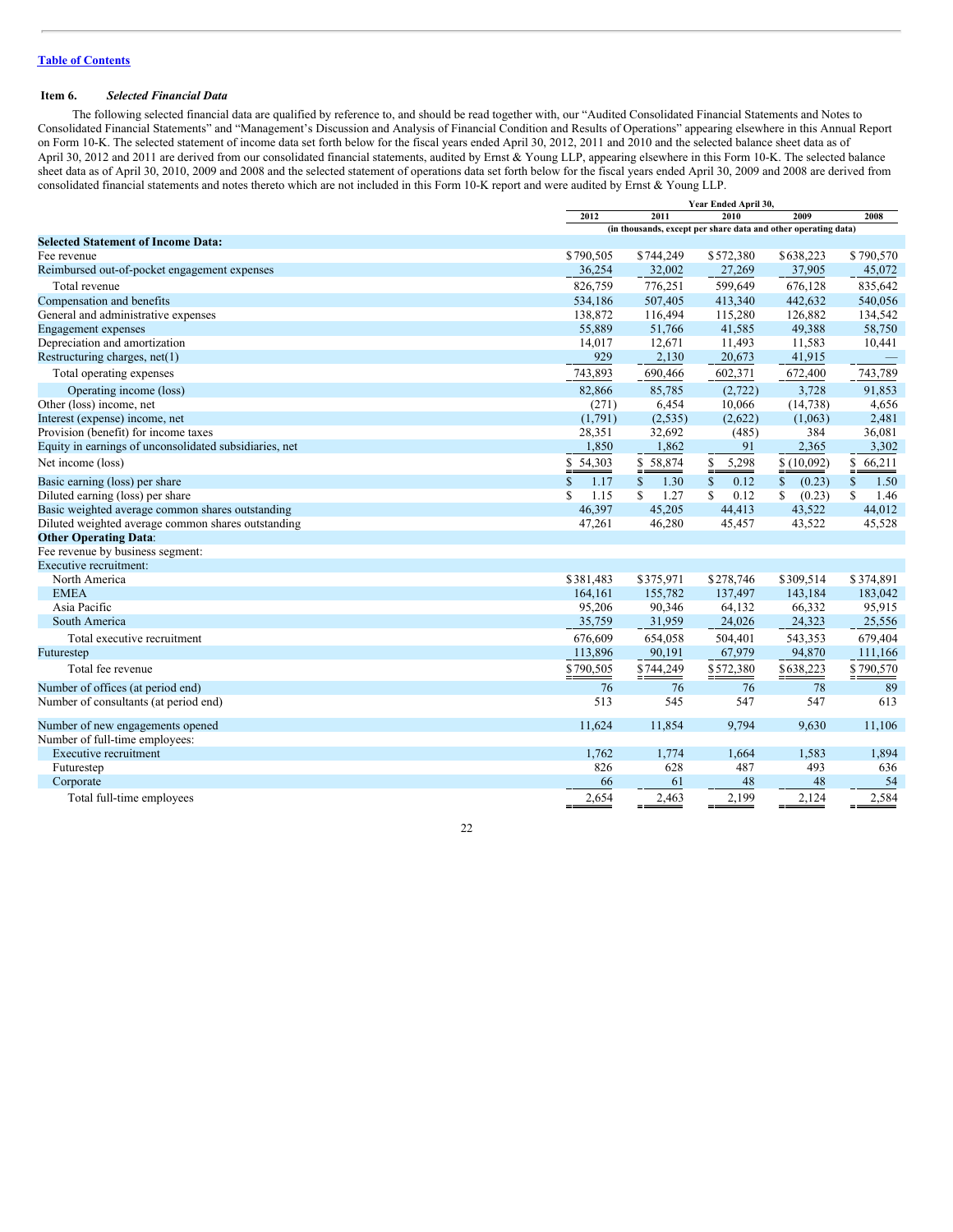[Table of Contents](#)

## Item 6. *Selected Financial Data*

The following selected financial data are qualified by reference to, and should be read together with, our "Audited Consolidated Financial Statements and Notes to Consolidated Financial Statements" and "Management's Discussion and Analysis of Financial Condition and Results of Operations" appearing elsewhere in this Annual Report on Form 10-K. The selected statement of income data set forth below for the fiscal years ended April 30, 2012, 2011 and 2010 and the selected balance sheet data as of April 30, 2012 and 2011 are derived from our consolidated financial statements, audited by Ernst & Young LLP, appearing elsewhere in this Form 10-K. The selected balance sheet data as of April 30, 2010, 2009 and 2008 and the selected statement of operations data set forth below for the fiscal years ended April 30, 2009 and 2008 are derived from consolidated financial statements and notes thereto which are not included in this Form 10-K report and were audited by Ernst & Young LLP.

| | Year Ended April 30, | | | | |
|---|---|---|---|---|---|
| | 2012 | 2011 | 2010 | 2009 | 2008 |
| | (in thousands, except per share data and other operating data) | | | | |
| **Selected Statement of Income Data:** | | | | | |
| Fee revenue | $790,505 | $744,249 | $572,380 | $638,223 | $790,570 |
| Reimbursed out-of-pocket engagement expenses | 36,254 | 32,002 | 27,269 | 37,905 | 45,072 |
| Total revenue | 826,759 | 776,251 | 599,649 | 676,128 | 835,642 |
| Compensation and benefits | 534,186 | 507,405 | 413,340 | 442,632 | 540,056 |
| General and administrative expenses | 138,872 | 116,494 | 115,280 | 126,882 | 134,542 |
| Engagement expenses | 55,889 | 51,766 | 41,585 | 49,388 | 58,750 |
| Depreciation and amortization | 14,017 | 12,671 | 11,493 | 11,583 | 10,441 |
| Restructuring charges, net(1) | 929 | 2,130 | 20,673 | 41,915 | — |
| Total operating expenses | 743,893 | 690,466 | 602,371 | 672,400 | 743,789 |
| Operating income (loss) | 82,866 | 85,785 | (2,722) | 3,728 | 91,853 |
| Other (loss) income, net | (271) | 6,454 | 10,066 | (14,738) | 4,656 |
| Interest (expense) income, net | (1,791) | (2,535) | (2,622) | (1,063) | 2,481 |
| Provision (benefit) for income taxes | 28,351 | 32,692 | (485) | 384 | 36,081 |
| Equity in earnings of unconsolidated subsidiaries, net | 1,850 | 1,862 | 91 | 2,365 | 3,302 |
| Net income (loss) | $ 54,303 | $ 58,874 | $ 5,298 | $ (10,092) | $ 66,211 |
| Basic earning (loss) per share | $ 1.17 | $ 1.30 | $ 0.12 | $ (0.23) | $ 1.50 |
| Diluted earning (loss) per share | $ 1.15 | $ 1.27 | $ 0.12 | $ (0.23) | $ 1.46 |
| Basic weighted average common shares outstanding | 46,397 | 45,205 | 44,413 | 43,522 | 44,012 |
| Diluted weighted average common shares outstanding | 47,261 | 46,280 | 45,457 | 43,522 | 45,528 |
| **Other Operating Data**: | | | | | |
| Fee revenue by business segment: | | | | | |
| Executive recruitment: | | | | | |
| North America | $381,483 | $375,971 | $278,746 | $309,514 | $374,891 |
| EMEA | 164,161 | 155,782 | 137,497 | 143,184 | 183,042 |
| Asia Pacific | 95,206 | 90,346 | 64,132 | 66,332 | 95,915 |
| South America | 35,759 | 31,959 | 24,026 | 24,323 | 25,556 |
| Total executive recruitment | 676,609 | 654,058 | 504,401 | 543,353 | 679,404 |
| Futurestep | 113,896 | 90,191 | 67,979 | 94,870 | 111,166 |
| Total fee revenue | $790,505 | $744,249 | $572,380 | $638,223 | $790,570 |
| Number of offices (at period end) | 76 | 76 | 76 | 78 | 89 |
| Number of consultants (at period end) | 513 | 545 | 547 | 547 | 613 |
| Number of new engagements opened | 11,624 | 11,854 | 9,794 | 9,630 | 11,106 |
| Number of full-time employees: | | | | | |
| Executive recruitment | 1,762 | 1,774 | 1,664 | 1,583 | 1,894 |
| Futurestep | 826 | 628 | 487 | 493 | 636 |
| Corporate | 66 | 61 | 48 | 48 | 54 |
| Total full-time employees | 2,654 | 2,463 | 2,199 | 2,124 | 2,584 |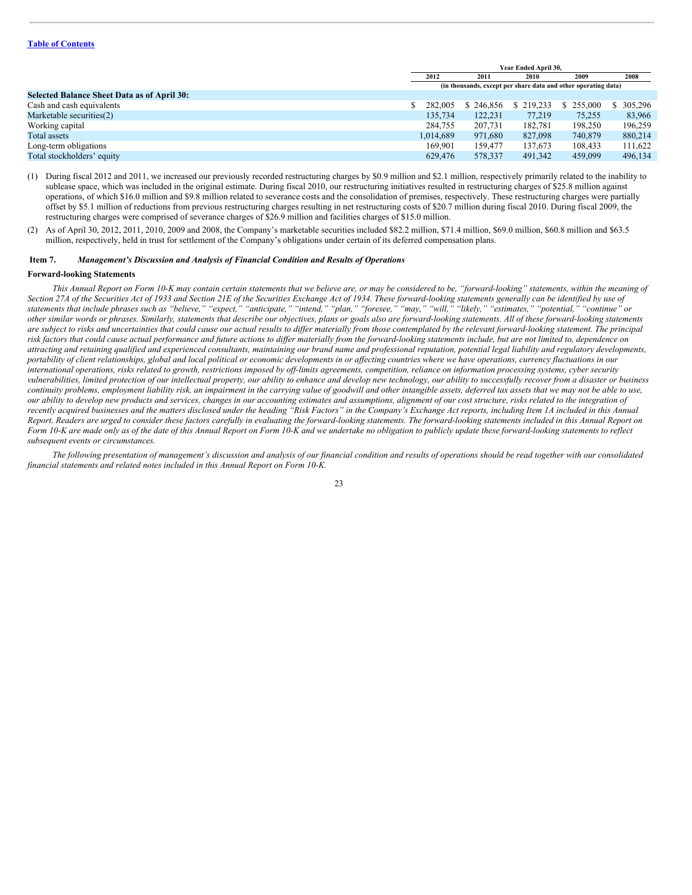[Table of Contents](#)

| | Year Ended April 30, | | | | |
|---|---|---|---|---|---|
| | 2012 | 2011 | 2010 | 2009 | 2008 |
| | (in thousands, except per share data and other operating data) | | | | |
| **Selected Balance Sheet Data as of April 30:** | | | | | |
| Cash and cash equivalents | $ 282,005 | $ 246,856 | $ 219,233 | $ 255,000 | $ 305,296 |
| Marketable securities(2) | 135,734 | 122,231 | 77,219 | 75,255 | 83,966 |
| Working capital | 284,755 | 207,731 | 182,781 | 198,250 | 196,259 |
| Total assets | 1,014,689 | 971,680 | 827,098 | 740,879 | 880,214 |
| Long-term obligations | 169,901 | 159,477 | 137,673 | 108,433 | 111,622 |
| Total stockholders' equity | 629,476 | 578,337 | 491,342 | 459,099 | 496,134 |

(1) During fiscal 2012 and 2011, we increased our previously recorded restructuring charges by $0.9 million and $2.1 million, respectively primarily related to the inability to sublease space, which was included in the original estimate. During fiscal 2010, our restructuring initiatives resulted in restructuring charges of $25.8 million against operations, of which $16.0 million and $9.8 million related to severance costs and the consolidation of premises, respectively. These restructuring charges were partially offset by $5.1 million of reductions from previous restructuring charges resulting in net restructuring costs of $20.7 million during fiscal 2010. During fiscal 2009, the restructuring charges were comprised of severance charges of $26.9 million and facilities charges of $15.0 million.

(2) As of April 30, 2012, 2011, 2010, 2009 and 2008, the Company's marketable securities included $82.2 million, $71.4 million, $69.0 million, $60.8 million and $63.5 million, respectively, held in trust for settlement of the Company's obligations under certain of its deferred compensation plans.

## Item 7. *Management's Discussion and Analysis of Financial Condition and Results of Operations*

### Forward-looking Statements

*This Annual Report on Form 10-K may contain certain statements that we believe are, or may be considered to be, "forward-looking" statements, within the meaning of Section 27A of the Securities Act of 1933 and Section 21E of the Securities Exchange Act of 1934. These forward-looking statements generally can be identified by use of statements that include phrases such as "believe," "expect," "anticipate," "intend," "plan," "foresee," "may," "will," "likely," "estimates," "potential," "continue" or other similar words or phrases. Similarly, statements that describe our objectives, plans or goals also are forward-looking statements. All of these forward-looking statements are subject to risks and uncertainties that could cause our actual results to differ materially from those contemplated by the relevant forward-looking statement. The principal risk factors that could cause actual performance and future actions to differ materially from the forward-looking statements include, but are not limited to, dependence on attracting and retaining qualified and experienced consultants, maintaining our brand name and professional reputation, potential legal liability and regulatory developments, portability of client relationships, global and local political or economic developments in or affecting countries where we have operations, currency fluctuations in our international operations, risks related to growth, restrictions imposed by off-limits agreements, competition, reliance on information processing systems, cyber security vulnerabilities, limited protection of our intellectual property, our ability to enhance and develop new technology, our ability to successfully recover from a disaster or business continuity problems, employment liability risk, an impairment in the carrying value of goodwill and other intangible assets, deferred tax assets that we may not be able to use, our ability to develop new products and services, changes in our accounting estimates and assumptions, alignment of our cost structure, risks related to the integration of recently acquired businesses and the matters disclosed under the heading "Risk Factors" in the Company's Exchange Act reports, including Item 1A included in this Annual Report. Readers are urged to consider these factors carefully in evaluating the forward-looking statements. The forward-looking statements included in this Annual Report on Form 10-K are made only as of the date of this Annual Report on Form 10-K and we undertake no obligation to publicly update these forward-looking statements to reflect subsequent events or circumstances.*

*The following presentation of management's discussion and analysis of our financial condition and results of operations should be read together with our consolidated financial statements and related notes included in this Annual Report on Form 10-K.*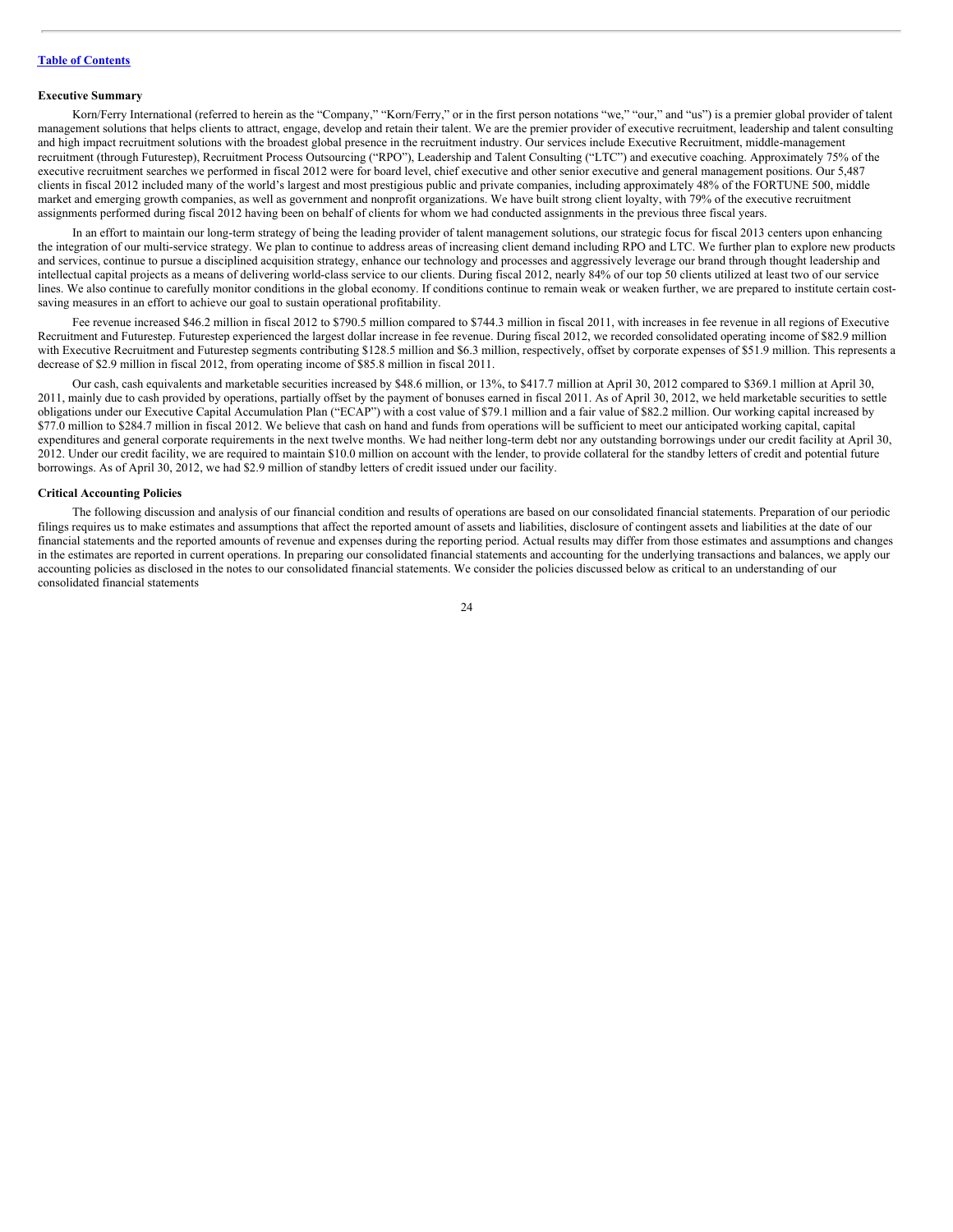[Table of Contents](#)

### Executive Summary

Korn/Ferry International (referred to herein as the "Company," "Korn/Ferry," or in the first person notations "we," "our," and "us") is a premier global provider of talent management solutions that helps clients to attract, engage, develop and retain their talent. We are the premier provider of executive recruitment, leadership and talent consulting and high impact recruitment solutions with the broadest global presence in the recruitment industry. Our services include Executive Recruitment, middle-management recruitment (through Futurestep), Recruitment Process Outsourcing ("RPO"), Leadership and Talent Consulting ("LTC") and executive coaching. Approximately 75% of the executive recruitment searches we performed in fiscal 2012 were for board level, chief executive and other senior executive and general management positions. Our 5,487 clients in fiscal 2012 included many of the world's largest and most prestigious public and private companies, including approximately 48% of the FORTUNE 500, middle market and emerging growth companies, as well as government and nonprofit organizations. We have built strong client loyalty, with 79% of the executive recruitment assignments performed during fiscal 2012 having been on behalf of clients for whom we had conducted assignments in the previous three fiscal years.

In an effort to maintain our long-term strategy of being the leading provider of talent management solutions, our strategic focus for fiscal 2013 centers upon enhancing the integration of our multi-service strategy. We plan to continue to address areas of increasing client demand including RPO and LTC. We further plan to explore new products and services, continue to pursue a disciplined acquisition strategy, enhance our technology and processes and aggressively leverage our brand through thought leadership and intellectual capital projects as a means of delivering world-class service to our clients. During fiscal 2012, nearly 84% of our top 50 clients utilized at least two of our service lines. We also continue to carefully monitor conditions in the global economy. If conditions continue to remain weak or weaken further, we are prepared to institute certain cost-saving measures in an effort to achieve our goal to sustain operational profitability.

Fee revenue increased $46.2 million in fiscal 2012 to $790.5 million compared to $744.3 million in fiscal 2011, with increases in fee revenue in all regions of Executive Recruitment and Futurestep. Futurestep experienced the largest dollar increase in fee revenue. During fiscal 2012, we recorded consolidated operating income of $82.9 million with Executive Recruitment and Futurestep segments contributing $128.5 million and $6.3 million, respectively, offset by corporate expenses of $51.9 million. This represents a decrease of $2.9 million in fiscal 2012, from operating income of $85.8 million in fiscal 2011.

Our cash, cash equivalents and marketable securities increased by $48.6 million, or 13%, to $417.7 million at April 30, 2012 compared to $369.1 million at April 30, 2011, mainly due to cash provided by operations, partially offset by the payment of bonuses earned in fiscal 2011. As of April 30, 2012, we held marketable securities to settle obligations under our Executive Capital Accumulation Plan ("ECAP") with a cost value of $79.1 million and a fair value of $82.2 million. Our working capital increased by $77.0 million to $284.7 million in fiscal 2012. We believe that cash on hand and funds from operations will be sufficient to meet our anticipated working capital, capital expenditures and general corporate requirements in the next twelve months. We had neither long-term debt nor any outstanding borrowings under our credit facility at April 30, 2012. Under our credit facility, we are required to maintain $10.0 million on account with the lender, to provide collateral for the standby letters of credit and potential future borrowings. As of April 30, 2012, we had $2.9 million of standby letters of credit issued under our facility.

### Critical Accounting Policies

The following discussion and analysis of our financial condition and results of operations are based on our consolidated financial statements. Preparation of our periodic filings requires us to make estimates and assumptions that affect the reported amount of assets and liabilities, disclosure of contingent assets and liabilities at the date of our financial statements and the reported amounts of revenue and expenses during the reporting period. Actual results may differ from those estimates and assumptions and changes in the estimates are reported in current operations. In preparing our consolidated financial statements and accounting for the underlying transactions and balances, we apply our accounting policies as disclosed in the notes to our consolidated financial statements. We consider the policies discussed below as critical to an understanding of our consolidated financial statements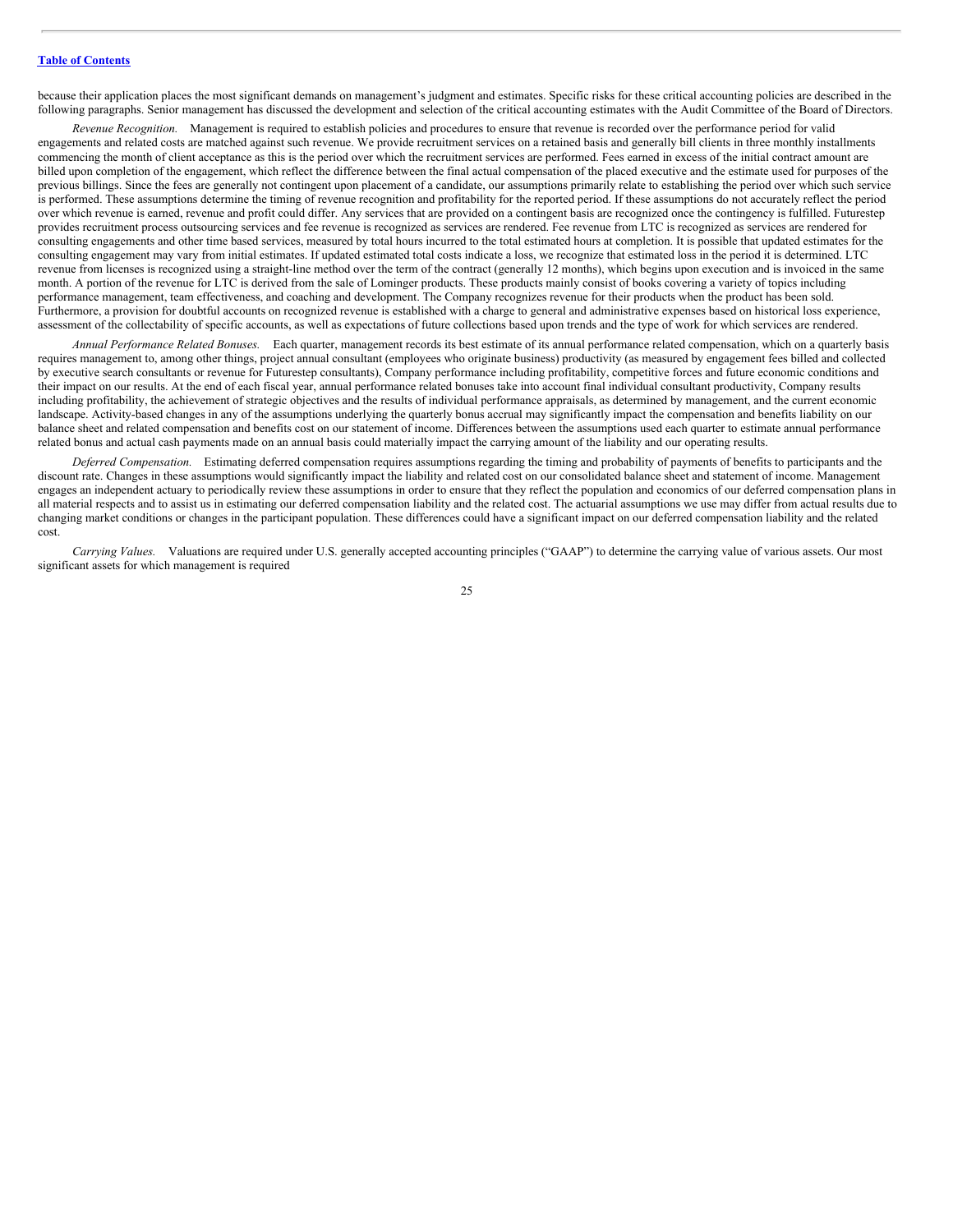because their application places the most significant demands on management's judgment and estimates. Specific risks for these critical accounting policies are described in the following paragraphs. Senior management has discussed the development and selection of the critical accounting estimates with the Audit Committee of the Board of Directors.

*Revenue Recognition.* Management is required to establish policies and procedures to ensure that revenue is recorded over the performance period for valid engagements and related costs are matched against such revenue. We provide recruitment services on a retained basis and generally bill clients in three monthly installments commencing the month of client acceptance as this is the period over which the recruitment services are performed. Fees earned in excess of the initial contract amount are billed upon completion of the engagement, which reflect the difference between the final actual compensation of the placed executive and the estimate used for purposes of the previous billings. Since the fees are generally not contingent upon placement of a candidate, our assumptions primarily relate to establishing the period over which such service is performed. These assumptions determine the timing of revenue recognition and profitability for the reported period. If these assumptions do not accurately reflect the period over which revenue is earned, revenue and profit could differ. Any services that are provided on a contingent basis are recognized once the contingency is fulfilled. Futurestep provides recruitment process outsourcing services and fee revenue is recognized as services are rendered. Fee revenue from LTC is recognized as services are rendered for consulting engagements and other time based services, measured by total hours incurred to the total estimated hours at completion. It is possible that updated estimates for the consulting engagement may vary from initial estimates. If updated estimated total costs indicate a loss, we recognize that estimated loss in the period it is determined. LTC revenue from licenses is recognized using a straight-line method over the term of the contract (generally 12 months), which begins upon execution and is invoiced in the same month. A portion of the revenue for LTC is derived from the sale of Lominger products. These products mainly consist of books covering a variety of topics including performance management, team effectiveness, and coaching and development. The Company recognizes revenue for their products when the product has been sold. Furthermore, a provision for doubtful accounts on recognized revenue is established with a charge to general and administrative expenses based on historical loss experience, assessment of the collectability of specific accounts, as well as expectations of future collections based upon trends and the type of work for which services are rendered.

*Annual Performance Related Bonuses.* Each quarter, management records its best estimate of its annual performance related compensation, which on a quarterly basis requires management to, among other things, project annual consultant (employees who originate business) productivity (as measured by engagement fees billed and collected by executive search consultants or revenue for Futurestep consultants), Company performance including profitability, competitive forces and future economic conditions and their impact on our results. At the end of each fiscal year, annual performance related bonuses take into account final individual consultant productivity, Company results including profitability, the achievement of strategic objectives and the results of individual performance appraisals, as determined by management, and the current economic landscape. Activity-based changes in any of the assumptions underlying the quarterly bonus accrual may significantly impact the compensation and benefits liability on our balance sheet and related compensation and benefits cost on our statement of income. Differences between the assumptions used each quarter to estimate annual performance related bonus and actual cash payments made on an annual basis could materially impact the carrying amount of the liability and our operating results.

*Deferred Compensation.* Estimating deferred compensation requires assumptions regarding the timing and probability of payments of benefits to participants and the discount rate. Changes in these assumptions would significantly impact the liability and related cost on our consolidated balance sheet and statement of income. Management engages an independent actuary to periodically review these assumptions in order to ensure that they reflect the population and economics of our deferred compensation plans in all material respects and to assist us in estimating our deferred compensation liability and the related cost. The actuarial assumptions we use may differ from actual results due to changing market conditions or changes in the participant population. These differences could have a significant impact on our deferred compensation liability and the related cost.

*Carrying Values.* Valuations are required under U.S. generally accepted accounting principles ("GAAP") to determine the carrying value of various assets. Our most significant assets for which management is required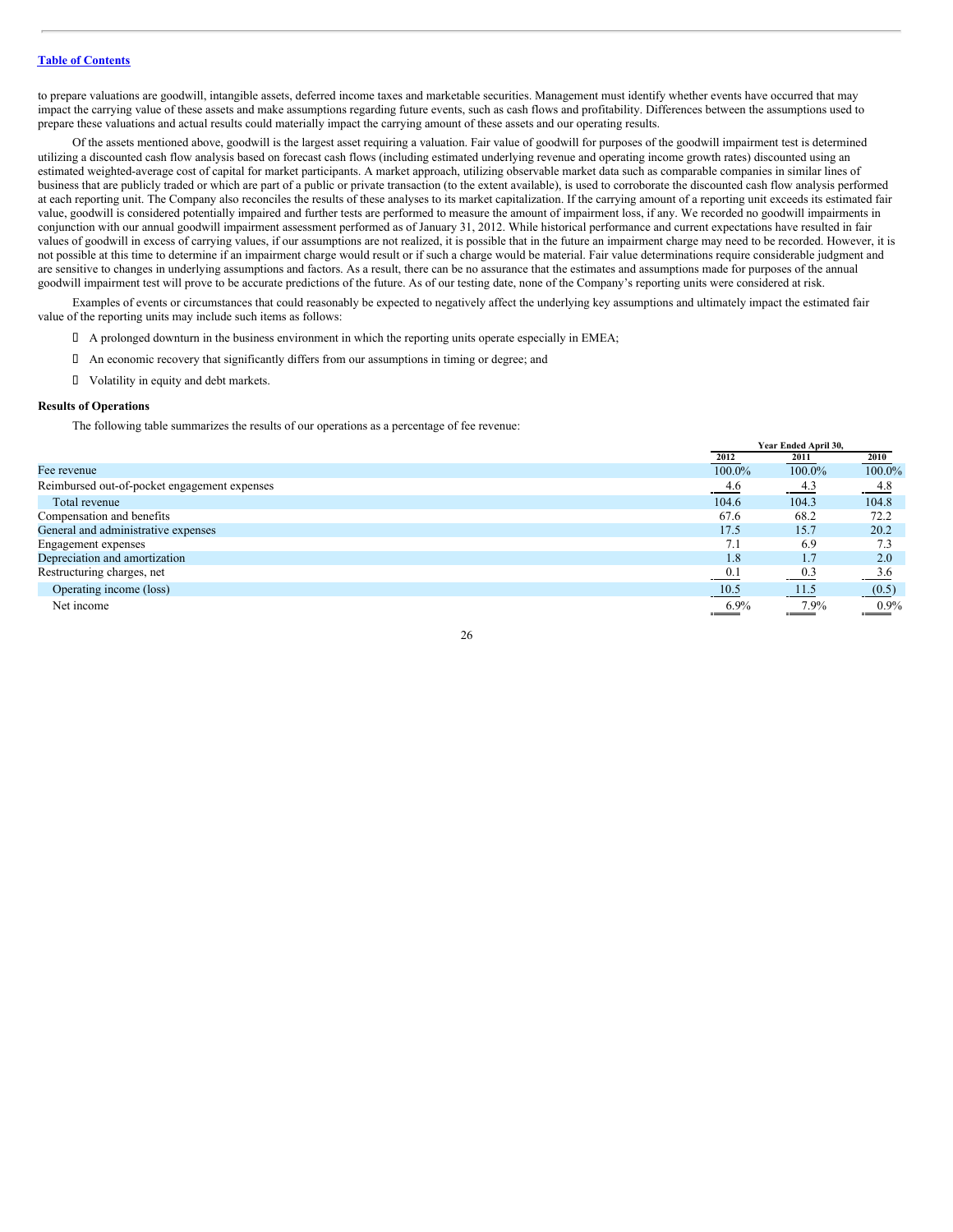to prepare valuations are goodwill, intangible assets, deferred income taxes and marketable securities. Management must identify whether events have occurred that may impact the carrying value of these assets and make assumptions regarding future events, such as cash flows and profitability. Differences between the assumptions used to prepare these valuations and actual results could materially impact the carrying amount of these assets and our operating results.

Of the assets mentioned above, goodwill is the largest asset requiring a valuation. Fair value of goodwill for purposes of the goodwill impairment test is determined utilizing a discounted cash flow analysis based on forecast cash flows (including estimated underlying revenue and operating income growth rates) discounted using an estimated weighted-average cost of capital for market participants. A market approach, utilizing observable market data such as comparable companies in similar lines of business that are publicly traded or which are part of a public or private transaction (to the extent available), is used to corroborate the discounted cash flow analysis performed at each reporting unit. The Company also reconciles the results of these analyses to its market capitalization. If the carrying amount of a reporting unit exceeds its estimated fair value, goodwill is considered potentially impaired and further tests are performed to measure the amount of impairment loss, if any. We recorded no goodwill impairments in conjunction with our annual goodwill impairment assessment performed as of January 31, 2012. While historical performance and current expectations have resulted in fair values of goodwill in excess of carrying values, if our assumptions are not realized, it is possible that in the future an impairment charge may need to be recorded. However, it is not possible at this time to determine if an impairment charge would result or if such a charge would be material. Fair value determinations require considerable judgment and are sensitive to changes in underlying assumptions and factors. As a result, there can be no assurance that the estimates and assumptions made for purposes of the annual goodwill impairment test will prove to be accurate predictions of the future. As of our testing date, none of the Company's reporting units were considered at risk.

Examples of events or circumstances that could reasonably be expected to negatively affect the underlying key assumptions and ultimately impact the estimated fair value of the reporting units may include such items as follows:

- A prolonged downturn in the business environment in which the reporting units operate especially in EMEA;
- An economic recovery that significantly differs from our assumptions in timing or degree; and
- Volatility in equity and debt markets.

**Results of Operations**

The following table summarizes the results of our operations as a percentage of fee revenue:

| | Year Ended April 30, | | |
|---|---|---|---|
| | 2012 | 2011 | 2010 |
| Fee revenue | 100.0% | 100.0% | 100.0% |
| Reimbursed out-of-pocket engagement expenses | 4.6 | 4.3 | 4.8 |
| Total revenue | 104.6 | 104.3 | 104.8 |
| Compensation and benefits | 67.6 | 68.2 | 72.2 |
| General and administrative expenses | 17.5 | 15.7 | 20.2 |
| Engagement expenses | 7.1 | 6.9 | 7.3 |
| Depreciation and amortization | 1.8 | 1.7 | 2.0 |
| Restructuring charges, net | 0.1 | 0.3 | 3.6 |
| Operating income (loss) | 10.5 | 11.5 | (0.5) |
| Net income | 6.9% | 7.9% | 0.9% |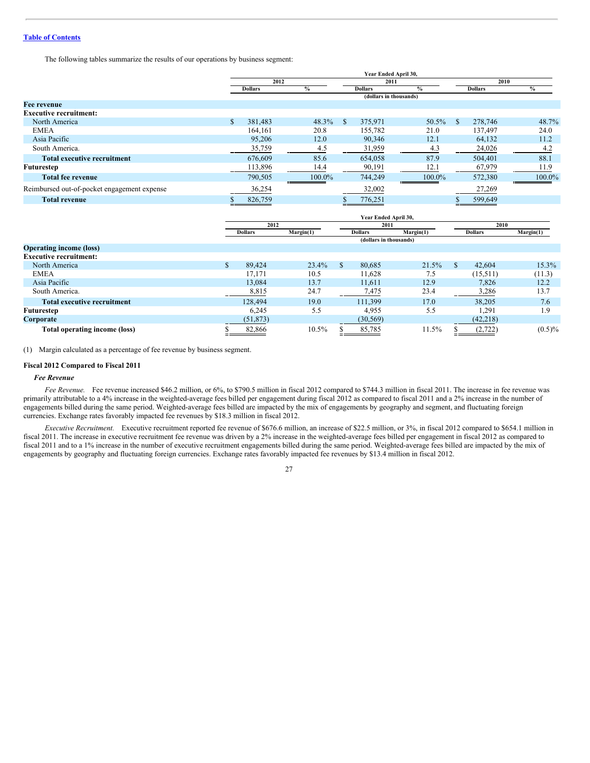[Table of Contents](#)

The following tables summarize the results of our operations by business segment:

| | Year Ended April 30, | | | | | |
|---|---|---|---|---|---|---|
| | 2012 | | 2011 | | 2010 | |
| | Dollars | % | Dollars | % | Dollars | % |
| | (dollars in thousands) | | | | | |
| **Fee revenue** | | | | | | |
| **Executive recruitment:** | | | | | | |
| North America | $ 381,483 | 48.3% | $ 375,971 | 50.5% | $ 278,746 | 48.7% |
| EMEA | 164,161 | 20.8 | 155,782 | 21.0 | 137,497 | 24.0 |
| Asia Pacific | 95,206 | 12.0 | 90,346 | 12.1 | 64,132 | 11.2 |
| South America. | 35,759 | 4.5 | 31,959 | 4.3 | 24,026 | 4.2 |
| **Total executive recruitment** | 676,609 | 85.6 | 654,058 | 87.9 | 504,401 | 88.1 |
| **Futurestep** | 113,896 | 14.4 | 90,191 | 12.1 | 67,979 | 11.9 |
| **Total fee revenue** | 790,505 | 100.0% | 744,249 | 100.0% | 572,380 | 100.0% |
| Reimbursed out-of-pocket engagement expense | 36,254 | | 32,002 | | 27,269 | |
| **Total revenue** | $ 826,759 | | $ 776,251 | | $ 599,649 | |

| | Year Ended April 30, | | | | | |
|---|---|---|---|---|---|---|
| | 2012 | | 2011 | | 2010 | |
| | Dollars | Margin(1) | Dollars | Margin(1) | Dollars | Margin(1) |
| | (dollars in thousands) | | | | | |
| **Operating income (loss)** | | | | | | |
| **Executive recruitment:** | | | | | | |
| North America | $ 89,424 | 23.4% | $ 80,685 | 21.5% | $ 42,604 | 15.3% |
| EMEA | 17,171 | 10.5 | 11,628 | 7.5 | (15,511) | (11.3) |
| Asia Pacific | 13,084 | 13.7 | 11,611 | 12.9 | 7,826 | 12.2 |
| South America. | 8,815 | 24.7 | 7,475 | 23.4 | 3,286 | 13.7 |
| **Total executive recruitment** | 128,494 | 19.0 | 111,399 | 17.0 | 38,205 | 7.6 |
| **Futurestep** | 6,245 | 5.5 | 4,955 | 5.5 | 1,291 | 1.9 |
| **Corporate** | (51,873) | | (30,569) | | (42,218) | |
| **Total operating income (loss)** | $ 82,866 | 10.5% | $ 85,785 | 11.5% | $ (2,722) | (0.5)% |

(1) Margin calculated as a percentage of fee revenue by business segment.

### Fiscal 2012 Compared to Fiscal 2011

#### *Fee Revenue*

*Fee Revenue.* Fee revenue increased $46.2 million, or 6%, to $790.5 million in fiscal 2012 compared to $744.3 million in fiscal 2011. The increase in fee revenue was primarily attributable to a 4% increase in the weighted-average fees billed per engagement during fiscal 2012 as compared to fiscal 2011 and a 2% increase in the number of engagements billed during the same period. Weighted-average fees billed are impacted by the mix of engagements by geography and segment, and fluctuating foreign currencies. Exchange rates favorably impacted fee revenues by $18.3 million in fiscal 2012.

*Executive Recruitment.* Executive recruitment reported fee revenue of $676.6 million, an increase of $22.5 million, or 3%, in fiscal 2012 compared to $654.1 million in fiscal 2011. The increase in executive recruitment fee revenue was driven by a 2% increase in the weighted-average fees billed per engagement in fiscal 2012 as compared to fiscal 2011 and to a 1% increase in the number of executive recruitment engagements billed during the same period. Weighted-average fees billed are impacted by the mix of engagements by geography and fluctuating foreign currencies. Exchange rates favorably impacted fee revenues by $13.4 million in fiscal 2012.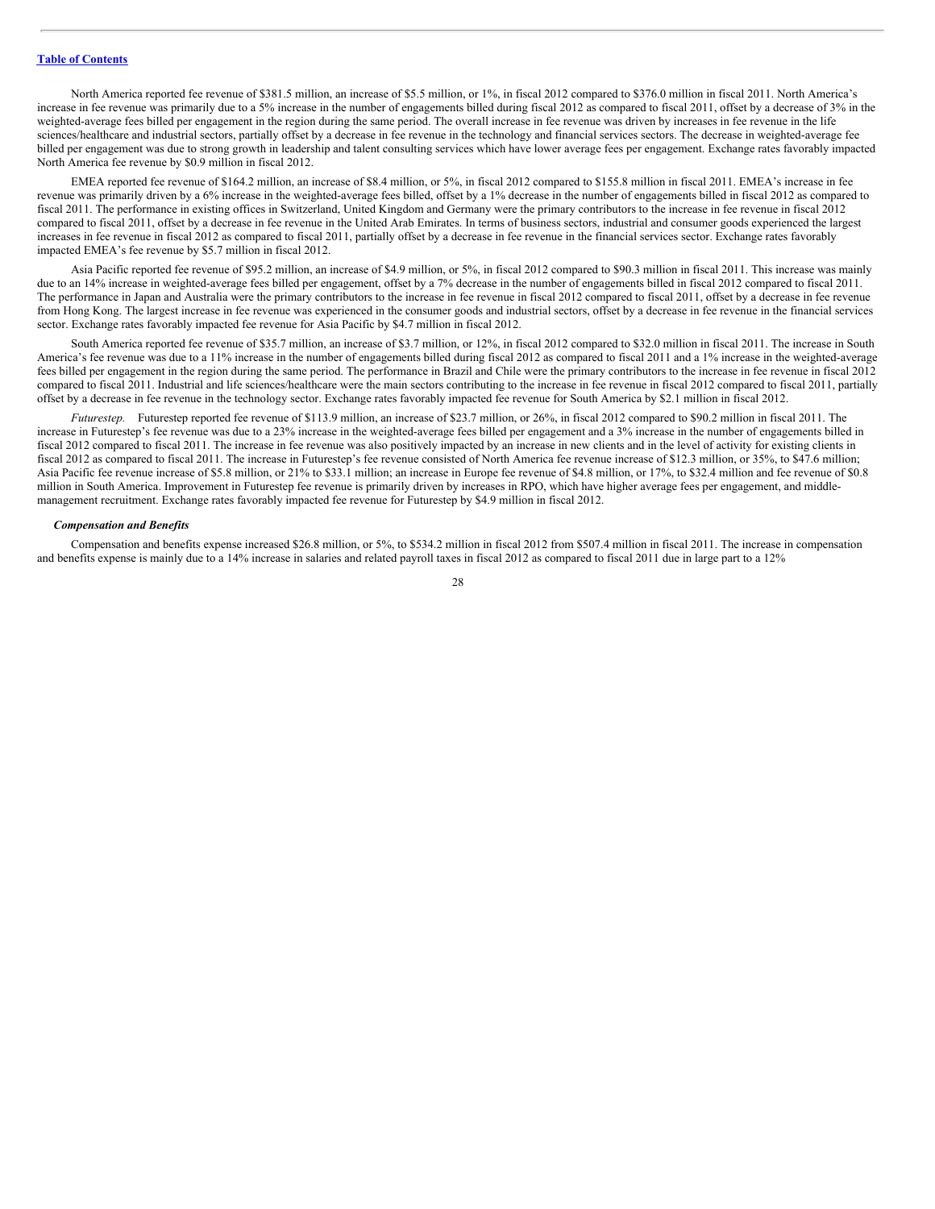North America reported fee revenue of $381.5 million, an increase of $5.5 million, or 1%, in fiscal 2012 compared to $376.0 million in fiscal 2011. North America's increase in fee revenue was primarily due to a 5% increase in the number of engagements billed during fiscal 2012 as compared to fiscal 2011, offset by a decrease of 3% in the weighted-average fees billed per engagement in the region during the same period. The overall increase in fee revenue was driven by increases in fee revenue in the life sciences/healthcare and industrial sectors, partially offset by a decrease in fee revenue in the technology and financial services sectors. The decrease in weighted-average fee billed per engagement was due to strong growth in leadership and talent consulting services which have lower average fees per engagement. Exchange rates favorably impacted North America fee revenue by $0.9 million in fiscal 2012.

EMEA reported fee revenue of $164.2 million, an increase of $8.4 million, or 5%, in fiscal 2012 compared to $155.8 million in fiscal 2011. EMEA's increase in fee revenue was primarily driven by a 6% increase in the weighted-average fees billed, offset by a 1% decrease in the number of engagements billed in fiscal 2012 as compared to fiscal 2011. The performance in existing offices in Switzerland, United Kingdom and Germany were the primary contributors to the increase in fee revenue in fiscal 2012 compared to fiscal 2011, offset by a decrease in fee revenue in the United Arab Emirates. In terms of business sectors, industrial and consumer goods experienced the largest increases in fee revenue in fiscal 2012 as compared to fiscal 2011, partially offset by a decrease in fee revenue in the financial services sector. Exchange rates favorably impacted EMEA's fee revenue by $5.7 million in fiscal 2012.

Asia Pacific reported fee revenue of $95.2 million, an increase of $4.9 million, or 5%, in fiscal 2012 compared to $90.3 million in fiscal 2011. This increase was mainly due to an 14% increase in weighted-average fees billed per engagement, offset by a 7% decrease in the number of engagements billed in fiscal 2012 compared to fiscal 2011. The performance in Japan and Australia were the primary contributors to the increase in fee revenue in fiscal 2012 compared to fiscal 2011, offset by a decrease in fee revenue from Hong Kong. The largest increase in fee revenue was experienced in the consumer goods and industrial sectors, offset by a decrease in fee revenue in the financial services sector. Exchange rates favorably impacted fee revenue for Asia Pacific by $4.7 million in fiscal 2012.

South America reported fee revenue of $35.7 million, an increase of $3.7 million, or 12%, in fiscal 2012 compared to $32.0 million in fiscal 2011. The increase in South America's fee revenue was due to a 11% increase in the number of engagements billed during fiscal 2012 as compared to fiscal 2011 and a 1% increase in the weighted-average fees billed per engagement in the region during the same period. The performance in Brazil and Chile were the primary contributors to the increase in fee revenue in fiscal 2012 compared to fiscal 2011. Industrial and life sciences/healthcare were the main sectors contributing to the increase in fee revenue in fiscal 2012 compared to fiscal 2011, partially offset by a decrease in fee revenue in the technology sector. Exchange rates favorably impacted fee revenue for South America by $2.1 million in fiscal 2012.

*Futurestep.* Futurestep reported fee revenue of $113.9 million, an increase of $23.7 million, or 26%, in fiscal 2012 compared to $90.2 million in fiscal 2011. The increase in Futurestep's fee revenue was due to a 23% increase in the weighted-average fees billed per engagement and a 3% increase in the number of engagements billed in fiscal 2012 compared to fiscal 2011. The increase in fee revenue was also positively impacted by an increase in new clients and in the level of activity for existing clients in fiscal 2012 as compared to fiscal 2011. The increase in Futurestep's fee revenue consisted of North America fee revenue increase of $12.3 million, or 35%, to $47.6 million; Asia Pacific fee revenue increase of $5.8 million, or 21% to $33.1 million; an increase in Europe fee revenue of $4.8 million, or 17%, to $32.4 million and fee revenue of $0.8 million in South America. Improvement in Futurestep fee revenue is primarily driven by increases in RPO, which have higher average fees per engagement, and middle-management recruitment. Exchange rates favorably impacted fee revenue for Futurestep by $4.9 million in fiscal 2012.

***Compensation and Benefits***

Compensation and benefits expense increased $26.8 million, or 5%, to $534.2 million in fiscal 2012 from $507.4 million in fiscal 2011. The increase in compensation and benefits expense is mainly due to a 14% increase in salaries and related payroll taxes in fiscal 2012 as compared to fiscal 2011 due in large part to a 12%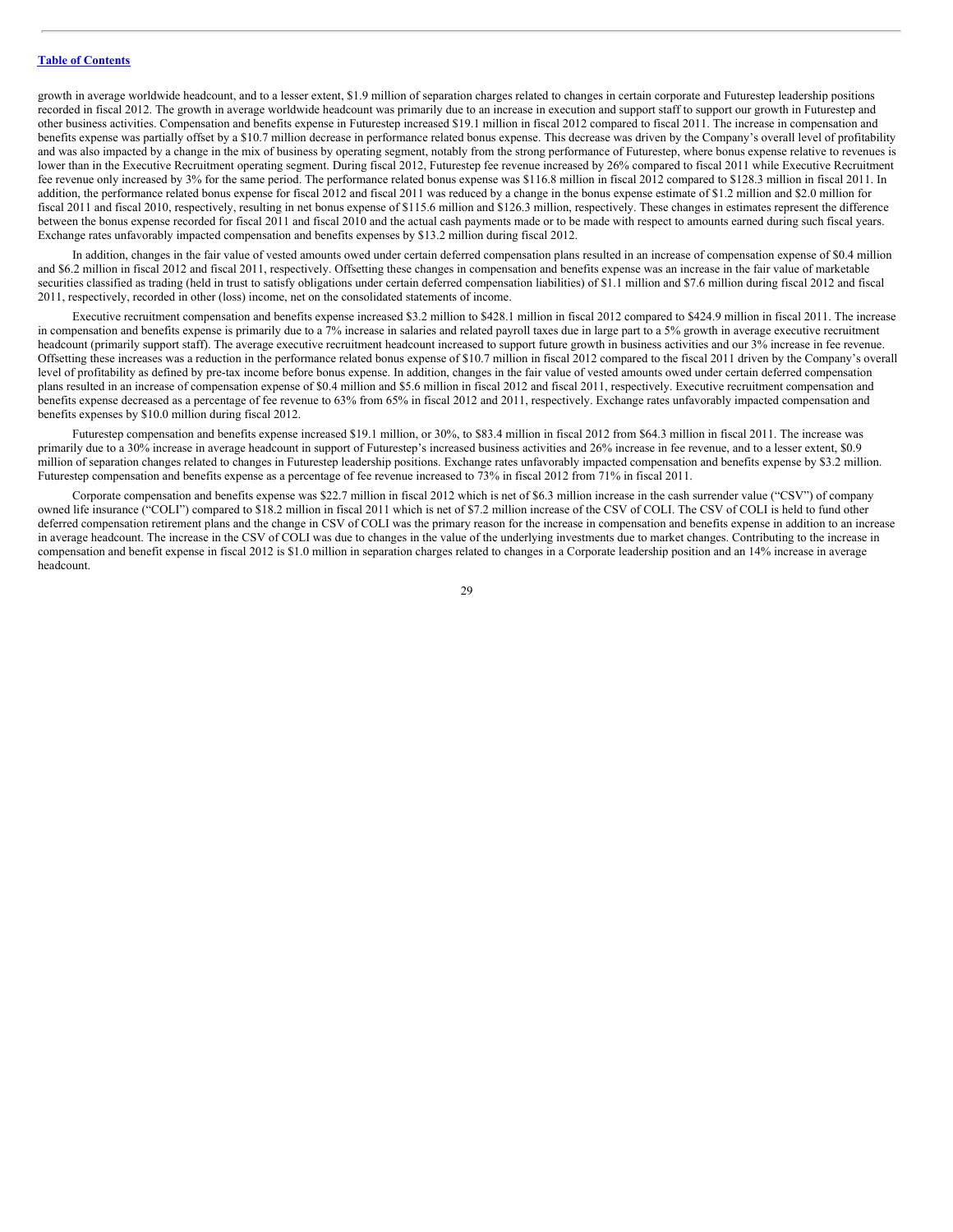growth in average worldwide headcount, and to a lesser extent, $1.9 million of separation charges related to changes in certain corporate and Futurestep leadership positions recorded in fiscal 2012. The growth in average worldwide headcount was primarily due to an increase in execution and support staff to support our growth in Futurestep and other business activities. Compensation and benefits expense in Futurestep increased $19.1 million in fiscal 2012 compared to fiscal 2011. The increase in compensation and benefits expense was partially offset by a $10.7 million decrease in performance related bonus expense. This decrease was driven by the Company's overall level of profitability and was also impacted by a change in the mix of business by operating segment, notably from the strong performance of Futurestep, where bonus expense relative to revenues is lower than in the Executive Recruitment operating segment. During fiscal 2012, Futurestep fee revenue increased by 26% compared to fiscal 2011 while Executive Recruitment fee revenue only increased by 3% for the same period. The performance related bonus expense was $116.8 million in fiscal 2012 compared to $128.3 million in fiscal 2011. In addition, the performance related bonus expense for fiscal 2012 and fiscal 2011 was reduced by a change in the bonus expense estimate of $1.2 million and $2.0 million for fiscal 2011 and fiscal 2010, respectively, resulting in net bonus expense of $115.6 million and $126.3 million, respectively. These changes in estimates represent the difference between the bonus expense recorded for fiscal 2011 and fiscal 2010 and the actual cash payments made or to be made with respect to amounts earned during such fiscal years. Exchange rates unfavorably impacted compensation and benefits expenses by $13.2 million during fiscal 2012.

In addition, changes in the fair value of vested amounts owed under certain deferred compensation plans resulted in an increase of compensation expense of $0.4 million and $6.2 million in fiscal 2012 and fiscal 2011, respectively. Offsetting these changes in compensation and benefits expense was an increase in the fair value of marketable securities classified as trading (held in trust to satisfy obligations under certain deferred compensation liabilities) of $1.1 million and $7.6 million during fiscal 2012 and fiscal 2011, respectively, recorded in other (loss) income, net on the consolidated statements of income.

Executive recruitment compensation and benefits expense increased $3.2 million to $428.1 million in fiscal 2012 compared to $424.9 million in fiscal 2011. The increase in compensation and benefits expense is primarily due to a 7% increase in salaries and related payroll taxes due in large part to a 5% growth in average executive recruitment headcount (primarily support staff). The average executive recruitment headcount increased to support future growth in business activities and our 3% increase in fee revenue. Offsetting these increases was a reduction in the performance related bonus expense of $10.7 million in fiscal 2012 compared to the fiscal 2011 driven by the Company's overall level of profitability as defined by pre-tax income before bonus expense. In addition, changes in the fair value of vested amounts owed under certain deferred compensation plans resulted in an increase of compensation expense of $0.4 million and $5.6 million in fiscal 2012 and fiscal 2011, respectively. Executive recruitment compensation and benefits expense decreased as a percentage of fee revenue to 63% from 65% in fiscal 2012 and 2011, respectively. Exchange rates unfavorably impacted compensation and benefits expenses by $10.0 million during fiscal 2012.

Futurestep compensation and benefits expense increased $19.1 million, or 30%, to $83.4 million in fiscal 2012 from $64.3 million in fiscal 2011. The increase was primarily due to a 30% increase in average headcount in support of Futurestep's increased business activities and 26% increase in fee revenue, and to a lesser extent, $0.9 million of separation changes related to changes in Futurestep leadership positions. Exchange rates unfavorably impacted compensation and benefits expense by $3.2 million. Futurestep compensation and benefits expense as a percentage of fee revenue increased to 73% in fiscal 2012 from 71% in fiscal 2011.

Corporate compensation and benefits expense was $22.7 million in fiscal 2012 which is net of $6.3 million increase in the cash surrender value ("CSV") of company owned life insurance ("COLI") compared to $18.2 million in fiscal 2011 which is net of $7.2 million increase of the CSV of COLI. The CSV of COLI is held to fund other deferred compensation retirement plans and the change in CSV of COLI was the primary reason for the increase in compensation and benefits expense in addition to an increase in average headcount. The increase in the CSV of COLI was due to changes in the value of the underlying investments due to market changes. Contributing to the increase in compensation and benefit expense in fiscal 2012 is $1.0 million in separation charges related to changes in a Corporate leadership position and an 14% increase in average headcount.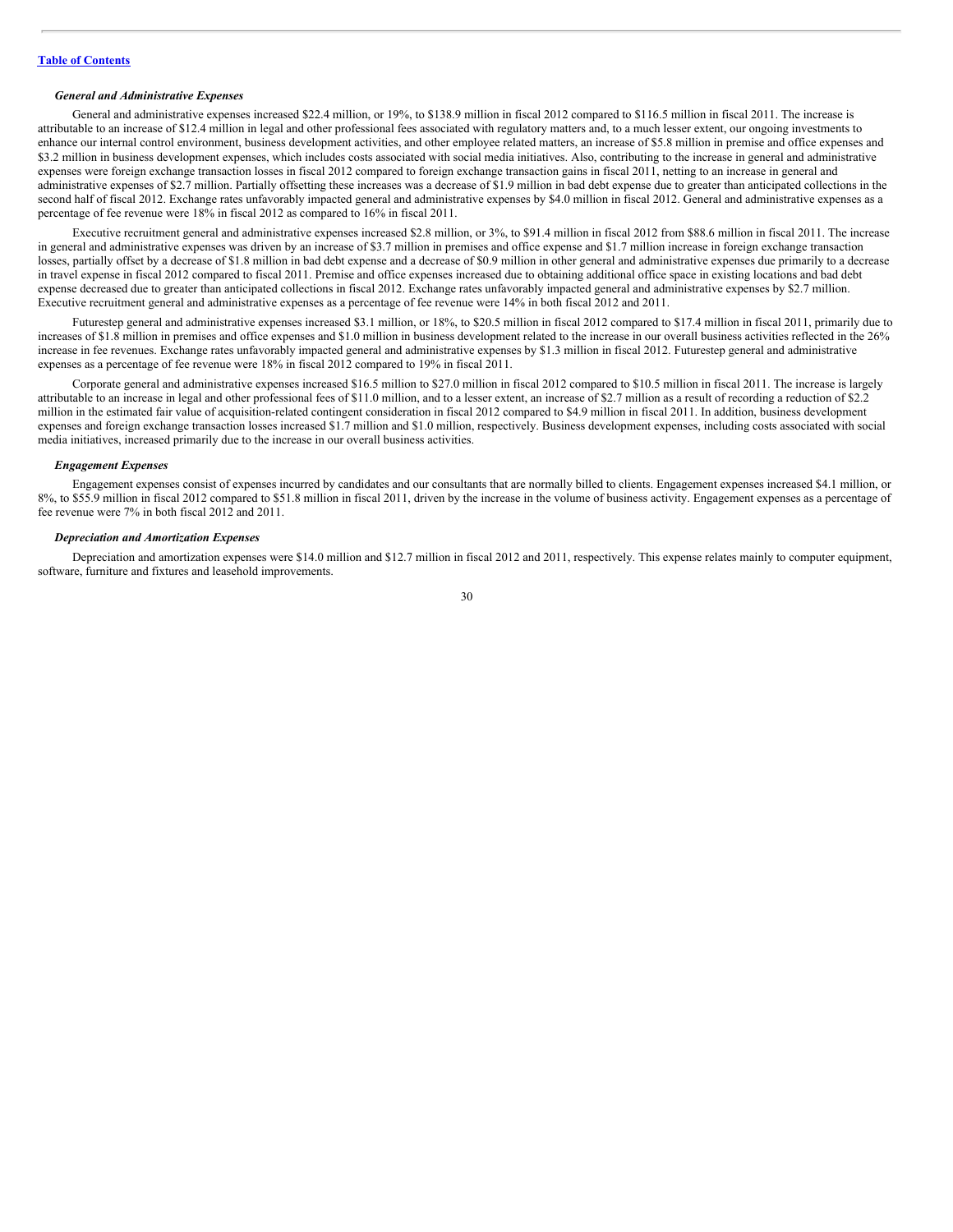*General and Administrative Expenses*

General and administrative expenses increased $22.4 million, or 19%, to $138.9 million in fiscal 2012 compared to $116.5 million in fiscal 2011. The increase is attributable to an increase of $12.4 million in legal and other professional fees associated with regulatory matters and, to a much lesser extent, our ongoing investments to enhance our internal control environment, business development activities, and other employee related matters, an increase of $5.8 million in premise and office expenses and $3.2 million in business development expenses, which includes costs associated with social media initiatives. Also, contributing to the increase in general and administrative expenses were foreign exchange transaction losses in fiscal 2012 compared to foreign exchange transaction gains in fiscal 2011, netting to an increase in general and administrative expenses of $2.7 million. Partially offsetting these increases was a decrease of $1.9 million in bad debt expense due to greater than anticipated collections in the second half of fiscal 2012. Exchange rates unfavorably impacted general and administrative expenses by $4.0 million in fiscal 2012. General and administrative expenses as a percentage of fee revenue were 18% in fiscal 2012 as compared to 16% in fiscal 2011.

Executive recruitment general and administrative expenses increased $2.8 million, or 3%, to $91.4 million in fiscal 2012 from $88.6 million in fiscal 2011. The increase in general and administrative expenses was driven by an increase of $3.7 million in premises and office expense and $1.7 million increase in foreign exchange transaction losses, partially offset by a decrease of $1.8 million in bad debt expense and a decrease of $0.9 million in other general and administrative expenses due primarily to a decrease in travel expense in fiscal 2012 compared to fiscal 2011. Premise and office expenses increased due to obtaining additional office space in existing locations and bad debt expense decreased due to greater than anticipated collections in fiscal 2012. Exchange rates unfavorably impacted general and administrative expenses by $2.7 million. Executive recruitment general and administrative expenses as a percentage of fee revenue were 14% in both fiscal 2012 and 2011.

Futurestep general and administrative expenses increased $3.1 million, or 18%, to $20.5 million in fiscal 2012 compared to $17.4 million in fiscal 2011, primarily due to increases of $1.8 million in premises and office expenses and $1.0 million in business development related to the increase in our overall business activities reflected in the 26% increase in fee revenues. Exchange rates unfavorably impacted general and administrative expenses by $1.3 million in fiscal 2012. Futurestep general and administrative expenses as a percentage of fee revenue were 18% in fiscal 2012 compared to 19% in fiscal 2011.

Corporate general and administrative expenses increased $16.5 million to $27.0 million in fiscal 2012 compared to $10.5 million in fiscal 2011. The increase is largely attributable to an increase in legal and other professional fees of $11.0 million, and to a lesser extent, an increase of $2.7 million as a result of recording a reduction of $2.2 million in the estimated fair value of acquisition-related contingent consideration in fiscal 2012 compared to $4.9 million in fiscal 2011. In addition, business development expenses and foreign exchange transaction losses increased $1.7 million and $1.0 million, respectively. Business development expenses, including costs associated with social media initiatives, increased primarily due to the increase in our overall business activities.

*Engagement Expenses*

Engagement expenses consist of expenses incurred by candidates and our consultants that are normally billed to clients. Engagement expenses increased $4.1 million, or 8%, to $55.9 million in fiscal 2012 compared to $51.8 million in fiscal 2011, driven by the increase in the volume of business activity. Engagement expenses as a percentage of fee revenue were 7% in both fiscal 2012 and 2011.

*Depreciation and Amortization Expenses*

Depreciation and amortization expenses were $14.0 million and $12.7 million in fiscal 2012 and 2011, respectively. This expense relates mainly to computer equipment, software, furniture and fixtures and leasehold improvements.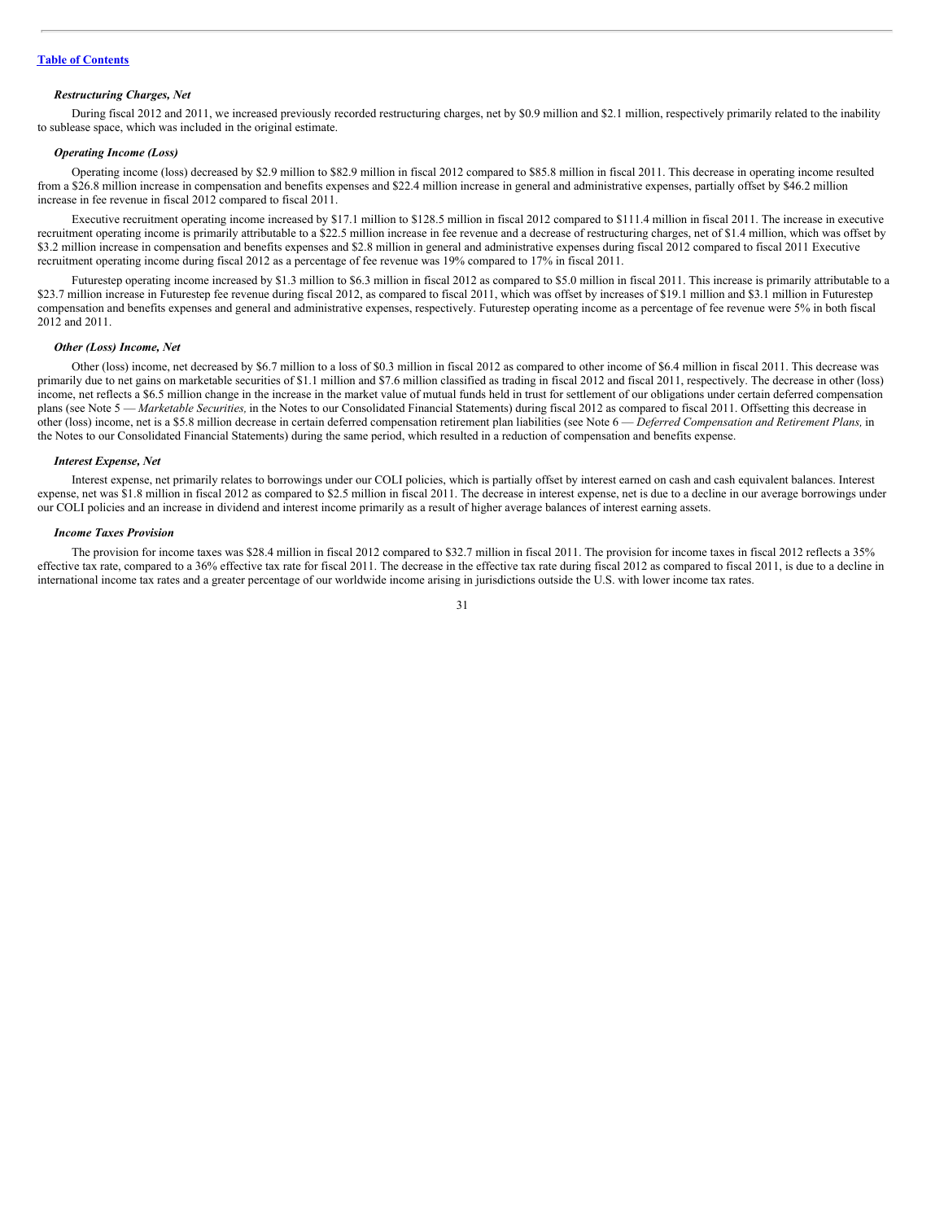#### *Restructuring Charges, Net*

During fiscal 2012 and 2011, we increased previously recorded restructuring charges, net by $0.9 million and $2.1 million, respectively primarily related to the inability to sublease space, which was included in the original estimate.

#### *Operating Income (Loss)*

Operating income (loss) decreased by $2.9 million to $82.9 million in fiscal 2012 compared to $85.8 million in fiscal 2011. This decrease in operating income resulted from a $26.8 million increase in compensation and benefits expenses and $22.4 million increase in general and administrative expenses, partially offset by $46.2 million increase in fee revenue in fiscal 2012 compared to fiscal 2011.

Executive recruitment operating income increased by $17.1 million to $128.5 million in fiscal 2012 compared to $111.4 million in fiscal 2011. The increase in executive recruitment operating income is primarily attributable to a $22.5 million increase in fee revenue and a decrease of restructuring charges, net of $1.4 million, which was offset by $3.2 million increase in compensation and benefits expenses and $2.8 million in general and administrative expenses during fiscal 2012 compared to fiscal 2011 Executive recruitment operating income during fiscal 2012 as a percentage of fee revenue was 19% compared to 17% in fiscal 2011.

Futurestep operating income increased by $1.3 million to $6.3 million in fiscal 2012 as compared to $5.0 million in fiscal 2011. This increase is primarily attributable to a $23.7 million increase in Futurestep fee revenue during fiscal 2012, as compared to fiscal 2011, which was offset by increases of $19.1 million and $3.1 million in Futurestep compensation and benefits expenses and general and administrative expenses, respectively. Futurestep operating income as a percentage of fee revenue were 5% in both fiscal 2012 and 2011.

#### *Other (Loss) Income, Net*

Other (loss) income, net decreased by $6.7 million to a loss of $0.3 million in fiscal 2012 as compared to other income of $6.4 million in fiscal 2011. This decrease was primarily due to net gains on marketable securities of $1.1 million and $7.6 million classified as trading in fiscal 2012 and fiscal 2011, respectively. The decrease in other (loss) income, net reflects a $6.5 million change in the increase in the market value of mutual funds held in trust for settlement of our obligations under certain deferred compensation plans (see Note 5 — *Marketable Securities,* in the Notes to our Consolidated Financial Statements) during fiscal 2012 as compared to fiscal 2011. Offsetting this decrease in other (loss) income, net is a $5.8 million decrease in certain deferred compensation retirement plan liabilities (see Note 6 — *Deferred Compensation and Retirement Plans,* in the Notes to our Consolidated Financial Statements) during the same period, which resulted in a reduction of compensation and benefits expense.

#### *Interest Expense, Net*

Interest expense, net primarily relates to borrowings under our COLI policies, which is partially offset by interest earned on cash and cash equivalent balances. Interest expense, net was $1.8 million in fiscal 2012 as compared to $2.5 million in fiscal 2011. The decrease in interest expense, net is due to a decline in our average borrowings under our COLI policies and an increase in dividend and interest income primarily as a result of higher average balances of interest earning assets.

#### *Income Taxes Provision*

The provision for income taxes was $28.4 million in fiscal 2012 compared to $32.7 million in fiscal 2011. The provision for income taxes in fiscal 2012 reflects a 35% effective tax rate, compared to a 36% effective tax rate for fiscal 2011. The decrease in the effective tax rate during fiscal 2012 as compared to fiscal 2011, is due to a decline in international income tax rates and a greater percentage of our worldwide income arising in jurisdictions outside the U.S. with lower income tax rates.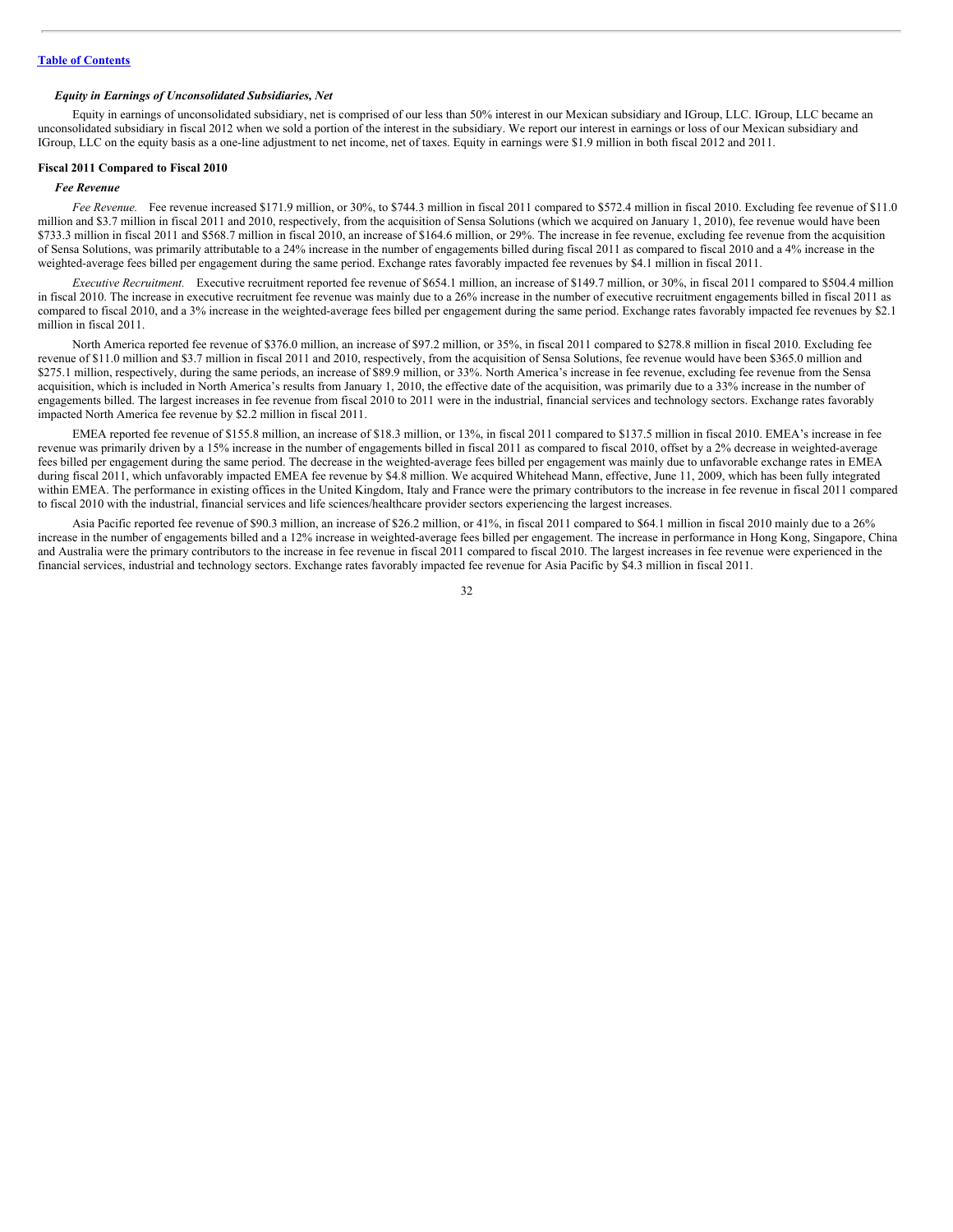[Table of Contents](#)

### *Equity in Earnings of Unconsolidated Subsidiaries, Net*

Equity in earnings of unconsolidated subsidiary, net is comprised of our less than 50% interest in our Mexican subsidiary and IGroup, LLC. IGroup, LLC became an unconsolidated subsidiary in fiscal 2012 when we sold a portion of the interest in the subsidiary. We report our interest in earnings or loss of our Mexican subsidiary and IGroup, LLC on the equity basis as a one-line adjustment to net income, net of taxes. Equity in earnings were $1.9 million in both fiscal 2012 and 2011.

## Fiscal 2011 Compared to Fiscal 2010

### *Fee Revenue*

*Fee Revenue.* Fee revenue increased $171.9 million, or 30%, to $744.3 million in fiscal 2011 compared to $572.4 million in fiscal 2010. Excluding fee revenue of $11.0 million and $3.7 million in fiscal 2011 and 2010, respectively, from the acquisition of Sensa Solutions (which we acquired on January 1, 2010), fee revenue would have been $733.3 million in fiscal 2011 and $568.7 million in fiscal 2010, an increase of $164.6 million, or 29%. The increase in fee revenue, excluding fee revenue from the acquisition of Sensa Solutions, was primarily attributable to a 24% increase in the number of engagements billed during fiscal 2011 as compared to fiscal 2010 and a 4% increase in the weighted-average fees billed per engagement during the same period. Exchange rates favorably impacted fee revenues by $4.1 million in fiscal 2011.

*Executive Recruitment.* Executive recruitment reported fee revenue of $654.1 million, an increase of $149.7 million, or 30%, in fiscal 2011 compared to $504.4 million in fiscal 2010. The increase in executive recruitment fee revenue was mainly due to a 26% increase in the number of executive recruitment engagements billed in fiscal 2011 as compared to fiscal 2010, and a 3% increase in the weighted-average fees billed per engagement during the same period. Exchange rates favorably impacted fee revenues by $2.1 million in fiscal 2011.

North America reported fee revenue of $376.0 million, an increase of $97.2 million, or 35%, in fiscal 2011 compared to $278.8 million in fiscal 2010. Excluding fee revenue of $11.0 million and $3.7 million in fiscal 2011 and 2010, respectively, from the acquisition of Sensa Solutions, fee revenue would have been $365.0 million and $275.1 million, respectively, during the same periods, an increase of $89.9 million, or 33%. North America's increase in fee revenue, excluding fee revenue from the Sensa acquisition, which is included in North America's results from January 1, 2010, the effective date of the acquisition, was primarily due to a 33% increase in the number of engagements billed. The largest increases in fee revenue from fiscal 2010 to 2011 were in the industrial, financial services and technology sectors. Exchange rates favorably impacted North America fee revenue by $2.2 million in fiscal 2011.

EMEA reported fee revenue of $155.8 million, an increase of $18.3 million, or 13%, in fiscal 2011 compared to $137.5 million in fiscal 2010. EMEA's increase in fee revenue was primarily driven by a 15% increase in the number of engagements billed in fiscal 2011 as compared to fiscal 2010, offset by a 2% decrease in weighted-average fees billed per engagement during the same period. The decrease in the weighted-average fees billed per engagement was mainly due to unfavorable exchange rates in EMEA during fiscal 2011, which unfavorably impacted EMEA fee revenue by $4.8 million. We acquired Whitehead Mann, effective, June 11, 2009, which has been fully integrated within EMEA. The performance in existing offices in the United Kingdom, Italy and France were the primary contributors to the increase in fee revenue in fiscal 2011 compared to fiscal 2010 with the industrial, financial services and life sciences/healthcare provider sectors experiencing the largest increases.

Asia Pacific reported fee revenue of $90.3 million, an increase of $26.2 million, or 41%, in fiscal 2011 compared to $64.1 million in fiscal 2010 mainly due to a 26% increase in the number of engagements billed and a 12% increase in weighted-average fees billed per engagement. The increase in performance in Hong Kong, Singapore, China and Australia were the primary contributors to the increase in fee revenue in fiscal 2011 compared to fiscal 2010. The largest increases in fee revenue were experienced in the financial services, industrial and technology sectors. Exchange rates favorably impacted fee revenue for Asia Pacific by $4.3 million in fiscal 2011.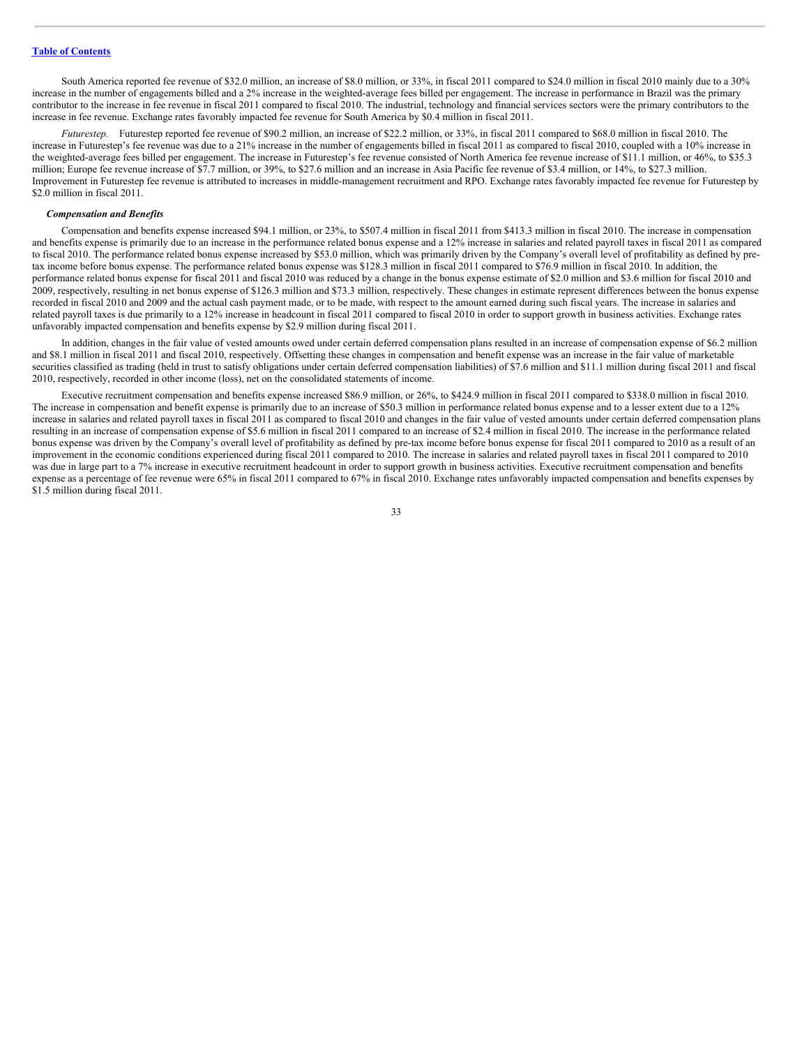South America reported fee revenue of $32.0 million, an increase of $8.0 million, or 33%, in fiscal 2011 compared to $24.0 million in fiscal 2010 mainly due to a 30% increase in the number of engagements billed and a 2% increase in the weighted-average fees billed per engagement. The increase in performance in Brazil was the primary contributor to the increase in fee revenue in fiscal 2011 compared to fiscal 2010. The industrial, technology and financial services sectors were the primary contributors to the increase in fee revenue. Exchange rates favorably impacted fee revenue for South America by $0.4 million in fiscal 2011.

*Futurestep.* Futurestep reported fee revenue of $90.2 million, an increase of $22.2 million, or 33%, in fiscal 2011 compared to $68.0 million in fiscal 2010. The increase in Futurestep's fee revenue was due to a 21% increase in the number of engagements billed in fiscal 2011 as compared to fiscal 2010, coupled with a 10% increase in the weighted-average fees billed per engagement. The increase in Futurestep's fee revenue consisted of North America fee revenue increase of $11.1 million, or 46%, to $35.3 million; Europe fee revenue increase of $7.7 million, or 39%, to $27.6 million and an increase in Asia Pacific fee revenue of $3.4 million, or 14%, to $27.3 million. Improvement in Futurestep fee revenue is attributed to increases in middle-management recruitment and RPO. Exchange rates favorably impacted fee revenue for Futurestep by $2.0 million in fiscal 2011.

***Compensation and Benefits***

Compensation and benefits expense increased $94.1 million, or 23%, to $507.4 million in fiscal 2011 from $413.3 million in fiscal 2010. The increase in compensation and benefits expense is primarily due to an increase in the performance related bonus expense and a 12% increase in salaries and related payroll taxes in fiscal 2011 as compared to fiscal 2010. The performance related bonus expense increased by $53.0 million, which was primarily driven by the Company's overall level of profitability as defined by pre-tax income before bonus expense. The performance related bonus expense was $128.3 million in fiscal 2011 compared to $76.9 million in fiscal 2010. In addition, the performance related bonus expense for fiscal 2011 and fiscal 2010 was reduced by a change in the bonus expense estimate of $2.0 million and $3.6 million for fiscal 2010 and 2009, respectively, resulting in net bonus expense of $126.3 million and $73.3 million, respectively. These changes in estimate represent differences between the bonus expense recorded in fiscal 2010 and 2009 and the actual cash payment made, or to be made, with respect to the amount earned during such fiscal years. The increase in salaries and related payroll taxes is due primarily to a 12% increase in headcount in fiscal 2011 compared to fiscal 2010 in order to support growth in business activities. Exchange rates unfavorably impacted compensation and benefits expense by $2.9 million during fiscal 2011.

In addition, changes in the fair value of vested amounts owed under certain deferred compensation plans resulted in an increase of compensation expense of $6.2 million and $8.1 million in fiscal 2011 and fiscal 2010, respectively. Offsetting these changes in compensation and benefit expense was an increase in the fair value of marketable securities classified as trading (held in trust to satisfy obligations under certain deferred compensation liabilities) of $7.6 million and $11.1 million during fiscal 2011 and fiscal 2010, respectively, recorded in other income (loss), net on the consolidated statements of income.

Executive recruitment compensation and benefits expense increased $86.9 million, or 26%, to $424.9 million in fiscal 2011 compared to $338.0 million in fiscal 2010. The increase in compensation and benefit expense is primarily due to an increase of $50.3 million in performance related bonus expense and to a lesser extent due to a 12% increase in salaries and related payroll taxes in fiscal 2011 as compared to fiscal 2010 and changes in the fair value of vested amounts under certain deferred compensation plans resulting in an increase of compensation expense of $5.6 million in fiscal 2011 compared to an increase of $2.4 million in fiscal 2010. The increase in the performance related bonus expense was driven by the Company's overall level of profitability as defined by pre-tax income before bonus expense for fiscal 2011 compared to 2010 as a result of an improvement in the economic conditions experienced during fiscal 2011 compared to 2010. The increase in salaries and related payroll taxes in fiscal 2011 compared to 2010 was due in large part to a 7% increase in executive recruitment headcount in order to support growth in business activities. Executive recruitment compensation and benefits expense as a percentage of fee revenue were 65% in fiscal 2011 compared to 67% in fiscal 2010. Exchange rates unfavorably impacted compensation and benefits expenses by $1.5 million during fiscal 2011.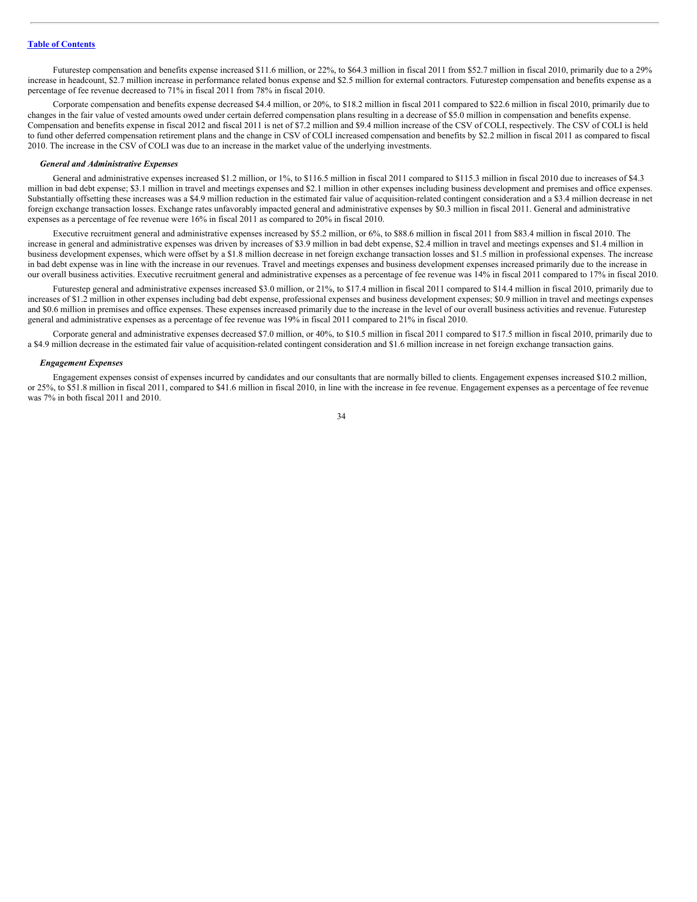Futurestep compensation and benefits expense increased $11.6 million, or 22%, to $64.3 million in fiscal 2011 from $52.7 million in fiscal 2010, primarily due to a 29% increase in headcount, $2.7 million increase in performance related bonus expense and $2.5 million for external contractors. Futurestep compensation and benefits expense as a percentage of fee revenue decreased to 71% in fiscal 2011 from 78% in fiscal 2010.

Corporate compensation and benefits expense decreased $4.4 million, or 20%, to $18.2 million in fiscal 2011 compared to $22.6 million in fiscal 2010, primarily due to changes in the fair value of vested amounts owed under certain deferred compensation plans resulting in a decrease of $5.0 million in compensation and benefits expense. Compensation and benefits expense in fiscal 2012 and fiscal 2011 is net of $7.2 million and $9.4 million increase of the CSV of COLI, respectively. The CSV of COLI is held to fund other deferred compensation retirement plans and the change in CSV of COLI increased compensation and benefits by $2.2 million in fiscal 2011 as compared to fiscal 2010. The increase in the CSV of COLI was due to an increase in the market value of the underlying investments.

### *General and Administrative Expenses*

General and administrative expenses increased $1.2 million, or 1%, to $116.5 million in fiscal 2011 compared to $115.3 million in fiscal 2010 due to increases of $4.3 million in bad debt expense; $3.1 million in travel and meetings expenses and $2.1 million in other expenses including business development and premises and office expenses. Substantially offsetting these increases was a $4.9 million reduction in the estimated fair value of acquisition-related contingent consideration and a $3.4 million decrease in net foreign exchange transaction losses. Exchange rates unfavorably impacted general and administrative expenses by $0.3 million in fiscal 2011. General and administrative expenses as a percentage of fee revenue were 16% in fiscal 2011 as compared to 20% in fiscal 2010.

Executive recruitment general and administrative expenses increased by $5.2 million, or 6%, to $88.6 million in fiscal 2011 from $83.4 million in fiscal 2010. The increase in general and administrative expenses was driven by increases of $3.9 million in bad debt expense, $2.4 million in travel and meetings expenses and $1.4 million in business development expenses, which were offset by a $1.8 million decrease in net foreign exchange transaction losses and $1.5 million in professional expenses. The increase in bad debt expense was in line with the increase in our revenues. Travel and meetings expenses and business development expenses increased primarily due to the increase in our overall business activities. Executive recruitment general and administrative expenses as a percentage of fee revenue was 14% in fiscal 2011 compared to 17% in fiscal 2010.

Futurestep general and administrative expenses increased $3.0 million, or 21%, to $17.4 million in fiscal 2011 compared to $14.4 million in fiscal 2010, primarily due to increases of $1.2 million in other expenses including bad debt expense, professional expenses and business development expenses; $0.9 million in travel and meetings expenses and $0.6 million in premises and office expenses. These expenses increased primarily due to the increase in the level of our overall business activities and revenue. Futurestep general and administrative expenses as a percentage of fee revenue was 19% in fiscal 2011 compared to 21% in fiscal 2010.

Corporate general and administrative expenses decreased $7.0 million, or 40%, to $10.5 million in fiscal 2011 compared to $17.5 million in fiscal 2010, primarily due to a $4.9 million decrease in the estimated fair value of acquisition-related contingent consideration and $1.6 million increase in net foreign exchange transaction gains.

### *Engagement Expenses*

Engagement expenses consist of expenses incurred by candidates and our consultants that are normally billed to clients. Engagement expenses increased $10.2 million, or 25%, to $51.8 million in fiscal 2011, compared to $41.6 million in fiscal 2010, in line with the increase in fee revenue. Engagement expenses as a percentage of fee revenue was 7% in both fiscal 2011 and 2010.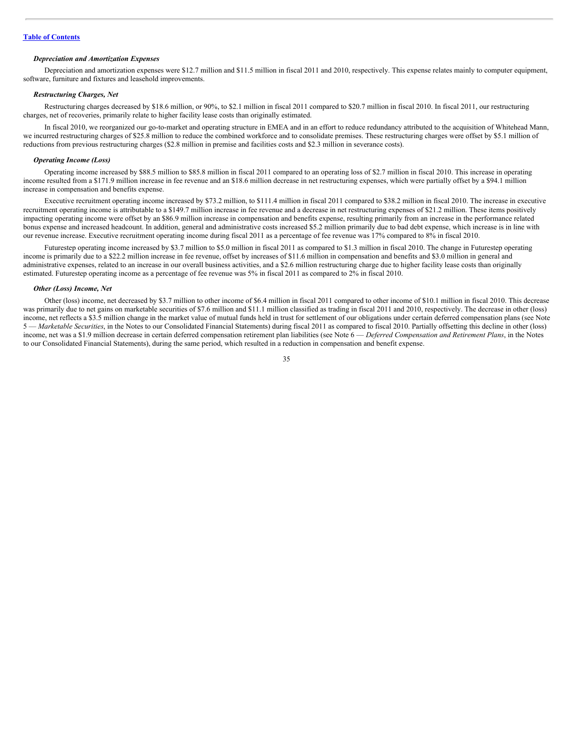[Table of Contents](#)

***Depreciation and Amortization Expenses***

Depreciation and amortization expenses were $12.7 million and $11.5 million in fiscal 2011 and 2010, respectively. This expense relates mainly to computer equipment, software, furniture and fixtures and leasehold improvements.

***Restructuring Charges, Net***

Restructuring charges decreased by $18.6 million, or 90%, to $2.1 million in fiscal 2011 compared to $20.7 million in fiscal 2010. In fiscal 2011, our restructuring charges, net of recoveries, primarily relate to higher facility lease costs than originally estimated.

In fiscal 2010, we reorganized our go-to-market and operating structure in EMEA and in an effort to reduce redundancy attributed to the acquisition of Whitehead Mann, we incurred restructuring charges of $25.8 million to reduce the combined workforce and to consolidate premises. These restructuring charges were offset by $5.1 million of reductions from previous restructuring charges ($2.8 million in premise and facilities costs and $2.3 million in severance costs).

***Operating Income (Loss)***

Operating income increased by $88.5 million to $85.8 million in fiscal 2011 compared to an operating loss of $2.7 million in fiscal 2010. This increase in operating income resulted from a $171.9 million increase in fee revenue and an $18.6 million decrease in net restructuring expenses, which were partially offset by a $94.1 million increase in compensation and benefits expense.

Executive recruitment operating income increased by $73.2 million, to $111.4 million in fiscal 2011 compared to $38.2 million in fiscal 2010. The increase in executive recruitment operating income is attributable to a $149.7 million increase in fee revenue and a decrease in net restructuring expenses of $21.2 million. These items positively impacting operating income were offset by an $86.9 million increase in compensation and benefits expense, resulting primarily from an increase in the performance related bonus expense and increased headcount. In addition, general and administrative costs increased $5.2 million primarily due to bad debt expense, which increase is in line with our revenue increase. Executive recruitment operating income during fiscal 2011 as a percentage of fee revenue was 17% compared to 8% in fiscal 2010.

Futurestep operating income increased by $3.7 million to $5.0 million in fiscal 2011 as compared to $1.3 million in fiscal 2010. The change in Futurestep operating income is primarily due to a $22.2 million increase in fee revenue, offset by increases of $11.6 million in compensation and benefits and $3.0 million in general and administrative expenses, related to an increase in our overall business activities, and a $2.6 million restructuring charge due to higher facility lease costs than originally estimated. Futurestep operating income as a percentage of fee revenue was 5% in fiscal 2011 as compared to 2% in fiscal 2010.

***Other (Loss) Income, Net***

Other (loss) income, net decreased by $3.7 million to other income of $6.4 million in fiscal 2011 compared to other income of $10.1 million in fiscal 2010. This decrease was primarily due to net gains on marketable securities of $7.6 million and $11.1 million classified as trading in fiscal 2011 and 2010, respectively. The decrease in other (loss) income, net reflects a $3.5 million change in the market value of mutual funds held in trust for settlement of our obligations under certain deferred compensation plans (see Note 5 — *Marketable Securities*, in the Notes to our Consolidated Financial Statements) during fiscal 2011 as compared to fiscal 2010. Partially offsetting this decline in other (loss) income, net was a $1.9 million decrease in certain deferred compensation retirement plan liabilities (see Note 6 — *Deferred Compensation and Retirement Plans*, in the Notes to our Consolidated Financial Statements), during the same period, which resulted in a reduction in compensation and benefit expense.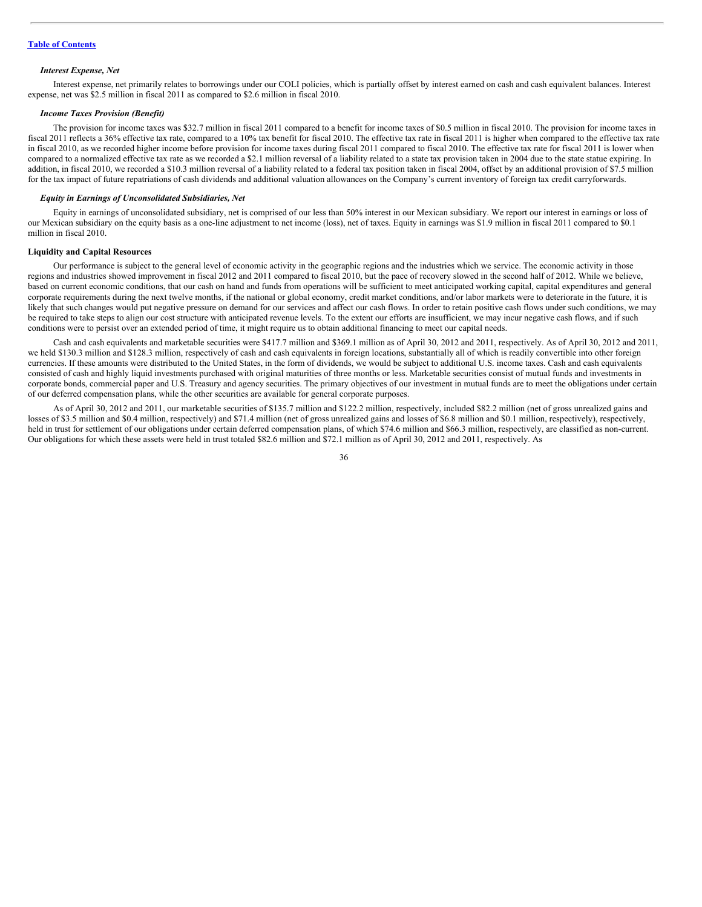*Interest Expense, Net*

Interest expense, net primarily relates to borrowings under our COLI policies, which is partially offset by interest earned on cash and cash equivalent balances. Interest expense, net was $2.5 million in fiscal 2011 as compared to $2.6 million in fiscal 2010.

*Income Taxes Provision (Benefit)*

The provision for income taxes was $32.7 million in fiscal 2011 compared to a benefit for income taxes of $0.5 million in fiscal 2010. The provision for income taxes in fiscal 2011 reflects a 36% effective tax rate, compared to a 10% tax benefit for fiscal 2010. The effective tax rate in fiscal 2011 is higher when compared to the effective tax rate in fiscal 2010, as we recorded higher income before provision for income taxes during fiscal 2011 compared to fiscal 2010. The effective tax rate for fiscal 2011 is lower when compared to a normalized effective tax rate as we recorded a $2.1 million reversal of a liability related to a state tax provision taken in 2004 due to the state statue expiring. In addition, in fiscal 2010, we recorded a $10.3 million reversal of a liability related to a federal tax position taken in fiscal 2004, offset by an additional provision of $7.5 million for the tax impact of future repatriations of cash dividends and additional valuation allowances on the Company's current inventory of foreign tax credit carryforwards.

*Equity in Earnings of Unconsolidated Subsidiaries, Net*

Equity in earnings of unconsolidated subsidiary, net is comprised of our less than 50% interest in our Mexican subsidiary. We report our interest in earnings or loss of our Mexican subsidiary on the equity basis as a one-line adjustment to net income (loss), net of taxes. Equity in earnings was $1.9 million in fiscal 2011 compared to $0.1 million in fiscal 2010.

**Liquidity and Capital Resources**

Our performance is subject to the general level of economic activity in the geographic regions and the industries which we service. The economic activity in those regions and industries showed improvement in fiscal 2012 and 2011 compared to fiscal 2010, but the pace of recovery slowed in the second half of 2012. While we believe, based on current economic conditions, that our cash on hand and funds from operations will be sufficient to meet anticipated working capital, capital expenditures and general corporate requirements during the next twelve months, if the national or global economy, credit market conditions, and/or labor markets were to deteriorate in the future, it is likely that such changes would put negative pressure on demand for our services and affect our cash flows. In order to retain positive cash flows under such conditions, we may be required to take steps to align our cost structure with anticipated revenue levels. To the extent our efforts are insufficient, we may incur negative cash flows, and if such conditions were to persist over an extended period of time, it might require us to obtain additional financing to meet our capital needs.

Cash and cash equivalents and marketable securities were $417.7 million and $369.1 million as of April 30, 2012 and 2011, respectively. As of April 30, 2012 and 2011, we held $130.3 million and $128.3 million, respectively of cash and cash equivalents in foreign locations, substantially all of which is readily convertible into other foreign currencies. If these amounts were distributed to the United States, in the form of dividends, we would be subject to additional U.S. income taxes. Cash and cash equivalents consisted of cash and highly liquid investments purchased with original maturities of three months or less. Marketable securities consist of mutual funds and investments in corporate bonds, commercial paper and U.S. Treasury and agency securities. The primary objectives of our investment in mutual funds are to meet the obligations under certain of our deferred compensation plans, while the other securities are available for general corporate purposes.

As of April 30, 2012 and 2011, our marketable securities of $135.7 million and $122.2 million, respectively, included $82.2 million (net of gross unrealized gains and losses of $3.5 million and $0.4 million, respectively) and $71.4 million (net of gross unrealized gains and losses of $6.8 million and $0.1 million, respectively), respectively, held in trust for settlement of our obligations under certain deferred compensation plans, of which $74.6 million and $66.3 million, respectively, are classified as non-current. Our obligations for which these assets were held in trust totaled $82.6 million and $72.1 million as of April 30, 2012 and 2011, respectively. As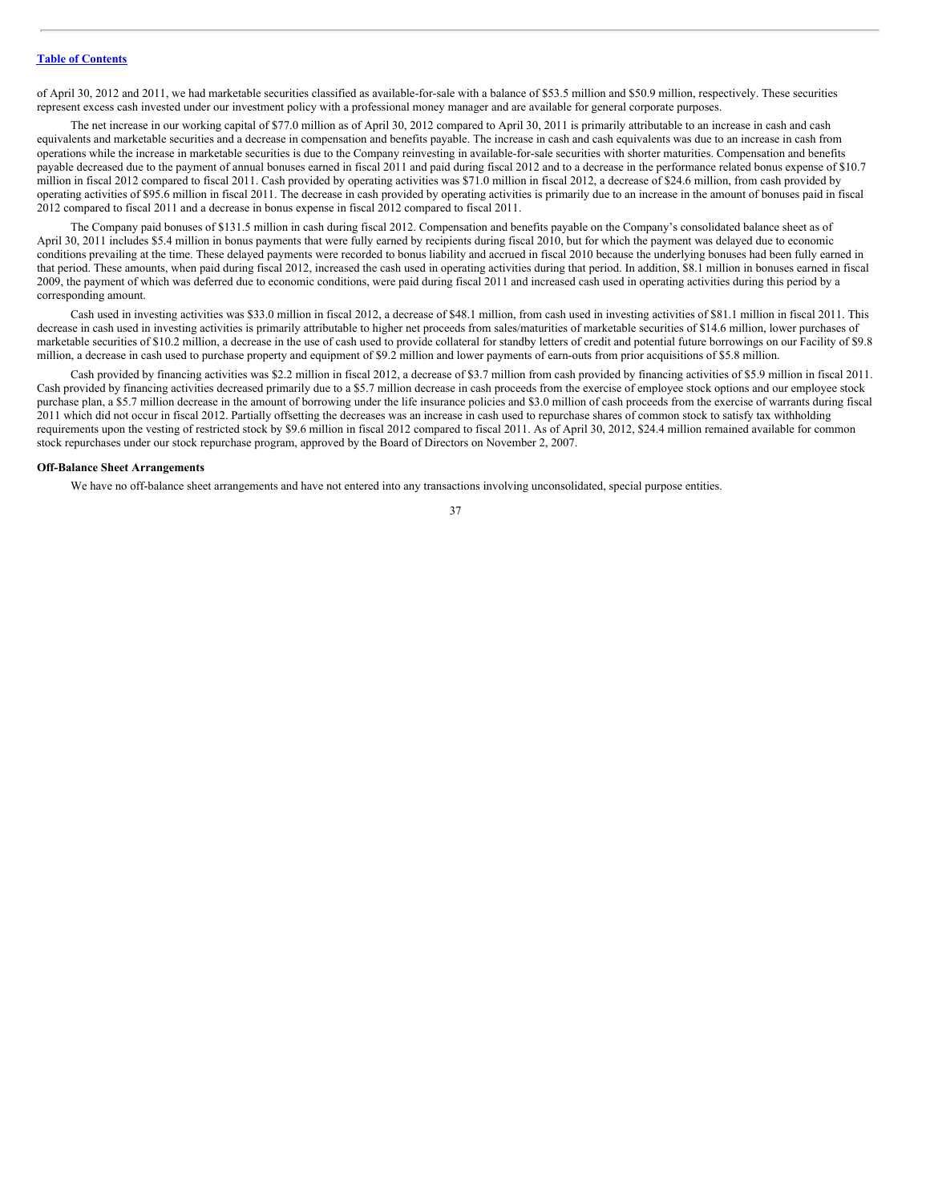of April 30, 2012 and 2011, we had marketable securities classified as available-for-sale with a balance of $53.5 million and $50.9 million, respectively. These securities represent excess cash invested under our investment policy with a professional money manager and are available for general corporate purposes.

The net increase in our working capital of $77.0 million as of April 30, 2012 compared to April 30, 2011 is primarily attributable to an increase in cash and cash equivalents and marketable securities and a decrease in compensation and benefits payable. The increase in cash and cash equivalents was due to an increase in cash from operations while the increase in marketable securities is due to the Company reinvesting in available-for-sale securities with shorter maturities. Compensation and benefits payable decreased due to the payment of annual bonuses earned in fiscal 2011 and paid during fiscal 2012 and to a decrease in the performance related bonus expense of $10.7 million in fiscal 2012 compared to fiscal 2011. Cash provided by operating activities was $71.0 million in fiscal 2012, a decrease of $24.6 million, from cash provided by operating activities of $95.6 million in fiscal 2011. The decrease in cash provided by operating activities is primarily due to an increase in the amount of bonuses paid in fiscal 2012 compared to fiscal 2011 and a decrease in bonus expense in fiscal 2012 compared to fiscal 2011.

The Company paid bonuses of $131.5 million in cash during fiscal 2012. Compensation and benefits payable on the Company's consolidated balance sheet as of April 30, 2011 includes $5.4 million in bonus payments that were fully earned by recipients during fiscal 2010, but for which the payment was delayed due to economic conditions prevailing at the time. These delayed payments were recorded to bonus liability and accrued in fiscal 2010 because the underlying bonuses had been fully earned in that period. These amounts, when paid during fiscal 2012, increased the cash used in operating activities during that period. In addition, $8.1 million in bonuses earned in fiscal 2009, the payment of which was deferred due to economic conditions, were paid during fiscal 2011 and increased cash used in operating activities during this period by a corresponding amount.

Cash used in investing activities was $33.0 million in fiscal 2012, a decrease of $48.1 million, from cash used in investing activities of $81.1 million in fiscal 2011. This decrease in cash used in investing activities is primarily attributable to higher net proceeds from sales/maturities of marketable securities of $14.6 million, lower purchases of marketable securities of $10.2 million, a decrease in the use of cash used to provide collateral for standby letters of credit and potential future borrowings on our Facility of $9.8 million, a decrease in cash used to purchase property and equipment of $9.2 million and lower payments of earn-outs from prior acquisitions of $5.8 million.

Cash provided by financing activities was $2.2 million in fiscal 2012, a decrease of $3.7 million from cash provided by financing activities of $5.9 million in fiscal 2011. Cash provided by financing activities decreased primarily due to a $5.7 million decrease in cash proceeds from the exercise of employee stock options and our employee stock purchase plan, a $5.7 million decrease in the amount of borrowing under the life insurance policies and $3.0 million of cash proceeds from the exercise of warrants during fiscal 2011 which did not occur in fiscal 2012. Partially offsetting the decreases was an increase in cash used to repurchase shares of common stock to satisfy tax withholding requirements upon the vesting of restricted stock by $9.6 million in fiscal 2012 compared to fiscal 2011. As of April 30, 2012, $24.4 million remained available for common stock repurchases under our stock repurchase program, approved by the Board of Directors on November 2, 2007.

**Off-Balance Sheet Arrangements**

We have no off-balance sheet arrangements and have not entered into any transactions involving unconsolidated, special purpose entities.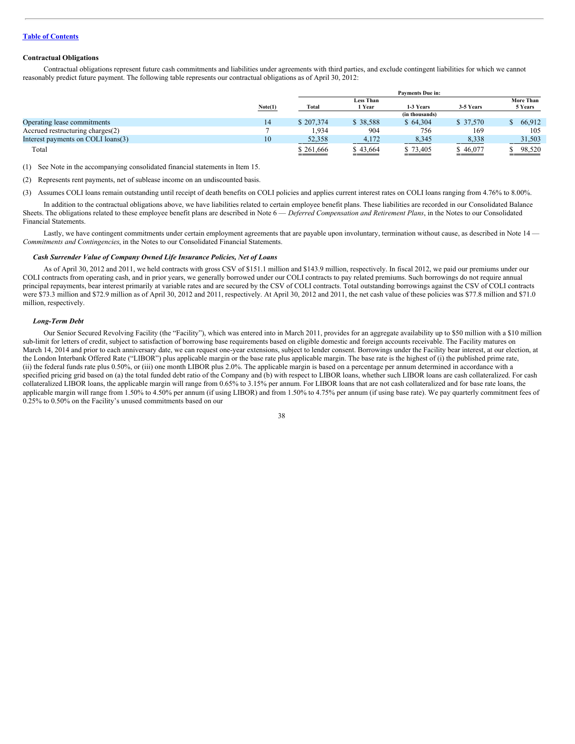[Table of Contents](#)

### Contractual Obligations

Contractual obligations represent future cash commitments and liabilities under agreements with third parties, and exclude contingent liabilities for which we cannot reasonably predict future payment. The following table represents our contractual obligations as of April 30, 2012:

| | Note(1) | Payments Due in: | | | | |
|---|---|---|---|---|---|---|
| | | Total | Less Than 1 Year | 1-3 Years | 3-5 Years | More Than 5 Years |
| | | | | (in thousands) | | |
| Operating lease commitments | 14 | $ 207,374 | $ 38,588 | $ 64,304 | $ 37,570 | $ 66,912 |
| Accrued restructuring charges(2) | 7 | 1,934 | 904 | 756 | 169 | 105 |
| Interest payments on COLI loans(3) | 10 | 52,358 | 4,172 | 8,345 | 8,338 | 31,503 |
| Total | | $ 261,666 | $ 43,664 | $ 73,405 | $ 46,077 | $ 98,520 |

(1) See Note in the accompanying consolidated financial statements in Item 15.

(2) Represents rent payments, net of sublease income on an undiscounted basis.

(3) Assumes COLI loans remain outstanding until receipt of death benefits on COLI policies and applies current interest rates on COLI loans ranging from 4.76% to 8.00%.

In addition to the contractual obligations above, we have liabilities related to certain employee benefit plans. These liabilities are recorded in our Consolidated Balance Sheets. The obligations related to these employee benefit plans are described in Note 6 — *Deferred Compensation and Retirement Plans*, in the Notes to our Consolidated Financial Statements.

Lastly, we have contingent commitments under certain employment agreements that are payable upon involuntary, termination without cause, as described in Note 14 — *Commitments and Contingencies*, in the Notes to our Consolidated Financial Statements.

#### *Cash Surrender Value of Company Owned Life Insurance Policies, Net of Loans*

As of April 30, 2012 and 2011, we held contracts with gross CSV of $151.1 million and $143.9 million, respectively. In fiscal 2012, we paid our premiums under our COLI contracts from operating cash, and in prior years, we generally borrowed under our COLI contracts to pay related premiums. Such borrowings do not require annual principal repayments, bear interest primarily at variable rates and are secured by the CSV of COLI contracts. Total outstanding borrowings against the CSV of COLI contracts were $73.3 million and $72.9 million as of April 30, 2012 and 2011, respectively. At April 30, 2012 and 2011, the net cash value of these policies was $77.8 million and $71.0 million, respectively.

#### *Long-Term Debt*

Our Senior Secured Revolving Facility (the "Facility"), which was entered into in March 2011, provides for an aggregate availability up to $50 million with a $10 million sub-limit for letters of credit, subject to satisfaction of borrowing base requirements based on eligible domestic and foreign accounts receivable. The Facility matures on March 14, 2014 and prior to each anniversary date, we can request one-year extensions, subject to lender consent. Borrowings under the Facility bear interest, at our election, at the London Interbank Offered Rate ("LIBOR") plus applicable margin or the base rate plus applicable margin. The base rate is the highest of (i) the published prime rate, (ii) the federal funds rate plus 0.50%, or (iii) one month LIBOR plus 2.0%. The applicable margin is based on a percentage per annum determined in accordance with a specified pricing grid based on (a) the total funded debt ratio of the Company and (b) with respect to LIBOR loans, whether such LIBOR loans are cash collateralized. For cash collateralized LIBOR loans, the applicable margin will range from 0.65% to 3.15% per annum. For LIBOR loans that are not cash collateralized and for base rate loans, the applicable margin will range from 1.50% to 4.50% per annum (if using LIBOR) and from 1.50% to 4.75% per annum (if using base rate). We pay quarterly commitment fees of 0.25% to 0.50% on the Facility's unused commitments based on our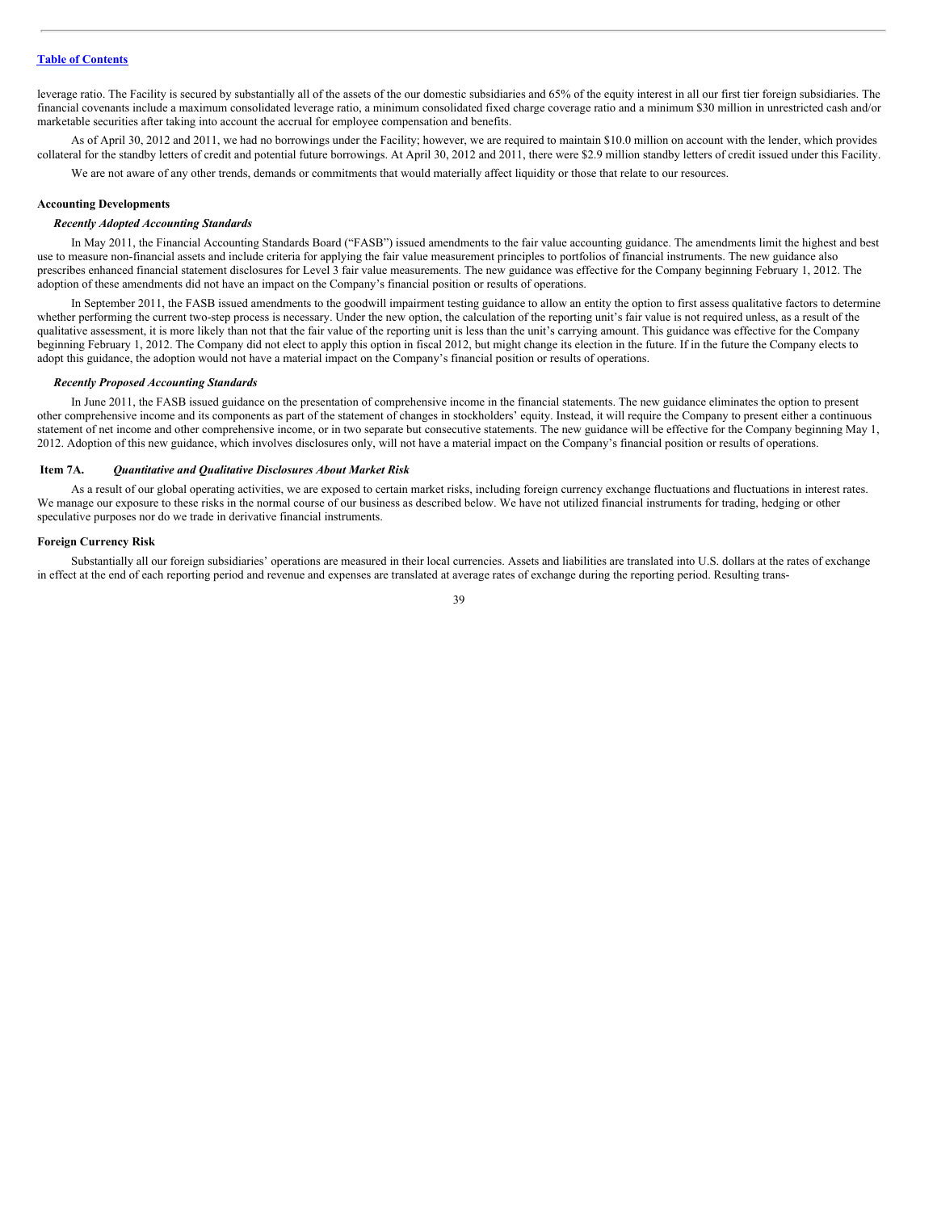leverage ratio. The Facility is secured by substantially all of the assets of the our domestic subsidiaries and 65% of the equity interest in all our first tier foreign subsidiaries. The financial covenants include a maximum consolidated leverage ratio, a minimum consolidated fixed charge coverage ratio and a minimum $30 million in unrestricted cash and/or marketable securities after taking into account the accrual for employee compensation and benefits.

As of April 30, 2012 and 2011, we had no borrowings under the Facility; however, we are required to maintain $10.0 million on account with the lender, which provides collateral for the standby letters of credit and potential future borrowings. At April 30, 2012 and 2011, there were $2.9 million standby letters of credit issued under this Facility.

We are not aware of any other trends, demands or commitments that would materially affect liquidity or those that relate to our resources.

**Accounting Developments**

***Recently Adopted Accounting Standards***

In May 2011, the Financial Accounting Standards Board ("FASB") issued amendments to the fair value accounting guidance. The amendments limit the highest and best use to measure non-financial assets and include criteria for applying the fair value measurement principles to portfolios of financial instruments. The new guidance also prescribes enhanced financial statement disclosures for Level 3 fair value measurements. The new guidance was effective for the Company beginning February 1, 2012. The adoption of these amendments did not have an impact on the Company's financial position or results of operations.

In September 2011, the FASB issued amendments to the goodwill impairment testing guidance to allow an entity the option to first assess qualitative factors to determine whether performing the current two-step process is necessary. Under the new option, the calculation of the reporting unit's fair value is not required unless, as a result of the qualitative assessment, it is more likely than not that the fair value of the reporting unit is less than the unit's carrying amount. This guidance was effective for the Company beginning February 1, 2012. The Company did not elect to apply this option in fiscal 2012, but might change its election in the future. If in the future the Company elects to adopt this guidance, the adoption would not have a material impact on the Company's financial position or results of operations.

***Recently Proposed Accounting Standards***

In June 2011, the FASB issued guidance on the presentation of comprehensive income in the financial statements. The new guidance eliminates the option to present other comprehensive income and its components as part of the statement of changes in stockholders' equity. Instead, it will require the Company to present either a continuous statement of net income and other comprehensive income, or in two separate but consecutive statements. The new guidance will be effective for the Company beginning May 1, 2012. Adoption of this new guidance, which involves disclosures only, will not have a material impact on the Company's financial position or results of operations.

**Item 7A.** ***Quantitative and Qualitative Disclosures About Market Risk***

As a result of our global operating activities, we are exposed to certain market risks, including foreign currency exchange fluctuations and fluctuations in interest rates. We manage our exposure to these risks in the normal course of our business as described below. We have not utilized financial instruments for trading, hedging or other speculative purposes nor do we trade in derivative financial instruments.

**Foreign Currency Risk**

Substantially all our foreign subsidiaries' operations are measured in their local currencies. Assets and liabilities are translated into U.S. dollars at the rates of exchange in effect at the end of each reporting period and revenue and expenses are translated at average rates of exchange during the reporting period. Resulting trans-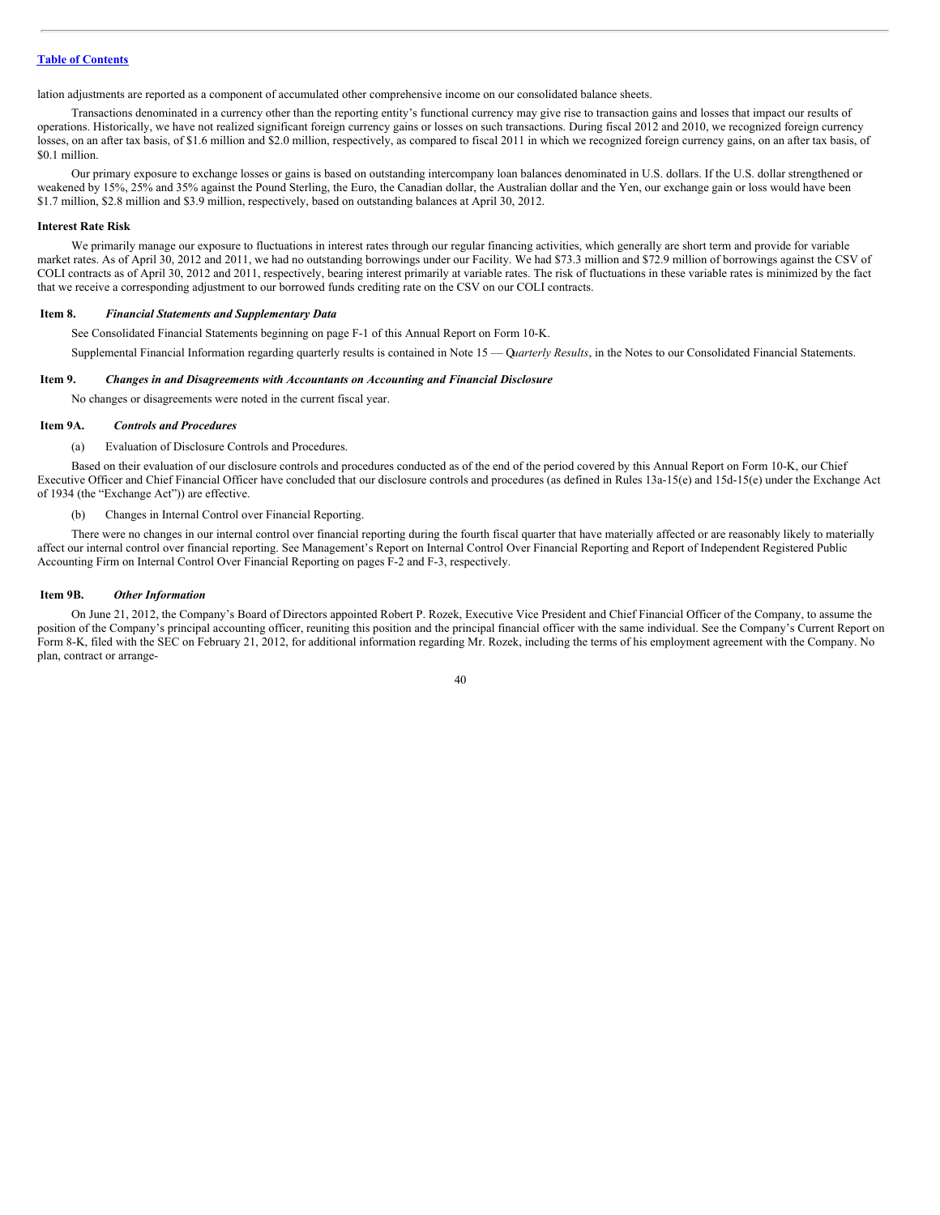lation adjustments are reported as a component of accumulated other comprehensive income on our consolidated balance sheets.

Transactions denominated in a currency other than the reporting entity's functional currency may give rise to transaction gains and losses that impact our results of operations. Historically, we have not realized significant foreign currency gains or losses on such transactions. During fiscal 2012 and 2010, we recognized foreign currency losses, on an after tax basis, of $1.6 million and $2.0 million, respectively, as compared to fiscal 2011 in which we recognized foreign currency gains, on an after tax basis, of $0.1 million.

Our primary exposure to exchange losses or gains is based on outstanding intercompany loan balances denominated in U.S. dollars. If the U.S. dollar strengthened or weakened by 15%, 25% and 35% against the Pound Sterling, the Euro, the Canadian dollar, the Australian dollar and the Yen, our exchange gain or loss would have been $1.7 million, $2.8 million and $3.9 million, respectively, based on outstanding balances at April 30, 2012.

**Interest Rate Risk**

We primarily manage our exposure to fluctuations in interest rates through our regular financing activities, which generally are short term and provide for variable market rates. As of April 30, 2012 and 2011, we had no outstanding borrowings under our Facility. We had $73.3 million and $72.9 million of borrowings against the CSV of COLI contracts as of April 30, 2012 and 2011, respectively, bearing interest primarily at variable rates. The risk of fluctuations in these variable rates is minimized by the fact that we receive a corresponding adjustment to our borrowed funds crediting rate on the CSV on our COLI contracts.

## Item 8. *Financial Statements and Supplementary Data*

See Consolidated Financial Statements beginning on page F-1 of this Annual Report on Form 10-K.

Supplemental Financial Information regarding quarterly results is contained in Note 15 — Q*uarterly Results*, in the Notes to our Consolidated Financial Statements.

## Item 9. *Changes in and Disagreements with Accountants on Accounting and Financial Disclosure*

No changes or disagreements were noted in the current fiscal year.

## Item 9A. *Controls and Procedures*

(a) Evaluation of Disclosure Controls and Procedures.

Based on their evaluation of our disclosure controls and procedures conducted as of the end of the period covered by this Annual Report on Form 10-K, our Chief Executive Officer and Chief Financial Officer have concluded that our disclosure controls and procedures (as defined in Rules 13a-15(e) and 15d-15(e) under the Exchange Act of 1934 (the "Exchange Act")) are effective.

(b) Changes in Internal Control over Financial Reporting.

There were no changes in our internal control over financial reporting during the fourth fiscal quarter that have materially affected or are reasonably likely to materially affect our internal control over financial reporting. See Management's Report on Internal Control Over Financial Reporting and Report of Independent Registered Public Accounting Firm on Internal Control Over Financial Reporting on pages F-2 and F-3, respectively.

## Item 9B. *Other Information*

On June 21, 2012, the Company's Board of Directors appointed Robert P. Rozek, Executive Vice President and Chief Financial Officer of the Company, to assume the position of the Company's principal accounting officer, reuniting this position and the principal financial officer with the same individual. See the Company's Current Report on Form 8-K, filed with the SEC on February 21, 2012, for additional information regarding Mr. Rozek, including the terms of his employment agreement with the Company. No plan, contract or arrange-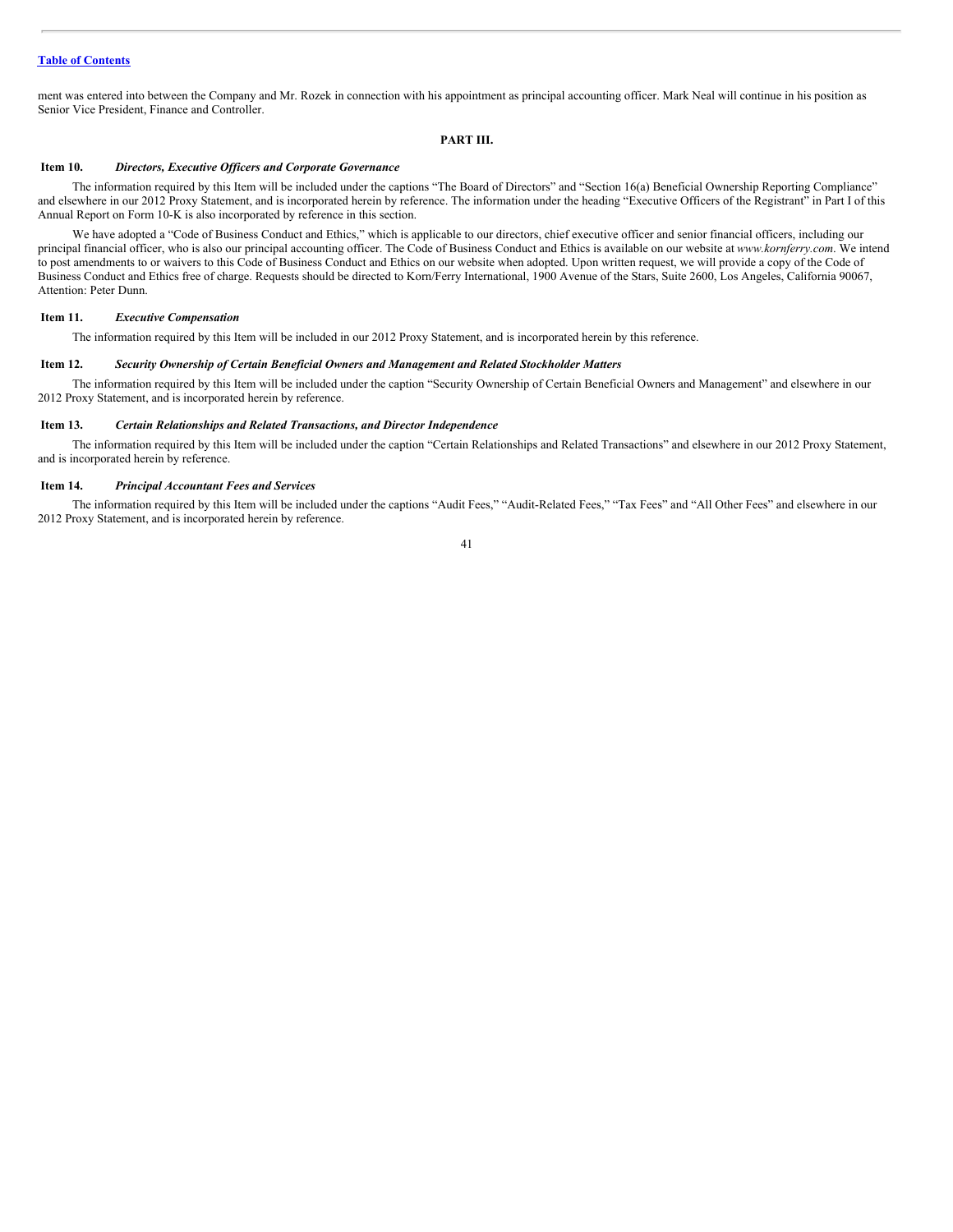ment was entered into between the Company and Mr. Rozek in connection with his appointment as principal accounting officer. Mark Neal will continue in his position as Senior Vice President, Finance and Controller.

## PART III.

### Item 10. *Directors, Executive Officers and Corporate Governance*

The information required by this Item will be included under the captions "The Board of Directors" and "Section 16(a) Beneficial Ownership Reporting Compliance" and elsewhere in our 2012 Proxy Statement, and is incorporated herein by reference. The information under the heading "Executive Officers of the Registrant" in Part I of this Annual Report on Form 10-K is also incorporated by reference in this section.

We have adopted a "Code of Business Conduct and Ethics," which is applicable to our directors, chief executive officer and senior financial officers, including our principal financial officer, who is also our principal accounting officer. The Code of Business Conduct and Ethics is available on our website at *www.kornferry.com*. We intend to post amendments to or waivers to this Code of Business Conduct and Ethics on our website when adopted. Upon written request, we will provide a copy of the Code of Business Conduct and Ethics free of charge. Requests should be directed to Korn/Ferry International, 1900 Avenue of the Stars, Suite 2600, Los Angeles, California 90067, Attention: Peter Dunn.

### Item 11. *Executive Compensation*

The information required by this Item will be included in our 2012 Proxy Statement, and is incorporated herein by this reference.

### Item 12. *Security Ownership of Certain Beneficial Owners and Management and Related Stockholder Matters*

The information required by this Item will be included under the caption "Security Ownership of Certain Beneficial Owners and Management" and elsewhere in our 2012 Proxy Statement, and is incorporated herein by reference.

### Item 13. *Certain Relationships and Related Transactions, and Director Independence*

The information required by this Item will be included under the caption "Certain Relationships and Related Transactions" and elsewhere in our 2012 Proxy Statement, and is incorporated herein by reference.

### Item 14. *Principal Accountant Fees and Services*

The information required by this Item will be included under the captions "Audit Fees," "Audit-Related Fees," "Tax Fees" and "All Other Fees" and elsewhere in our 2012 Proxy Statement, and is incorporated herein by reference.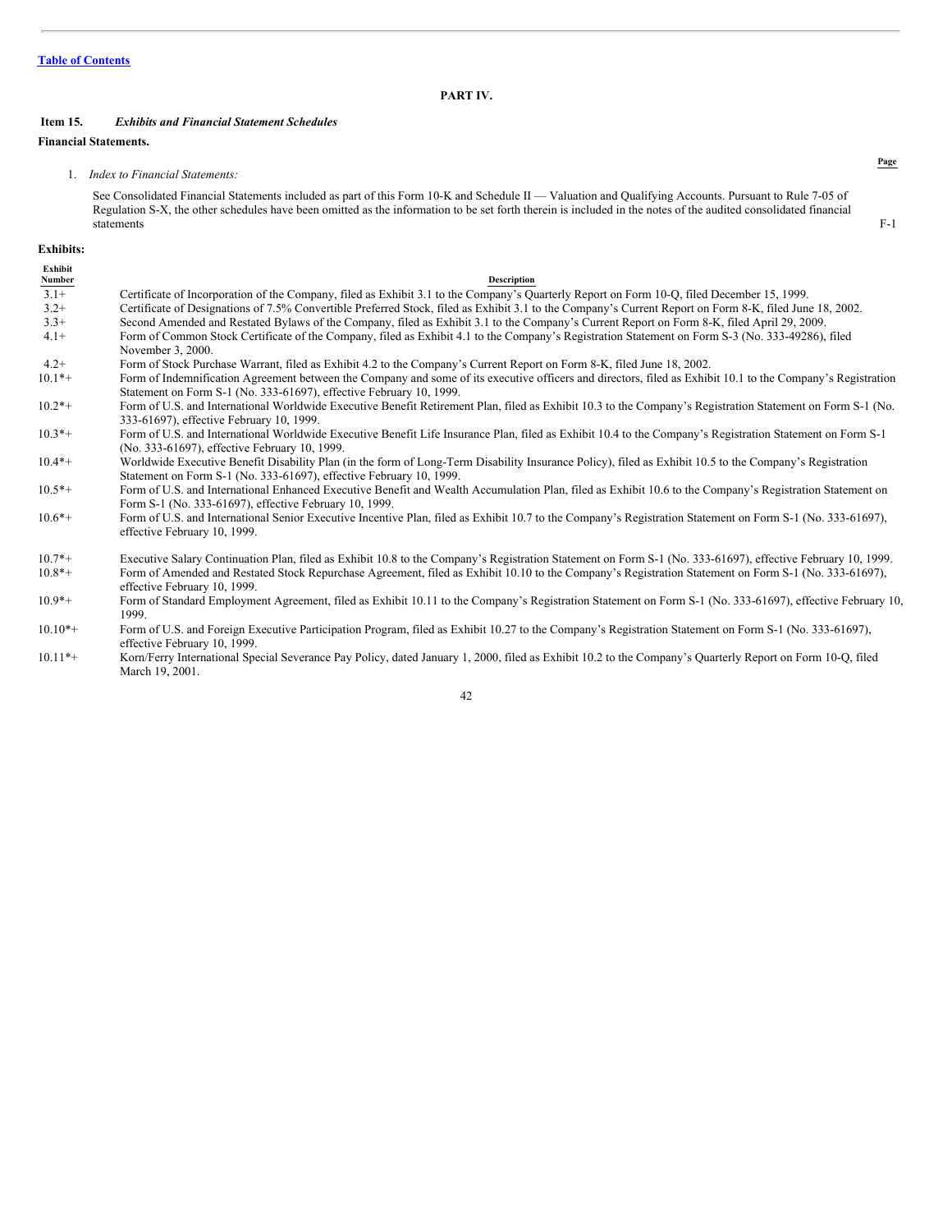[Table of Contents](#)

## PART IV.

### Item 15. *Exhibits and Financial Statement Schedules*

**Financial Statements.**

| | Page |
|---|---|
| 1. *Index to Financial Statements:* | |
| See Consolidated Financial Statements included as part of this Form 10-K and Schedule II — Valuation and Qualifying Accounts. Pursuant to Rule 7-05 of Regulation S-X, the other schedules have been omitted as the information to be set forth therein is included in the notes of the audited consolidated financial statements | F-1 |

**Exhibits:**

| Exhibit Number | Description |
|---|---|
| 3.1+ | Certificate of Incorporation of the Company, filed as Exhibit 3.1 to the Company's Quarterly Report on Form 10-Q, filed December 15, 1999. |
| 3.2+ | Certificate of Designations of 7.5% Convertible Preferred Stock, filed as Exhibit 3.1 to the Company's Current Report on Form 8-K, filed June 18, 2002. |
| 3.3+ | Second Amended and Restated Bylaws of the Company, filed as Exhibit 3.1 to the Company's Current Report on Form 8-K, filed April 29, 2009. |
| 4.1+ | Form of Common Stock Certificate of the Company, filed as Exhibit 4.1 to the Company's Registration Statement on Form S-3 (No. 333-49286), filed November 3, 2000. |
| 4.2+ | Form of Stock Purchase Warrant, filed as Exhibit 4.2 to the Company's Current Report on Form 8-K, filed June 18, 2002. |
| 10.1*+ | Form of Indemnification Agreement between the Company and some of its executive officers and directors, filed as Exhibit 10.1 to the Company's Registration Statement on Form S-1 (No. 333-61697), effective February 10, 1999. |
| 10.2*+ | Form of U.S. and International Worldwide Executive Benefit Retirement Plan, filed as Exhibit 10.3 to the Company's Registration Statement on Form S-1 (No. 333-61697), effective February 10, 1999. |
| 10.3*+ | Form of U.S. and International Worldwide Executive Benefit Life Insurance Plan, filed as Exhibit 10.4 to the Company's Registration Statement on Form S-1 (No. 333-61697), effective February 10, 1999. |
| 10.4*+ | Worldwide Executive Benefit Disability Plan (in the form of Long-Term Disability Insurance Policy), filed as Exhibit 10.5 to the Company's Registration Statement on Form S-1 (No. 333-61697), effective February 10, 1999. |
| 10.5*+ | Form of U.S. and International Enhanced Executive Benefit and Wealth Accumulation Plan, filed as Exhibit 10.6 to the Company's Registration Statement on Form S-1 (No. 333-61697), effective February 10, 1999. |
| 10.6*+ | Form of U.S. and International Senior Executive Incentive Plan, filed as Exhibit 10.7 to the Company's Registration Statement on Form S-1 (No. 333-61697), effective February 10, 1999. |
| 10.7*+ | Executive Salary Continuation Plan, filed as Exhibit 10.8 to the Company's Registration Statement on Form S-1 (No. 333-61697), effective February 10, 1999. |
| 10.8*+ | Form of Amended and Restated Stock Repurchase Agreement, filed as Exhibit 10.10 to the Company's Registration Statement on Form S-1 (No. 333-61697), effective February 10, 1999. |
| 10.9*+ | Form of Standard Employment Agreement, filed as Exhibit 10.11 to the Company's Registration Statement on Form S-1 (No. 333-61697), effective February 10, 1999. |
| 10.10*+ | Form of U.S. and Foreign Executive Participation Program, filed as Exhibit 10.27 to the Company's Registration Statement on Form S-1 (No. 333-61697), effective February 10, 1999. |
| 10.11*+ | Korn/Ferry International Special Severance Pay Policy, dated January 1, 2000, filed as Exhibit 10.2 to the Company's Quarterly Report on Form 10-Q, filed March 19, 2001. |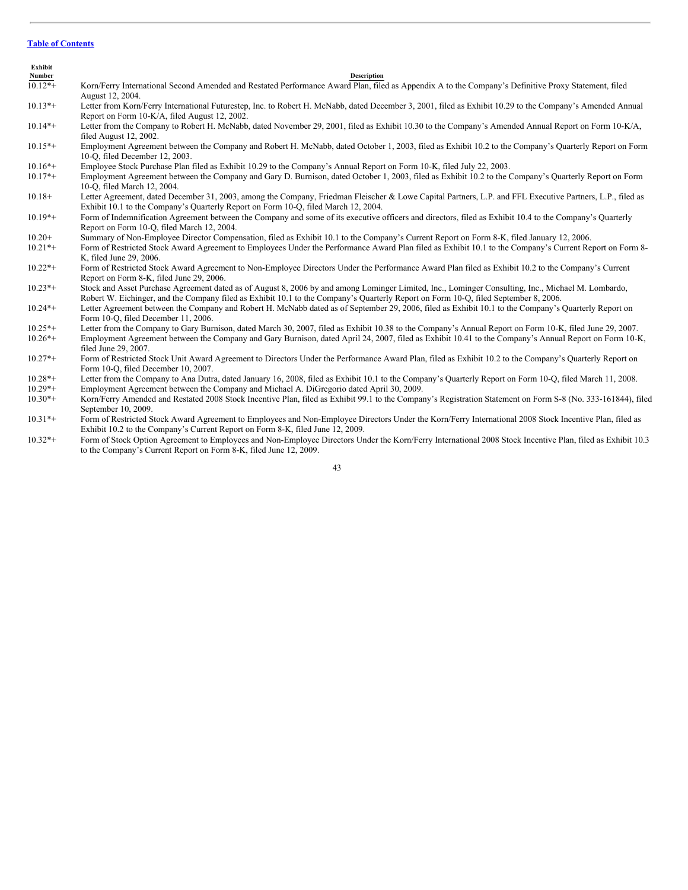[Table of Contents](#)

| Exhibit Number | Description |
| --- | --- |
| 10.12*+ | Korn/Ferry International Second Amended and Restated Performance Award Plan, filed as Appendix A to the Company's Definitive Proxy Statement, filed August 12, 2004. |
| 10.13*+ | Letter from Korn/Ferry International Futurestep, Inc. to Robert H. McNabb, dated December 3, 2001, filed as Exhibit 10.29 to the Company's Amended Annual Report on Form 10-K/A, filed August 12, 2002. |
| 10.14*+ | Letter from the Company to Robert H. McNabb, dated November 29, 2001, filed as Exhibit 10.30 to the Company's Amended Annual Report on Form 10-K/A, filed August 12, 2002. |
| 10.15*+ | Employment Agreement between the Company and Robert H. McNabb, dated October 1, 2003, filed as Exhibit 10.2 to the Company's Quarterly Report on Form 10-Q, filed December 12, 2003. |
| 10.16*+ | Employee Stock Purchase Plan filed as Exhibit 10.29 to the Company's Annual Report on Form 10-K, filed July 22, 2003. |
| 10.17*+ | Employment Agreement between the Company and Gary D. Burnison, dated October 1, 2003, filed as Exhibit 10.2 to the Company's Quarterly Report on Form 10-Q, filed March 12, 2004. |
| 10.18+ | Letter Agreement, dated December 31, 2003, among the Company, Friedman Fleischer & Lowe Capital Partners, L.P. and FFL Executive Partners, L.P., filed as Exhibit 10.1 to the Company's Quarterly Report on Form 10-Q, filed March 12, 2004. |
| 10.19*+ | Form of Indemnification Agreement between the Company and some of its executive officers and directors, filed as Exhibit 10.4 to the Company's Quarterly Report on Form 10-Q, filed March 12, 2004. |
| 10.20+ | Summary of Non-Employee Director Compensation, filed as Exhibit 10.1 to the Company's Current Report on Form 8-K, filed January 12, 2006. |
| 10.21*+ | Form of Restricted Stock Award Agreement to Employees Under the Performance Award Plan filed as Exhibit 10.1 to the Company's Current Report on Form 8-K, filed June 29, 2006. |
| 10.22*+ | Form of Restricted Stock Award Agreement to Non-Employee Directors Under the Performance Award Plan filed as Exhibit 10.2 to the Company's Current Report on Form 8-K, filed June 29, 2006. |
| 10.23*+ | Stock and Asset Purchase Agreement dated as of August 8, 2006 by and among Lominger Limited, Inc., Lominger Consulting, Inc., Michael M. Lombardo, Robert W. Eichinger, and the Company filed as Exhibit 10.1 to the Company's Quarterly Report on Form 10-Q, filed September 8, 2006. |
| 10.24*+ | Letter Agreement between the Company and Robert H. McNabb dated as of September 29, 2006, filed as Exhibit 10.1 to the Company's Quarterly Report on Form 10-Q, filed December 11, 2006. |
| 10.25*+ | Letter from the Company to Gary Burnison, dated March 30, 2007, filed as Exhibit 10.38 to the Company's Annual Report on Form 10-K, filed June 29, 2007. |
| 10.26*+ | Employment Agreement between the Company and Gary Burnison, dated April 24, 2007, filed as Exhibit 10.41 to the Company's Annual Report on Form 10-K, filed June 29, 2007. |
| 10.27*+ | Form of Restricted Stock Unit Award Agreement to Directors Under the Performance Award Plan, filed as Exhibit 10.2 to the Company's Quarterly Report on Form 10-Q, filed December 10, 2007. |
| 10.28*+ | Letter from the Company to Ana Dutra, dated January 16, 2008, filed as Exhibit 10.1 to the Company's Quarterly Report on Form 10-Q, filed March 11, 2008. |
| 10.29*+ | Employment Agreement between the Company and Michael A. DiGregorio dated April 30, 2009. |
| 10.30*+ | Korn/Ferry Amended and Restated 2008 Stock Incentive Plan, filed as Exhibit 99.1 to the Company's Registration Statement on Form S-8 (No. 333-161844), filed September 10, 2009. |
| 10.31*+ | Form of Restricted Stock Award Agreement to Employees and Non-Employee Directors Under the Korn/Ferry International 2008 Stock Incentive Plan, filed as Exhibit 10.2 to the Company's Current Report on Form 8-K, filed June 12, 2009. |
| 10.32*+ | Form of Stock Option Agreement to Employees and Non-Employee Directors Under the Korn/Ferry International 2008 Stock Incentive Plan, filed as Exhibit 10.3 to the Company's Current Report on Form 8-K, filed June 12, 2009. |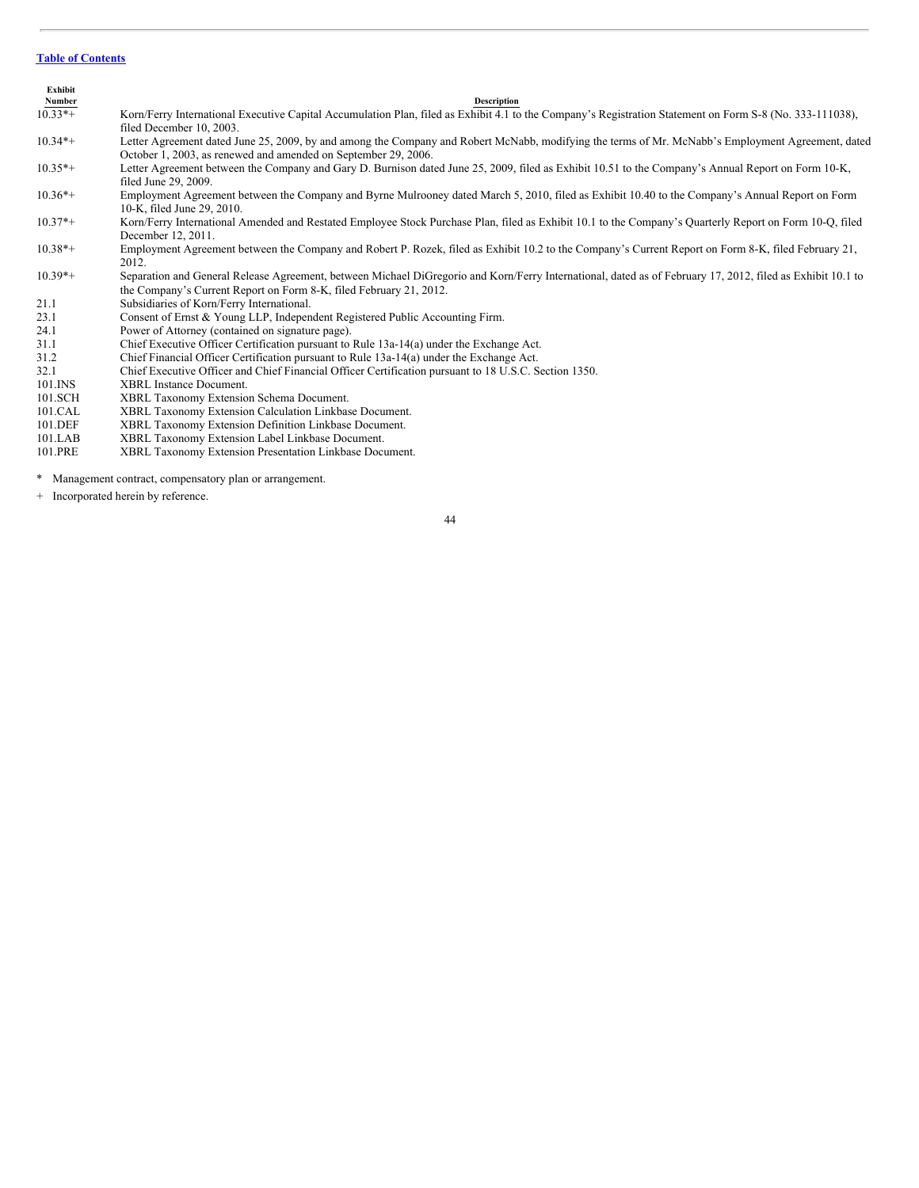[Table of Contents](#)

| Exhibit Number | Description |
|---|---|
| 10.33*+ | Korn/Ferry International Executive Capital Accumulation Plan, filed as Exhibit 4.1 to the Company's Registration Statement on Form S-8 (No. 333-111038), filed December 10, 2003. |
| 10.34*+ | Letter Agreement dated June 25, 2009, by and among the Company and Robert McNabb, modifying the terms of Mr. McNabb's Employment Agreement, dated October 1, 2003, as renewed and amended on September 29, 2006. |
| 10.35*+ | Letter Agreement between the Company and Gary D. Burnison dated June 25, 2009, filed as Exhibit 10.51 to the Company's Annual Report on Form 10-K, filed June 29, 2009. |
| 10.36*+ | Employment Agreement between the Company and Byrne Mulrooney dated March 5, 2010, filed as Exhibit 10.40 to the Company's Annual Report on Form 10-K, filed June 29, 2010. |
| 10.37*+ | Korn/Ferry International Amended and Restated Employee Stock Purchase Plan, filed as Exhibit 10.1 to the Company's Quarterly Report on Form 10-Q, filed December 12, 2011. |
| 10.38*+ | Employment Agreement between the Company and Robert P. Rozek, filed as Exhibit 10.2 to the Company's Current Report on Form 8-K, filed February 21, 2012. |
| 10.39*+ | Separation and General Release Agreement, between Michael DiGregorio and Korn/Ferry International, dated as of February 17, 2012, filed as Exhibit 10.1 to the Company's Current Report on Form 8-K, filed February 21, 2012. |
| 21.1 | Subsidiaries of Korn/Ferry International. |
| 23.1 | Consent of Ernst & Young LLP, Independent Registered Public Accounting Firm. |
| 24.1 | Power of Attorney (contained on signature page). |
| 31.1 | Chief Executive Officer Certification pursuant to Rule 13a-14(a) under the Exchange Act. |
| 31.2 | Chief Financial Officer Certification pursuant to Rule 13a-14(a) under the Exchange Act. |
| 32.1 | Chief Executive Officer and Chief Financial Officer Certification pursuant to 18 U.S.C. Section 1350. |
| 101.INS | XBRL Instance Document. |
| 101.SCH | XBRL Taxonomy Extension Schema Document. |
| 101.CAL | XBRL Taxonomy Extension Calculation Linkbase Document. |
| 101.DEF | XBRL Taxonomy Extension Definition Linkbase Document. |
| 101.LAB | XBRL Taxonomy Extension Label Linkbase Document. |
| 101.PRE | XBRL Taxonomy Extension Presentation Linkbase Document. |

\* Management contract, compensatory plan or arrangement.

\+ Incorporated herein by reference.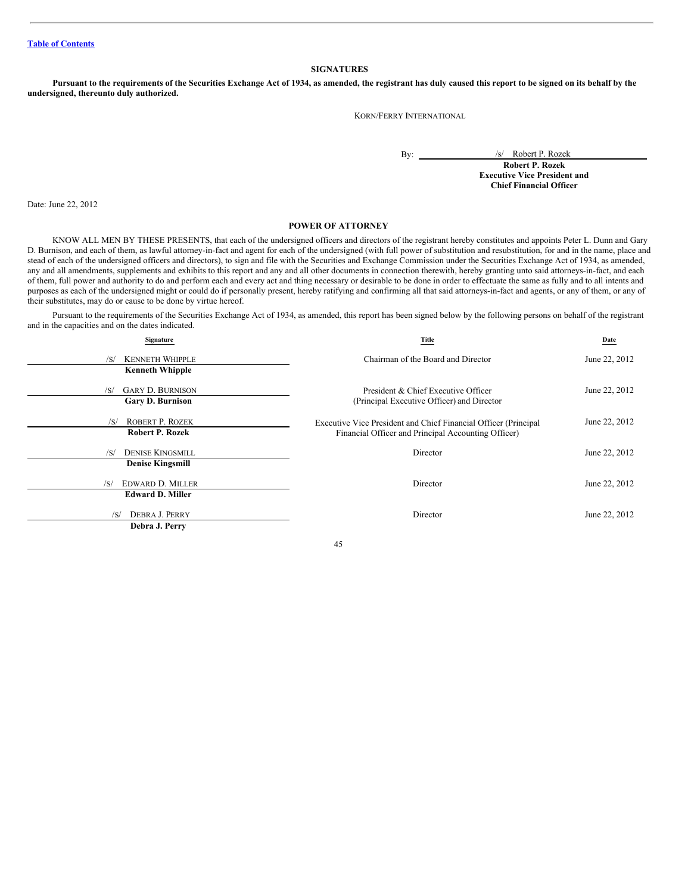[Table of Contents](#)

## SIGNATURES

**Pursuant to the requirements of the Securities Exchange Act of 1934, as amended, the registrant has duly caused this report to be signed on its behalf by the undersigned, thereunto duly authorized.**

KORN/FERRY INTERNATIONAL

By: /s/ Robert P. Rozek
**Robert P. Rozek**
**Executive Vice President and Chief Financial Officer**

Date: June 22, 2012

## POWER OF ATTORNEY

KNOW ALL MEN BY THESE PRESENTS, that each of the undersigned officers and directors of the registrant hereby constitutes and appoints Peter L. Dunn and Gary D. Burnison, and each of them, as lawful attorney-in-fact and agent for each of the undersigned (with full power of substitution and resubstitution, for and in the name, place and stead of each of the undersigned officers and directors), to sign and file with the Securities and Exchange Commission under the Securities Exchange Act of 1934, as amended, any and all amendments, supplements and exhibits to this report and any and all other documents in connection therewith, hereby granting unto said attorneys-in-fact, and each of them, full power and authority to do and perform each and every act and thing necessary or desirable to be done in order to effectuate the same as fully and to all intents and purposes as each of the undersigned might or could do if personally present, hereby ratifying and confirming all that said attorneys-in-fact and agents, or any of them, or any of their substitutes, may do or cause to be done by virtue hereof.

Pursuant to the requirements of the Securities Exchange Act of 1934, as amended, this report has been signed below by the following persons on behalf of the registrant and in the capacities and on the dates indicated.

| Signature | Title | Date |
|---|---|---|
| /S/ KENNETH WHIPPLE<br>**Kenneth Whipple** | Chairman of the Board and Director | June 22, 2012 |
| /S/ GARY D. BURNISON<br>**Gary D. Burnison** | President & Chief Executive Officer (Principal Executive Officer) and Director | June 22, 2012 |
| /S/ ROBERT P. ROZEK<br>**Robert P. Rozek** | Executive Vice President and Chief Financial Officer (Principal Financial Officer and Principal Accounting Officer) | June 22, 2012 |
| /S/ DENISE KINGSMILL<br>**Denise Kingsmill** | Director | June 22, 2012 |
| /S/ EDWARD D. MILLER<br>**Edward D. Miller** | Director | June 22, 2012 |
| /S/ DEBRA J. PERRY<br>**Debra J. Perry** | Director | June 22, 2012 |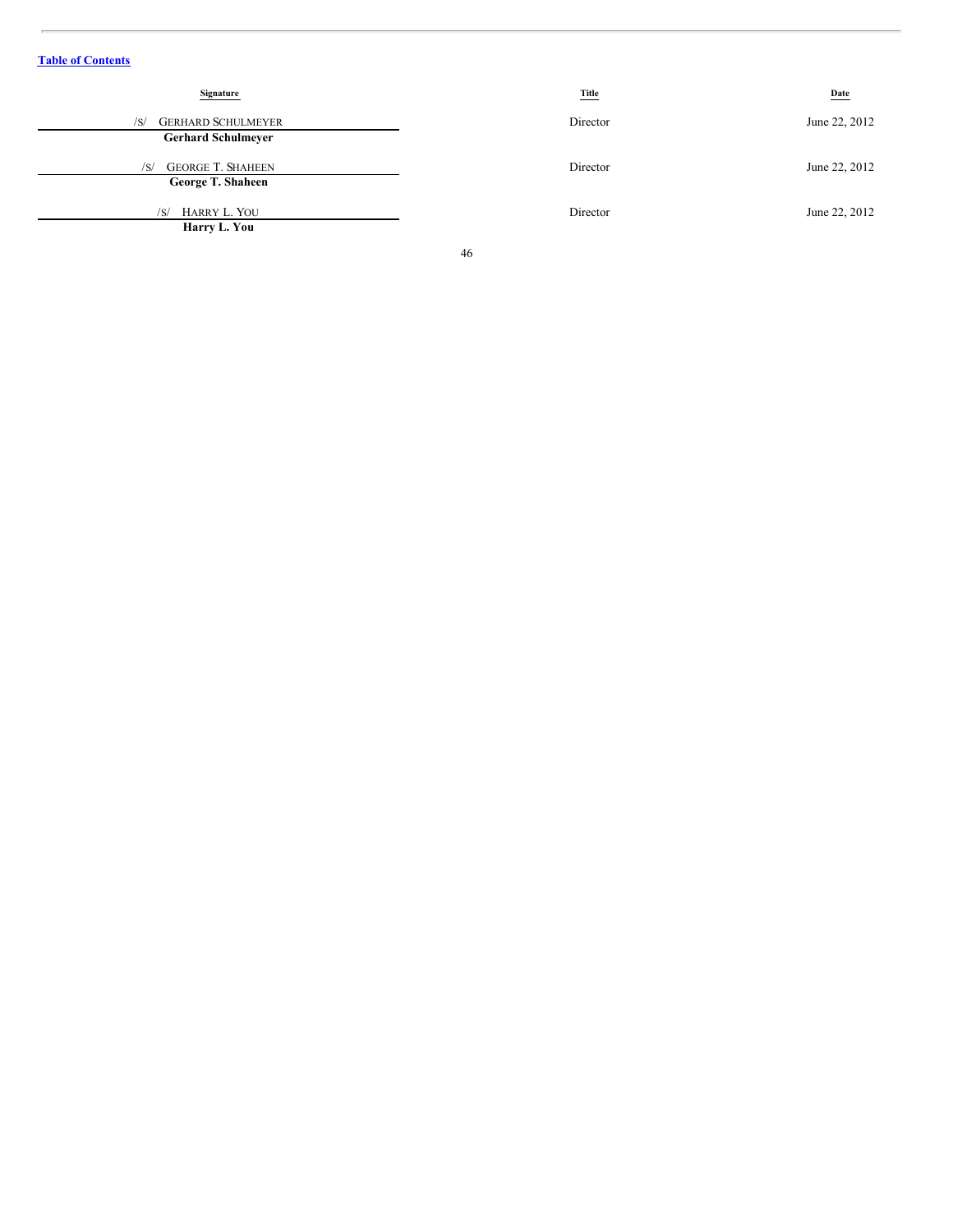[Table of Contents](#)

| Signature | Title | Date |
|---|---|---|
| /S/ GERHARD SCHULMEYER<br>**Gerhard Schulmeyer** | Director | June 22, 2012 |
| /S/ GEORGE T. SHAHEEN<br>**George T. Shaheen** | Director | June 22, 2012 |
| /S/ HARRY L. YOU<br>**Harry L. You** | Director | June 22, 2012 |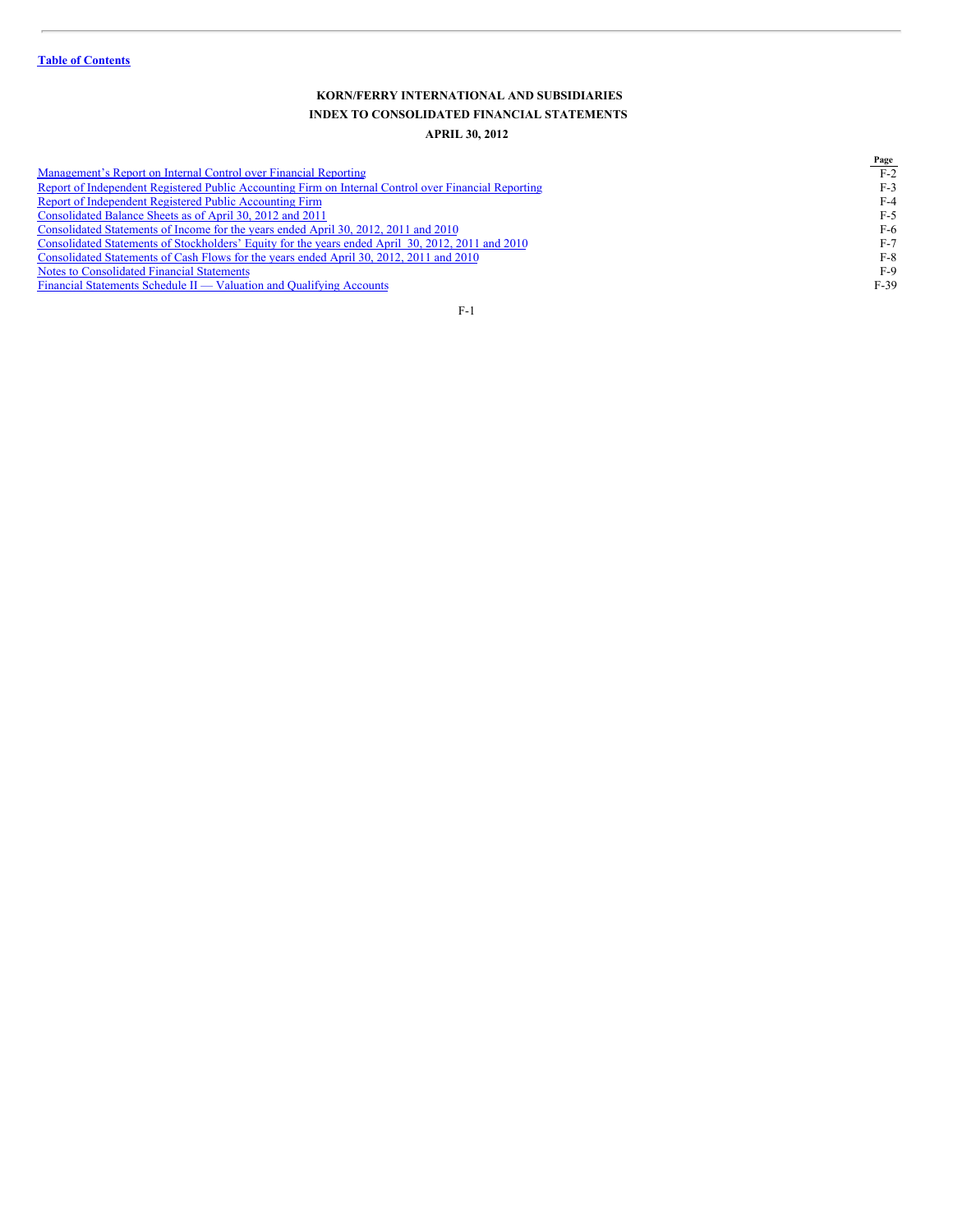**KORN/FERRY INTERNATIONAL AND SUBSIDIARIES**

**INDEX TO CONSOLIDATED FINANCIAL STATEMENTS**

**APRIL 30, 2012**

| | Page |
|---|---|
| Management's Report on Internal Control over Financial Reporting | F-2 |
| Report of Independent Registered Public Accounting Firm on Internal Control over Financial Reporting | F-3 |
| Report of Independent Registered Public Accounting Firm | F-4 |
| Consolidated Balance Sheets as of April 30, 2012 and 2011 | F-5 |
| Consolidated Statements of Income for the years ended April 30, 2012, 2011 and 2010 | F-6 |
| Consolidated Statements of Stockholders' Equity for the years ended April 30, 2012, 2011 and 2010 | F-7 |
| Consolidated Statements of Cash Flows for the years ended April 30, 2012, 2011 and 2010 | F-8 |
| Notes to Consolidated Financial Statements | F-9 |
| Financial Statements Schedule II — Valuation and Qualifying Accounts | F-39 |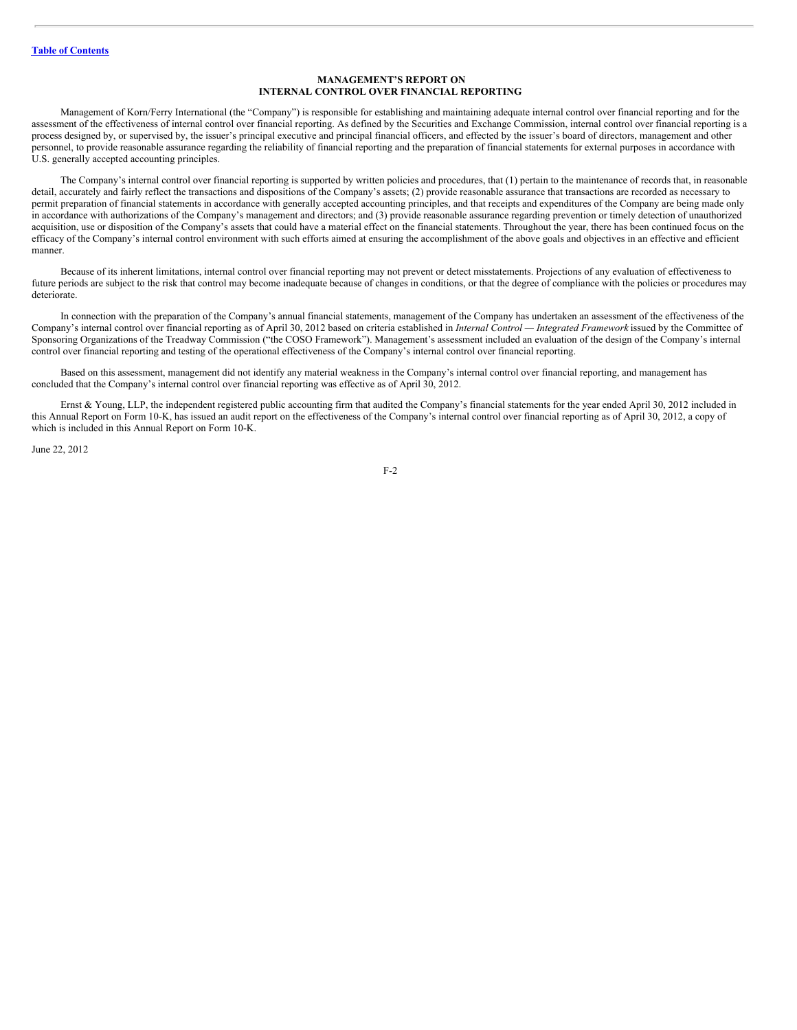# MANAGEMENT'S REPORT ON INTERNAL CONTROL OVER FINANCIAL REPORTING

Management of Korn/Ferry International (the "Company") is responsible for establishing and maintaining adequate internal control over financial reporting and for the assessment of the effectiveness of internal control over financial reporting. As defined by the Securities and Exchange Commission, internal control over financial reporting is a process designed by, or supervised by, the issuer's principal executive and principal financial officers, and effected by the issuer's board of directors, management and other personnel, to provide reasonable assurance regarding the reliability of financial reporting and the preparation of financial statements for external purposes in accordance with U.S. generally accepted accounting principles.

The Company's internal control over financial reporting is supported by written policies and procedures, that (1) pertain to the maintenance of records that, in reasonable detail, accurately and fairly reflect the transactions and dispositions of the Company's assets; (2) provide reasonable assurance that transactions are recorded as necessary to permit preparation of financial statements in accordance with generally accepted accounting principles, and that receipts and expenditures of the Company are being made only in accordance with authorizations of the Company's management and directors; and (3) provide reasonable assurance regarding prevention or timely detection of unauthorized acquisition, use or disposition of the Company's assets that could have a material effect on the financial statements. Throughout the year, there has been continued focus on the efficacy of the Company's internal control environment with such efforts aimed at ensuring the accomplishment of the above goals and objectives in an effective and efficient manner.

Because of its inherent limitations, internal control over financial reporting may not prevent or detect misstatements. Projections of any evaluation of effectiveness to future periods are subject to the risk that control may become inadequate because of changes in conditions, or that the degree of compliance with the policies or procedures may deteriorate.

In connection with the preparation of the Company's annual financial statements, management of the Company has undertaken an assessment of the effectiveness of the Company's internal control over financial reporting as of April 30, 2012 based on criteria established in *Internal Control — Integrated Framework* issued by the Committee of Sponsoring Organizations of the Treadway Commission ("the COSO Framework"). Management's assessment included an evaluation of the design of the Company's internal control over financial reporting and testing of the operational effectiveness of the Company's internal control over financial reporting.

Based on this assessment, management did not identify any material weakness in the Company's internal control over financial reporting, and management has concluded that the Company's internal control over financial reporting was effective as of April 30, 2012.

Ernst & Young, LLP, the independent registered public accounting firm that audited the Company's financial statements for the year ended April 30, 2012 included in this Annual Report on Form 10-K, has issued an audit report on the effectiveness of the Company's internal control over financial reporting as of April 30, 2012, a copy of which is included in this Annual Report on Form 10-K.

June 22, 2012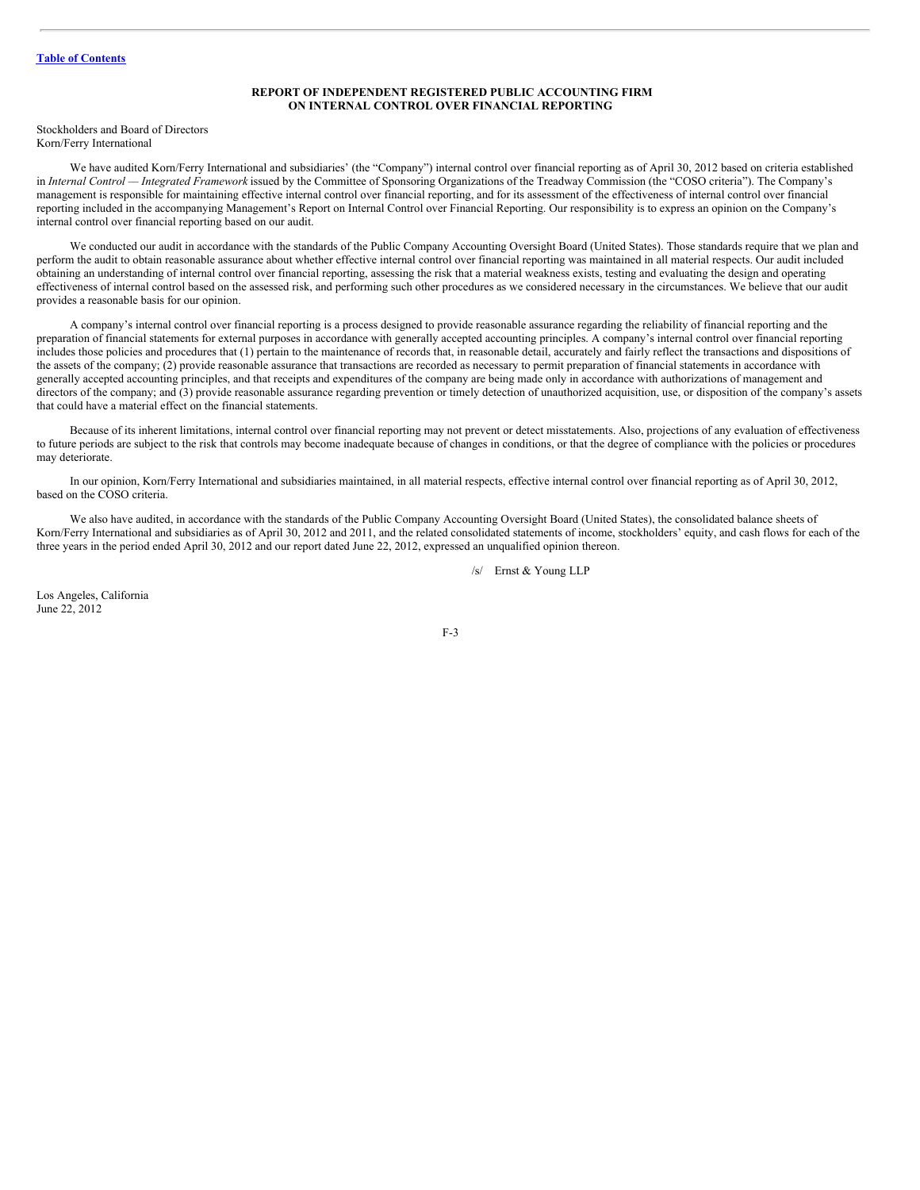Table of Contents

## REPORT OF INDEPENDENT REGISTERED PUBLIC ACCOUNTING FIRM ON INTERNAL CONTROL OVER FINANCIAL REPORTING

Stockholders and Board of Directors
Korn/Ferry International

We have audited Korn/Ferry International and subsidiaries' (the "Company") internal control over financial reporting as of April 30, 2012 based on criteria established in *Internal Control — Integrated Framework* issued by the Committee of Sponsoring Organizations of the Treadway Commission (the "COSO criteria"). The Company's management is responsible for maintaining effective internal control over financial reporting, and for its assessment of the effectiveness of internal control over financial reporting included in the accompanying Management's Report on Internal Control over Financial Reporting. Our responsibility is to express an opinion on the Company's internal control over financial reporting based on our audit.

We conducted our audit in accordance with the standards of the Public Company Accounting Oversight Board (United States). Those standards require that we plan and perform the audit to obtain reasonable assurance about whether effective internal control over financial reporting was maintained in all material respects. Our audit included obtaining an understanding of internal control over financial reporting, assessing the risk that a material weakness exists, testing and evaluating the design and operating effectiveness of internal control based on the assessed risk, and performing such other procedures as we considered necessary in the circumstances. We believe that our audit provides a reasonable basis for our opinion.

A company's internal control over financial reporting is a process designed to provide reasonable assurance regarding the reliability of financial reporting and the preparation of financial statements for external purposes in accordance with generally accepted accounting principles. A company's internal control over financial reporting includes those policies and procedures that (1) pertain to the maintenance of records that, in reasonable detail, accurately and fairly reflect the transactions and dispositions of the assets of the company; (2) provide reasonable assurance that transactions are recorded as necessary to permit preparation of financial statements in accordance with generally accepted accounting principles, and that receipts and expenditures of the company are being made only in accordance with authorizations of management and directors of the company; and (3) provide reasonable assurance regarding prevention or timely detection of unauthorized acquisition, use, or disposition of the company's assets that could have a material effect on the financial statements.

Because of its inherent limitations, internal control over financial reporting may not prevent or detect misstatements. Also, projections of any evaluation of effectiveness to future periods are subject to the risk that controls may become inadequate because of changes in conditions, or that the degree of compliance with the policies or procedures may deteriorate.

In our opinion, Korn/Ferry International and subsidiaries maintained, in all material respects, effective internal control over financial reporting as of April 30, 2012, based on the COSO criteria.

We also have audited, in accordance with the standards of the Public Company Accounting Oversight Board (United States), the consolidated balance sheets of Korn/Ferry International and subsidiaries as of April 30, 2012 and 2011, and the related consolidated statements of income, stockholders' equity, and cash flows for each of the three years in the period ended April 30, 2012 and our report dated June 22, 2012, expressed an unqualified opinion thereon.

/s/ Ernst & Young LLP

Los Angeles, California
June 22, 2012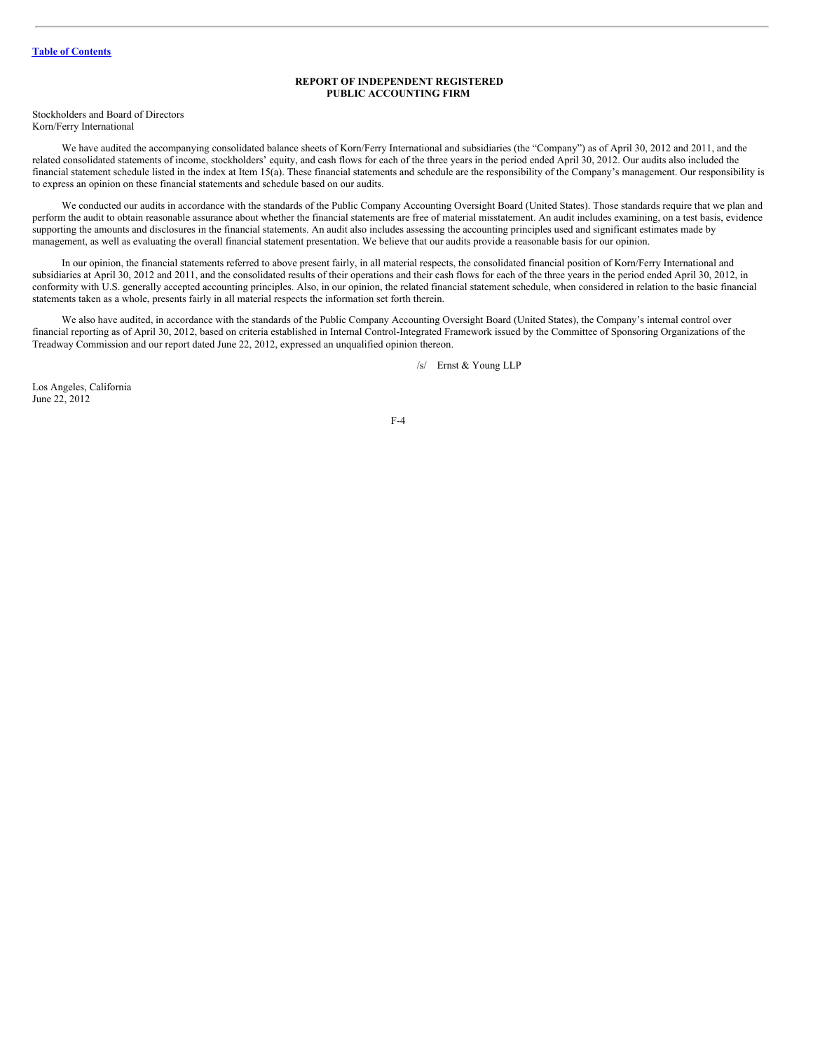Table of Contents

## REPORT OF INDEPENDENT REGISTERED PUBLIC ACCOUNTING FIRM

Stockholders and Board of Directors
Korn/Ferry International

We have audited the accompanying consolidated balance sheets of Korn/Ferry International and subsidiaries (the "Company") as of April 30, 2012 and 2011, and the related consolidated statements of income, stockholders' equity, and cash flows for each of the three years in the period ended April 30, 2012. Our audits also included the financial statement schedule listed in the index at Item 15(a). These financial statements and schedule are the responsibility of the Company's management. Our responsibility is to express an opinion on these financial statements and schedule based on our audits.

We conducted our audits in accordance with the standards of the Public Company Accounting Oversight Board (United States). Those standards require that we plan and perform the audit to obtain reasonable assurance about whether the financial statements are free of material misstatement. An audit includes examining, on a test basis, evidence supporting the amounts and disclosures in the financial statements. An audit also includes assessing the accounting principles used and significant estimates made by management, as well as evaluating the overall financial statement presentation. We believe that our audits provide a reasonable basis for our opinion.

In our opinion, the financial statements referred to above present fairly, in all material respects, the consolidated financial position of Korn/Ferry International and subsidiaries at April 30, 2012 and 2011, and the consolidated results of their operations and their cash flows for each of the three years in the period ended April 30, 2012, in conformity with U.S. generally accepted accounting principles. Also, in our opinion, the related financial statement schedule, when considered in relation to the basic financial statements taken as a whole, presents fairly in all material respects the information set forth therein.

We also have audited, in accordance with the standards of the Public Company Accounting Oversight Board (United States), the Company's internal control over financial reporting as of April 30, 2012, based on criteria established in Internal Control-Integrated Framework issued by the Committee of Sponsoring Organizations of the Treadway Commission and our report dated June 22, 2012, expressed an unqualified opinion thereon.

/s/ Ernst & Young LLP

Los Angeles, California
June 22, 2012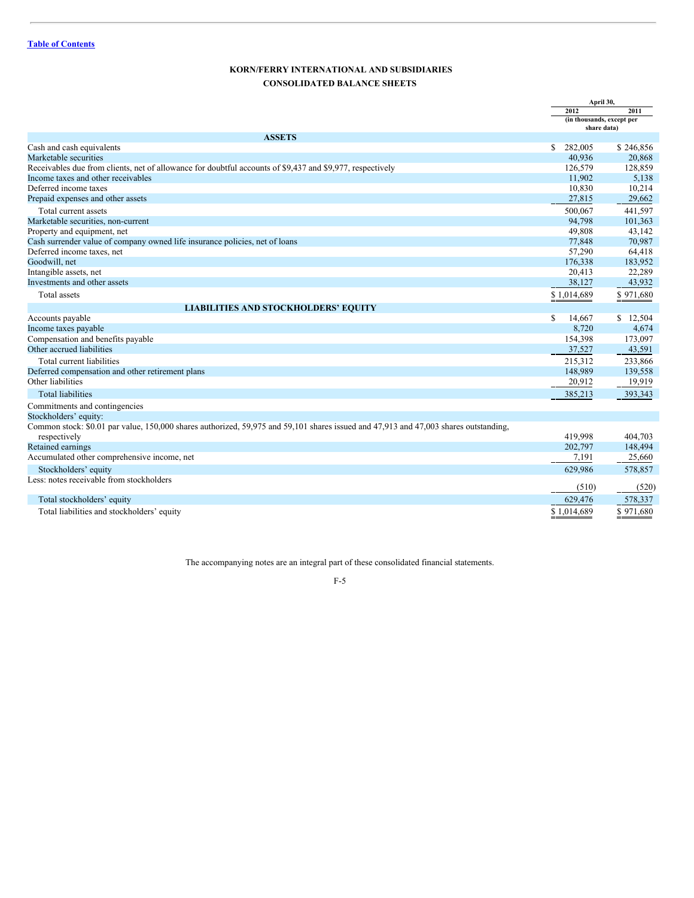KORN/FERRY INTERNATIONAL AND SUBSIDIARIES

CONSOLIDATED BALANCE SHEETS

| | April 30, 2012 | April 30, 2011 |
|---|---|---|
| | (in thousands, except per share data) | |
| **ASSETS** | | |
| Cash and cash equivalents | $ 282,005 | $ 246,856 |
| Marketable securities | 40,936 | 20,868 |
| Receivables due from clients, net of allowance for doubtful accounts of $9,437 and $9,977, respectively | 126,579 | 128,859 |
| Income taxes and other receivables | 11,902 | 5,138 |
| Deferred income taxes | 10,830 | 10,214 |
| Prepaid expenses and other assets | 27,815 | 29,662 |
| Total current assets | 500,067 | 441,597 |
| Marketable securities, non-current | 94,798 | 101,363 |
| Property and equipment, net | 49,808 | 43,142 |
| Cash surrender value of company owned life insurance policies, net of loans | 77,848 | 70,987 |
| Deferred income taxes, net | 57,290 | 64,418 |
| Goodwill, net | 176,338 | 183,952 |
| Intangible assets, net | 20,413 | 22,289 |
| Investments and other assets | 38,127 | 43,932 |
| Total assets | $ 1,014,689 | $ 971,680 |
| **LIABILITIES AND STOCKHOLDERS' EQUITY** | | |
| Accounts payable | $ 14,667 | $ 12,504 |
| Income taxes payable | 8,720 | 4,674 |
| Compensation and benefits payable | 154,398 | 173,097 |
| Other accrued liabilities | 37,527 | 43,591 |
| Total current liabilities | 215,312 | 233,866 |
| Deferred compensation and other retirement plans | 148,989 | 139,558 |
| Other liabilities | 20,912 | 19,919 |
| Total liabilities | 385,213 | 393,343 |
| Commitments and contingencies | | |
| Stockholders' equity: | | |
| Common stock: $0.01 par value, 150,000 shares authorized, 59,975 and 59,101 shares issued and 47,913 and 47,003 shares outstanding, respectively | 419,998 | 404,703 |
| Retained earnings | 202,797 | 148,494 |
| Accumulated other comprehensive income, net | 7,191 | 25,660 |
| Stockholders' equity | 629,986 | 578,857 |
| Less: notes receivable from stockholders | (510) | (520) |
| Total stockholders' equity | 629,476 | 578,337 |
| Total liabilities and stockholders' equity | $ 1,014,689 | $ 971,680 |

The accompanying notes are an integral part of these consolidated financial statements.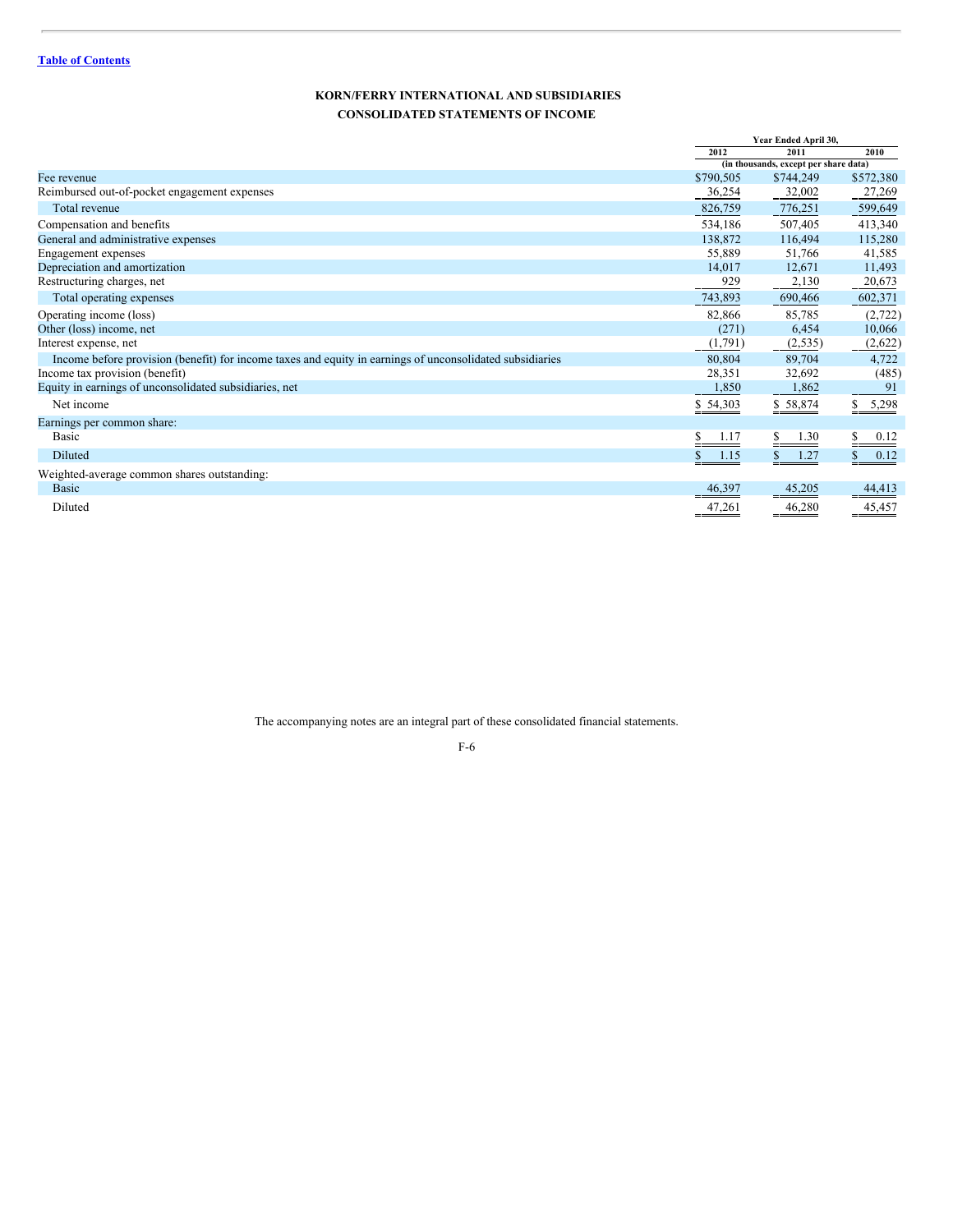[Table of Contents](#)

# KORN/FERRY INTERNATIONAL AND SUBSIDIARIES
## CONSOLIDATED STATEMENTS OF INCOME

| | Year Ended April 30, | | |
|---|---|---|---|
| | 2012 | 2011 | 2010 |
| | (in thousands, except per share data) | | |
| Fee revenue | $790,505 | $744,249 | $572,380 |
| Reimbursed out-of-pocket engagement expenses | 36,254 | 32,002 | 27,269 |
| Total revenue | 826,759 | 776,251 | 599,649 |
| Compensation and benefits | 534,186 | 507,405 | 413,340 |
| General and administrative expenses | 138,872 | 116,494 | 115,280 |
| Engagement expenses | 55,889 | 51,766 | 41,585 |
| Depreciation and amortization | 14,017 | 12,671 | 11,493 |
| Restructuring charges, net | 929 | 2,130 | 20,673 |
| Total operating expenses | 743,893 | 690,466 | 602,371 |
| Operating income (loss) | 82,866 | 85,785 | (2,722) |
| Other (loss) income, net | (271) | 6,454 | 10,066 |
| Interest expense, net | (1,791) | (2,535) | (2,622) |
| Income before provision (benefit) for income taxes and equity in earnings of unconsolidated subsidiaries | 80,804 | 89,704 | 4,722 |
| Income tax provision (benefit) | 28,351 | 32,692 | (485) |
| Equity in earnings of unconsolidated subsidiaries, net | 1,850 | 1,862 | 91 |
| Net income | $ 54,303 | $ 58,874 | $ 5,298 |
| Earnings per common share: | | | |
| Basic | $ 1.17 | $ 1.30 | $ 0.12 |
| Diluted | $ 1.15 | $ 1.27 | $ 0.12 |
| Weighted-average common shares outstanding: | | | |
| Basic | 46,397 | 45,205 | 44,413 |
| Diluted | 47,261 | 46,280 | 45,457 |

The accompanying notes are an integral part of these consolidated financial statements.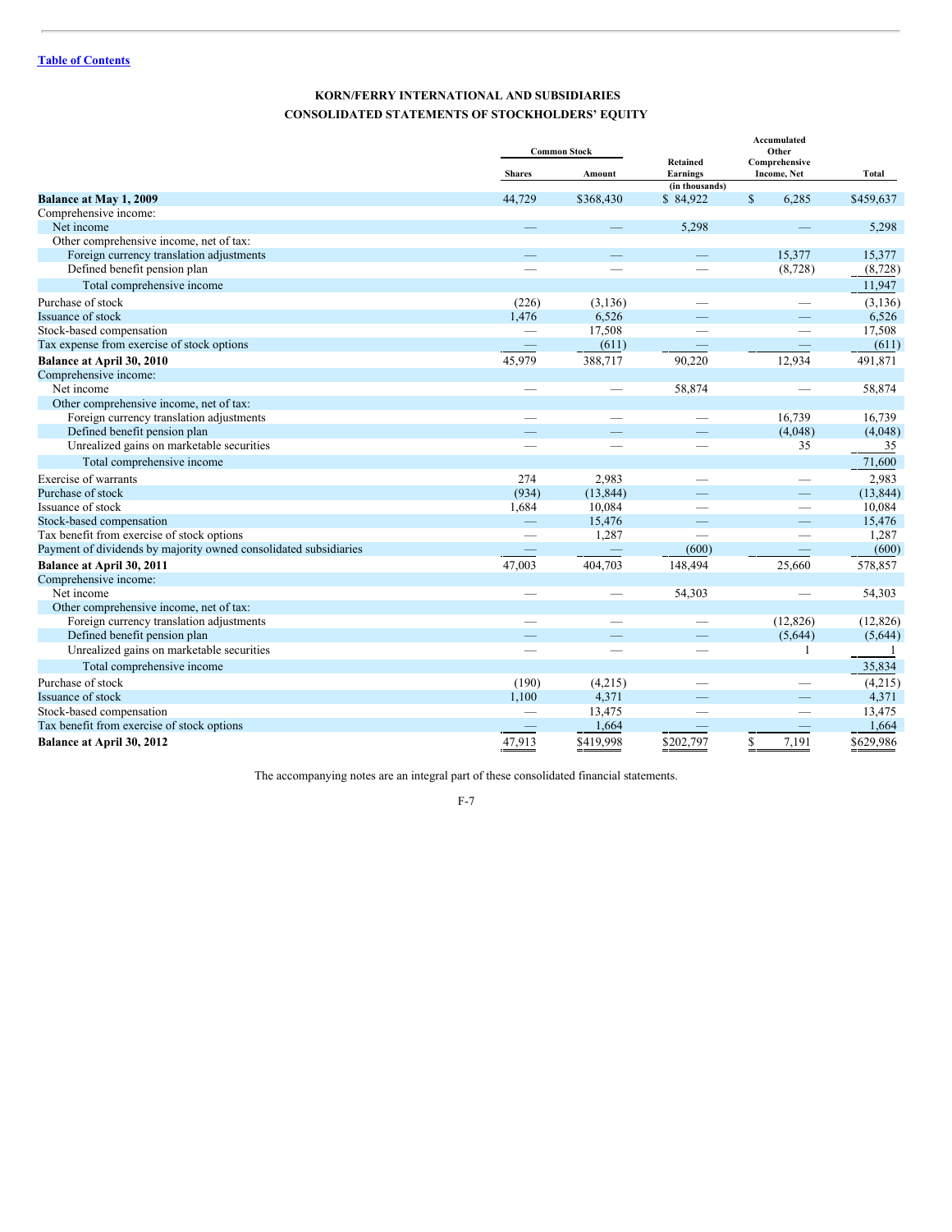[Table of Contents](#)

## KORN/FERRY INTERNATIONAL AND SUBSIDIARIES

## CONSOLIDATED STATEMENTS OF STOCKHOLDERS' EQUITY

| | Common Stock | | Retained Earnings | Accumulated Other Comprehensive Income, Net | Total |
|---|---|---|---|---|---|
| | Shares | Amount | | | |
| | | | (in thousands) | | |
| **Balance at May 1, 2009** | 44,729 | $368,430 | $ 84,922 | $ 6,285 | $459,637 |
| Comprehensive income: | | | | | |
| Net income | — | — | 5,298 | — | 5,298 |
| Other comprehensive income, net of tax: | | | | | |
| Foreign currency translation adjustments | — | — | — | 15,377 | 15,377 |
| Defined benefit pension plan | — | — | — | (8,728) | (8,728) |
| Total comprehensive income | | | | | 11,947 |
| Purchase of stock | (226) | (3,136) | — | — | (3,136) |
| Issuance of stock | 1,476 | 6,526 | — | — | 6,526 |
| Stock-based compensation | — | 17,508 | — | — | 17,508 |
| Tax expense from exercise of stock options | — | (611) | — | — | (611) |
| **Balance at April 30, 2010** | 45,979 | 388,717 | 90,220 | 12,934 | 491,871 |
| Comprehensive income: | | | | | |
| Net income | — | — | 58,874 | — | 58,874 |
| Other comprehensive income, net of tax: | | | | | |
| Foreign currency translation adjustments | — | — | — | 16,739 | 16,739 |
| Defined benefit pension plan | — | — | — | (4,048) | (4,048) |
| Unrealized gains on marketable securities | — | — | — | 35 | 35 |
| Total comprehensive income | | | | | 71,600 |
| Exercise of warrants | 274 | 2,983 | — | — | 2,983 |
| Purchase of stock | (934) | (13,844) | — | — | (13,844) |
| Issuance of stock | 1,684 | 10,084 | — | — | 10,084 |
| Stock-based compensation | — | 15,476 | — | — | 15,476 |
| Tax benefit from exercise of stock options | — | 1,287 | — | — | 1,287 |
| Payment of dividends by majority owned consolidated subsidiaries | — | — | (600) | — | (600) |
| **Balance at April 30, 2011** | 47,003 | 404,703 | 148,494 | 25,660 | 578,857 |
| Comprehensive income: | | | | | |
| Net income | — | — | 54,303 | — | 54,303 |
| Other comprehensive income, net of tax: | | | | | |
| Foreign currency translation adjustments | — | — | — | (12,826) | (12,826) |
| Defined benefit pension plan | — | — | — | (5,644) | (5,644) |
| Unrealized gains on marketable securities | — | — | — | 1 | 1 |
| Total comprehensive income | | | | | 35,834 |
| Purchase of stock | (190) | (4,215) | — | — | (4,215) |
| Issuance of stock | 1,100 | 4,371 | — | — | 4,371 |
| Stock-based compensation | — | 13,475 | — | — | 13,475 |
| Tax benefit from exercise of stock options | — | 1,664 | — | — | 1,664 |
| **Balance at April 30, 2012** | 47,913 | $419,998 | $202,797 | $ 7,191 | $629,986 |

The accompanying notes are an integral part of these consolidated financial statements.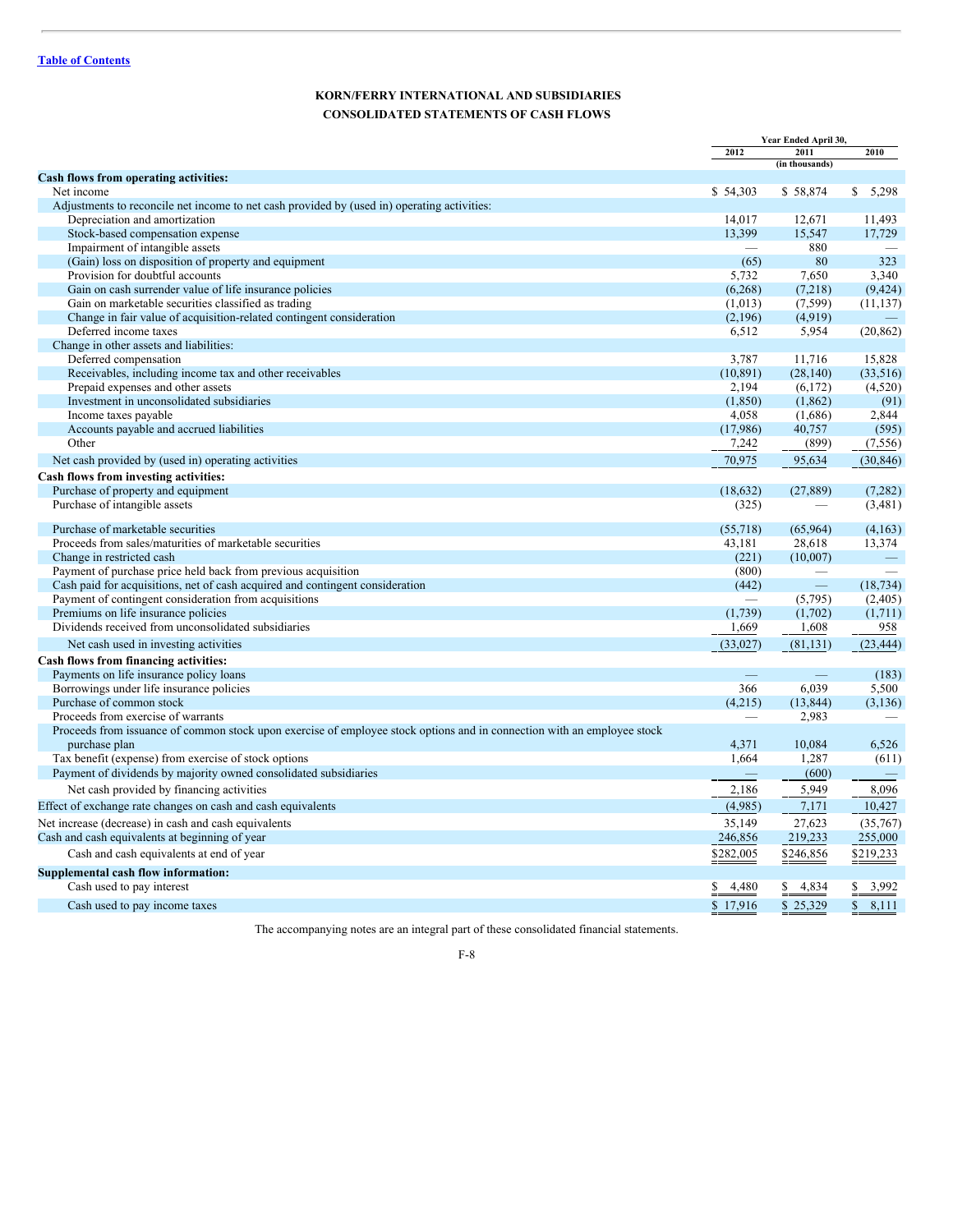[Table of Contents](#)

## KORN/FERRY INTERNATIONAL AND SUBSIDIARIES

## CONSOLIDATED STATEMENTS OF CASH FLOWS

| | Year Ended April 30, | | |
|---|---|---|---|
| | 2012 | 2011 | 2010 |
| | | (in thousands) | |
| **Cash flows from operating activities:** | | | |
| Net income | $ 54,303 | $ 58,874 | $ 5,298 |
| Adjustments to reconcile net income to net cash provided by (used in) operating activities: | | | |
| Depreciation and amortization | 14,017 | 12,671 | 11,493 |
| Stock-based compensation expense | 13,399 | 15,547 | 17,729 |
| Impairment of intangible assets | — | 880 | — |
| (Gain) loss on disposition of property and equipment | (65) | 80 | 323 |
| Provision for doubtful accounts | 5,732 | 7,650 | 3,340 |
| Gain on cash surrender value of life insurance policies | (6,268) | (7,218) | (9,424) |
| Gain on marketable securities classified as trading | (1,013) | (7,599) | (11,137) |
| Change in fair value of acquisition-related contingent consideration | (2,196) | (4,919) | — |
| Deferred income taxes | 6,512 | 5,954 | (20,862) |
| Change in other assets and liabilities: | | | |
| Deferred compensation | 3,787 | 11,716 | 15,828 |
| Receivables, including income tax and other receivables | (10,891) | (28,140) | (33,516) |
| Prepaid expenses and other assets | 2,194 | (6,172) | (4,520) |
| Investment in unconsolidated subsidiaries | (1,850) | (1,862) | (91) |
| Income taxes payable | 4,058 | (1,686) | 2,844 |
| Accounts payable and accrued liabilities | (17,986) | 40,757 | (595) |
| Other | 7,242 | (899) | (7,556) |
| Net cash provided by (used in) operating activities | 70,975 | 95,634 | (30,846) |
| **Cash flows from investing activities:** | | | |
| Purchase of property and equipment | (18,632) | (27,889) | (7,282) |
| Purchase of intangible assets | (325) | — | (3,481) |
| Purchase of marketable securities | (55,718) | (65,964) | (4,163) |
| Proceeds from sales/maturities of marketable securities | 43,181 | 28,618 | 13,374 |
| Change in restricted cash | (221) | (10,007) | — |
| Payment of purchase price held back from previous acquisition | (800) | — | — |
| Cash paid for acquisitions, net of cash acquired and contingent consideration | (442) | — | (18,734) |
| Payment of contingent consideration from acquisitions | — | (5,795) | (2,405) |
| Premiums on life insurance policies | (1,739) | (1,702) | (1,711) |
| Dividends received from unconsolidated subsidiaries | 1,669 | 1,608 | 958 |
| Net cash used in investing activities | (33,027) | (81,131) | (23,444) |
| **Cash flows from financing activities:** | | | |
| Payments on life insurance policy loans | — | — | (183) |
| Borrowings under life insurance policies | 366 | 6,039 | 5,500 |
| Purchase of common stock | (4,215) | (13,844) | (3,136) |
| Proceeds from exercise of warrants | — | 2,983 | — |
| Proceeds from issuance of common stock upon exercise of employee stock options and in connection with an employee stock purchase plan | 4,371 | 10,084 | 6,526 |
| Tax benefit (expense) from exercise of stock options | 1,664 | 1,287 | (611) |
| Payment of dividends by majority owned consolidated subsidiaries | — | (600) | — |
| Net cash provided by financing activities | 2,186 | 5,949 | 8,096 |
| Effect of exchange rate changes on cash and cash equivalents | (4,985) | 7,171 | 10,427 |
| Net increase (decrease) in cash and cash equivalents | 35,149 | 27,623 | (35,767) |
| Cash and cash equivalents at beginning of year | 246,856 | 219,233 | 255,000 |
| Cash and cash equivalents at end of year | $282,005 | $246,856 | $219,233 |
| **Supplemental cash flow information:** | | | |
| Cash used to pay interest | $ 4,480 | $ 4,834 | $ 3,992 |
| Cash used to pay income taxes | $ 17,916 | $ 25,329 | $ 8,111 |

The accompanying notes are an integral part of these consolidated financial statements.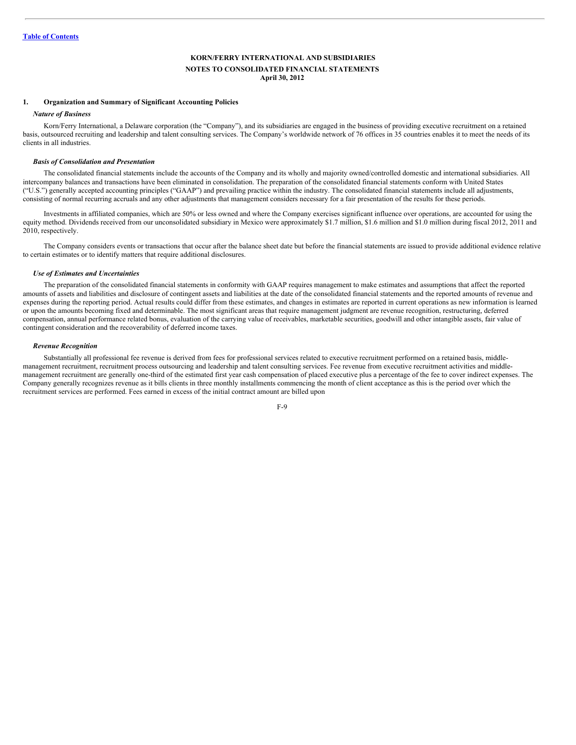[Table of Contents](#)

**KORN/FERRY INTERNATIONAL AND SUBSIDIARIES**
**NOTES TO CONSOLIDATED FINANCIAL STATEMENTS**
**April 30, 2012**

## 1. Organization and Summary of Significant Accounting Policies

***Nature of Business***

Korn/Ferry International, a Delaware corporation (the "Company"), and its subsidiaries are engaged in the business of providing executive recruitment on a retained basis, outsourced recruiting and leadership and talent consulting services. The Company's worldwide network of 76 offices in 35 countries enables it to meet the needs of its clients in all industries.

***Basis of Consolidation and Presentation***

The consolidated financial statements include the accounts of the Company and its wholly and majority owned/controlled domestic and international subsidiaries. All intercompany balances and transactions have been eliminated in consolidation. The preparation of the consolidated financial statements conform with United States ("U.S.") generally accepted accounting principles ("GAAP") and prevailing practice within the industry. The consolidated financial statements include all adjustments, consisting of normal recurring accruals and any other adjustments that management considers necessary for a fair presentation of the results for these periods.

Investments in affiliated companies, which are 50% or less owned and where the Company exercises significant influence over operations, are accounted for using the equity method. Dividends received from our unconsolidated subsidiary in Mexico were approximately $1.7 million, $1.6 million and $1.0 million during fiscal 2012, 2011 and 2010, respectively.

The Company considers events or transactions that occur after the balance sheet date but before the financial statements are issued to provide additional evidence relative to certain estimates or to identify matters that require additional disclosures.

***Use of Estimates and Uncertainties***

The preparation of the consolidated financial statements in conformity with GAAP requires management to make estimates and assumptions that affect the reported amounts of assets and liabilities and disclosure of contingent assets and liabilities at the date of the consolidated financial statements and the reported amounts of revenue and expenses during the reporting period. Actual results could differ from these estimates, and changes in estimates are reported in current operations as new information is learned or upon the amounts becoming fixed and determinable. The most significant areas that require management judgment are revenue recognition, restructuring, deferred compensation, annual performance related bonus, evaluation of the carrying value of receivables, marketable securities, goodwill and other intangible assets, fair value of contingent consideration and the recoverability of deferred income taxes.

***Revenue Recognition***

Substantially all professional fee revenue is derived from fees for professional services related to executive recruitment performed on a retained basis, middle-management recruitment, recruitment process outsourcing and leadership and talent consulting services. Fee revenue from executive recruitment activities and middle-management recruitment are generally one-third of the estimated first year cash compensation of placed executive plus a percentage of the fee to cover indirect expenses. The Company generally recognizes revenue as it bills clients in three monthly installments commencing the month of client acceptance as this is the period over which the recruitment services are performed. Fees earned in excess of the initial contract amount are billed upon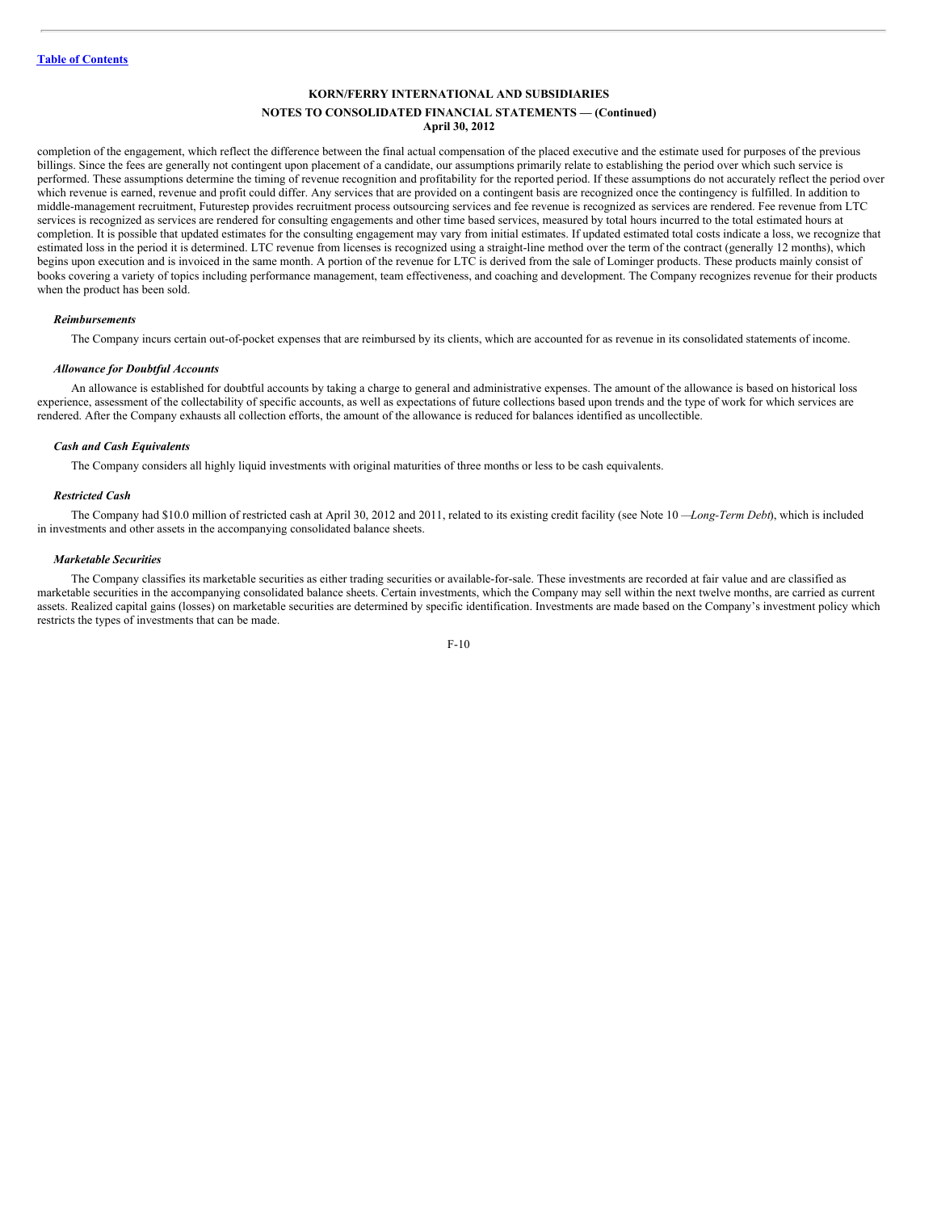completion of the engagement, which reflect the difference between the final actual compensation of the placed executive and the estimate used for purposes of the previous billings. Since the fees are generally not contingent upon placement of a candidate, our assumptions primarily relate to establishing the period over which such service is performed. These assumptions determine the timing of revenue recognition and profitability for the reported period. If these assumptions do not accurately reflect the period over which revenue is earned, revenue and profit could differ. Any services that are provided on a contingent basis are recognized once the contingency is fulfilled. In addition to middle-management recruitment, Futurestep provides recruitment process outsourcing services and fee revenue is recognized as services are rendered. Fee revenue from LTC services is recognized as services are rendered for consulting engagements and other time based services, measured by total hours incurred to the total estimated hours at completion. It is possible that updated estimates for the consulting engagement may vary from initial estimates. If updated estimated total costs indicate a loss, we recognize that estimated loss in the period it is determined. LTC revenue from licenses is recognized using a straight-line method over the term of the contract (generally 12 months), which begins upon execution and is invoiced in the same month. A portion of the revenue for LTC is derived from the sale of Lominger products. These products mainly consist of books covering a variety of topics including performance management, team effectiveness, and coaching and development. The Company recognizes revenue for their products when the product has been sold.

***Reimbursements***

The Company incurs certain out-of-pocket expenses that are reimbursed by its clients, which are accounted for as revenue in its consolidated statements of income.

***Allowance for Doubtful Accounts***

An allowance is established for doubtful accounts by taking a charge to general and administrative expenses. The amount of the allowance is based on historical loss experience, assessment of the collectability of specific accounts, as well as expectations of future collections based upon trends and the type of work for which services are rendered. After the Company exhausts all collection efforts, the amount of the allowance is reduced for balances identified as uncollectible.

***Cash and Cash Equivalents***

The Company considers all highly liquid investments with original maturities of three months or less to be cash equivalents.

***Restricted Cash***

The Company had $10.0 million of restricted cash at April 30, 2012 and 2011, related to its existing credit facility (see Note 10 —*Long-Term Debt*), which is included in investments and other assets in the accompanying consolidated balance sheets.

***Marketable Securities***

The Company classifies its marketable securities as either trading securities or available-for-sale. These investments are recorded at fair value and are classified as marketable securities in the accompanying consolidated balance sheets. Certain investments, which the Company may sell within the next twelve months, are carried as current assets. Realized capital gains (losses) on marketable securities are determined by specific identification. Investments are made based on the Company's investment policy which restricts the types of investments that can be made.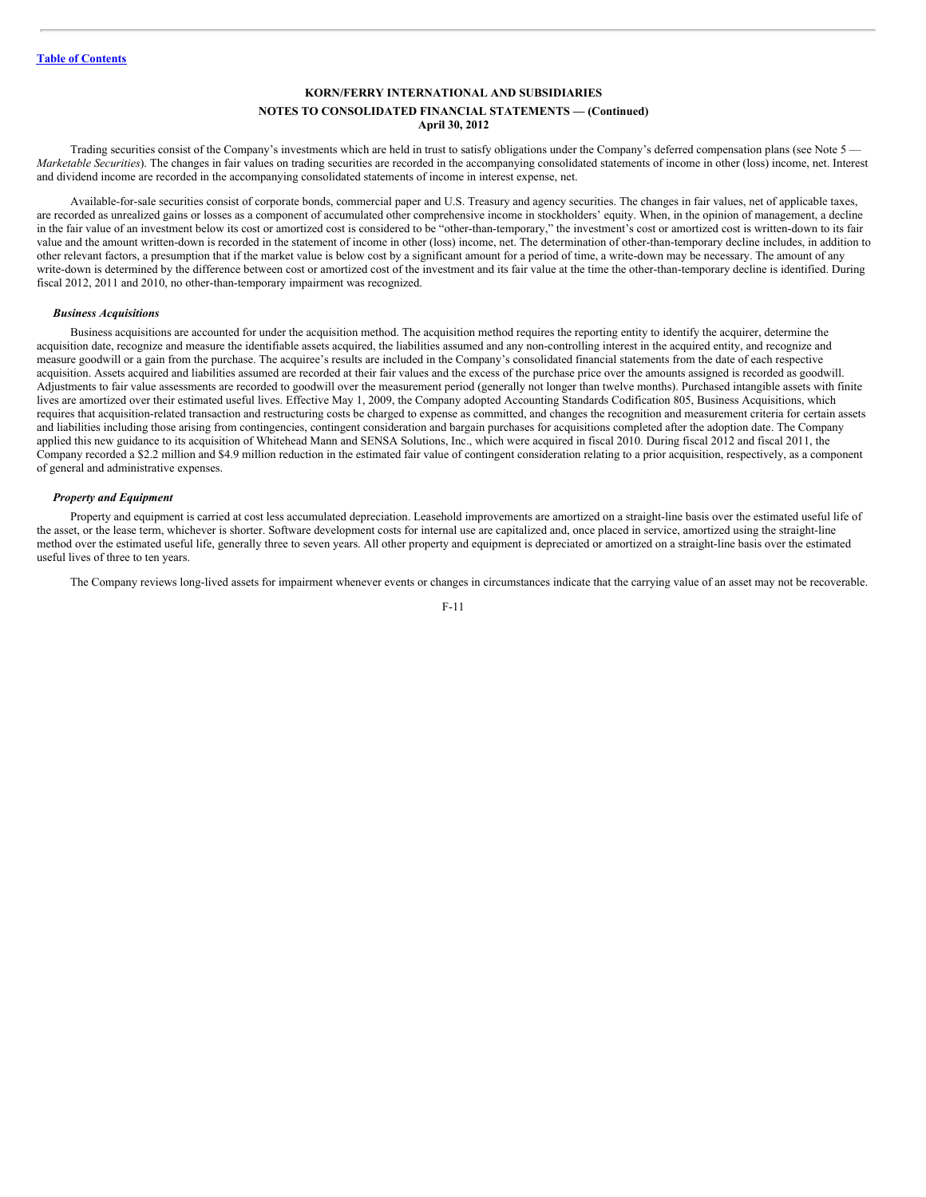Trading securities consist of the Company's investments which are held in trust to satisfy obligations under the Company's deferred compensation plans (see Note 5 — *Marketable Securities*). The changes in fair values on trading securities are recorded in the accompanying consolidated statements of income in other (loss) income, net. Interest and dividend income are recorded in the accompanying consolidated statements of income in interest expense, net.

Available-for-sale securities consist of corporate bonds, commercial paper and U.S. Treasury and agency securities. The changes in fair values, net of applicable taxes, are recorded as unrealized gains or losses as a component of accumulated other comprehensive income in stockholders' equity. When, in the opinion of management, a decline in the fair value of an investment below its cost or amortized cost is considered to be "other-than-temporary," the investment's cost or amortized cost is written-down to its fair value and the amount written-down is recorded in the statement of income in other (loss) income, net. The determination of other-than-temporary decline includes, in addition to other relevant factors, a presumption that if the market value is below cost by a significant amount for a period of time, a write-down may be necessary. The amount of any write-down is determined by the difference between cost or amortized cost of the investment and its fair value at the time the other-than-temporary decline is identified. During fiscal 2012, 2011 and 2010, no other-than-temporary impairment was recognized.

***Business Acquisitions***

Business acquisitions are accounted for under the acquisition method. The acquisition method requires the reporting entity to identify the acquirer, determine the acquisition date, recognize and measure the identifiable assets acquired, the liabilities assumed and any non-controlling interest in the acquired entity, and recognize and measure goodwill or a gain from the purchase. The acquiree's results are included in the Company's consolidated financial statements from the date of each respective acquisition. Assets acquired and liabilities assumed are recorded at their fair values and the excess of the purchase price over the amounts assigned is recorded as goodwill. Adjustments to fair value assessments are recorded to goodwill over the measurement period (generally not longer than twelve months). Purchased intangible assets with finite lives are amortized over their estimated useful lives. Effective May 1, 2009, the Company adopted Accounting Standards Codification 805, Business Acquisitions, which requires that acquisition-related transaction and restructuring costs be charged to expense as committed, and changes the recognition and measurement criteria for certain assets and liabilities including those arising from contingencies, contingent consideration and bargain purchases for acquisitions completed after the adoption date. The Company applied this new guidance to its acquisition of Whitehead Mann and SENSA Solutions, Inc., which were acquired in fiscal 2010. During fiscal 2012 and fiscal 2011, the Company recorded a $2.2 million and $4.9 million reduction in the estimated fair value of contingent consideration relating to a prior acquisition, respectively, as a component of general and administrative expenses.

***Property and Equipment***

Property and equipment is carried at cost less accumulated depreciation. Leasehold improvements are amortized on a straight-line basis over the estimated useful life of the asset, or the lease term, whichever is shorter. Software development costs for internal use are capitalized and, once placed in service, amortized using the straight-line method over the estimated useful life, generally three to seven years. All other property and equipment is depreciated or amortized on a straight-line basis over the estimated useful lives of three to ten years.

The Company reviews long-lived assets for impairment whenever events or changes in circumstances indicate that the carrying value of an asset may not be recoverable.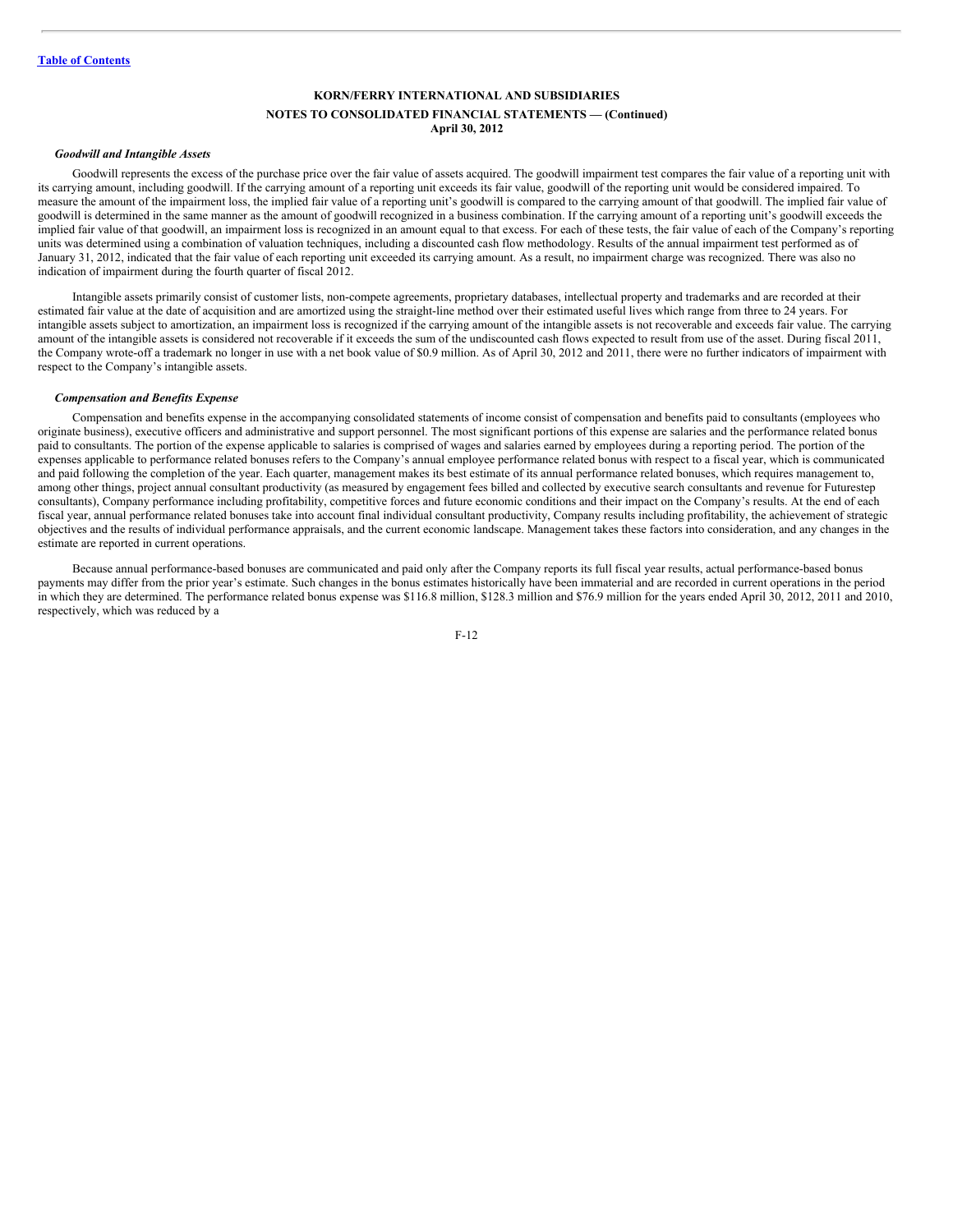#### KORN/FERRY INTERNATIONAL AND SUBSIDIARIES

#### NOTES TO CONSOLIDATED FINANCIAL STATEMENTS — (Continued)

#### April 30, 2012

***Goodwill and Intangible Assets***

Goodwill represents the excess of the purchase price over the fair value of assets acquired. The goodwill impairment test compares the fair value of a reporting unit with its carrying amount, including goodwill. If the carrying amount of a reporting unit exceeds its fair value, goodwill of the reporting unit would be considered impaired. To measure the amount of the impairment loss, the implied fair value of a reporting unit's goodwill is compared to the carrying amount of that goodwill. The implied fair value of goodwill is determined in the same manner as the amount of goodwill recognized in a business combination. If the carrying amount of a reporting unit's goodwill exceeds the implied fair value of that goodwill, an impairment loss is recognized in an amount equal to that excess. For each of these tests, the fair value of each of the Company's reporting units was determined using a combination of valuation techniques, including a discounted cash flow methodology. Results of the annual impairment test performed as of January 31, 2012, indicated that the fair value of each reporting unit exceeded its carrying amount. As a result, no impairment charge was recognized. There was also no indication of impairment during the fourth quarter of fiscal 2012.

Intangible assets primarily consist of customer lists, non-compete agreements, proprietary databases, intellectual property and trademarks and are recorded at their estimated fair value at the date of acquisition and are amortized using the straight-line method over their estimated useful lives which range from three to 24 years. For intangible assets subject to amortization, an impairment loss is recognized if the carrying amount of the intangible assets is not recoverable and exceeds fair value. The carrying amount of the intangible assets is considered not recoverable if it exceeds the sum of the undiscounted cash flows expected to result from use of the asset. During fiscal 2011, the Company wrote-off a trademark no longer in use with a net book value of $0.9 million. As of April 30, 2012 and 2011, there were no further indicators of impairment with respect to the Company's intangible assets.

***Compensation and Benefits Expense***

Compensation and benefits expense in the accompanying consolidated statements of income consist of compensation and benefits paid to consultants (employees who originate business), executive officers and administrative and support personnel. The most significant portions of this expense are salaries and the performance related bonus paid to consultants. The portion of the expense applicable to salaries is comprised of wages and salaries earned by employees during a reporting period. The portion of the expenses applicable to performance related bonuses refers to the Company's annual employee performance related bonus with respect to a fiscal year, which is communicated and paid following the completion of the year. Each quarter, management makes its best estimate of its annual performance related bonuses, which requires management to, among other things, project annual consultant productivity (as measured by engagement fees billed and collected by executive search consultants and revenue for Futurestep consultants), Company performance including profitability, competitive forces and future economic conditions and their impact on the Company's results. At the end of each fiscal year, annual performance related bonuses take into account final individual consultant productivity, Company results including profitability, the achievement of strategic objectives and the results of individual performance appraisals, and the current economic landscape. Management takes these factors into consideration, and any changes in the estimate are reported in current operations.

Because annual performance-based bonuses are communicated and paid only after the Company reports its full fiscal year results, actual performance-based bonus payments may differ from the prior year's estimate. Such changes in the bonus estimates historically have been immaterial and are recorded in current operations in the period in which they are determined. The performance related bonus expense was $116.8 million, $128.3 million and $76.9 million for the years ended April 30, 2012, 2011 and 2010, respectively, which was reduced by a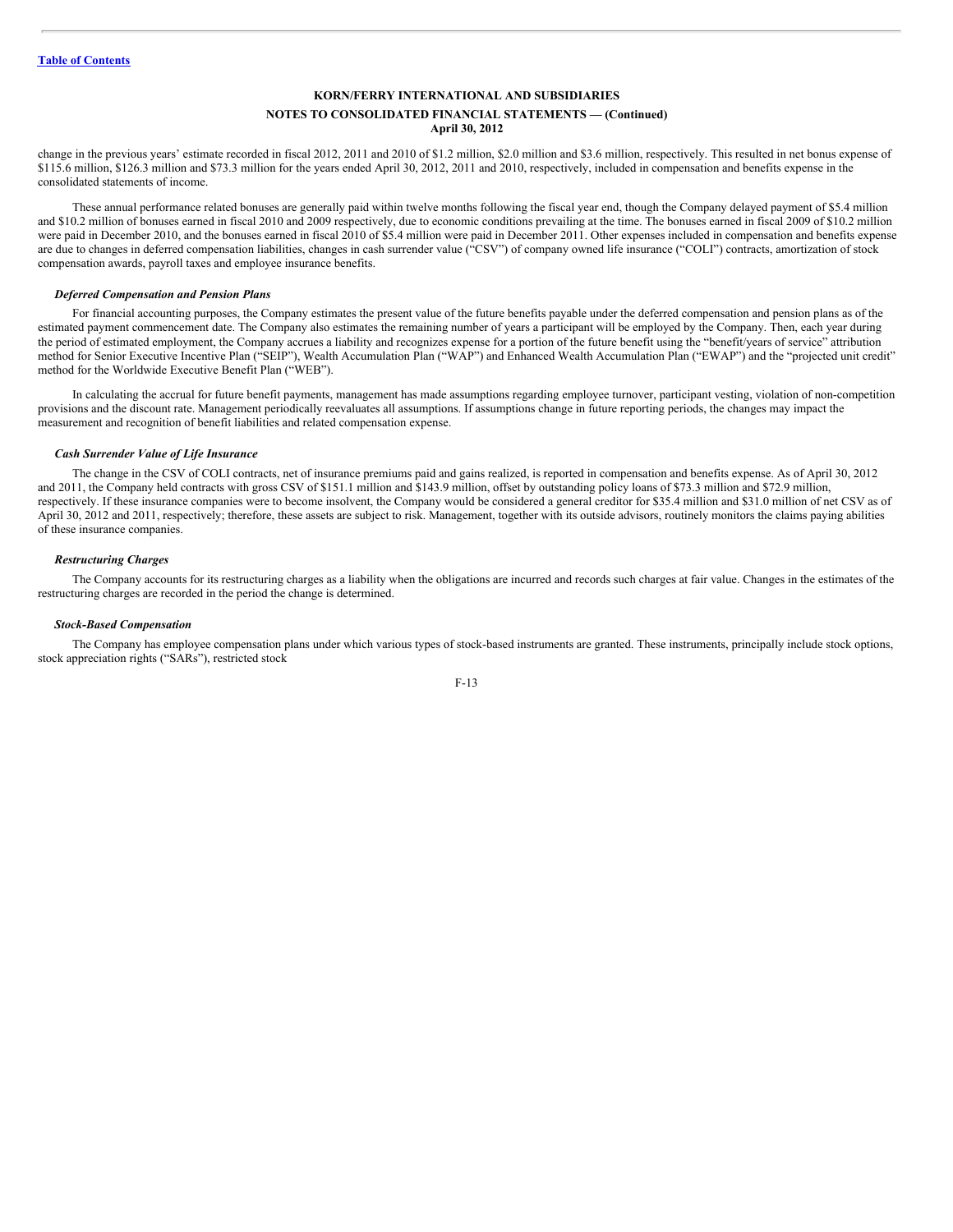change in the previous years' estimate recorded in fiscal 2012, 2011 and 2010 of $1.2 million, $2.0 million and $3.6 million, respectively. This resulted in net bonus expense of $115.6 million, $126.3 million and $73.3 million for the years ended April 30, 2012, 2011 and 2010, respectively, included in compensation and benefits expense in the consolidated statements of income.

These annual performance related bonuses are generally paid within twelve months following the fiscal year end, though the Company delayed payment of $5.4 million and $10.2 million of bonuses earned in fiscal 2010 and 2009 respectively, due to economic conditions prevailing at the time. The bonuses earned in fiscal 2009 of $10.2 million were paid in December 2010, and the bonuses earned in fiscal 2010 of $5.4 million were paid in December 2011. Other expenses included in compensation and benefits expense are due to changes in deferred compensation liabilities, changes in cash surrender value ("CSV") of company owned life insurance ("COLI") contracts, amortization of stock compensation awards, payroll taxes and employee insurance benefits.

### *Deferred Compensation and Pension Plans*

For financial accounting purposes, the Company estimates the present value of the future benefits payable under the deferred compensation and pension plans as of the estimated payment commencement date. The Company also estimates the remaining number of years a participant will be employed by the Company. Then, each year during the period of estimated employment, the Company accrues a liability and recognizes expense for a portion of the future benefit using the "benefit/years of service" attribution method for Senior Executive Incentive Plan ("SEIP"), Wealth Accumulation Plan ("WAP") and Enhanced Wealth Accumulation Plan ("EWAP") and the "projected unit credit" method for the Worldwide Executive Benefit Plan ("WEB").

In calculating the accrual for future benefit payments, management has made assumptions regarding employee turnover, participant vesting, violation of non-competition provisions and the discount rate. Management periodically reevaluates all assumptions. If assumptions change in future reporting periods, the changes may impact the measurement and recognition of benefit liabilities and related compensation expense.

### *Cash Surrender Value of Life Insurance*

The change in the CSV of COLI contracts, net of insurance premiums paid and gains realized, is reported in compensation and benefits expense. As of April 30, 2012 and 2011, the Company held contracts with gross CSV of $151.1 million and $143.9 million, offset by outstanding policy loans of $73.3 million and $72.9 million, respectively. If these insurance companies were to become insolvent, the Company would be considered a general creditor for $35.4 million and $31.0 million of net CSV as of April 30, 2012 and 2011, respectively; therefore, these assets are subject to risk. Management, together with its outside advisors, routinely monitors the claims paying abilities of these insurance companies.

### *Restructuring Charges*

The Company accounts for its restructuring charges as a liability when the obligations are incurred and records such charges at fair value. Changes in the estimates of the restructuring charges are recorded in the period the change is determined.

### *Stock-Based Compensation*

The Company has employee compensation plans under which various types of stock-based instruments are granted. These instruments, principally include stock options, stock appreciation rights ("SARs"), restricted stock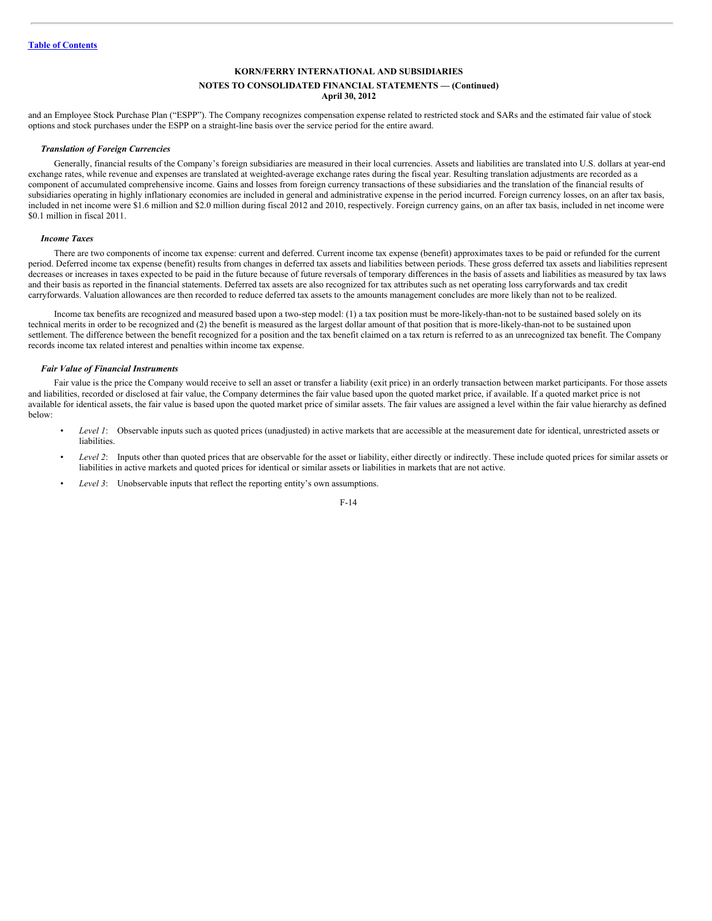and an Employee Stock Purchase Plan ("ESPP"). The Company recognizes compensation expense related to restricted stock and SARs and the estimated fair value of stock options and stock purchases under the ESPP on a straight-line basis over the service period for the entire award.

***Translation of Foreign Currencies***

Generally, financial results of the Company's foreign subsidiaries are measured in their local currencies. Assets and liabilities are translated into U.S. dollars at year-end exchange rates, while revenue and expenses are translated at weighted-average exchange rates during the fiscal year. Resulting translation adjustments are recorded as a component of accumulated comprehensive income. Gains and losses from foreign currency transactions of these subsidiaries and the translation of the financial results of subsidiaries operating in highly inflationary economies are included in general and administrative expense in the period incurred. Foreign currency losses, on an after tax basis, included in net income were $1.6 million and $2.0 million during fiscal 2012 and 2010, respectively. Foreign currency gains, on an after tax basis, included in net income were $0.1 million in fiscal 2011.

***Income Taxes***

There are two components of income tax expense: current and deferred. Current income tax expense (benefit) approximates taxes to be paid or refunded for the current period. Deferred income tax expense (benefit) results from changes in deferred tax assets and liabilities between periods. These gross deferred tax assets and liabilities represent decreases or increases in taxes expected to be paid in the future because of future reversals of temporary differences in the basis of assets and liabilities as measured by tax laws and their basis as reported in the financial statements. Deferred tax assets are also recognized for tax attributes such as net operating loss carryforwards and tax credit carryforwards. Valuation allowances are then recorded to reduce deferred tax assets to the amounts management concludes are more likely than not to be realized.

Income tax benefits are recognized and measured based upon a two-step model: (1) a tax position must be more-likely-than-not to be sustained based solely on its technical merits in order to be recognized and (2) the benefit is measured as the largest dollar amount of that position that is more-likely-than-not to be sustained upon settlement. The difference between the benefit recognized for a position and the tax benefit claimed on a tax return is referred to as an unrecognized tax benefit. The Company records income tax related interest and penalties within income tax expense.

***Fair Value of Financial Instruments***

Fair value is the price the Company would receive to sell an asset or transfer a liability (exit price) in an orderly transaction between market participants. For those assets and liabilities, recorded or disclosed at fair value, the Company determines the fair value based upon the quoted market price, if available. If a quoted market price is not available for identical assets, the fair value is based upon the quoted market price of similar assets. The fair values are assigned a level within the fair value hierarchy as defined below:

- *Level 1*: Observable inputs such as quoted prices (unadjusted) in active markets that are accessible at the measurement date for identical, unrestricted assets or liabilities.
- *Level 2*: Inputs other than quoted prices that are observable for the asset or liability, either directly or indirectly. These include quoted prices for similar assets or liabilities in active markets and quoted prices for identical or similar assets or liabilities in markets that are not active.
- *Level 3*: Unobservable inputs that reflect the reporting entity's own assumptions.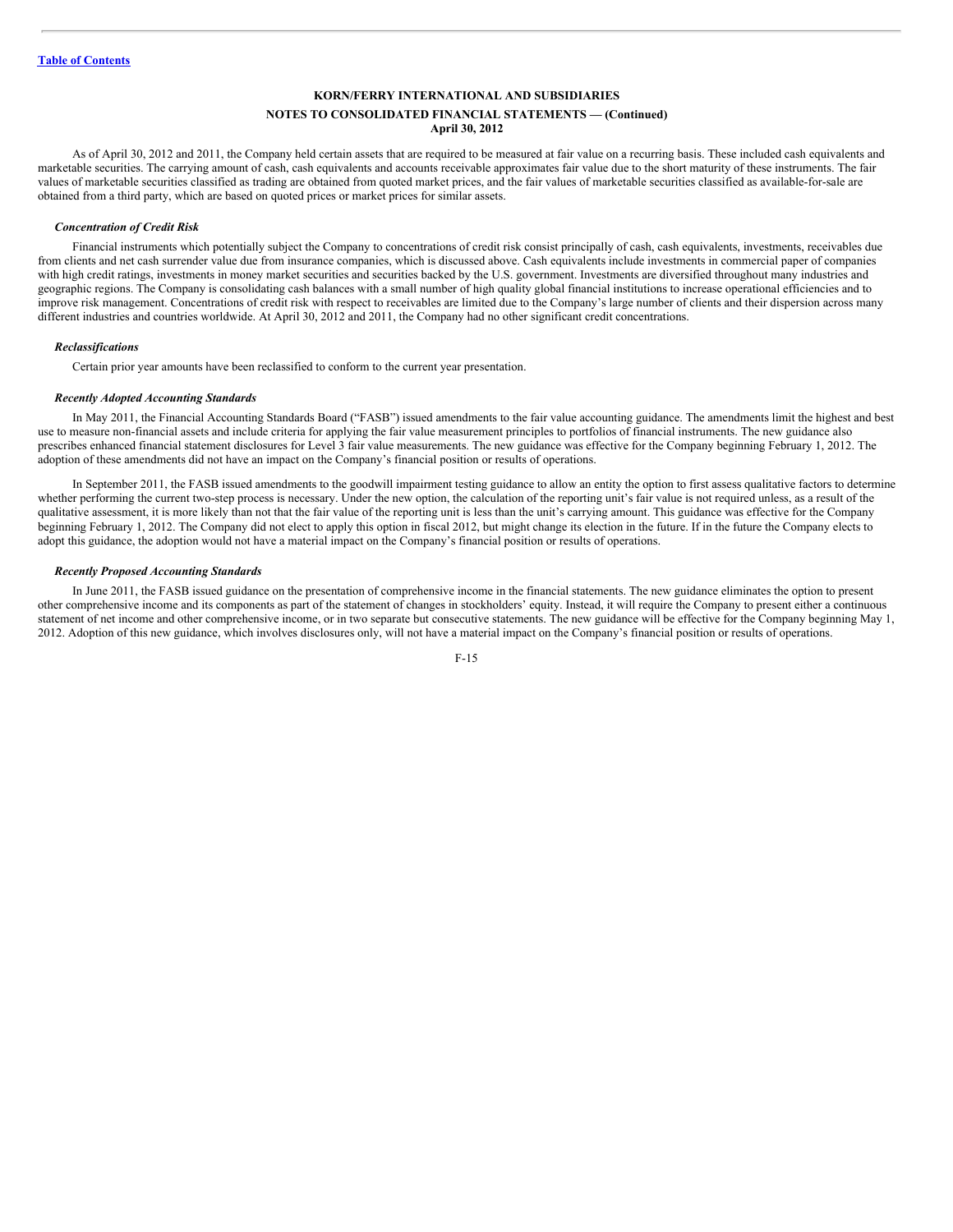As of April 30, 2012 and 2011, the Company held certain assets that are required to be measured at fair value on a recurring basis. These included cash equivalents and marketable securities. The carrying amount of cash, cash equivalents and accounts receivable approximates fair value due to the short maturity of these instruments. The fair values of marketable securities classified as trading are obtained from quoted market prices, and the fair values of marketable securities classified as available-for-sale are obtained from a third party, which are based on quoted prices or market prices for similar assets.

***Concentration of Credit Risk***

Financial instruments which potentially subject the Company to concentrations of credit risk consist principally of cash, cash equivalents, investments, receivables due from clients and net cash surrender value due from insurance companies, which is discussed above. Cash equivalents include investments in commercial paper of companies with high credit ratings, investments in money market securities and securities backed by the U.S. government. Investments are diversified throughout many industries and geographic regions. The Company is consolidating cash balances with a small number of high quality global financial institutions to increase operational efficiencies and to improve risk management. Concentrations of credit risk with respect to receivables are limited due to the Company's large number of clients and their dispersion across many different industries and countries worldwide. At April 30, 2012 and 2011, the Company had no other significant credit concentrations.

***Reclassifications***

Certain prior year amounts have been reclassified to conform to the current year presentation.

***Recently Adopted Accounting Standards***

In May 2011, the Financial Accounting Standards Board ("FASB") issued amendments to the fair value accounting guidance. The amendments limit the highest and best use to measure non-financial assets and include criteria for applying the fair value measurement principles to portfolios of financial instruments. The new guidance also prescribes enhanced financial statement disclosures for Level 3 fair value measurements. The new guidance was effective for the Company beginning February 1, 2012. The adoption of these amendments did not have an impact on the Company's financial position or results of operations.

In September 2011, the FASB issued amendments to the goodwill impairment testing guidance to allow an entity the option to first assess qualitative factors to determine whether performing the current two-step process is necessary. Under the new option, the calculation of the reporting unit's fair value is not required unless, as a result of the qualitative assessment, it is more likely than not that the fair value of the reporting unit is less than the unit's carrying amount. This guidance was effective for the Company beginning February 1, 2012. The Company did not elect to apply this option in fiscal 2012, but might change its election in the future. If in the future the Company elects to adopt this guidance, the adoption would not have a material impact on the Company's financial position or results of operations.

***Recently Proposed Accounting Standards***

In June 2011, the FASB issued guidance on the presentation of comprehensive income in the financial statements. The new guidance eliminates the option to present other comprehensive income and its components as part of the statement of changes in stockholders' equity. Instead, it will require the Company to present either a continuous statement of net income and other comprehensive income, or in two separate but consecutive statements. The new guidance will be effective for the Company beginning May 1, 2012. Adoption of this new guidance, which involves disclosures only, will not have a material impact on the Company's financial position or results of operations.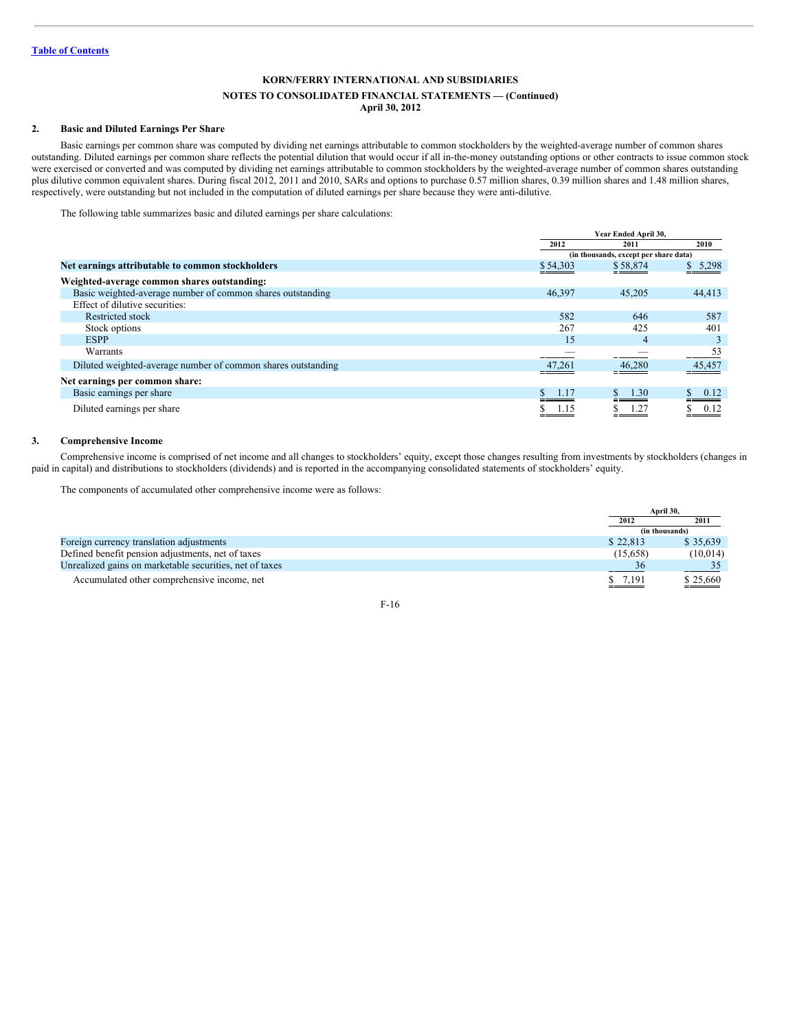[Table of Contents](#)

**KORN/FERRY INTERNATIONAL AND SUBSIDIARIES**

**NOTES TO CONSOLIDATED FINANCIAL STATEMENTS — (Continued)**
**April 30, 2012**

### 2. Basic and Diluted Earnings Per Share

Basic earnings per common share was computed by dividing net earnings attributable to common stockholders by the weighted-average number of common shares outstanding. Diluted earnings per common share reflects the potential dilution that would occur if all in-the-money outstanding options or other contracts to issue common stock were exercised or converted and was computed by dividing net earnings attributable to common stockholders by the weighted-average number of common shares outstanding plus dilutive common equivalent shares. During fiscal 2012, 2011 and 2010, SARs and options to purchase 0.57 million shares, 0.39 million shares and 1.48 million shares, respectively, were outstanding but not included in the computation of diluted earnings per share because they were anti-dilutive.

The following table summarizes basic and diluted earnings per share calculations:

| | Year Ended April 30, | | |
|---|---|---|---|
| | 2012 | 2011 | 2010 |
| | (in thousands, except per share data) | | |
| **Net earnings attributable to common stockholders** | $ 54,303 | $ 58,874 | $ 5,298 |
| **Weighted-average common shares outstanding:** | | | |
| Basic weighted-average number of common shares outstanding | 46,397 | 45,205 | 44,413 |
| Effect of dilutive securities: | | | |
| Restricted stock | 582 | 646 | 587 |
| Stock options | 267 | 425 | 401 |
| ESPP | 15 | 4 | 3 |
| Warrants | — | — | 53 |
| Diluted weighted-average number of common shares outstanding | 47,261 | 46,280 | 45,457 |
| **Net earnings per common share:** | | | |
| Basic earnings per share | $ 1.17 | $ 1.30 | $ 0.12 |
| Diluted earnings per share | $ 1.15 | $ 1.27 | $ 0.12 |

### 3. Comprehensive Income

Comprehensive income is comprised of net income and all changes to stockholders' equity, except those changes resulting from investments by stockholders (changes in paid in capital) and distributions to stockholders (dividends) and is reported in the accompanying consolidated statements of stockholders' equity.

The components of accumulated other comprehensive income were as follows:

| | April 30, | |
|---|---|---|
| | 2012 | 2011 |
| | (in thousands) | |
| Foreign currency translation adjustments | $ 22,813 | $ 35,639 |
| Defined benefit pension adjustments, net of taxes | (15,658) | (10,014) |
| Unrealized gains on marketable securities, net of taxes | 36 | 35 |
| Accumulated other comprehensive income, net | $ 7,191 | $ 25,660 |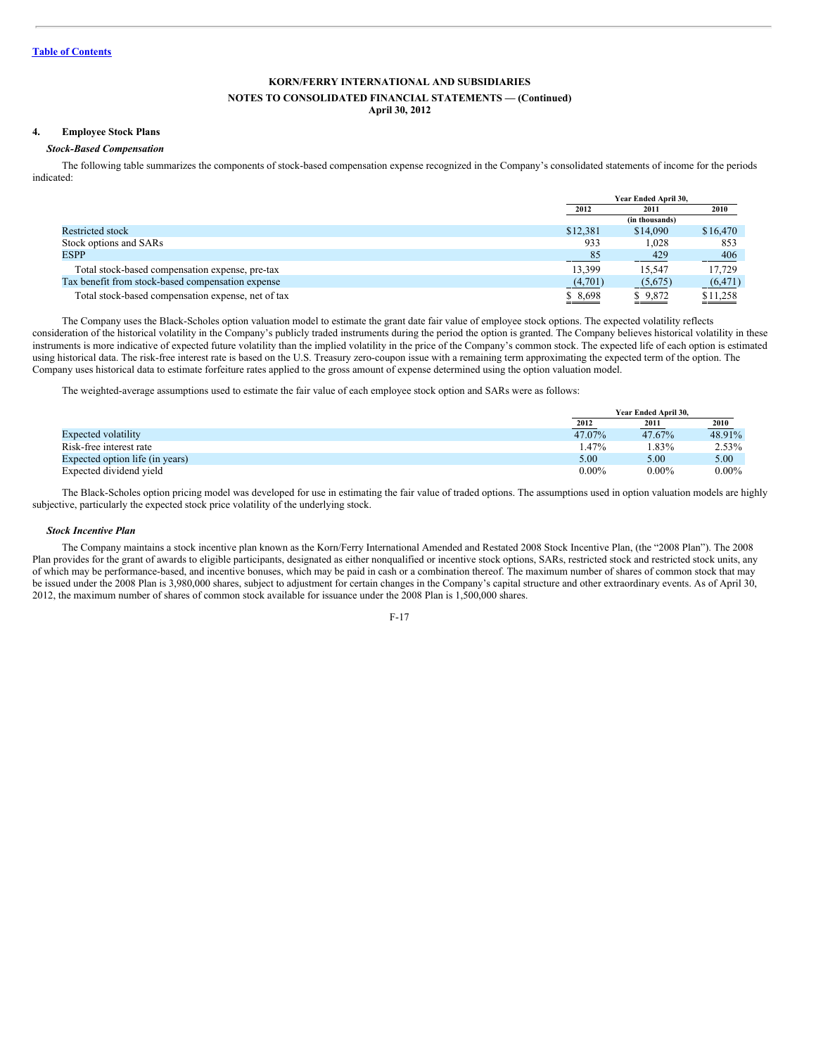**KORN/FERRY INTERNATIONAL AND SUBSIDIARIES**

**NOTES TO CONSOLIDATED FINANCIAL STATEMENTS — (Continued)**
**April 30, 2012**

## 4. Employee Stock Plans

### *Stock-Based Compensation*

The following table summarizes the components of stock-based compensation expense recognized in the Company's consolidated statements of income for the periods indicated:

| | Year Ended April 30, | | |
|---|---|---|---|
| | 2012 | 2011 | 2010 |
| | | (in thousands) | |
| Restricted stock | $12,381 | $14,090 | $16,470 |
| Stock options and SARs | 933 | 1,028 | 853 |
| ESPP | 85 | 429 | 406 |
| Total stock-based compensation expense, pre-tax | 13,399 | 15,547 | 17,729 |
| Tax benefit from stock-based compensation expense | (4,701) | (5,675) | (6,471) |
| Total stock-based compensation expense, net of tax | $ 8,698 | $ 9,872 | $11,258 |

The Company uses the Black-Scholes option valuation model to estimate the grant date fair value of employee stock options. The expected volatility reflects consideration of the historical volatility in the Company's publicly traded instruments during the period the option is granted. The Company believes historical volatility in these instruments is more indicative of expected future volatility than the implied volatility in the price of the Company's common stock. The expected life of each option is estimated using historical data. The risk-free interest rate is based on the U.S. Treasury zero-coupon issue with a remaining term approximating the expected term of the option. The Company uses historical data to estimate forfeiture rates applied to the gross amount of expense determined using the option valuation model.

The weighted-average assumptions used to estimate the fair value of each employee stock option and SARs were as follows:

| | Year Ended April 30, | | |
|---|---|---|---|
| | 2012 | 2011 | 2010 |
| Expected volatility | 47.07% | 47.67% | 48.91% |
| Risk-free interest rate | 1.47% | 1.83% | 2.53% |
| Expected option life (in years) | 5.00 | 5.00 | 5.00 |
| Expected dividend yield | 0.00% | 0.00% | 0.00% |

The Black-Scholes option pricing model was developed for use in estimating the fair value of traded options. The assumptions used in option valuation models are highly subjective, particularly the expected stock price volatility of the underlying stock.

### *Stock Incentive Plan*

The Company maintains a stock incentive plan known as the Korn/Ferry International Amended and Restated 2008 Stock Incentive Plan, (the "2008 Plan"). The 2008 Plan provides for the grant of awards to eligible participants, designated as either nonqualified or incentive stock options, SARs, restricted stock and restricted stock units, any of which may be performance-based, and incentive bonuses, which may be paid in cash or a combination thereof. The maximum number of shares of common stock that may be issued under the 2008 Plan is 3,980,000 shares, subject to adjustment for certain changes in the Company's capital structure and other extraordinary events. As of April 30, 2012, the maximum number of shares of common stock available for issuance under the 2008 Plan is 1,500,000 shares.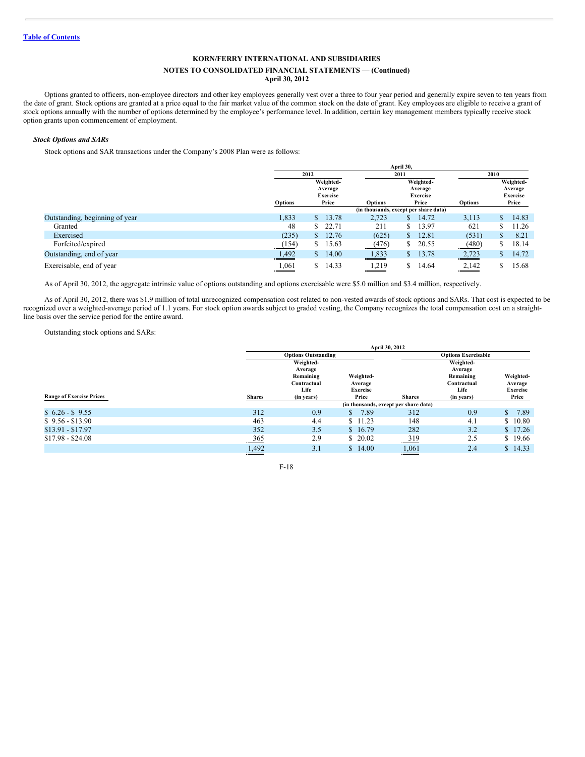KORN/FERRY INTERNATIONAL AND SUBSIDIARIES

NOTES TO CONSOLIDATED FINANCIAL STATEMENTS — (Continued)
April 30, 2012

Options granted to officers, non-employee directors and other key employees generally vest over a three to four year period and generally expire seven to ten years from the date of grant. Stock options are granted at a price equal to the fair market value of the common stock on the date of grant. Key employees are eligible to receive a grant of stock options annually with the number of options determined by the employee's performance level. In addition, certain key management members typically receive stock option grants upon commencement of employment.

***Stock Options and SARs***

Stock options and SAR transactions under the Company's 2008 Plan were as follows:

| | April 30, | | | | | |
|---|---|---|---|---|---|---|
| | 2012 | | 2011 | | 2010 | |
| | Options | Weighted-Average Exercise Price | Options | Weighted-Average Exercise Price | Options | Weighted-Average Exercise Price |
| | (in thousands, except per share data) | | | | | |
| Outstanding, beginning of year | 1,833 | $ 13.78 | 2,723 | $ 14.72 | 3,113 | $ 14.83 |
| Granted | 48 | $ 22.71 | 211 | $ 13.97 | 621 | $ 11.26 |
| Exercised | (235) | $ 12.76 | (625) | $ 12.81 | (531) | $ 8.21 |
| Forfeited/expired | (154) | $ 15.63 | (476) | $ 20.55 | (480) | $ 18.14 |
| Outstanding, end of year | 1,492 | $ 14.00 | 1,833 | $ 13.78 | 2,723 | $ 14.72 |
| Exercisable, end of year | 1,061 | $ 14.33 | 1,219 | $ 14.64 | 2,142 | $ 15.68 |

As of April 30, 2012, the aggregate intrinsic value of options outstanding and options exercisable were $5.0 million and $3.4 million, respectively.

As of April 30, 2012, there was $1.9 million of total unrecognized compensation cost related to non-vested awards of stock options and SARs. That cost is expected to be recognized over a weighted-average period of 1.1 years. For stock option awards subject to graded vesting, the Company recognizes the total compensation cost on a straight-line basis over the service period for the entire award.

Outstanding stock options and SARs:

| | April 30, 2012 | | | | | |
|---|---|---|---|---|---|---|
| | Options Outstanding | | | Options Exercisable | | |
| Range of Exercise Prices | Shares | Weighted-Average Remaining Contractual Life (in years) | Weighted-Average Exercise Price | Shares | Weighted-Average Remaining Contractual Life (in years) | Weighted-Average Exercise Price |
| | (in thousands, except per share data) | | | | | |
| $ 6.26 - $ 9.55 | 312 | 0.9 | $ 7.89 | 312 | 0.9 | $ 7.89 |
| $ 9.56 - $13.90 | 463 | 4.4 | $ 11.23 | 148 | 4.1 | $ 10.80 |
| $13.91 - $17.97 | 352 | 3.5 | $ 16.79 | 282 | 3.2 | $ 17.26 |
| $17.98 - $24.08 | 365 | 2.9 | $ 20.02 | 319 | 2.5 | $ 19.66 |
| | 1,492 | 3.1 | $ 14.00 | 1,061 | 2.4 | $ 14.33 |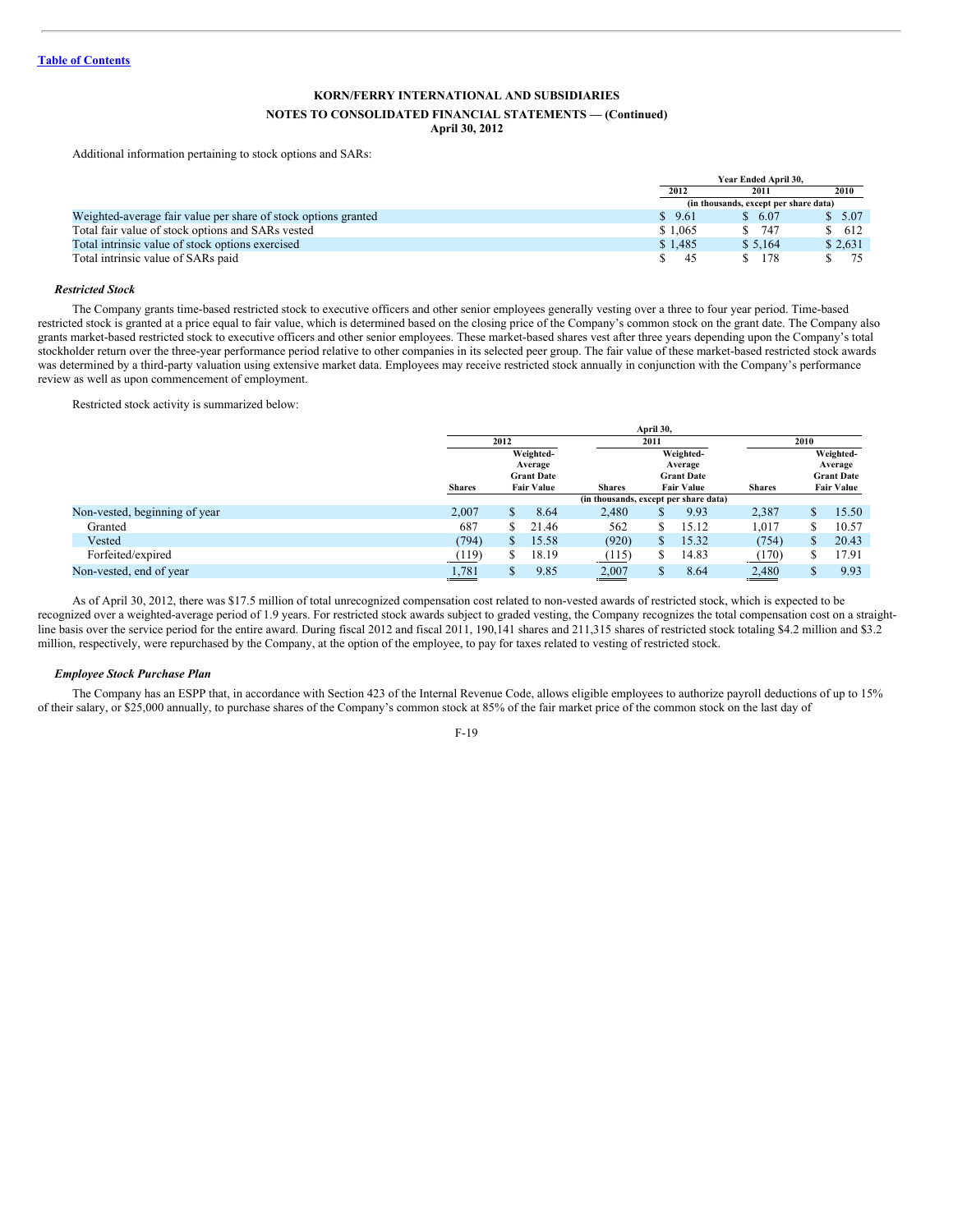KORN/FERRY INTERNATIONAL AND SUBSIDIARIES

NOTES TO CONSOLIDATED FINANCIAL STATEMENTS — (Continued)

April 30, 2012

Additional information pertaining to stock options and SARs:

| | Year Ended April 30, | | |
|---|---|---|---|
| | 2012 | 2011 | 2010 |
| | (in thousands, except per share data) | | |
| Weighted-average fair value per share of stock options granted | $ 9.61 | $ 6.07 | $ 5.07 |
| Total fair value of stock options and SARs vested | $ 1,065 | $ 747 | $ 612 |
| Total intrinsic value of stock options exercised | $ 1,485 | $ 5,164 | $ 2,631 |
| Total intrinsic value of SARs paid | $ 45 | $ 178 | $ 75 |

***Restricted Stock***

The Company grants time-based restricted stock to executive officers and other senior employees generally vesting over a three to four year period. Time-based restricted stock is granted at a price equal to fair value, which is determined based on the closing price of the Company's common stock on the grant date. The Company also grants market-based restricted stock to executive officers and other senior employees. These market-based shares vest after three years depending upon the Company's total stockholder return over the three-year performance period relative to other companies in its selected peer group. The fair value of these market-based restricted stock awards was determined by a third-party valuation using extensive market data. Employees may receive restricted stock annually in conjunction with the Company's performance review as well as upon commencement of employment.

Restricted stock activity is summarized below:

| | April 30, | | | | | |
|---|---|---|---|---|---|---|
| | 2012 | | 2011 | | 2010 | |
| | Shares | Weighted-Average Grant Date Fair Value | Shares | Weighted-Average Grant Date Fair Value | Shares | Weighted-Average Grant Date Fair Value |
| | (in thousands, except per share data) | | | | | |
| Non-vested, beginning of year | 2,007 | $ 8.64 | 2,480 | $ 9.93 | 2,387 | $ 15.50 |
| Granted | 687 | $ 21.46 | 562 | $ 15.12 | 1,017 | $ 10.57 |
| Vested | (794) | $ 15.58 | (920) | $ 15.32 | (754) | $ 20.43 |
| Forfeited/expired | (119) | $ 18.19 | (115) | $ 14.83 | (170) | $ 17.91 |
| Non-vested, end of year | 1,781 | $ 9.85 | 2,007 | $ 8.64 | 2,480 | $ 9.93 |

As of April 30, 2012, there was $17.5 million of total unrecognized compensation cost related to non-vested awards of restricted stock, which is expected to be recognized over a weighted-average period of 1.9 years. For restricted stock awards subject to graded vesting, the Company recognizes the total compensation cost on a straight-line basis over the service period for the entire award. During fiscal 2012 and fiscal 2011, 190,141 shares and 211,315 shares of restricted stock totaling $4.2 million and $3.2 million, respectively, were repurchased by the Company, at the option of the employee, to pay for taxes related to vesting of restricted stock.

***Employee Stock Purchase Plan***

The Company has an ESPP that, in accordance with Section 423 of the Internal Revenue Code, allows eligible employees to authorize payroll deductions of up to 15% of their salary, or $25,000 annually, to purchase shares of the Company's common stock at 85% of the fair market price of the common stock on the last day of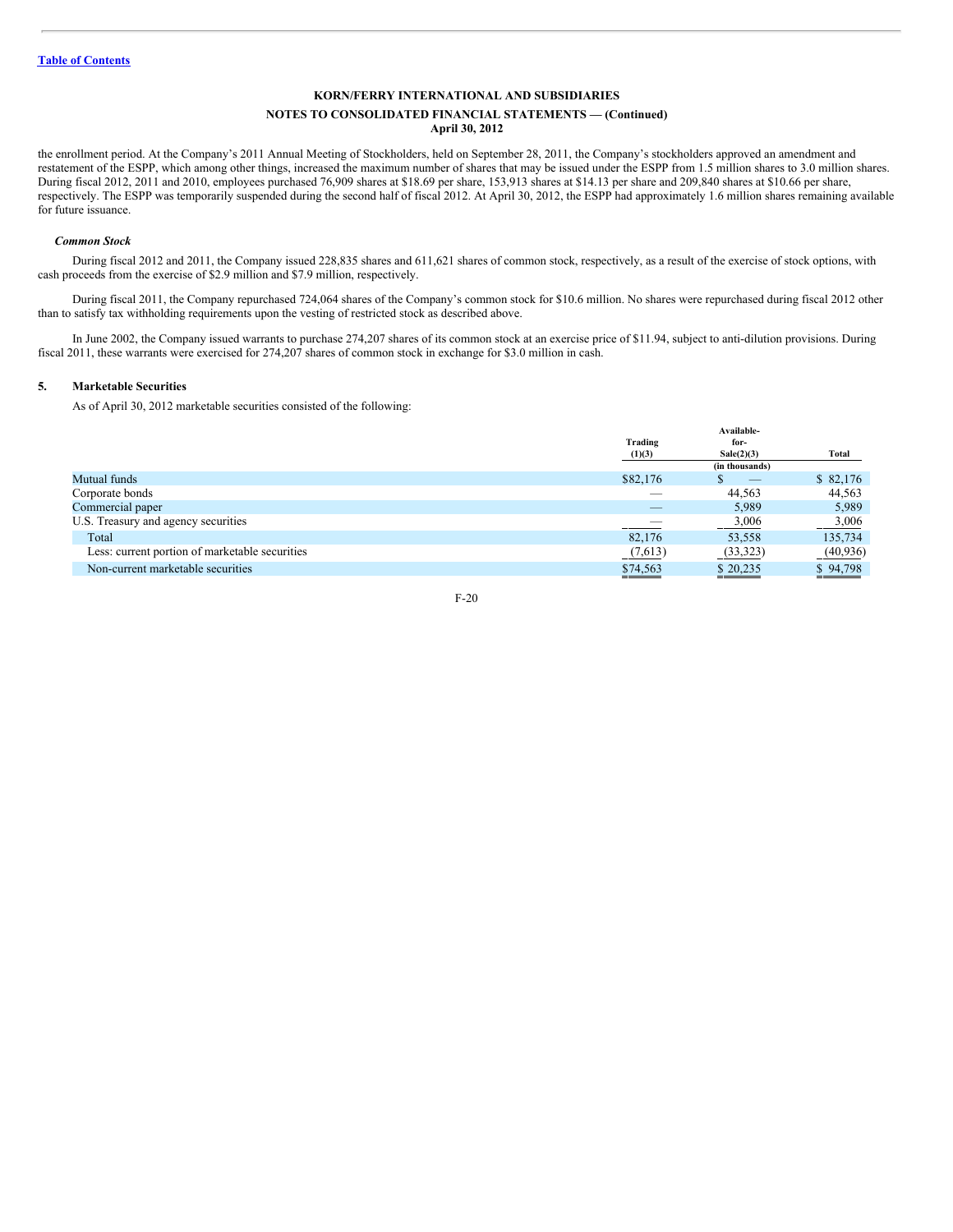the enrollment period. At the Company's 2011 Annual Meeting of Stockholders, held on September 28, 2011, the Company's stockholders approved an amendment and restatement of the ESPP, which among other things, increased the maximum number of shares that may be issued under the ESPP from 1.5 million shares to 3.0 million shares. During fiscal 2012, 2011 and 2010, employees purchased 76,909 shares at $18.69 per share, 153,913 shares at $14.13 per share and 209,840 shares at $10.66 per share, respectively. The ESPP was temporarily suspended during the second half of fiscal 2012. At April 30, 2012, the ESPP had approximately 1.6 million shares remaining available for future issuance.

***Common Stock***

During fiscal 2012 and 2011, the Company issued 228,835 shares and 611,621 shares of common stock, respectively, as a result of the exercise of stock options, with cash proceeds from the exercise of $2.9 million and $7.9 million, respectively.

During fiscal 2011, the Company repurchased 724,064 shares of the Company's common stock for $10.6 million. No shares were repurchased during fiscal 2012 other than to satisfy tax withholding requirements upon the vesting of restricted stock as described above.

In June 2002, the Company issued warrants to purchase 274,207 shares of its common stock at an exercise price of $11.94, subject to anti-dilution provisions. During fiscal 2011, these warrants were exercised for 274,207 shares of common stock in exchange for $3.0 million in cash.

## 5. Marketable Securities

As of April 30, 2012 marketable securities consisted of the following:

| | Trading (1)(3) | Available-for-Sale(2)(3) | Total |
|---|---|---|---|
| | | (in thousands) | |
| Mutual funds | $82,176 | $ — | $ 82,176 |
| Corporate bonds | — | 44,563 | 44,563 |
| Commercial paper | — | 5,989 | 5,989 |
| U.S. Treasury and agency securities | — | 3,006 | 3,006 |
| Total | 82,176 | 53,558 | 135,734 |
| Less: current portion of marketable securities | (7,613) | (33,323) | (40,936) |
| Non-current marketable securities | $74,563 | $ 20,235 | $ 94,798 |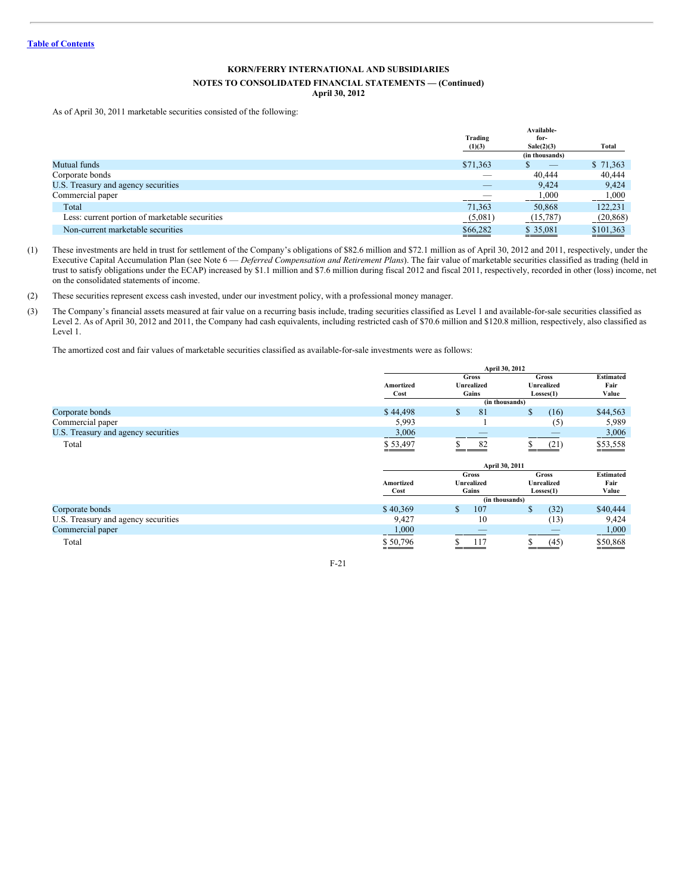KORN/FERRY INTERNATIONAL AND SUBSIDIARIES

NOTES TO CONSOLIDATED FINANCIAL STATEMENTS — (Continued)
April 30, 2012

As of April 30, 2011 marketable securities consisted of the following:

| | Trading (1)(3) | Available-for-Sale(2)(3) | Total |
|---|---|---|---|
| | | (in thousands) | |
| Mutual funds | $71,363 | $ — | $ 71,363 |
| Corporate bonds | — | 40,444 | 40,444 |
| U.S. Treasury and agency securities | — | 9,424 | 9,424 |
| Commercial paper | — | 1,000 | 1,000 |
| Total | 71,363 | 50,868 | 122,231 |
| Less: current portion of marketable securities | (5,081) | (15,787) | (20,868) |
| Non-current marketable securities | $66,282 | $ 35,081 | $101,363 |

(1) These investments are held in trust for settlement of the Company's obligations of $82.6 million and $72.1 million as of April 30, 2012 and 2011, respectively, under the Executive Capital Accumulation Plan (see Note 6 — *Deferred Compensation and Retirement Plans*). The fair value of marketable securities classified as trading (held in trust to satisfy obligations under the ECAP) increased by $1.1 million and $7.6 million during fiscal 2012 and fiscal 2011, respectively, recorded in other (loss) income, net on the consolidated statements of income.

(2) These securities represent excess cash invested, under our investment policy, with a professional money manager.

(3) The Company's financial assets measured at fair value on a recurring basis include, trading securities classified as Level 1 and available-for-sale securities classified as Level 2. As of April 30, 2012 and 2011, the Company had cash equivalents, including restricted cash of $70.6 million and $120.8 million, respectively, also classified as Level 1.

The amortized cost and fair values of marketable securities classified as available-for-sale investments were as follows:

| | April 30, 2012 | | | |
|---|---|---|---|---|
| | Amortized Cost | Gross Unrealized Gains | Gross Unrealized Losses(1) | Estimated Fair Value |
| | | (in thousands) | | |
| Corporate bonds | $ 44,498 | $ 81 | $ (16) | $44,563 |
| Commercial paper | 5,993 | 1 | (5) | 5,989 |
| U.S. Treasury and agency securities | 3,006 | — | — | 3,006 |
| Total | $ 53,497 | $ 82 | $ (21) | $53,558 |

| | April 30, 2011 | | | |
|---|---|---|---|---|
| | Amortized Cost | Gross Unrealized Gains | Gross Unrealized Losses(1) | Estimated Fair Value |
| | | (in thousands) | | |
| Corporate bonds | $ 40,369 | $ 107 | $ (32) | $40,444 |
| U.S. Treasury and agency securities | 9,427 | 10 | (13) | 9,424 |
| Commercial paper | 1,000 | — | — | 1,000 |
| Total | $ 50,796 | $ 117 | $ (45) | $50,868 |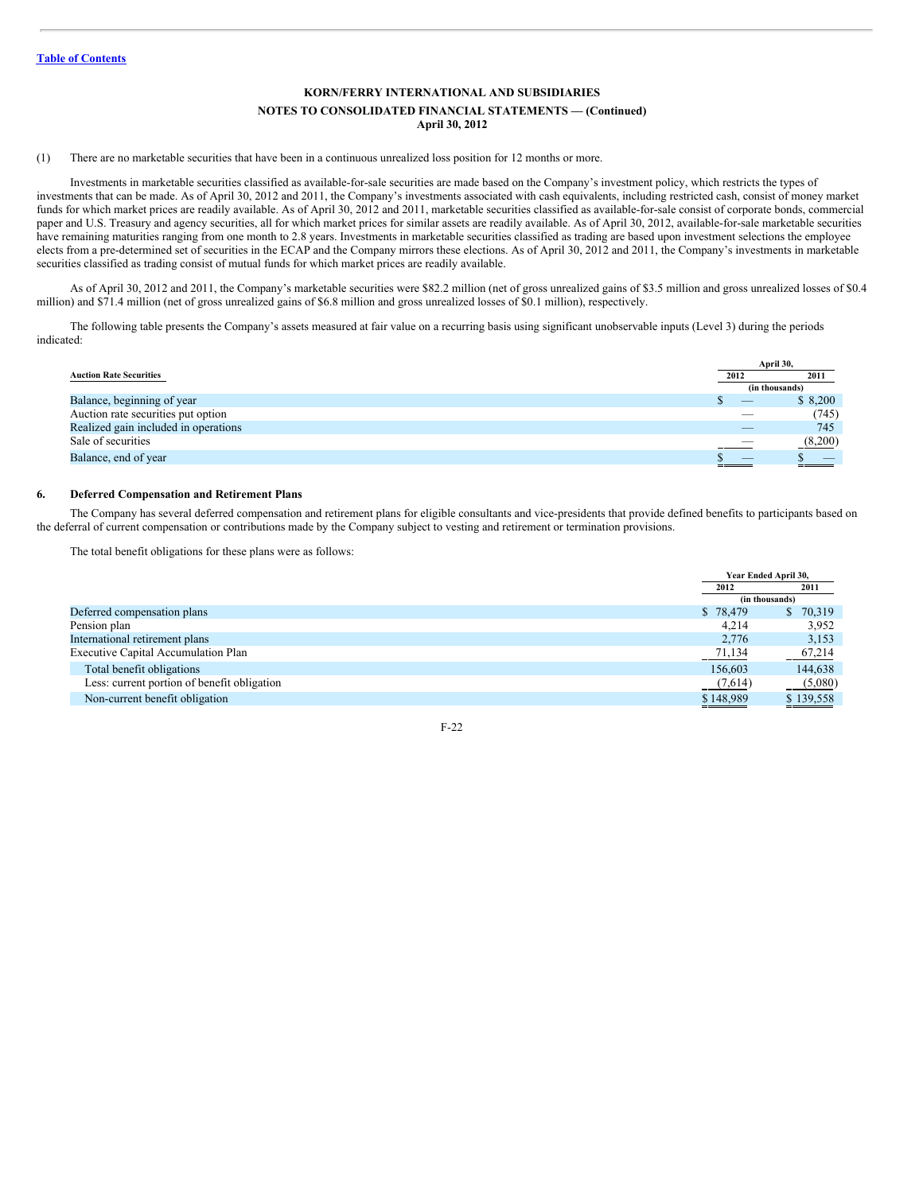**KORN/FERRY INTERNATIONAL AND SUBSIDIARIES**

**NOTES TO CONSOLIDATED FINANCIAL STATEMENTS — (Continued)**
**April 30, 2012**

(1) There are no marketable securities that have been in a continuous unrealized loss position for 12 months or more.

Investments in marketable securities classified as available-for-sale securities are made based on the Company's investment policy, which restricts the types of investments that can be made. As of April 30, 2012 and 2011, the Company's investments associated with cash equivalents, including restricted cash, consist of money market funds for which market prices are readily available. As of April 30, 2012 and 2011, marketable securities classified as available-for-sale consist of corporate bonds, commercial paper and U.S. Treasury and agency securities, all for which market prices for similar assets are readily available. As of April 30, 2012, available-for-sale marketable securities have remaining maturities ranging from one month to 2.8 years. Investments in marketable securities classified as trading are based upon investment selections the employee elects from a pre-determined set of securities in the ECAP and the Company mirrors these elections. As of April 30, 2012 and 2011, the Company's investments in marketable securities classified as trading consist of mutual funds for which market prices are readily available.

As of April 30, 2012 and 2011, the Company's marketable securities were $82.2 million (net of gross unrealized gains of $3.5 million and gross unrealized losses of $0.4 million) and $71.4 million (net of gross unrealized gains of $6.8 million and gross unrealized losses of $0.1 million), respectively.

The following table presents the Company's assets measured at fair value on a recurring basis using significant unobservable inputs (Level 3) during the periods indicated:

| Auction Rate Securities | April 30, 2012 | April 30, 2011 |
|---|---|---|
| | (in thousands) | |
| Balance, beginning of year | $ — | $ 8,200 |
| Auction rate securities put option | — | (745) |
| Realized gain included in operations | — | 745 |
| Sale of securities | — | (8,200) |
| Balance, end of year | $ — | $ — |

## 6. Deferred Compensation and Retirement Plans

The Company has several deferred compensation and retirement plans for eligible consultants and vice-presidents that provide defined benefits to participants based on the deferral of current compensation or contributions made by the Company subject to vesting and retirement or termination provisions.

The total benefit obligations for these plans were as follows:

| | Year Ended April 30, 2012 | Year Ended April 30, 2011 |
|---|---|---|
| | (in thousands) | |
| Deferred compensation plans | $ 78,479 | $ 70,319 |
| Pension plan | 4,214 | 3,952 |
| International retirement plans | 2,776 | 3,153 |
| Executive Capital Accumulation Plan | 71,134 | 67,214 |
| Total benefit obligations | 156,603 | 144,638 |
| Less: current portion of benefit obligation | (7,614) | (5,080) |
| Non-current benefit obligation | $ 148,989 | $ 139,558 |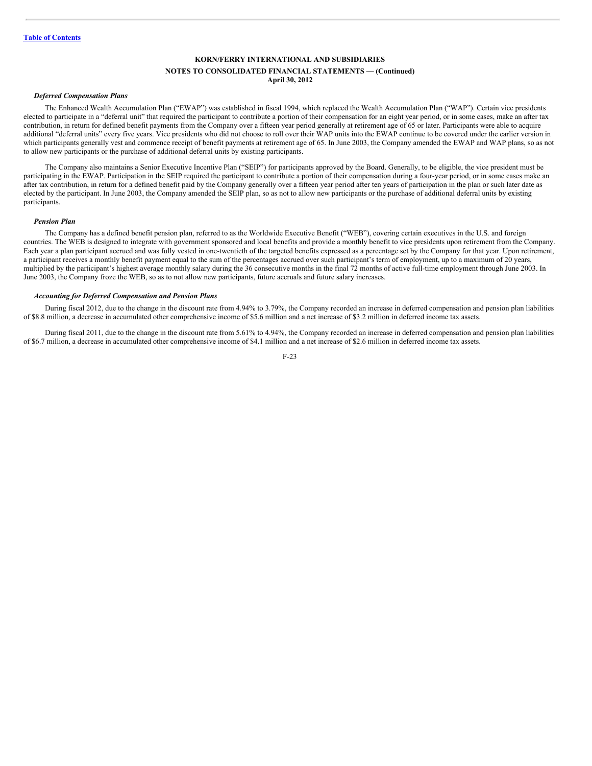### *Deferred Compensation Plans*

The Enhanced Wealth Accumulation Plan ("EWAP") was established in fiscal 1994, which replaced the Wealth Accumulation Plan ("WAP"). Certain vice presidents elected to participate in a "deferral unit" that required the participant to contribute a portion of their compensation for an eight year period, or in some cases, make an after tax contribution, in return for defined benefit payments from the Company over a fifteen year period generally at retirement age of 65 or later. Participants were able to acquire additional "deferral units" every five years. Vice presidents who did not choose to roll over their WAP units into the EWAP continue to be covered under the earlier version in which participants generally vest and commence receipt of benefit payments at retirement age of 65. In June 2003, the Company amended the EWAP and WAP plans, so as not to allow new participants or the purchase of additional deferral units by existing participants.

The Company also maintains a Senior Executive Incentive Plan ("SEIP") for participants approved by the Board. Generally, to be eligible, the vice president must be participating in the EWAP. Participation in the SEIP required the participant to contribute a portion of their compensation during a four-year period, or in some cases make an after tax contribution, in return for a defined benefit paid by the Company generally over a fifteen year period after ten years of participation in the plan or such later date as elected by the participant. In June 2003, the Company amended the SEIP plan, so as not to allow new participants or the purchase of additional deferral units by existing participants.

### *Pension Plan*

The Company has a defined benefit pension plan, referred to as the Worldwide Executive Benefit ("WEB"), covering certain executives in the U.S. and foreign countries. The WEB is designed to integrate with government sponsored and local benefits and provide a monthly benefit to vice presidents upon retirement from the Company. Each year a plan participant accrued and was fully vested in one-twentieth of the targeted benefits expressed as a percentage set by the Company for that year. Upon retirement, a participant receives a monthly benefit payment equal to the sum of the percentages accrued over such participant's term of employment, up to a maximum of 20 years, multiplied by the participant's highest average monthly salary during the 36 consecutive months in the final 72 months of active full-time employment through June 2003. In June 2003, the Company froze the WEB, so as to not allow new participants, future accruals and future salary increases.

### *Accounting for Deferred Compensation and Pension Plans*

During fiscal 2012, due to the change in the discount rate from 4.94% to 3.79%, the Company recorded an increase in deferred compensation and pension plan liabilities of $8.8 million, a decrease in accumulated other comprehensive income of $5.6 million and a net increase of $3.2 million in deferred income tax assets.

During fiscal 2011, due to the change in the discount rate from 5.61% to 4.94%, the Company recorded an increase in deferred compensation and pension plan liabilities of $6.7 million, a decrease in accumulated other comprehensive income of $4.1 million and a net increase of $2.6 million in deferred income tax assets.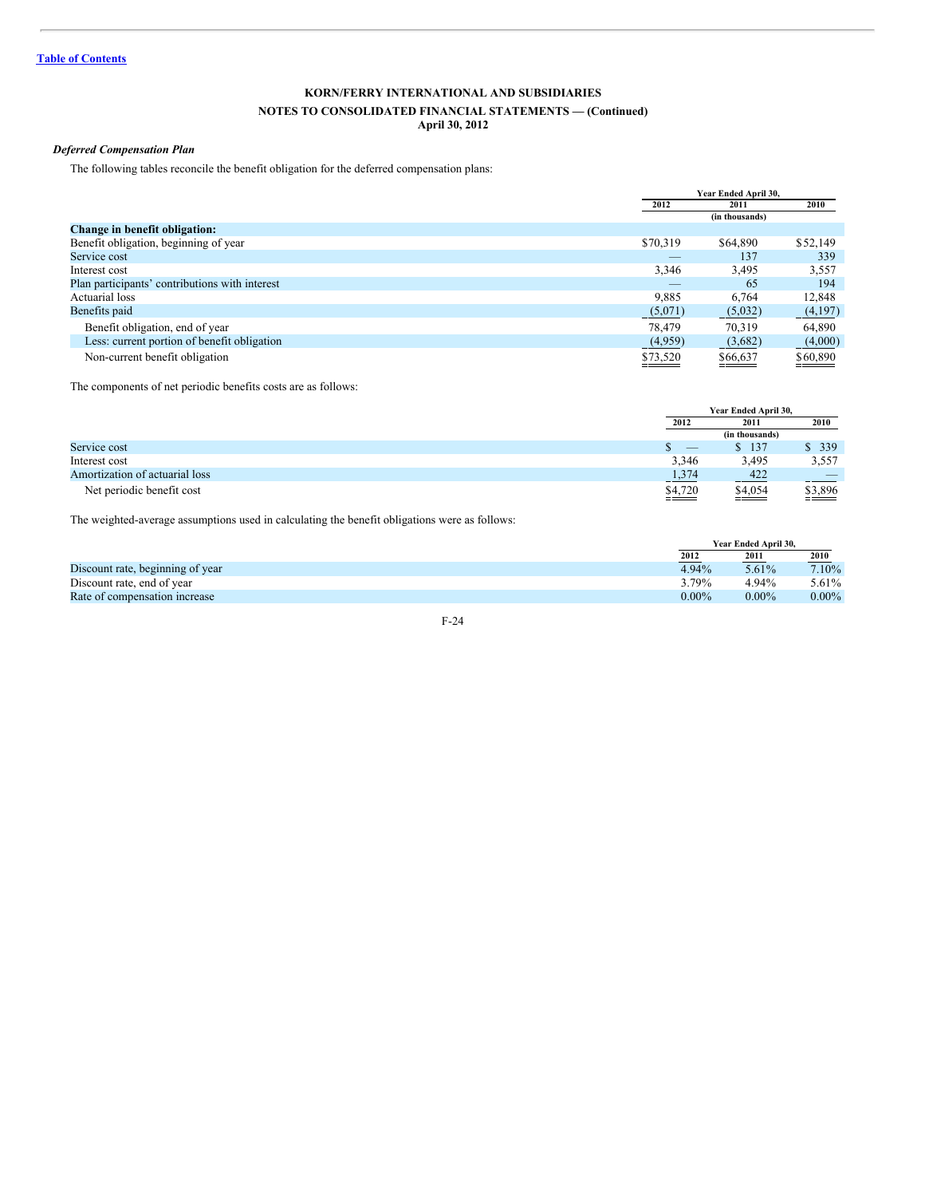**KORN/FERRY INTERNATIONAL AND SUBSIDIARIES**

**NOTES TO CONSOLIDATED FINANCIAL STATEMENTS — (Continued)**
**April 30, 2012**

***Deferred Compensation Plan***

The following tables reconcile the benefit obligation for the deferred compensation plans:

| | Year Ended April 30, | | |
|---|---|---|---|
| | 2012 | 2011 | 2010 |
| | (in thousands) | | |
| **Change in benefit obligation:** | | | |
| Benefit obligation, beginning of year | $70,319 | $64,890 | $52,149 |
| Service cost | — | 137 | 339 |
| Interest cost | 3,346 | 3,495 | 3,557 |
| Plan participants' contributions with interest | — | 65 | 194 |
| Actuarial loss | 9,885 | 6,764 | 12,848 |
| Benefits paid | (5,071) | (5,032) | (4,197) |
| Benefit obligation, end of year | 78,479 | 70,319 | 64,890 |
| Less: current portion of benefit obligation | (4,959) | (3,682) | (4,000) |
| Non-current benefit obligation | $73,520 | $66,637 | $60,890 |

The components of net periodic benefits costs are as follows:

| | Year Ended April 30, | | |
|---|---|---|---|
| | 2012 | 2011 | 2010 |
| | (in thousands) | | |
| Service cost | $ — | $ 137 | $ 339 |
| Interest cost | 3,346 | 3,495 | 3,557 |
| Amortization of actuarial loss | 1,374 | 422 | — |
| Net periodic benefit cost | $4,720 | $4,054 | $3,896 |

The weighted-average assumptions used in calculating the benefit obligations were as follows:

| | Year Ended April 30, | | |
|---|---|---|---|
| | 2012 | 2011 | 2010 |
| Discount rate, beginning of year | 4.94% | 5.61% | 7.10% |
| Discount rate, end of year | 3.79% | 4.94% | 5.61% |
| Rate of compensation increase | 0.00% | 0.00% | 0.00% |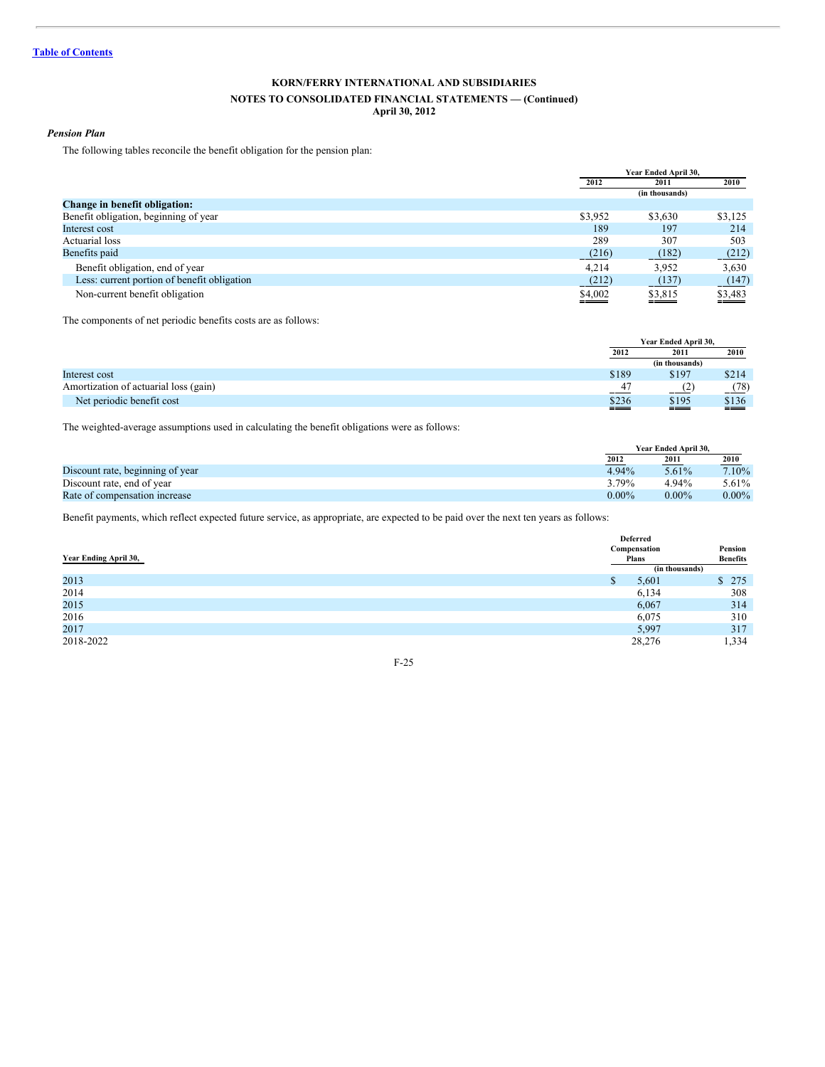[Table of Contents](#)

**KORN/FERRY INTERNATIONAL AND SUBSIDIARIES**

**NOTES TO CONSOLIDATED FINANCIAL STATEMENTS — (Continued)**
**April 30, 2012**

***Pension Plan***

The following tables reconcile the benefit obligation for the pension plan:

| | Year Ended April 30, | | |
|---|---|---|---|
| | 2012 | 2011 | 2010 |
| | (in thousands) | | |
| **Change in benefit obligation:** | | | |
| Benefit obligation, beginning of year | $3,952 | $3,630 | $3,125 |
| Interest cost | 189 | 197 | 214 |
| Actuarial loss | 289 | 307 | 503 |
| Benefits paid | (216) | (182) | (212) |
| Benefit obligation, end of year | 4,214 | 3,952 | 3,630 |
| Less: current portion of benefit obligation | (212) | (137) | (147) |
| Non-current benefit obligation | $4,002 | $3,815 | $3,483 |

The components of net periodic benefits costs are as follows:

| | Year Ended April 30, | | |
|---|---|---|---|
| | 2012 | 2011 | 2010 |
| | (in thousands) | | |
| Interest cost | $189 | $197 | $214 |
| Amortization of actuarial loss (gain) | 47 | (2) | (78) |
| Net periodic benefit cost | $236 | $195 | $136 |

The weighted-average assumptions used in calculating the benefit obligations were as follows:

| | Year Ended April 30, | | |
|---|---|---|---|
| | 2012 | 2011 | 2010 |
| Discount rate, beginning of year | 4.94% | 5.61% | 7.10% |
| Discount rate, end of year | 3.79% | 4.94% | 5.61% |
| Rate of compensation increase | 0.00% | 0.00% | 0.00% |

Benefit payments, which reflect expected future service, as appropriate, are expected to be paid over the next ten years as follows:

| Year Ending April 30, | Deferred Compensation Plans | Pension Benefits |
|---|---|---|
| | (in thousands) | |
| 2013 | $ 5,601 | $ 275 |
| 2014 | 6,134 | 308 |
| 2015 | 6,067 | 314 |
| 2016 | 6,075 | 310 |
| 2017 | 5,997 | 317 |
| 2018-2022 | 28,276 | 1,334 |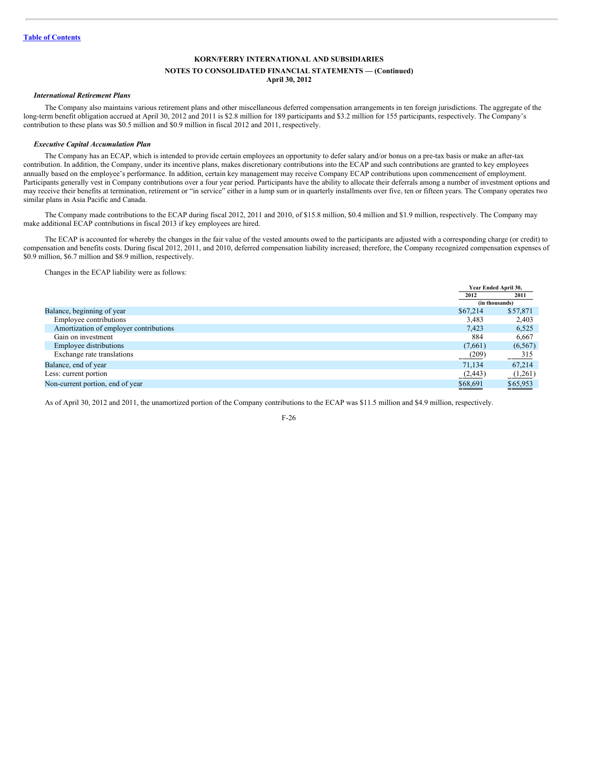KORN/FERRY INTERNATIONAL AND SUBSIDIARIES

NOTES TO CONSOLIDATED FINANCIAL STATEMENTS — (Continued)

April 30, 2012

***International Retirement Plans***

The Company also maintains various retirement plans and other miscellaneous deferred compensation arrangements in ten foreign jurisdictions. The aggregate of the long-term benefit obligation accrued at April 30, 2012 and 2011 is $2.8 million for 189 participants and $3.2 million for 155 participants, respectively. The Company's contribution to these plans was $0.5 million and $0.9 million in fiscal 2012 and 2011, respectively.

***Executive Capital Accumulation Plan***

The Company has an ECAP, which is intended to provide certain employees an opportunity to defer salary and/or bonus on a pre-tax basis or make an after-tax contribution. In addition, the Company, under its incentive plans, makes discretionary contributions into the ECAP and such contributions are granted to key employees annually based on the employee's performance. In addition, certain key management may receive Company ECAP contributions upon commencement of employment. Participants generally vest in Company contributions over a four year period. Participants have the ability to allocate their deferrals among a number of investment options and may receive their benefits at termination, retirement or "in service" either in a lump sum or in quarterly installments over five, ten or fifteen years. The Company operates two similar plans in Asia Pacific and Canada.

The Company made contributions to the ECAP during fiscal 2012, 2011 and 2010, of $15.8 million, $0.4 million and $1.9 million, respectively. The Company may make additional ECAP contributions in fiscal 2013 if key employees are hired.

The ECAP is accounted for whereby the changes in the fair value of the vested amounts owed to the participants are adjusted with a corresponding charge (or credit) to compensation and benefits costs. During fiscal 2012, 2011, and 2010, deferred compensation liability increased; therefore, the Company recognized compensation expenses of $0.9 million, $6.7 million and $8.9 million, respectively.

Changes in the ECAP liability were as follows:

| | Year Ended April 30, | |
|---|---|---|
| | 2012 | 2011 |
| | (in thousands) | |
| Balance, beginning of year | $67,214 | $57,871 |
| Employee contributions | 3,483 | 2,403 |
| Amortization of employer contributions | 7,423 | 6,525 |
| Gain on investment | 884 | 6,667 |
| Employee distributions | (7,661) | (6,567) |
| Exchange rate translations | (209) | 315 |
| Balance, end of year | 71,134 | 67,214 |
| Less: current portion | (2,443) | (1,261) |
| Non-current portion, end of year | $68,691 | $65,953 |

As of April 30, 2012 and 2011, the unamortized portion of the Company contributions to the ECAP was $11.5 million and $4.9 million, respectively.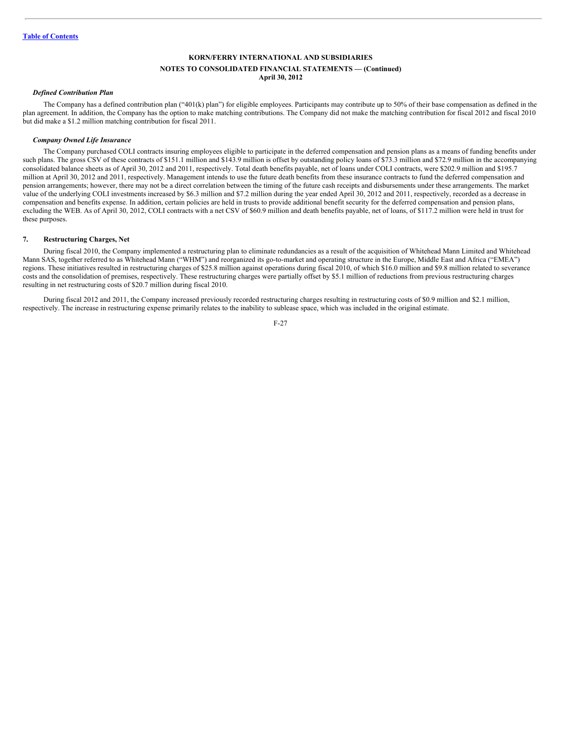*Defined Contribution Plan*

The Company has a defined contribution plan ("401(k) plan") for eligible employees. Participants may contribute up to 50% of their base compensation as defined in the plan agreement. In addition, the Company has the option to make matching contributions. The Company did not make the matching contribution for fiscal 2012 and fiscal 2010 but did make a $1.2 million matching contribution for fiscal 2011.

*Company Owned Life Insurance*

The Company purchased COLI contracts insuring employees eligible to participate in the deferred compensation and pension plans as a means of funding benefits under such plans. The gross CSV of these contracts of $151.1 million and $143.9 million is offset by outstanding policy loans of $73.3 million and $72.9 million in the accompanying consolidated balance sheets as of April 30, 2012 and 2011, respectively. Total death benefits payable, net of loans under COLI contracts, were $202.9 million and $195.7 million at April 30, 2012 and 2011, respectively. Management intends to use the future death benefits from these insurance contracts to fund the deferred compensation and pension arrangements; however, there may not be a direct correlation between the timing of the future cash receipts and disbursements under these arrangements. The market value of the underlying COLI investments increased by $6.3 million and $7.2 million during the year ended April 30, 2012 and 2011, respectively, recorded as a decrease in compensation and benefits expense. In addition, certain policies are held in trusts to provide additional benefit security for the deferred compensation and pension plans, excluding the WEB. As of April 30, 2012, COLI contracts with a net CSV of $60.9 million and death benefits payable, net of loans, of $117.2 million were held in trust for these purposes.

## 7. Restructuring Charges, Net

During fiscal 2010, the Company implemented a restructuring plan to eliminate redundancies as a result of the acquisition of Whitehead Mann Limited and Whitehead Mann SAS, together referred to as Whitehead Mann ("WHM") and reorganized its go-to-market and operating structure in the Europe, Middle East and Africa ("EMEA") regions. These initiatives resulted in restructuring charges of $25.8 million against operations during fiscal 2010, of which $16.0 million and $9.8 million related to severance costs and the consolidation of premises, respectively. These restructuring charges were partially offset by $5.1 million of reductions from previous restructuring charges resulting in net restructuring costs of $20.7 million during fiscal 2010.

During fiscal 2012 and 2011, the Company increased previously recorded restructuring charges resulting in restructuring costs of $0.9 million and $2.1 million, respectively. The increase in restructuring expense primarily relates to the inability to sublease space, which was included in the original estimate.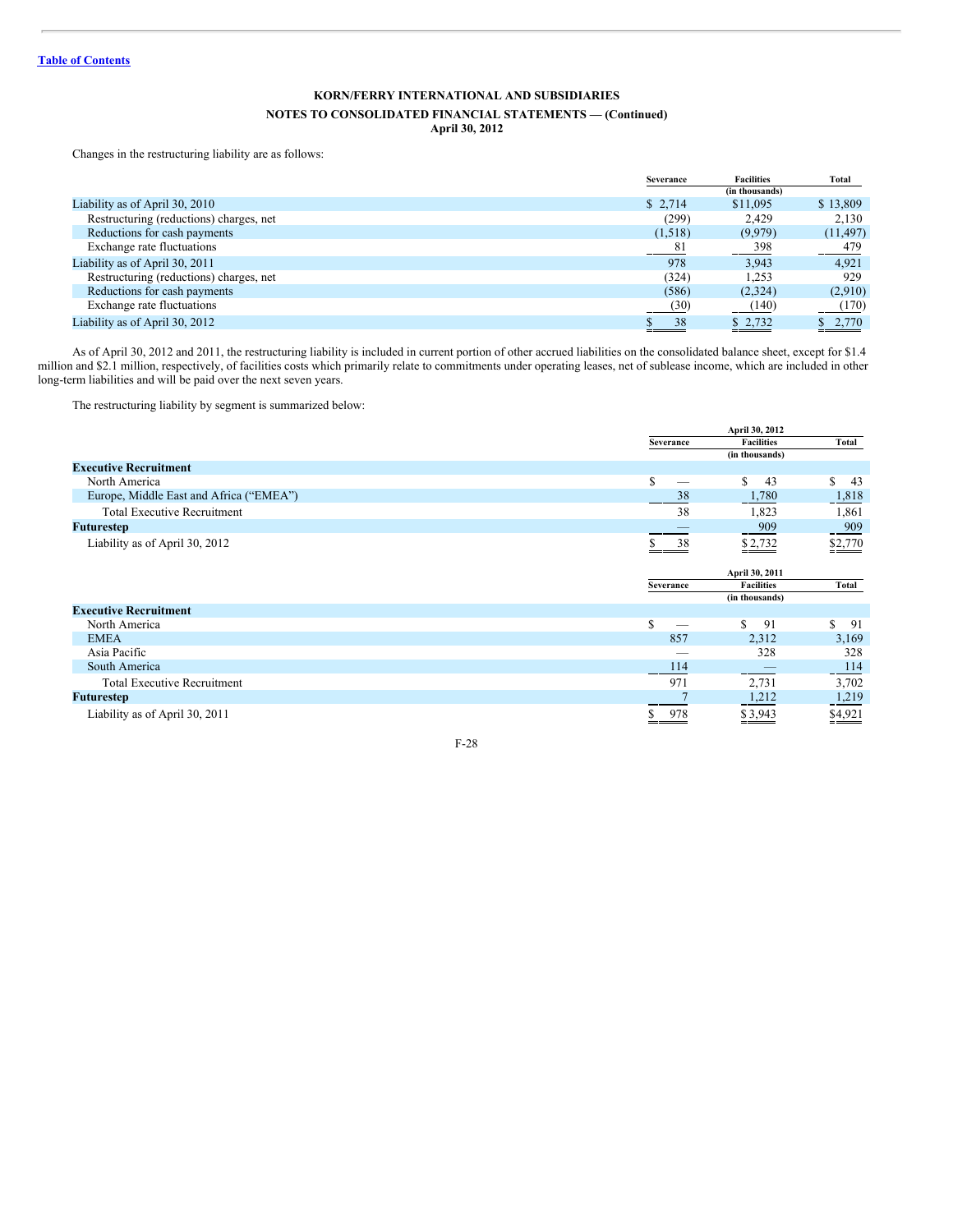**KORN/FERRY INTERNATIONAL AND SUBSIDIARIES**

**NOTES TO CONSOLIDATED FINANCIAL STATEMENTS — (Continued)**
**April 30, 2012**

Changes in the restructuring liability are as follows:

| | Severance | Facilities | Total |
|---|---|---|---|
| | | (in thousands) | |
| Liability as of April 30, 2010 | $ 2,714 | $11,095 | $ 13,809 |
| Restructuring (reductions) charges, net | (299) | 2,429 | 2,130 |
| Reductions for cash payments | (1,518) | (9,979) | (11,497) |
| Exchange rate fluctuations | 81 | 398 | 479 |
| Liability as of April 30, 2011 | 978 | 3,943 | 4,921 |
| Restructuring (reductions) charges, net | (324) | 1,253 | 929 |
| Reductions for cash payments | (586) | (2,324) | (2,910) |
| Exchange rate fluctuations | (30) | (140) | (170) |
| Liability as of April 30, 2012 | $ 38 | $ 2,732 | $ 2,770 |

As of April 30, 2012 and 2011, the restructuring liability is included in current portion of other accrued liabilities on the consolidated balance sheet, except for $1.4 million and $2.1 million, respectively, of facilities costs which primarily relate to commitments under operating leases, net of sublease income, which are included in other long-term liabilities and will be paid over the next seven years.

The restructuring liability by segment is summarized below:

| | April 30, 2012 | | |
|---|---|---|---|
| | Severance | Facilities | Total |
| | | (in thousands) | |
| **Executive Recruitment** | | | |
| North America | $ — | $ 43 | $ 43 |
| Europe, Middle East and Africa (“EMEA”) | 38 | 1,780 | 1,818 |
| Total Executive Recruitment | 38 | 1,823 | 1,861 |
| **Futurestep** | — | 909 | 909 |
| Liability as of April 30, 2012 | $ 38 | $ 2,732 | $2,770 |

| | April 30, 2011 | | |
|---|---|---|---|
| | Severance | Facilities | Total |
| | | (in thousands) | |
| **Executive Recruitment** | | | |
| North America | $ — | $ 91 | $ 91 |
| EMEA | 857 | 2,312 | 3,169 |
| Asia Pacific | — | 328 | 328 |
| South America | 114 | — | 114 |
| Total Executive Recruitment | 971 | 2,731 | 3,702 |
| **Futurestep** | 7 | 1,212 | 1,219 |
| Liability as of April 30, 2011 | $ 978 | $ 3,943 | $4,921 |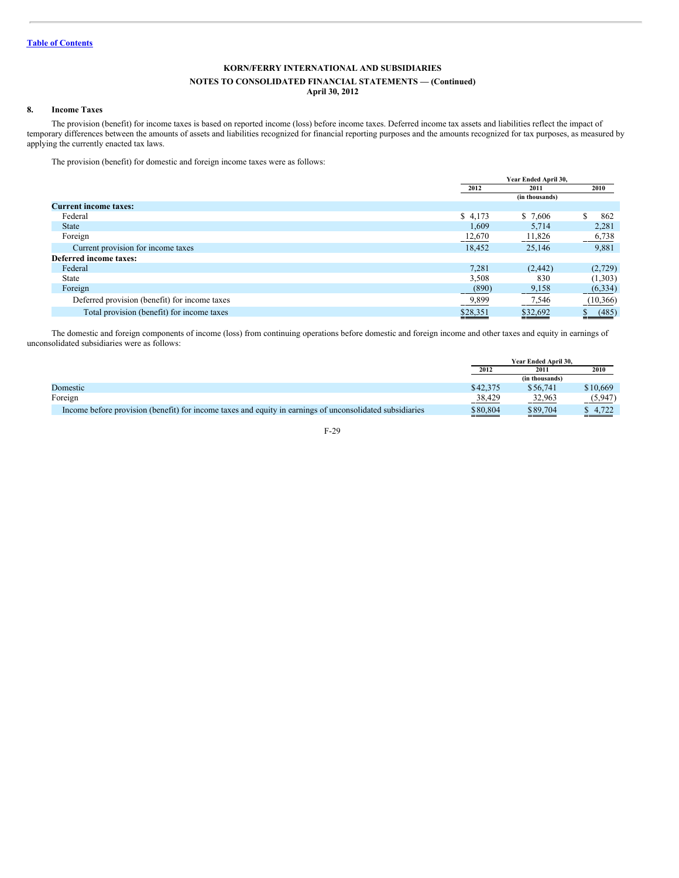**Table of Contents**

**KORN/FERRY INTERNATIONAL AND SUBSIDIARIES**

**NOTES TO CONSOLIDATED FINANCIAL STATEMENTS — (Continued)**
**April 30, 2012**

## 8. Income Taxes

The provision (benefit) for income taxes is based on reported income (loss) before income taxes. Deferred income tax assets and liabilities reflect the impact of temporary differences between the amounts of assets and liabilities recognized for financial reporting purposes and the amounts recognized for tax purposes, as measured by applying the currently enacted tax laws.

The provision (benefit) for domestic and foreign income taxes were as follows:

| | Year Ended April 30, | | |
|---|---|---|---|
| | 2012 | 2011 | 2010 |
| | (in thousands) | | |
| **Current income taxes:** | | | |
| Federal | $ 4,173 | $ 7,606 | $ 862 |
| State | 1,609 | 5,714 | 2,281 |
| Foreign | 12,670 | 11,826 | 6,738 |
| Current provision for income taxes | 18,452 | 25,146 | 9,881 |
| **Deferred income taxes:** | | | |
| Federal | 7,281 | (2,442) | (2,729) |
| State | 3,508 | 830 | (1,303) |
| Foreign | (890) | 9,158 | (6,334) |
| Deferred provision (benefit) for income taxes | 9,899 | 7,546 | (10,366) |
| Total provision (benefit) for income taxes | $28,351 | $32,692 | $ (485) |

The domestic and foreign components of income (loss) from continuing operations before domestic and foreign income and other taxes and equity in earnings of unconsolidated subsidiaries were as follows:

| | Year Ended April 30, | | |
|---|---|---|---|
| | 2012 | 2011 | 2010 |
| | (in thousands) | | |
| Domestic | $42,375 | $56,741 | $10,669 |
| Foreign | 38,429 | 32,963 | (5,947) |
| Income before provision (benefit) for income taxes and equity in earnings of unconsolidated subsidiaries | $80,804 | $89,704 | $ 4,722 |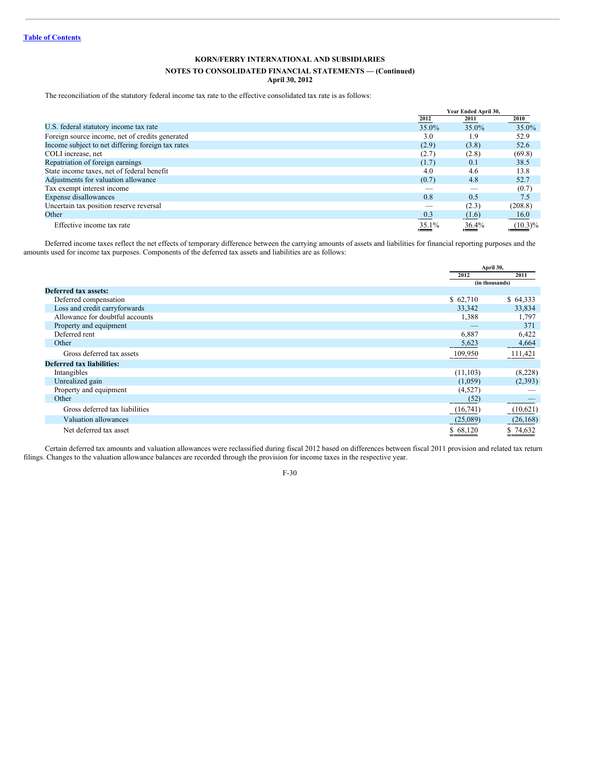**KORN/FERRY INTERNATIONAL AND SUBSIDIARIES**

**NOTES TO CONSOLIDATED FINANCIAL STATEMENTS — (Continued)**
**April 30, 2012**

The reconciliation of the statutory federal income tax rate to the effective consolidated tax rate is as follows:

| | Year Ended April 30, | | |
|---|---|---|---|
| | 2012 | 2011 | 2010 |
| U.S. federal statutory income tax rate | 35.0% | 35.0% | 35.0% |
| Foreign source income, net of credits generated | 3.0 | 1.9 | 52.9 |
| Income subject to net differing foreign tax rates | (2.9) | (3.8) | 52.6 |
| COLI increase, net | (2.7) | (2.8) | (69.8) |
| Repatriation of foreign earnings | (1.7) | 0.1 | 38.5 |
| State income taxes, net of federal benefit | 4.0 | 4.6 | 13.8 |
| Adjustments for valuation allowance | (0.7) | 4.8 | 52.7 |
| Tax exempt interest income | — | — | (0.7) |
| Expense disallowances | 0.8 | 0.5 | 7.5 |
| Uncertain tax position reserve reversal | — | (2.3) | (208.8) |
| Other | 0.3 | (1.6) | 16.0 |
| Effective income tax rate | 35.1% | 36.4% | (10.3)% |

Deferred income taxes reflect the net effects of temporary difference between the carrying amounts of assets and liabilities for financial reporting purposes and the amounts used for income tax purposes. Components of the deferred tax assets and liabilities are as follows:

| | April 30, | |
|---|---|---|
| | 2012 | 2011 |
| | (in thousands) | |
| **Deferred tax assets:** | | |
| Deferred compensation | $ 62,710 | $ 64,333 |
| Loss and credit carryforwards | 33,342 | 33,834 |
| Allowance for doubtful accounts | 1,388 | 1,797 |
| Property and equipment | — | 371 |
| Deferred rent | 6,887 | 6,422 |
| Other | 5,623 | 4,664 |
| Gross deferred tax assets | 109,950 | 111,421 |
| **Deferred tax liabilities:** | | |
| Intangibles | (11,103) | (8,228) |
| Unrealized gain | (1,059) | (2,393) |
| Property and equipment | (4,527) | — |
| Other | (52) | — |
| Gross deferred tax liabilities | (16,741) | (10,621) |
| Valuation allowances | (25,089) | (26,168) |
| Net deferred tax asset | $ 68,120 | $ 74,632 |

Certain deferred tax amounts and valuation allowances were reclassified during fiscal 2012 based on differences between fiscal 2011 provision and related tax return filings. Changes to the valuation allowance balances are recorded through the provision for income taxes in the respective year.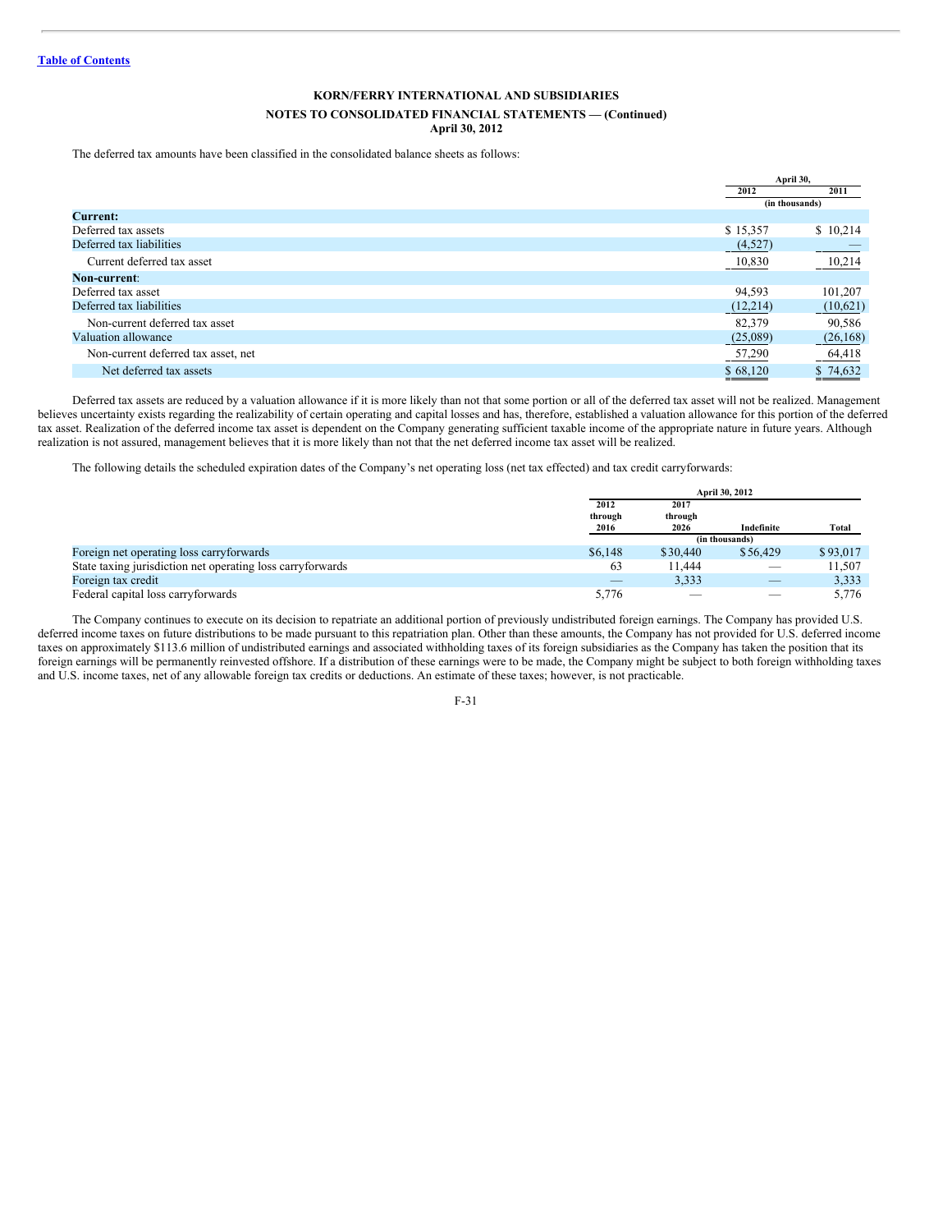## KORN/FERRY INTERNATIONAL AND SUBSIDIARIES

### NOTES TO CONSOLIDATED FINANCIAL STATEMENTS — (Continued)
### April 30, 2012

The deferred tax amounts have been classified in the consolidated balance sheets as follows:

| | April 30, 2012 | April 30, 2011 |
|---|---|---|
| | (in thousands) | |
| **Current:** | | |
| Deferred tax assets | $ 15,357 | $ 10,214 |
| Deferred tax liabilities | (4,527) | — |
| Current deferred tax asset | 10,830 | 10,214 |
| **Non-current**: | | |
| Deferred tax asset | 94,593 | 101,207 |
| Deferred tax liabilities | (12,214) | (10,621) |
| Non-current deferred tax asset | 82,379 | 90,586 |
| Valuation allowance | (25,089) | (26,168) |
| Non-current deferred tax asset, net | 57,290 | 64,418 |
| Net deferred tax assets | $ 68,120 | $ 74,632 |

Deferred tax assets are reduced by a valuation allowance if it is more likely than not that some portion or all of the deferred tax asset will not be realized. Management believes uncertainty exists regarding the realizability of certain operating and capital losses and has, therefore, established a valuation allowance for this portion of the deferred tax asset. Realization of the deferred income tax asset is dependent on the Company generating sufficient taxable income of the appropriate nature in future years. Although realization is not assured, management believes that it is more likely than not that the net deferred income tax asset will be realized.

The following details the scheduled expiration dates of the Company's net operating loss (net tax effected) and tax credit carryforwards:

| | April 30, 2012 | | | |
|---|---|---|---|---|
| | 2012 through 2016 | 2017 through 2026 | Indefinite | Total |
| | (in thousands) | | | |
| Foreign net operating loss carryforwards | $6,148 | $30,440 | $56,429 | $93,017 |
| State taxing jurisdiction net operating loss carryforwards | 63 | 11,444 | — | 11,507 |
| Foreign tax credit | — | 3,333 | — | 3,333 |
| Federal capital loss carryforwards | 5,776 | — | — | 5,776 |

The Company continues to execute on its decision to repatriate an additional portion of previously undistributed foreign earnings. The Company has provided U.S. deferred income taxes on future distributions to be made pursuant to this repatriation plan. Other than these amounts, the Company has not provided for U.S. deferred income taxes on approximately $113.6 million of undistributed earnings and associated withholding taxes of its foreign subsidiaries as the Company has taken the position that its foreign earnings will be permanently reinvested offshore. If a distribution of these earnings were to be made, the Company might be subject to both foreign withholding taxes and U.S. income taxes, net of any allowable foreign tax credits or deductions. An estimate of these taxes; however, is not practicable.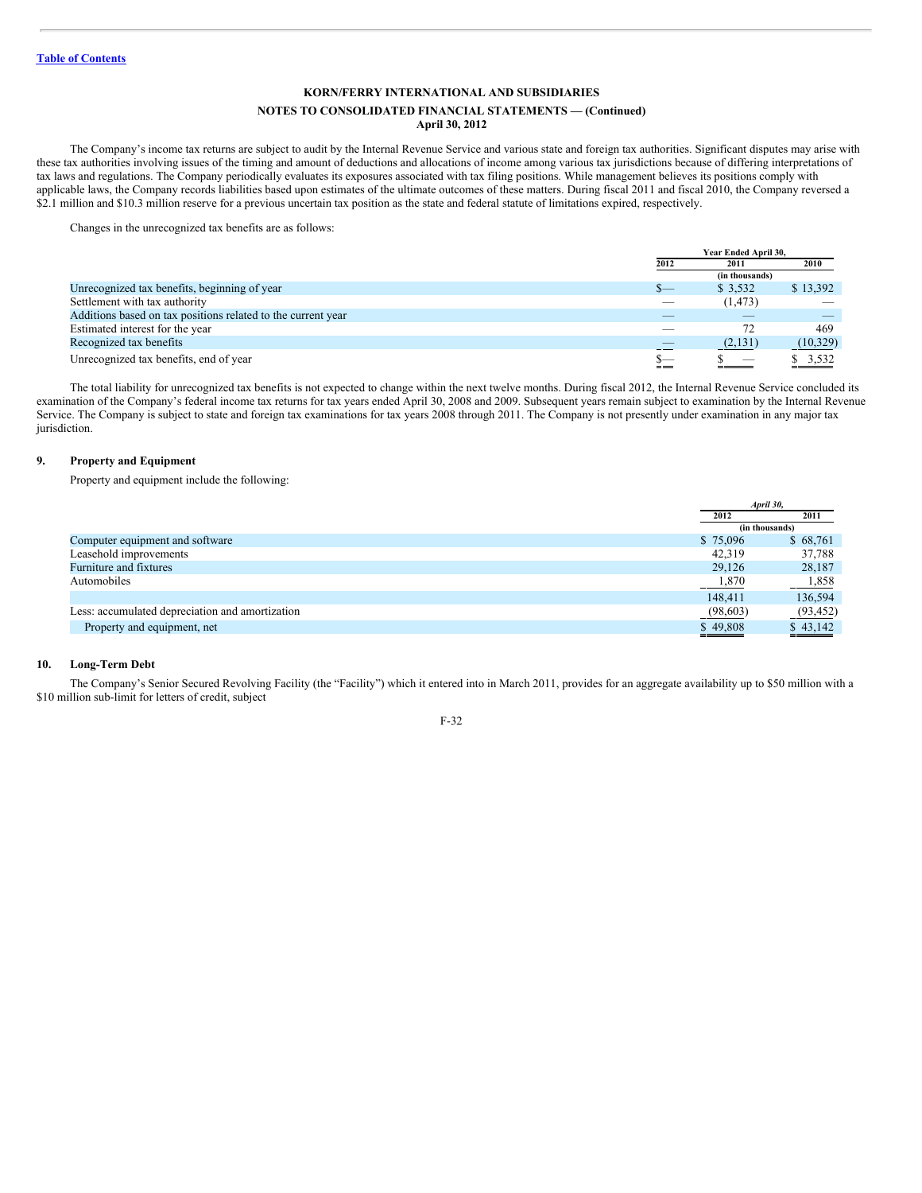KORN/FERRY INTERNATIONAL AND SUBSIDIARIES

NOTES TO CONSOLIDATED FINANCIAL STATEMENTS — (Continued)
April 30, 2012

The Company's income tax returns are subject to audit by the Internal Revenue Service and various state and foreign tax authorities. Significant disputes may arise with these tax authorities involving issues of the timing and amount of deductions and allocations of income among various tax jurisdictions because of differing interpretations of tax laws and regulations. The Company periodically evaluates its exposures associated with tax filing positions. While management believes its positions comply with applicable laws, the Company records liabilities based upon estimates of the ultimate outcomes of these matters. During fiscal 2011 and fiscal 2010, the Company reversed a $2.1 million and $10.3 million reserve for a previous uncertain tax position as the state and federal statute of limitations expired, respectively.

Changes in the unrecognized tax benefits are as follows:

| | Year Ended April 30, | | |
|---|---|---|---|
| | 2012 | 2011 | 2010 |
| | (in thousands) | | |
| Unrecognized tax benefits, beginning of year | $— | $ 3,532 | $ 13,392 |
| Settlement with tax authority | — | (1,473) | — |
| Additions based on tax positions related to the current year | — | — | — |
| Estimated interest for the year | — | 72 | 469 |
| Recognized tax benefits | — | (2,131) | (10,329) |
| Unrecognized tax benefits, end of year | $— | $ — | $ 3,532 |

The total liability for unrecognized tax benefits is not expected to change within the next twelve months. During fiscal 2012, the Internal Revenue Service concluded its examination of the Company's federal income tax returns for tax years ended April 30, 2008 and 2009. Subsequent years remain subject to examination by the Internal Revenue Service. The Company is subject to state and foreign tax examinations for tax years 2008 through 2011. The Company is not presently under examination in any major tax jurisdiction.

## 9. Property and Equipment

Property and equipment include the following:

| | *April 30,* | |
|---|---|---|
| | 2012 | 2011 |
| | (in thousands) | |
| Computer equipment and software | $ 75,096 | $ 68,761 |
| Leasehold improvements | 42,319 | 37,788 |
| Furniture and fixtures | 29,126 | 28,187 |
| Automobiles | 1,870 | 1,858 |
| | 148,411 | 136,594 |
| Less: accumulated depreciation and amortization | (98,603) | (93,452) |
| Property and equipment, net | $ 49,808 | $ 43,142 |

## 10. Long-Term Debt

The Company's Senior Secured Revolving Facility (the "Facility") which it entered into in March 2011, provides for an aggregate availability up to $50 million with a $10 million sub-limit for letters of credit, subject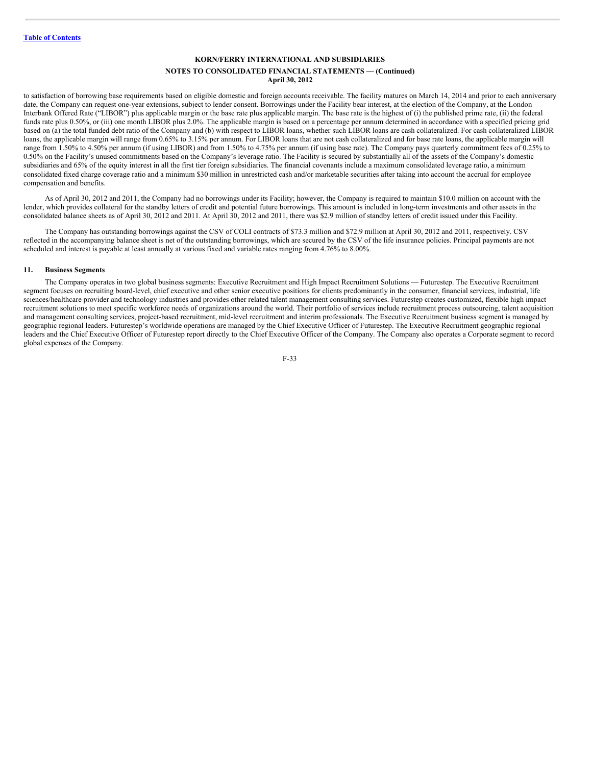to satisfaction of borrowing base requirements based on eligible domestic and foreign accounts receivable. The facility matures on March 14, 2014 and prior to each anniversary date, the Company can request one-year extensions, subject to lender consent. Borrowings under the Facility bear interest, at the election of the Company, at the London Interbank Offered Rate ("LIBOR") plus applicable margin or the base rate plus applicable margin. The base rate is the highest of (i) the published prime rate, (ii) the federal funds rate plus 0.50%, or (iii) one month LIBOR plus 2.0%. The applicable margin is based on a percentage per annum determined in accordance with a specified pricing grid based on (a) the total funded debt ratio of the Company and (b) with respect to LIBOR loans, whether such LIBOR loans are cash collateralized. For cash collateralized LIBOR loans, the applicable margin will range from 0.65% to 3.15% per annum. For LIBOR loans that are not cash collateralized and for base rate loans, the applicable margin will range from 1.50% to 4.50% per annum (if using LIBOR) and from 1.50% to 4.75% per annum (if using base rate). The Company pays quarterly commitment fees of 0.25% to 0.50% on the Facility's unused commitments based on the Company's leverage ratio. The Facility is secured by substantially all of the assets of the Company's domestic subsidiaries and 65% of the equity interest in all the first tier foreign subsidiaries. The financial covenants include a maximum consolidated leverage ratio, a minimum consolidated fixed charge coverage ratio and a minimum $30 million in unrestricted cash and/or marketable securities after taking into account the accrual for employee compensation and benefits.

As of April 30, 2012 and 2011, the Company had no borrowings under its Facility; however, the Company is required to maintain $10.0 million on account with the lender, which provides collateral for the standby letters of credit and potential future borrowings. This amount is included in long-term investments and other assets in the consolidated balance sheets as of April 30, 2012 and 2011. At April 30, 2012 and 2011, there was $2.9 million of standby letters of credit issued under this Facility.

The Company has outstanding borrowings against the CSV of COLI contracts of $73.3 million and $72.9 million at April 30, 2012 and 2011, respectively. CSV reflected in the accompanying balance sheet is net of the outstanding borrowings, which are secured by the CSV of the life insurance policies. Principal payments are not scheduled and interest is payable at least annually at various fixed and variable rates ranging from 4.76% to 8.00%.

### 11. Business Segments

The Company operates in two global business segments: Executive Recruitment and High Impact Recruitment Solutions — Futurestep. The Executive Recruitment segment focuses on recruiting board-level, chief executive and other senior executive positions for clients predominantly in the consumer, financial services, industrial, life sciences/healthcare provider and technology industries and provides other related talent management consulting services. Futurestep creates customized, flexible high impact recruitment solutions to meet specific workforce needs of organizations around the world. Their portfolio of services include recruitment process outsourcing, talent acquisition and management consulting services, project-based recruitment, mid-level recruitment and interim professionals. The Executive Recruitment business segment is managed by geographic regional leaders. Futurestep's worldwide operations are managed by the Chief Executive Officer of Futurestep. The Executive Recruitment geographic regional leaders and the Chief Executive Officer of Futurestep report directly to the Chief Executive Officer of the Company. The Company also operates a Corporate segment to record global expenses of the Company.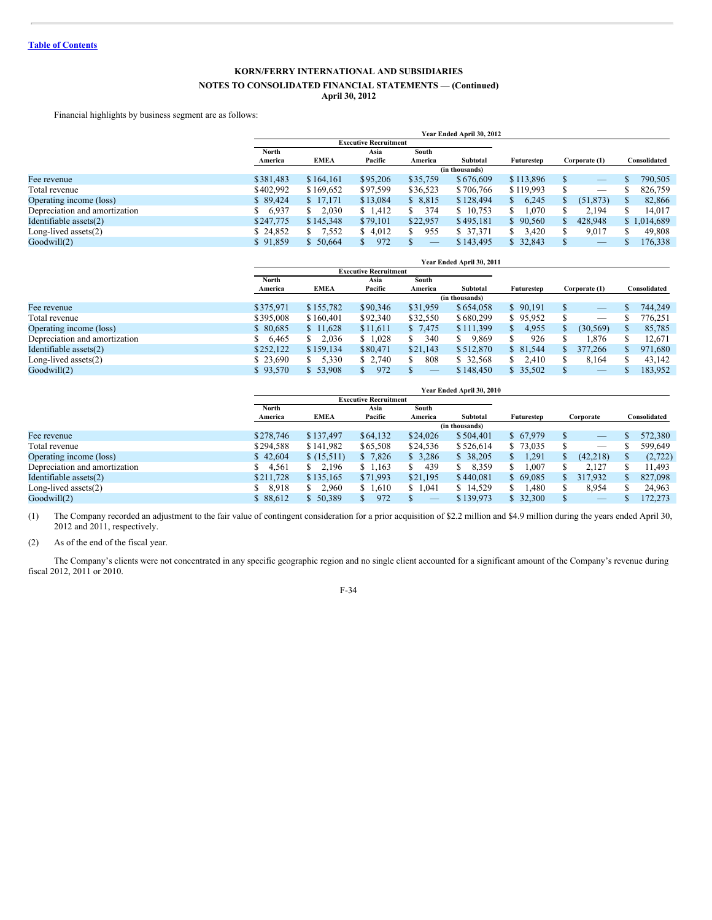**KORN/FERRY INTERNATIONAL AND SUBSIDIARIES**

**NOTES TO CONSOLIDATED FINANCIAL STATEMENTS — (Continued)**
**April 30, 2012**

Financial highlights by business segment are as follows:

| | Year Ended April 30, 2012 | | | | | | | |
|---|---|---|---|---|---|---|---|---|
| | Executive Recruitment | | | | | | | |
| | North America | EMEA | Asia Pacific | South America | Subtotal | Futurestep | Corporate (1) | Consolidated |
| | (in thousands) | | | | | | | |
| Fee revenue | $381,483 | $164,161 | $95,206 | $35,759 | $676,609 | $113,896 | $ — | $ 790,505 |
| Total revenue | $402,992 | $169,652 | $97,599 | $36,523 | $706,766 | $119,993 | $ — | $ 826,759 |
| Operating income (loss) | $ 89,424 | $ 17,171 | $13,084 | $ 8,815 | $128,494 | $ 6,245 | $ (51,873) | $ 82,866 |
| Depreciation and amortization | $ 6,937 | $ 2,030 | $ 1,412 | $ 374 | $ 10,753 | $ 1,070 | $ 2,194 | $ 14,017 |
| Identifiable assets(2) | $247,775 | $145,348 | $79,101 | $22,957 | $495,181 | $ 90,560 | $ 428,948 | $ 1,014,689 |
| Long-lived assets(2) | $ 24,852 | $ 7,552 | $ 4,012 | $ 955 | $ 37,371 | $ 3,420 | $ 9,017 | $ 49,808 |
| Goodwill(2) | $ 91,859 | $ 50,664 | $ 972 | $ — | $143,495 | $ 32,843 | $ — | $ 176,338 |

| | Year Ended April 30, 2011 | | | | | | | |
|---|---|---|---|---|---|---|---|---|
| | Executive Recruitment | | | | | | | |
| | North America | EMEA | Asia Pacific | South America | Subtotal | Futurestep | Corporate (1) | Consolidated |
| | (in thousands) | | | | | | | |
| Fee revenue | $375,971 | $155,782 | $90,346 | $31,959 | $654,058 | $ 90,191 | $ — | $ 744,249 |
| Total revenue | $395,008 | $160,401 | $92,340 | $32,550 | $680,299 | $ 95,952 | $ — | $ 776,251 |
| Operating income (loss) | $ 80,685 | $ 11,628 | $11,611 | $ 7,475 | $111,399 | $ 4,955 | $ (30,569) | $ 85,785 |
| Depreciation and amortization | $ 6,465 | $ 2,036 | $ 1,028 | $ 340 | $ 9,869 | $ 926 | $ 1,876 | $ 12,671 |
| Identifiable assets(2) | $252,122 | $159,134 | $80,471 | $21,143 | $512,870 | $ 81,544 | $ 377,266 | $ 971,680 |
| Long-lived assets(2) | $ 23,690 | $ 5,330 | $ 2,740 | $ 808 | $ 32,568 | $ 2,410 | $ 8,164 | $ 43,142 |
| Goodwill(2) | $ 93,570 | $ 53,908 | $ 972 | $ — | $148,450 | $ 35,502 | $ — | $ 183,952 |

| | Year Ended April 30, 2010 | | | | | | | |
|---|---|---|---|---|---|---|---|---|
| | Executive Recruitment | | | | | | | |
| | North America | EMEA | Asia Pacific | South America | Subtotal | Futurestep | Corporate | Consolidated |
| | (in thousands) | | | | | | | |
| Fee revenue | $278,746 | $137,497 | $64,132 | $24,026 | $504,401 | $ 67,979 | $ — | $ 572,380 |
| Total revenue | $294,588 | $141,982 | $65,508 | $24,536 | $526,614 | $ 73,035 | $ — | $ 599,649 |
| Operating income (loss) | $ 42,604 | $ (15,511) | $ 7,826 | $ 3,286 | $ 38,205 | $ 1,291 | $ (42,218) | $ (2,722) |
| Depreciation and amortization | $ 4,561 | $ 2,196 | $ 1,163 | $ 439 | $ 8,359 | $ 1,007 | $ 2,127 | $ 11,493 |
| Identifiable assets(2) | $211,728 | $135,165 | $71,993 | $21,195 | $440,081 | $ 69,085 | $ 317,932 | $ 827,098 |
| Long-lived assets(2) | $ 8,918 | $ 2,960 | $ 1,610 | $ 1,041 | $ 14,529 | $ 1,480 | $ 8,954 | $ 24,963 |
| Goodwill(2) | $ 88,612 | $ 50,389 | $ 972 | $ — | $139,973 | $ 32,300 | $ — | $ 172,273 |

(1) The Company recorded an adjustment to the fair value of contingent consideration for a prior acquisition of $2.2 million and $4.9 million during the years ended April 30, 2012 and 2011, respectively.

(2) As of the end of the fiscal year.

The Company's clients were not concentrated in any specific geographic region and no single client accounted for a significant amount of the Company's revenue during fiscal 2012, 2011 or 2010.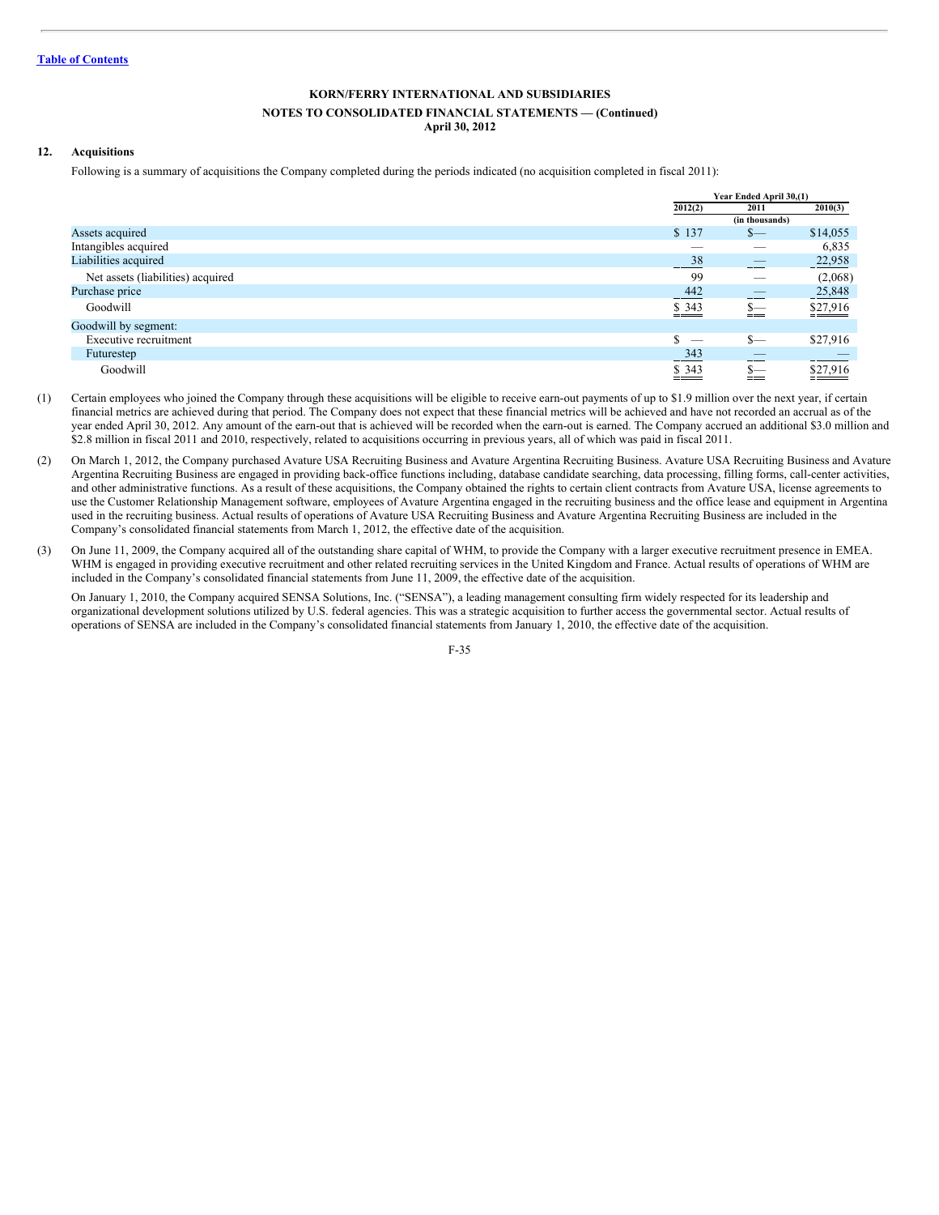KORN/FERRY INTERNATIONAL AND SUBSIDIARIES

NOTES TO CONSOLIDATED FINANCIAL STATEMENTS — (Continued)
April 30, 2012

## 12. Acquisitions

Following is a summary of acquisitions the Company completed during the periods indicated (no acquisition completed in fiscal 2011):

| | Year Ended April 30,(1) | | |
|---|---|---|---|
| | 2012(2) | 2011 | 2010(3) |
| | (in thousands) | | |
| Assets acquired | $ 137 | $— | $14,055 |
| Intangibles acquired | — | — | 6,835 |
| Liabilities acquired | 38 | — | 22,958 |
| Net assets (liabilities) acquired | 99 | — | (2,068) |
| Purchase price | 442 | — | 25,848 |
| Goodwill | $ 343 | $— | $27,916 |
| Goodwill by segment: | | | |
| Executive recruitment | $ — | $— | $27,916 |
| Futurestep | 343 | — | — |
| Goodwill | $ 343 | $— | $27,916 |

(1) Certain employees who joined the Company through these acquisitions will be eligible to receive earn-out payments of up to $1.9 million over the next year, if certain financial metrics are achieved during that period. The Company does not expect that these financial metrics will be achieved and have not recorded an accrual as of the year ended April 30, 2012. Any amount of the earn-out that is achieved will be recorded when the earn-out is earned. The Company accrued an additional $3.0 million and $2.8 million in fiscal 2011 and 2010, respectively, related to acquisitions occurring in previous years, all of which was paid in fiscal 2011.

(2) On March 1, 2012, the Company purchased Avature USA Recruiting Business and Avature Argentina Recruiting Business. Avature USA Recruiting Business and Avature Argentina Recruiting Business are engaged in providing back-office functions including, database candidate searching, data processing, filling forms, call-center activities, and other administrative functions. As a result of these acquisitions, the Company obtained the rights to certain client contracts from Avature USA, license agreements to use the Customer Relationship Management software, employees of Avature Argentina engaged in the recruiting business and the office lease and equipment in Argentina used in the recruiting business. Actual results of operations of Avature USA Recruiting Business and Avature Argentina Recruiting Business are included in the Company's consolidated financial statements from March 1, 2012, the effective date of the acquisition.

(3) On June 11, 2009, the Company acquired all of the outstanding share capital of WHM, to provide the Company with a larger executive recruitment presence in EMEA. WHM is engaged in providing executive recruitment and other related recruiting services in the United Kingdom and France. Actual results of operations of WHM are included in the Company's consolidated financial statements from June 11, 2009, the effective date of the acquisition.

On January 1, 2010, the Company acquired SENSA Solutions, Inc. ("SENSA"), a leading management consulting firm widely respected for its leadership and organizational development solutions utilized by U.S. federal agencies. This was a strategic acquisition to further access the governmental sector. Actual results of operations of SENSA are included in the Company's consolidated financial statements from January 1, 2010, the effective date of the acquisition.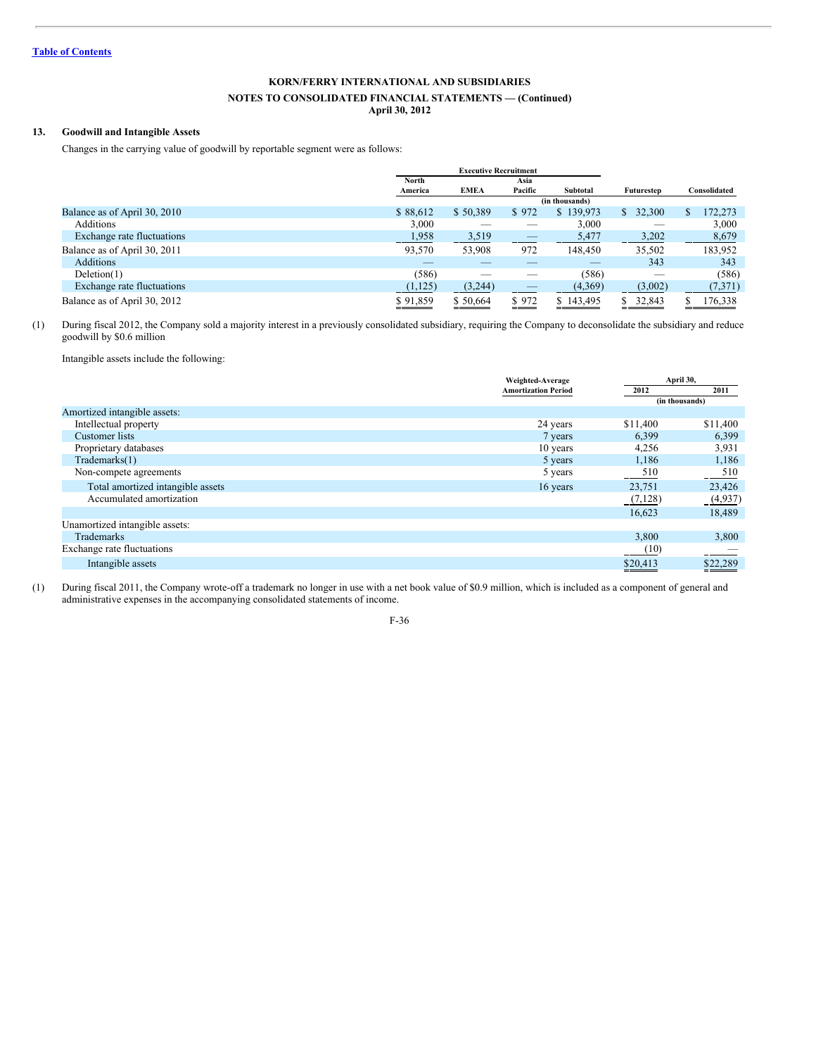**KORN/FERRY INTERNATIONAL AND SUBSIDIARIES**

**NOTES TO CONSOLIDATED FINANCIAL STATEMENTS — (Continued)**
**April 30, 2012**

## 13. Goodwill and Intangible Assets

Changes in the carrying value of goodwill by reportable segment were as follows:

| | Executive Recruitment | | | | | |
|---|---|---|---|---|---|---|
| | North America | EMEA | Asia Pacific | Subtotal | Futurestep | Consolidated |
| | (in thousands) | | | | | |
| Balance as of April 30, 2010 | $ 88,612 | $ 50,389 | $ 972 | $ 139,973 | $ 32,300 | $ 172,273 |
| Additions | 3,000 | — | — | 3,000 | — | 3,000 |
| Exchange rate fluctuations | 1,958 | 3,519 | — | 5,477 | 3,202 | 8,679 |
| Balance as of April 30, 2011 | 93,570 | 53,908 | 972 | 148,450 | 35,502 | 183,952 |
| Additions | — | — | — | — | 343 | 343 |
| Deletion(1) | (586) | — | — | (586) | — | (586) |
| Exchange rate fluctuations | (1,125) | (3,244) | — | (4,369) | (3,002) | (7,371) |
| Balance as of April 30, 2012 | $ 91,859 | $ 50,664 | $ 972 | $ 143,495 | $ 32,843 | $ 176,338 |

(1) During fiscal 2012, the Company sold a majority interest in a previously consolidated subsidiary, requiring the Company to deconsolidate the subsidiary and reduce goodwill by $0.6 million

Intangible assets include the following:

| | Weighted-Average Amortization Period | April 30, 2012 | April 30, 2011 |
|---|---|---|---|
| | | (in thousands) | |
| Amortized intangible assets: | | | |
| Intellectual property | 24 years | $11,400 | $11,400 |
| Customer lists | 7 years | 6,399 | 6,399 |
| Proprietary databases | 10 years | 4,256 | 3,931 |
| Trademarks(1) | 5 years | 1,186 | 1,186 |
| Non-compete agreements | 5 years | 510 | 510 |
| Total amortized intangible assets | 16 years | 23,751 | 23,426 |
| Accumulated amortization | | (7,128) | (4,937) |
| | | 16,623 | 18,489 |
| Unamortized intangible assets: | | | |
| Trademarks | | 3,800 | 3,800 |
| Exchange rate fluctuations | | (10) | — |
| Intangible assets | | $20,413 | $22,289 |

(1) During fiscal 2011, the Company wrote-off a trademark no longer in use with a net book value of $0.9 million, which is included as a component of general and administrative expenses in the accompanying consolidated statements of income.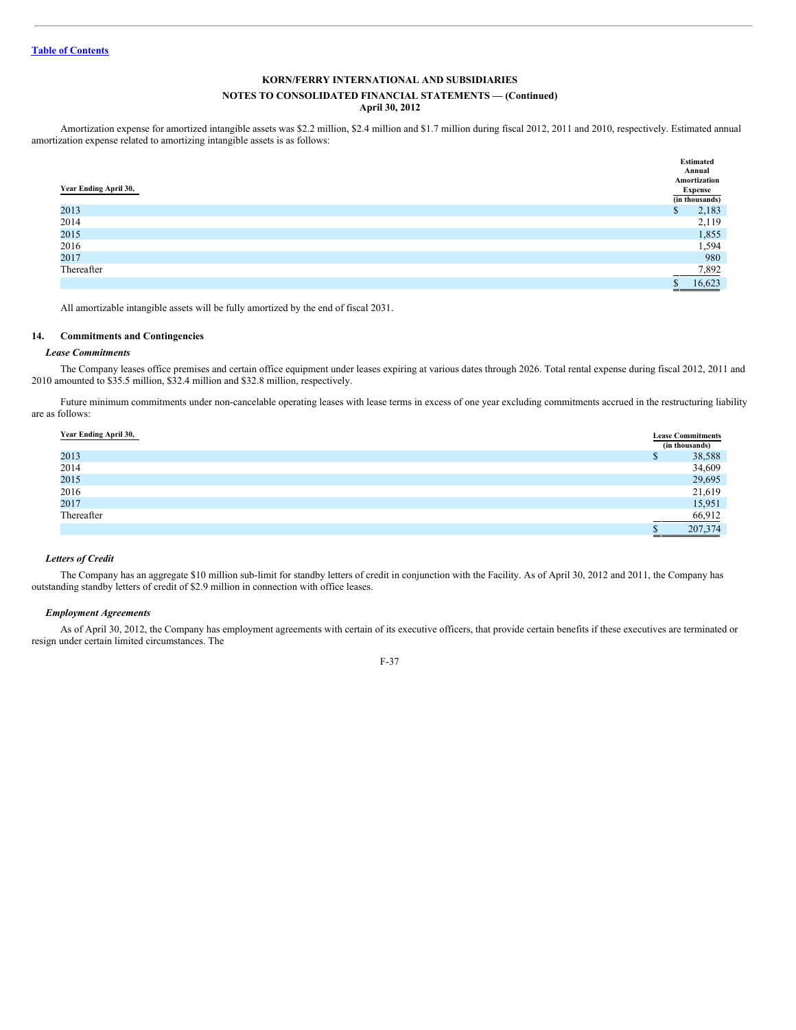Amortization expense for amortized intangible assets was $2.2 million, $2.4 million and $1.7 million during fiscal 2012, 2011 and 2010, respectively. Estimated annual amortization expense related to amortizing intangible assets is as follows:

| Year Ending April 30, | Estimated Annual Amortization Expense (in thousands) |
|---|---|
| 2013 | $ 2,183 |
| 2014 | 2,119 |
| 2015 | 1,855 |
| 2016 | 1,594 |
| 2017 | 980 |
| Thereafter | 7,892 |
| | $ 16,623 |

All amortizable intangible assets will be fully amortized by the end of fiscal 2031.

## 14. Commitments and Contingencies

### *Lease Commitments*

The Company leases office premises and certain office equipment under leases expiring at various dates through 2026. Total rental expense during fiscal 2012, 2011 and 2010 amounted to $35.5 million, $32.4 million and $32.8 million, respectively.

Future minimum commitments under non-cancelable operating leases with lease terms in excess of one year excluding commitments accrued in the restructuring liability are as follows:

| Year Ending April 30, | Lease Commitments (in thousands) |
|---|---|
| 2013 | $ 38,588 |
| 2014 | 34,609 |
| 2015 | 29,695 |
| 2016 | 21,619 |
| 2017 | 15,951 |
| Thereafter | 66,912 |
| | $ 207,374 |

### *Letters of Credit*

The Company has an aggregate $10 million sub-limit for standby letters of credit in conjunction with the Facility. As of April 30, 2012 and 2011, the Company has outstanding standby letters of credit of $2.9 million in connection with office leases.

### *Employment Agreements*

As of April 30, 2012, the Company has employment agreements with certain of its executive officers, that provide certain benefits if these executives are terminated or resign under certain limited circumstances. The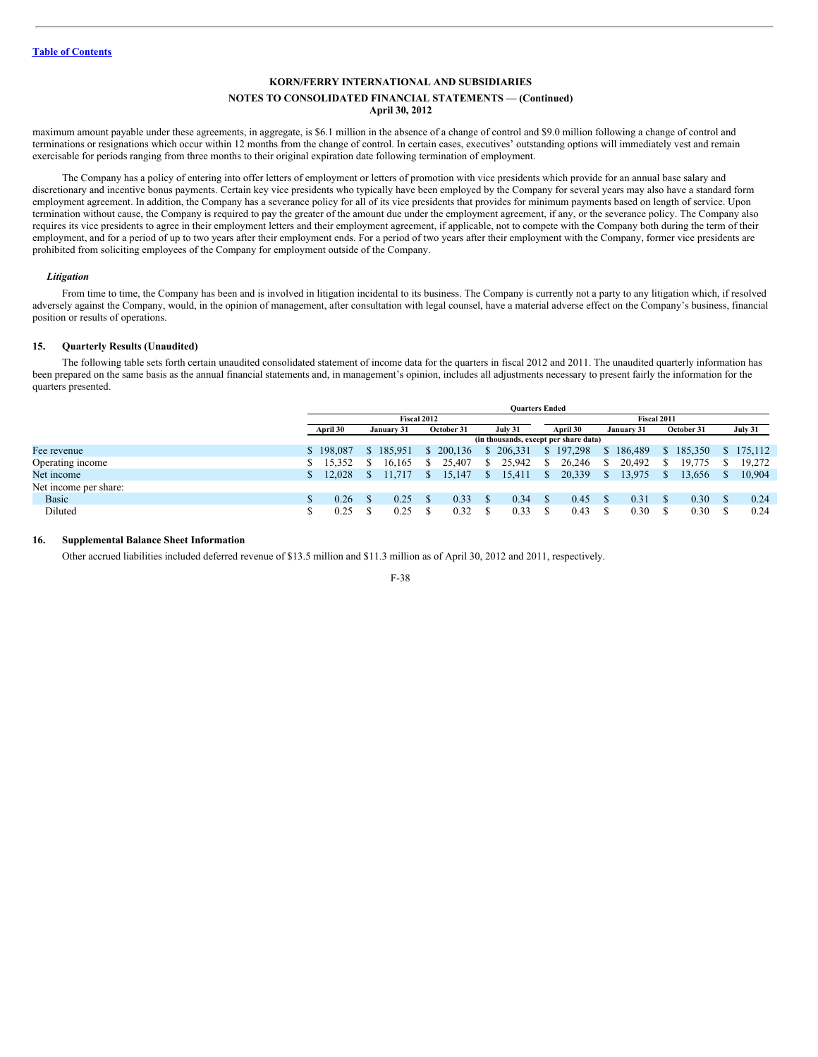maximum amount payable under these agreements, in aggregate, is $6.1 million in the absence of a change of control and $9.0 million following a change of control and terminations or resignations which occur within 12 months from the change of control. In certain cases, executives' outstanding options will immediately vest and remain exercisable for periods ranging from three months to their original expiration date following termination of employment.

The Company has a policy of entering into offer letters of employment or letters of promotion with vice presidents which provide for an annual base salary and discretionary and incentive bonus payments. Certain key vice presidents who typically have been employed by the Company for several years may also have a standard form employment agreement. In addition, the Company has a severance policy for all of its vice presidents that provides for minimum payments based on length of service. Upon termination without cause, the Company is required to pay the greater of the amount due under the employment agreement, if any, or the severance policy. The Company also requires its vice presidents to agree in their employment letters and their employment agreement, if applicable, not to compete with the Company both during the term of their employment, and for a period of up to two years after their employment ends. For a period of two years after their employment with the Company, former vice presidents are prohibited from soliciting employees of the Company for employment outside of the Company.

### *Litigation*

From time to time, the Company has been and is involved in litigation incidental to its business. The Company is currently not a party to any litigation which, if resolved adversely against the Company, would, in the opinion of management, after consultation with legal counsel, have a material adverse effect on the Company's business, financial position or results of operations.

## 15. Quarterly Results (Unaudited)

The following table sets forth certain unaudited consolidated statement of income data for the quarters in fiscal 2012 and 2011. The unaudited quarterly information has been prepared on the same basis as the annual financial statements and, in management's opinion, includes all adjustments necessary to present fairly the information for the quarters presented.

| | Quarters Ended | | | | | | | |
|---|---|---|---|---|---|---|---|---|
| | Fiscal 2012 | | | | Fiscal 2011 | | | |
| | April 30 | January 31 | October 31 | July 31 | April 30 | January 31 | October 31 | July 31 |
| | (in thousands, except per share data) | | | | | | | |
| Fee revenue | $ 198,087 | $ 185,951 | $ 200,136 | $ 206,331 | $ 197,298 | $ 186,489 | $ 185,350 | $ 175,112 |
| Operating income | $ 15,352 | $ 16,165 | $ 25,407 | $ 25,942 | $ 26,246 | $ 20,492 | $ 19,775 | $ 19,272 |
| Net income | $ 12,028 | $ 11,717 | $ 15,147 | $ 15,411 | $ 20,339 | $ 13,975 | $ 13,656 | $ 10,904 |
| Net income per share: | | | | | | | | |
| Basic | $ 0.26 | $ 0.25 | $ 0.33 | $ 0.34 | $ 0.45 | $ 0.31 | $ 0.30 | $ 0.24 |
| Diluted | $ 0.25 | $ 0.25 | $ 0.32 | $ 0.33 | $ 0.43 | $ 0.30 | $ 0.30 | $ 0.24 |

## 16. Supplemental Balance Sheet Information

Other accrued liabilities included deferred revenue of $13.5 million and $11.3 million as of April 30, 2012 and 2011, respectively.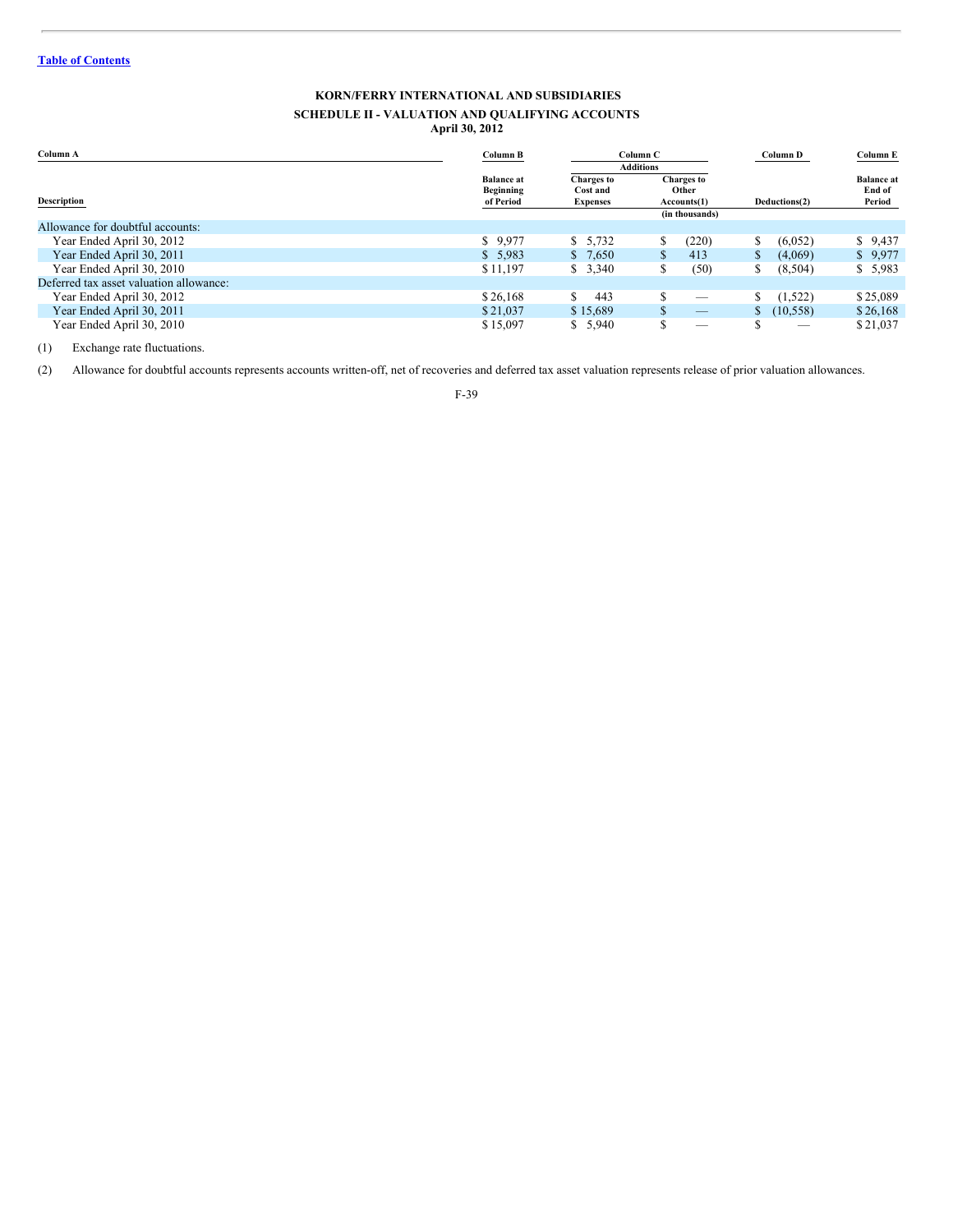# KORN/FERRY INTERNATIONAL AND SUBSIDIARIES

## SCHEDULE II - VALUATION AND QUALIFYING ACCOUNTS

**April 30, 2012**

| Column A | Column B | Column C | | Column D | Column E |
|---|---|---|---|---|---|
| | | Additions | | | |
| Description | Balance at Beginning of Period | Charges to Cost and Expenses | Charges to Other Accounts(1) | Deductions(2) | Balance at End of Period |
| | | | (in thousands) | | |
| Allowance for doubtful accounts: | | | | | |
| Year Ended April 30, 2012 | $ 9,977 | $ 5,732 | $ (220) | $ (6,052) | $ 9,437 |
| Year Ended April 30, 2011 | $ 5,983 | $ 7,650 | $ 413 | $ (4,069) | $ 9,977 |
| Year Ended April 30, 2010 | $ 11,197 | $ 3,340 | $ (50) | $ (8,504) | $ 5,983 |
| Deferred tax asset valuation allowance: | | | | | |
| Year Ended April 30, 2012 | $ 26,168 | $ 443 | $ — | $ (1,522) | $ 25,089 |
| Year Ended April 30, 2011 | $ 21,037 | $ 15,689 | $ — | $ (10,558) | $ 26,168 |
| Year Ended April 30, 2010 | $ 15,097 | $ 5,940 | $ — | $ — | $ 21,037 |

(1) Exchange rate fluctuations.

(2) Allowance for doubtful accounts represents accounts written-off, net of recoveries and deferred tax asset valuation represents release of prior valuation allowances.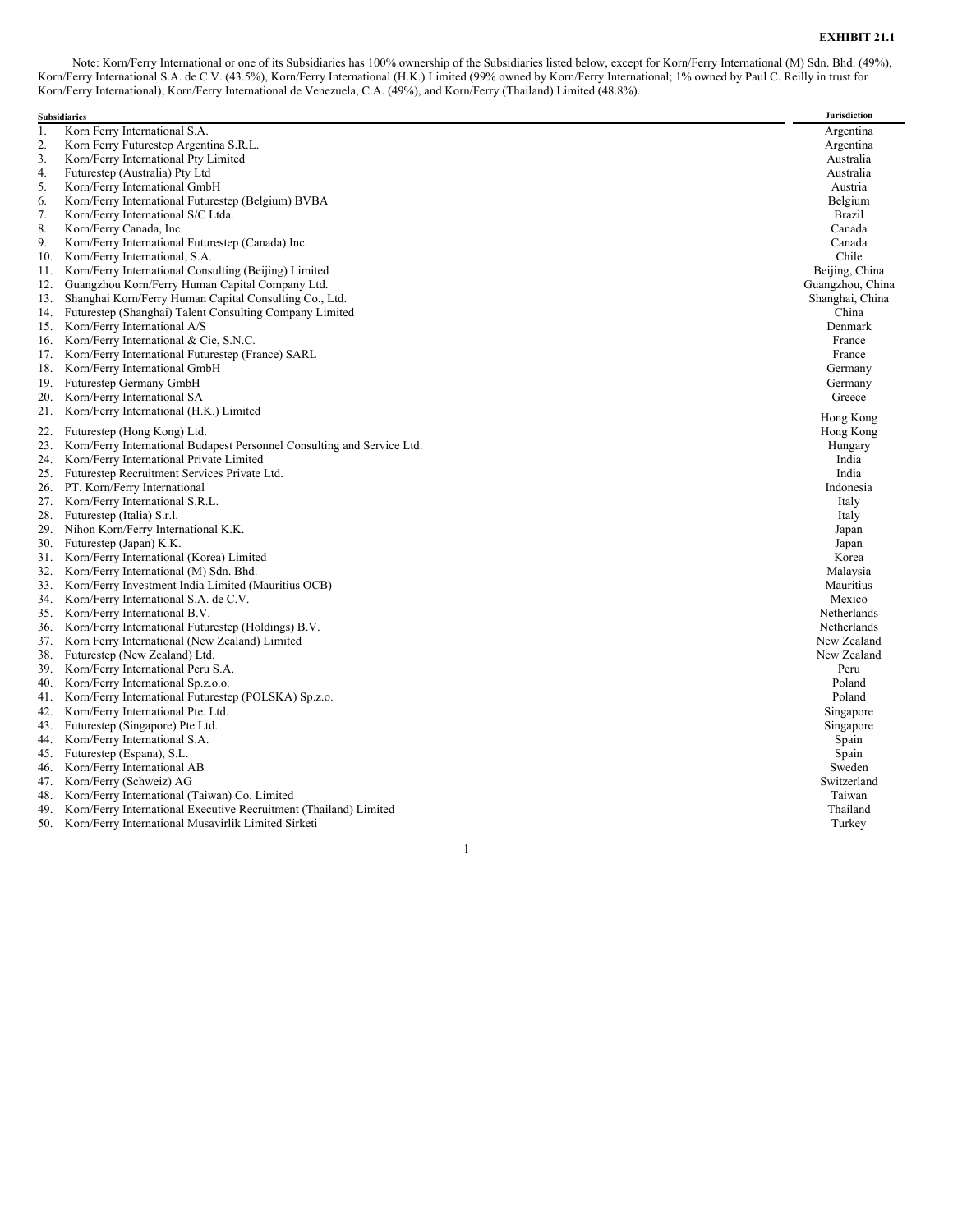**EXHIBIT 21.1**

Note: Korn/Ferry International or one of its Subsidiaries has 100% ownership of the Subsidiaries listed below, except for Korn/Ferry International (M) Sdn. Bhd. (49%), Korn/Ferry International S.A. de C.V. (43.5%), Korn/Ferry International (H.K.) Limited (99% owned by Korn/Ferry International; 1% owned by Paul C. Reilly in trust for Korn/Ferry International), Korn/Ferry International de Venezuela, C.A. (49%), and Korn/Ferry (Thailand) Limited (48.8%).

| | Subsidiaries | Jurisdiction |
|---|---|---|
| 1. | Korn Ferry International S.A. | Argentina |
| 2. | Korn Ferry Futurestep Argentina S.R.L. | Argentina |
| 3. | Korn/Ferry International Pty Limited | Australia |
| 4. | Futurestep (Australia) Pty Ltd | Australia |
| 5. | Korn/Ferry International GmbH | Austria |
| 6. | Korn/Ferry International Futurestep (Belgium) BVBA | Belgium |
| 7. | Korn/Ferry International S/C Ltda. | Brazil |
| 8. | Korn/Ferry Canada, Inc. | Canada |
| 9. | Korn/Ferry International Futurestep (Canada) Inc. | Canada |
| 10. | Korn/Ferry International, S.A. | Chile |
| 11. | Korn/Ferry International Consulting (Beijing) Limited | Beijing, China |
| 12. | Guangzhou Korn/Ferry Human Capital Company Ltd. | Guangzhou, China |
| 13. | Shanghai Korn/Ferry Human Capital Consulting Co., Ltd. | Shanghai, China |
| 14. | Futurestep (Shanghai) Talent Consulting Company Limited | China |
| 15. | Korn/Ferry International A/S | Denmark |
| 16. | Korn/Ferry International & Cie, S.N.C. | France |
| 17. | Korn/Ferry International Futurestep (France) SARL | France |
| 18. | Korn/Ferry International GmbH | Germany |
| 19. | Futurestep Germany GmbH | Germany |
| 20. | Korn/Ferry International SA | Greece |
| 21. | Korn/Ferry International (H.K.) Limited | Hong Kong |
| 22. | Futurestep (Hong Kong) Ltd. | Hong Kong |
| 23. | Korn/Ferry International Budapest Personnel Consulting and Service Ltd. | Hungary |
| 24. | Korn/Ferry International Private Limited | India |
| 25. | Futurestep Recruitment Services Private Ltd. | India |
| 26. | PT. Korn/Ferry International | Indonesia |
| 27. | Korn/Ferry International S.R.L. | Italy |
| 28. | Futurestep (Italia) S.r.l. | Italy |
| 29. | Nihon Korn/Ferry International K.K. | Japan |
| 30. | Futurestep (Japan) K.K. | Japan |
| 31. | Korn/Ferry International (Korea) Limited | Korea |
| 32. | Korn/Ferry International (M) Sdn. Bhd. | Malaysia |
| 33. | Korn/Ferry Investment India Limited (Mauritius OCB) | Mauritius |
| 34. | Korn/Ferry International S.A. de C.V. | Mexico |
| 35. | Korn/Ferry International B.V. | Netherlands |
| 36. | Korn/Ferry International Futurestep (Holdings) B.V. | Netherlands |
| 37. | Korn Ferry International (New Zealand) Limited | New Zealand |
| 38. | Futurestep (New Zealand) Ltd. | New Zealand |
| 39. | Korn/Ferry International Peru S.A. | Peru |
| 40. | Korn/Ferry International Sp.z.o.o. | Poland |
| 41. | Korn/Ferry International Futurestep (POLSKA) Sp.z.o. | Poland |
| 42. | Korn/Ferry International Pte. Ltd. | Singapore |
| 43. | Futurestep (Singapore) Pte Ltd. | Singapore |
| 44. | Korn/Ferry International S.A. | Spain |
| 45. | Futurestep (Espana), S.L. | Spain |
| 46. | Korn/Ferry International AB | Sweden |
| 47. | Korn/Ferry (Schweiz) AG | Switzerland |
| 48. | Korn/Ferry International (Taiwan) Co. Limited | Taiwan |
| 49. | Korn/Ferry International Executive Recruitment (Thailand) Limited | Thailand |
| 50. | Korn/Ferry International Musavirlik Limited Sirketi | Turkey |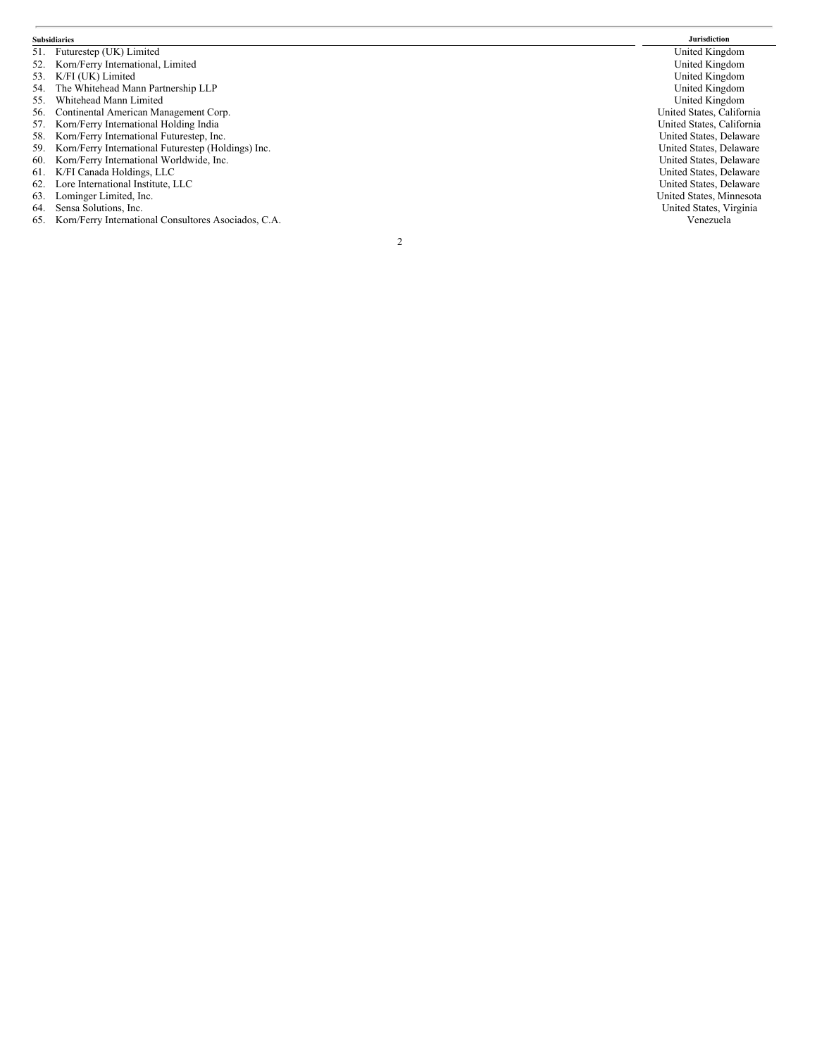| Subsidiaries | Jurisdiction |
| --- | --- |
| 51. Futurestep (UK) Limited | United Kingdom |
| 52. Korn/Ferry International, Limited | United Kingdom |
| 53. K/FI (UK) Limited | United Kingdom |
| 54. The Whitehead Mann Partnership LLP | United Kingdom |
| 55. Whitehead Mann Limited | United Kingdom |
| 56. Continental American Management Corp. | United States, California |
| 57. Korn/Ferry International Holding India | United States, California |
| 58. Korn/Ferry International Futurestep, Inc. | United States, Delaware |
| 59. Korn/Ferry International Futurestep (Holdings) Inc. | United States, Delaware |
| 60. Korn/Ferry International Worldwide, Inc. | United States, Delaware |
| 61. K/FI Canada Holdings, LLC | United States, Delaware |
| 62. Lore International Institute, LLC | United States, Delaware |
| 63. Lominger Limited, Inc. | United States, Minnesota |
| 64. Sensa Solutions, Inc. | United States, Virginia |
| 65. Korn/Ferry International Consultores Asociados, C.A. | Venezuela |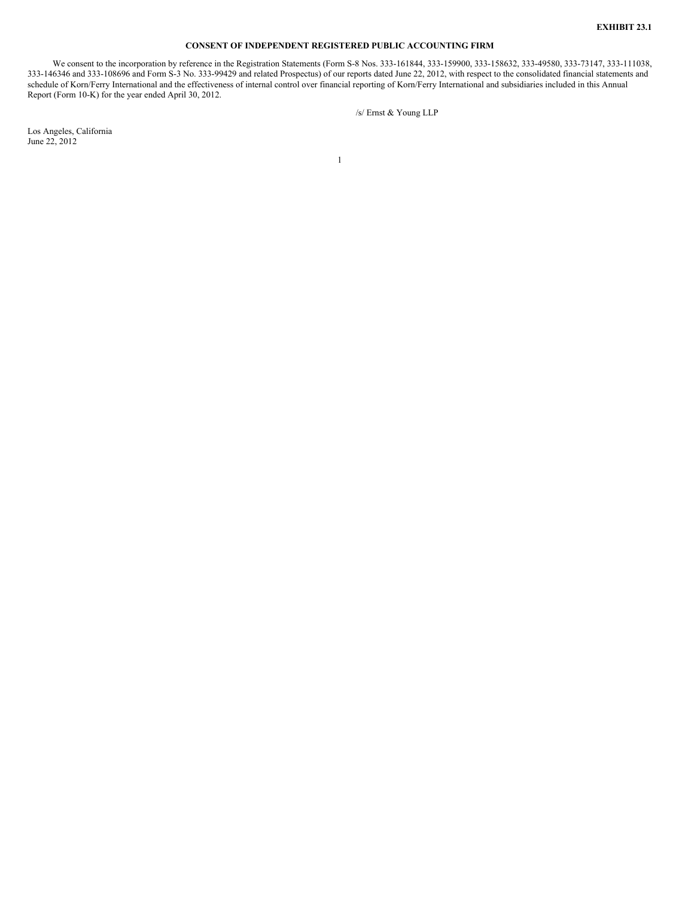**EXHIBIT 23.1**

**CONSENT OF INDEPENDENT REGISTERED PUBLIC ACCOUNTING FIRM**

We consent to the incorporation by reference in the Registration Statements (Form S-8 Nos. 333-161844, 333-159900, 333-158632, 333-49580, 333-73147, 333-111038, 333-146346 and 333-108696 and Form S-3 No. 333-99429 and related Prospectus) of our reports dated June 22, 2012, with respect to the consolidated financial statements and schedule of Korn/Ferry International and the effectiveness of internal control over financial reporting of Korn/Ferry International and subsidiaries included in this Annual Report (Form 10-K) for the year ended April 30, 2012.

/s/ Ernst & Young LLP

Los Angeles, California
June 22, 2012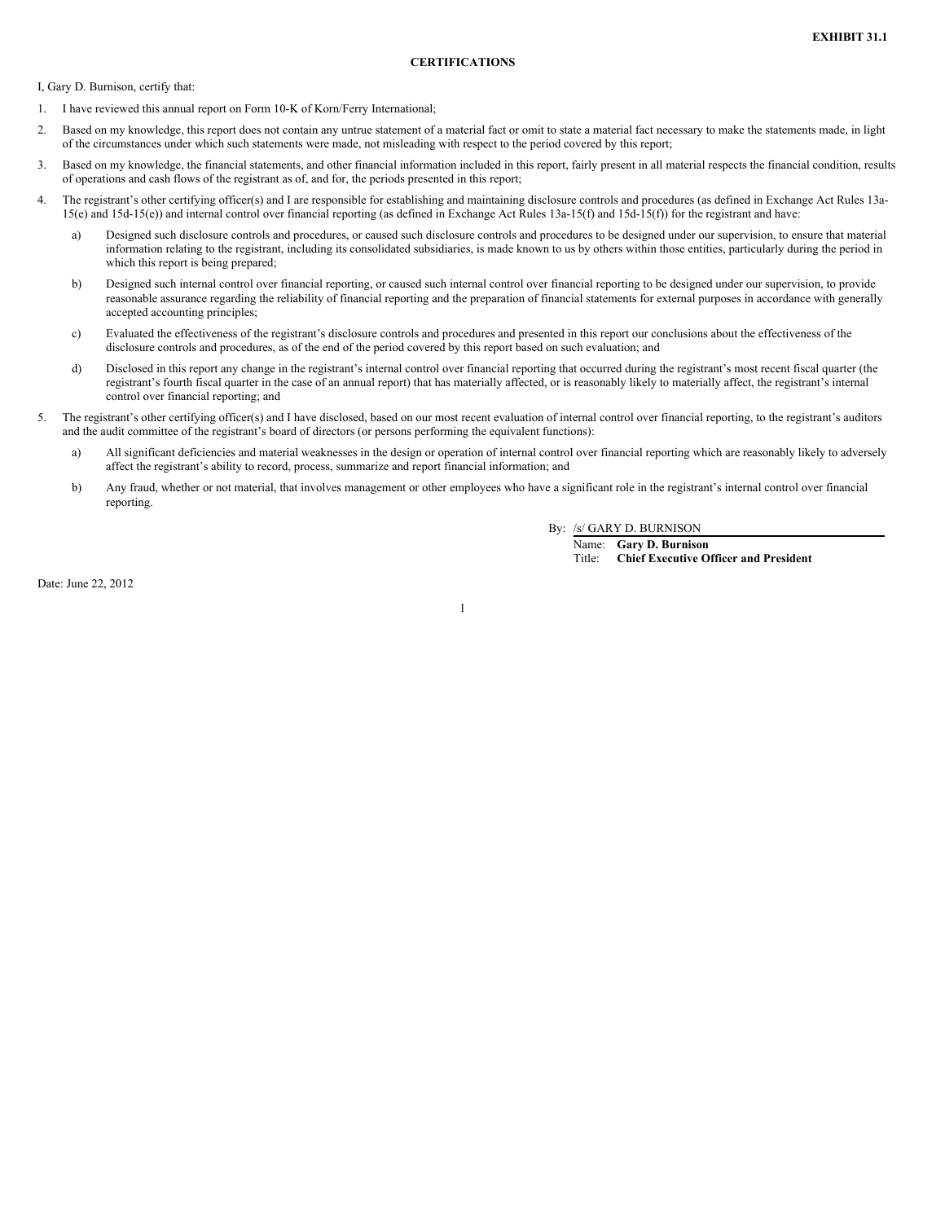**EXHIBIT 31.1**

**CERTIFICATIONS**

I, Gary D. Burnison, certify that:

1. I have reviewed this annual report on Form 10-K of Korn/Ferry International;
2. Based on my knowledge, this report does not contain any untrue statement of a material fact or omit to state a material fact necessary to make the statements made, in light of the circumstances under which such statements were made, not misleading with respect to the period covered by this report;
3. Based on my knowledge, the financial statements, and other financial information included in this report, fairly present in all material respects the financial condition, results of operations and cash flows of the registrant as of, and for, the periods presented in this report;
4. The registrant's other certifying officer(s) and I are responsible for establishing and maintaining disclosure controls and procedures (as defined in Exchange Act Rules 13a-15(e) and 15d-15(e)) and internal control over financial reporting (as defined in Exchange Act Rules 13a-15(f) and 15d-15(f)) for the registrant and have:
   a) Designed such disclosure controls and procedures, or caused such disclosure controls and procedures to be designed under our supervision, to ensure that material information relating to the registrant, including its consolidated subsidiaries, is made known to us by others within those entities, particularly during the period in which this report is being prepared;
   b) Designed such internal control over financial reporting, or caused such internal control over financial reporting to be designed under our supervision, to provide reasonable assurance regarding the reliability of financial reporting and the preparation of financial statements for external purposes in accordance with generally accepted accounting principles;
   c) Evaluated the effectiveness of the registrant's disclosure controls and procedures and presented in this report our conclusions about the effectiveness of the disclosure controls and procedures, as of the end of the period covered by this report based on such evaluation; and
   d) Disclosed in this report any change in the registrant's internal control over financial reporting that occurred during the registrant's most recent fiscal quarter (the registrant's fourth fiscal quarter in the case of an annual report) that has materially affected, or is reasonably likely to materially affect, the registrant's internal control over financial reporting; and
5. The registrant's other certifying officer(s) and I have disclosed, based on our most recent evaluation of internal control over financial reporting, to the registrant's auditors and the audit committee of the registrant's board of directors (or persons performing the equivalent functions):
   a) All significant deficiencies and material weaknesses in the design or operation of internal control over financial reporting which are reasonably likely to adversely affect the registrant's ability to record, process, summarize and report financial information; and
   b) Any fraud, whether or not material, that involves management or other employees who have a significant role in the registrant's internal control over financial reporting.

By: /s/ GARY D. BURNISON

Name: **Gary D. Burnison**

Title: **Chief Executive Officer and President**

Date: June 22, 2012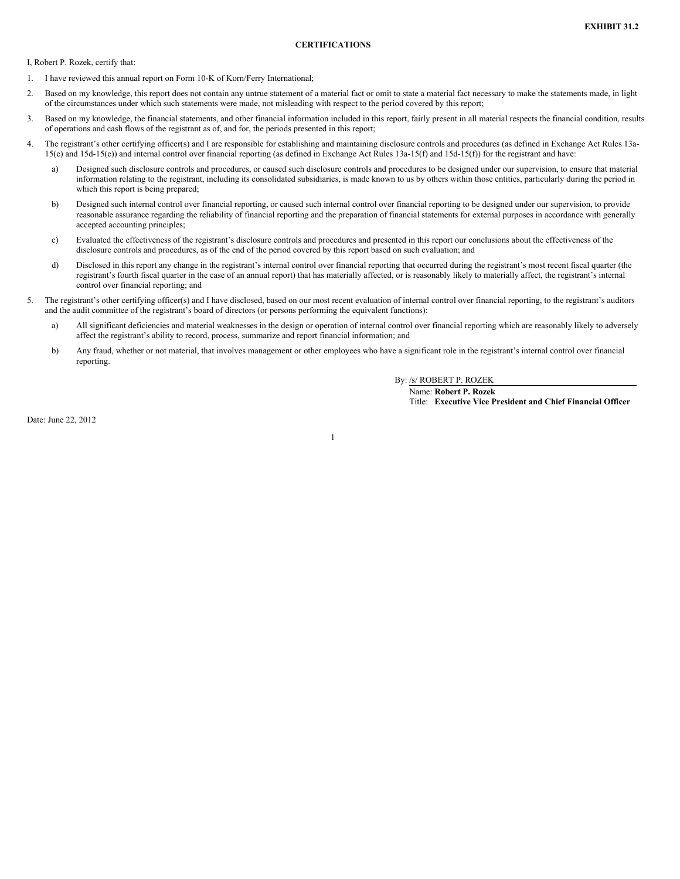**EXHIBIT 31.2**

**CERTIFICATIONS**

I, Robert P. Rozek, certify that:

1. I have reviewed this annual report on Form 10-K of Korn/Ferry International;
2. Based on my knowledge, this report does not contain any untrue statement of a material fact or omit to state a material fact necessary to make the statements made, in light of the circumstances under which such statements were made, not misleading with respect to the period covered by this report;
3. Based on my knowledge, the financial statements, and other financial information included in this report, fairly present in all material respects the financial condition, results of operations and cash flows of the registrant as of, and for, the periods presented in this report;
4. The registrant's other certifying officer(s) and I are responsible for establishing and maintaining disclosure controls and procedures (as defined in Exchange Act Rules 13a-15(e) and 15d-15(e)) and internal control over financial reporting (as defined in Exchange Act Rules 13a-15(f) and 15d-15(f)) for the registrant and have:
   a) Designed such disclosure controls and procedures, or caused such disclosure controls and procedures to be designed under our supervision, to ensure that material information relating to the registrant, including its consolidated subsidiaries, is made known to us by others within those entities, particularly during the period in which this report is being prepared;
   b) Designed such internal control over financial reporting, or caused such internal control over financial reporting to be designed under our supervision, to provide reasonable assurance regarding the reliability of financial reporting and the preparation of financial statements for external purposes in accordance with generally accepted accounting principles;
   c) Evaluated the effectiveness of the registrant's disclosure controls and procedures and presented in this report our conclusions about the effectiveness of the disclosure controls and procedures, as of the end of the period covered by this report based on such evaluation; and
   d) Disclosed in this report any change in the registrant's internal control over financial reporting that occurred during the registrant's most recent fiscal quarter (the registrant's fourth fiscal quarter in the case of an annual report) that has materially affected, or is reasonably likely to materially affect, the registrant's internal control over financial reporting; and
5. The registrant's other certifying officer(s) and I have disclosed, based on our most recent evaluation of internal control over financial reporting, to the registrant's auditors and the audit committee of the registrant's board of directors (or persons performing the equivalent functions):
   a) All significant deficiencies and material weaknesses in the design or operation of internal control over financial reporting which are reasonably likely to adversely affect the registrant's ability to record, process, summarize and report financial information; and
   b) Any fraud, whether or not material, that involves management or other employees who have a significant role in the registrant's internal control over financial reporting.

By: /s/ ROBERT P. ROZEK

Name: **Robert P. Rozek**

Title: **Executive Vice President and Chief Financial Officer**

Date: June 22, 2012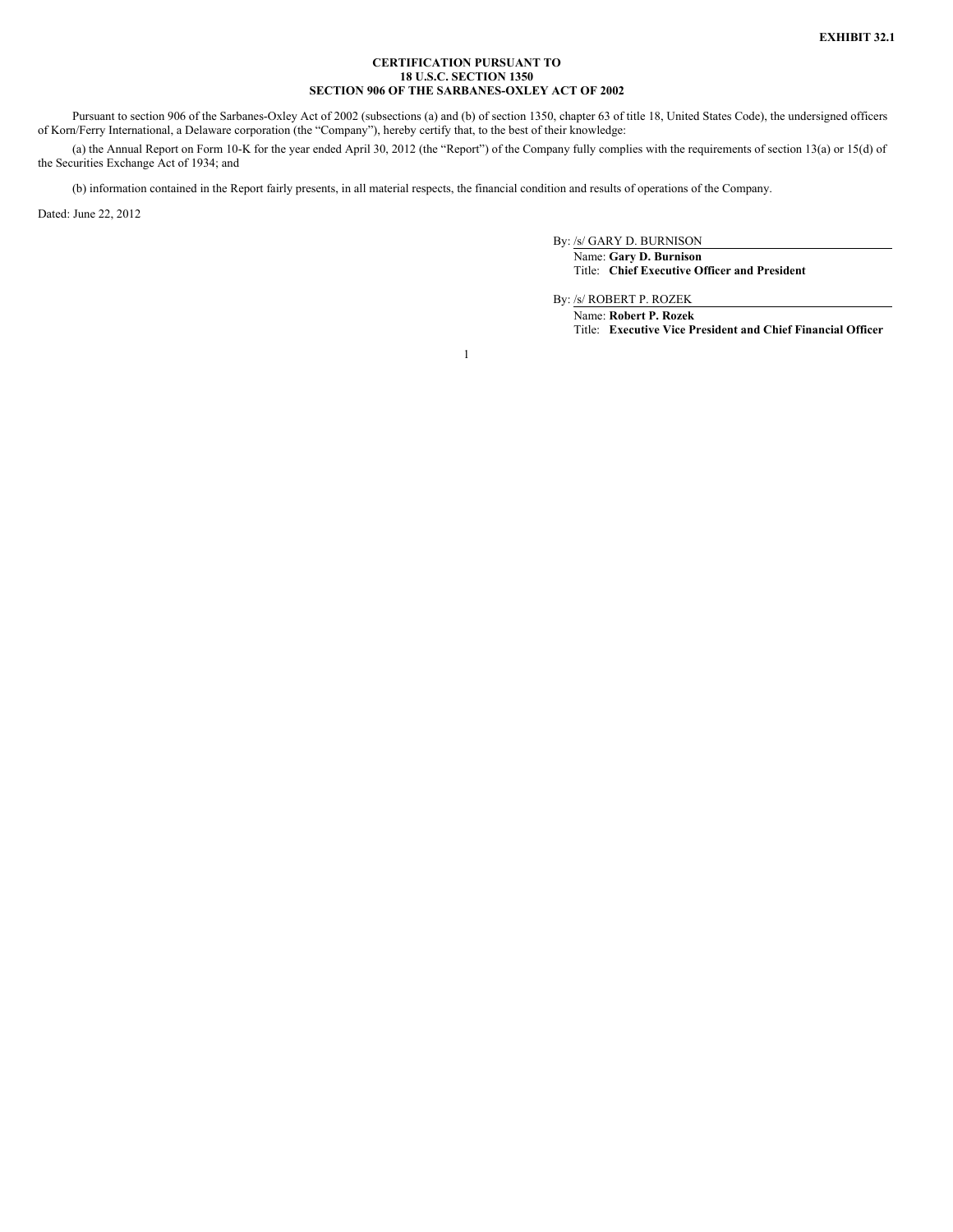**EXHIBIT 32.1**

**CERTIFICATION PURSUANT TO**
**18 U.S.C. SECTION 1350**
**SECTION 906 OF THE SARBANES-OXLEY ACT OF 2002**

Pursuant to section 906 of the Sarbanes-Oxley Act of 2002 (subsections (a) and (b) of section 1350, chapter 63 of title 18, United States Code), the undersigned officers of Korn/Ferry International, a Delaware corporation (the "Company"), hereby certify that, to the best of their knowledge:

(a) the Annual Report on Form 10-K for the year ended April 30, 2012 (the "Report") of the Company fully complies with the requirements of section 13(a) or 15(d) of the Securities Exchange Act of 1934; and

(b) information contained in the Report fairly presents, in all material respects, the financial condition and results of operations of the Company.

Dated: June 22, 2012

By: /s/ GARY D. BURNISON
Name: **Gary D. Burnison**
Title: **Chief Executive Officer and President**

By: /s/ ROBERT P. ROZEK
Name: **Robert P. Rozek**
Title: **Executive Vice President and Chief Financial Officer**